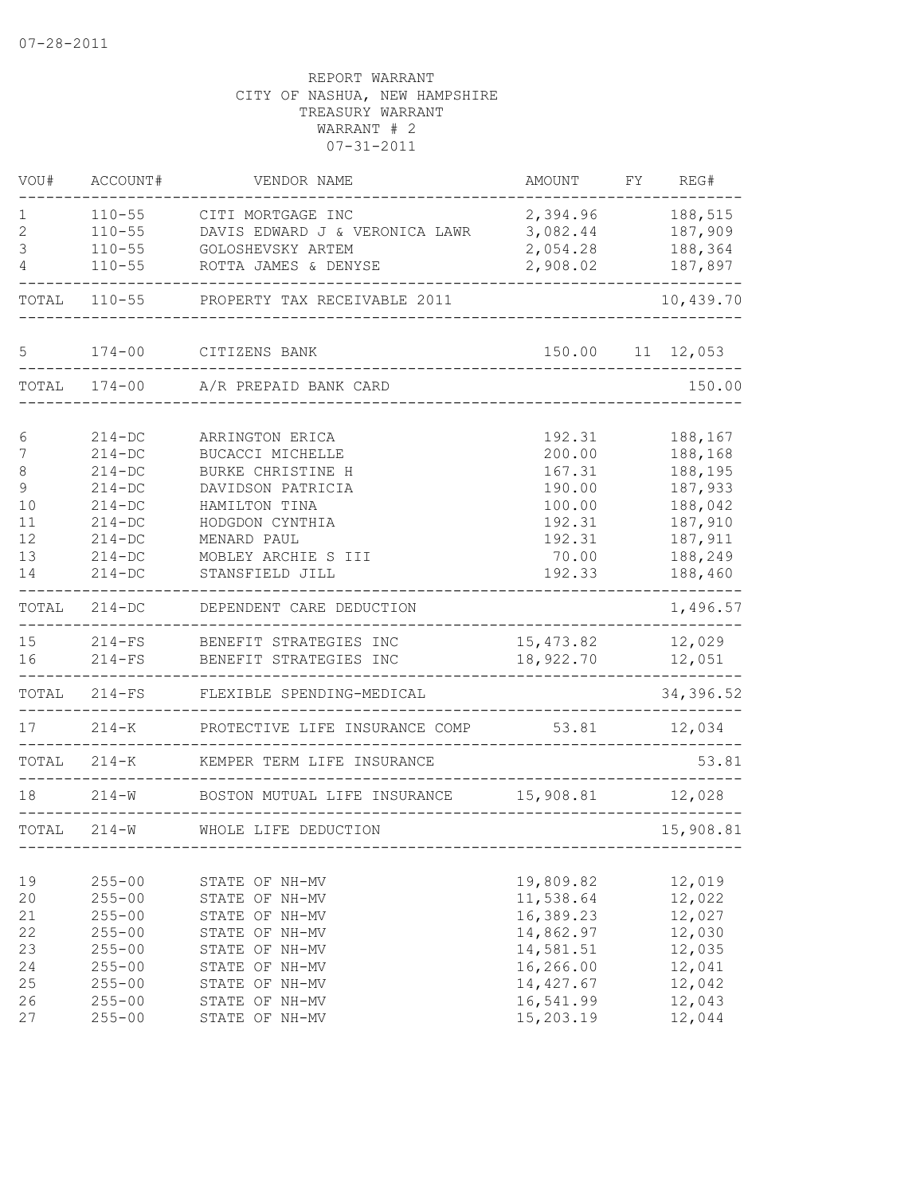07-28-2011

REPORT WARRANT
CITY OF NASHUA, NEW HAMPSHIRE
TREASURY WARRANT
WARRANT # 2
07-31-2011

| VOU# | ACCOUNT# | VENDOR NAME | AMOUNT | FY | REG# |
|---|---|---|---|---|---|
| 1 | 110-55 | CITI MORTGAGE INC | 2,394.96 | | 188,515 |
| 2 | 110-55 | DAVIS EDWARD J & VERONICA LAWR | 3,082.44 | | 187,909 |
| 3 | 110-55 | GOLOSHEVSKY ARTEM | 2,054.28 | | 188,364 |
| 4 | 110-55 | ROTTA JAMES & DENYSE | 2,908.02 | | 187,897 |
| TOTAL | 110-55 | PROPERTY TAX RECEIVABLE 2011 | | | 10,439.70 |
| 5 | 174-00 | CITIZENS BANK | 150.00 | 11 | 12,053 |
| TOTAL | 174-00 | A/R PREPAID BANK CARD | | | 150.00 |
| 6 | 214-DC | ARRINGTON ERICA | 192.31 | | 188,167 |
| 7 | 214-DC | BUCACCI MICHELLE | 200.00 | | 188,168 |
| 8 | 214-DC | BURKE CHRISTINE H | 167.31 | | 188,195 |
| 9 | 214-DC | DAVIDSON PATRICIA | 190.00 | | 187,933 |
| 10 | 214-DC | HAMILTON TINA | 100.00 | | 188,042 |
| 11 | 214-DC | HODGDON CYNTHIA | 192.31 | | 187,910 |
| 12 | 214-DC | MENARD PAUL | 192.31 | | 187,911 |
| 13 | 214-DC | MOBLEY ARCHIE S III | 70.00 | | 188,249 |
| 14 | 214-DC | STANSFIELD JILL | 192.33 | | 188,460 |
| TOTAL | 214-DC | DEPENDENT CARE DEDUCTION | | | 1,496.57 |
| 15 | 214-FS | BENEFIT STRATEGIES INC | 15,473.82 | | 12,029 |
| 16 | 214-FS | BENEFIT STRATEGIES INC | 18,922.70 | | 12,051 |
| TOTAL | 214-FS | FLEXIBLE SPENDING-MEDICAL | | | 34,396.52 |
| 17 | 214-K | PROTECTIVE LIFE INSURANCE COMP | 53.81 | | 12,034 |
| TOTAL | 214-K | KEMPER TERM LIFE INSURANCE | | | 53.81 |
| 18 | 214-W | BOSTON MUTUAL LIFE INSURANCE | 15,908.81 | | 12,028 |
| TOTAL | 214-W | WHOLE LIFE DEDUCTION | | | 15,908.81 |
| 19 | 255-00 | STATE OF NH-MV | 19,809.82 | | 12,019 |
| 20 | 255-00 | STATE OF NH-MV | 11,538.64 | | 12,022 |
| 21 | 255-00 | STATE OF NH-MV | 16,389.23 | | 12,027 |
| 22 | 255-00 | STATE OF NH-MV | 14,862.97 | | 12,030 |
| 23 | 255-00 | STATE OF NH-MV | 14,581.51 | | 12,035 |
| 24 | 255-00 | STATE OF NH-MV | 16,266.00 | | 12,041 |
| 25 | 255-00 | STATE OF NH-MV | 14,427.67 | | 12,042 |
| 26 | 255-00 | STATE OF NH-MV | 16,541.99 | | 12,043 |
| 27 | 255-00 | STATE OF NH-MV | 15,203.19 | | 12,044 |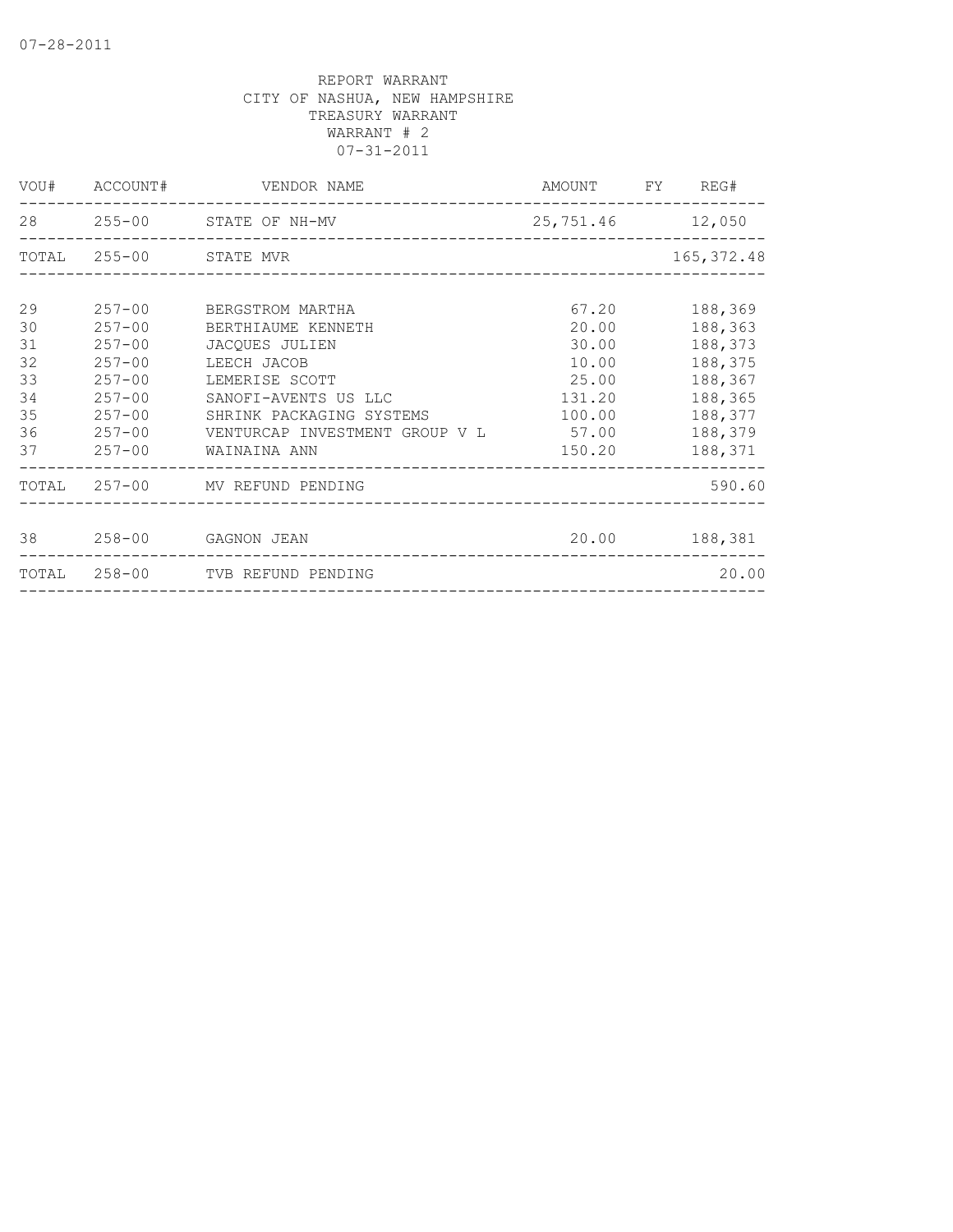07-28-2011

REPORT WARRANT
CITY OF NASHUA, NEW HAMPSHIRE
TREASURY WARRANT
WARRANT # 2
07-31-2011

| VOU# | ACCOUNT# | VENDOR NAME | AMOUNT | FY | REG# |
|---|---|---|---|---|---|
| 28 | 255-00 | STATE OF NH-MV | 25,751.46 | | 12,050 |
| TOTAL | 255-00 | STATE MVR | | | 165,372.48 |
| 29 | 257-00 | BERGSTROM MARTHA | 67.20 | | 188,369 |
| 30 | 257-00 | BERTHIAUME KENNETH | 20.00 | | 188,363 |
| 31 | 257-00 | JACQUES JULIEN | 30.00 | | 188,373 |
| 32 | 257-00 | LEECH JACOB | 10.00 | | 188,375 |
| 33 | 257-00 | LEMERISE SCOTT | 25.00 | | 188,367 |
| 34 | 257-00 | SANOFI-AVENTS US LLC | 131.20 | | 188,365 |
| 35 | 257-00 | SHRINK PACKAGING SYSTEMS | 100.00 | | 188,377 |
| 36 | 257-00 | VENTURCAP INVESTMENT GROUP V L | 57.00 | | 188,379 |
| 37 | 257-00 | WAINAINA ANN | 150.20 | | 188,371 |
| TOTAL | 257-00 | MV REFUND PENDING | | | 590.60 |
| 38 | 258-00 | GAGNON JEAN | 20.00 | | 188,381 |
| TOTAL | 258-00 | TVB REFUND PENDING | | | 20.00 |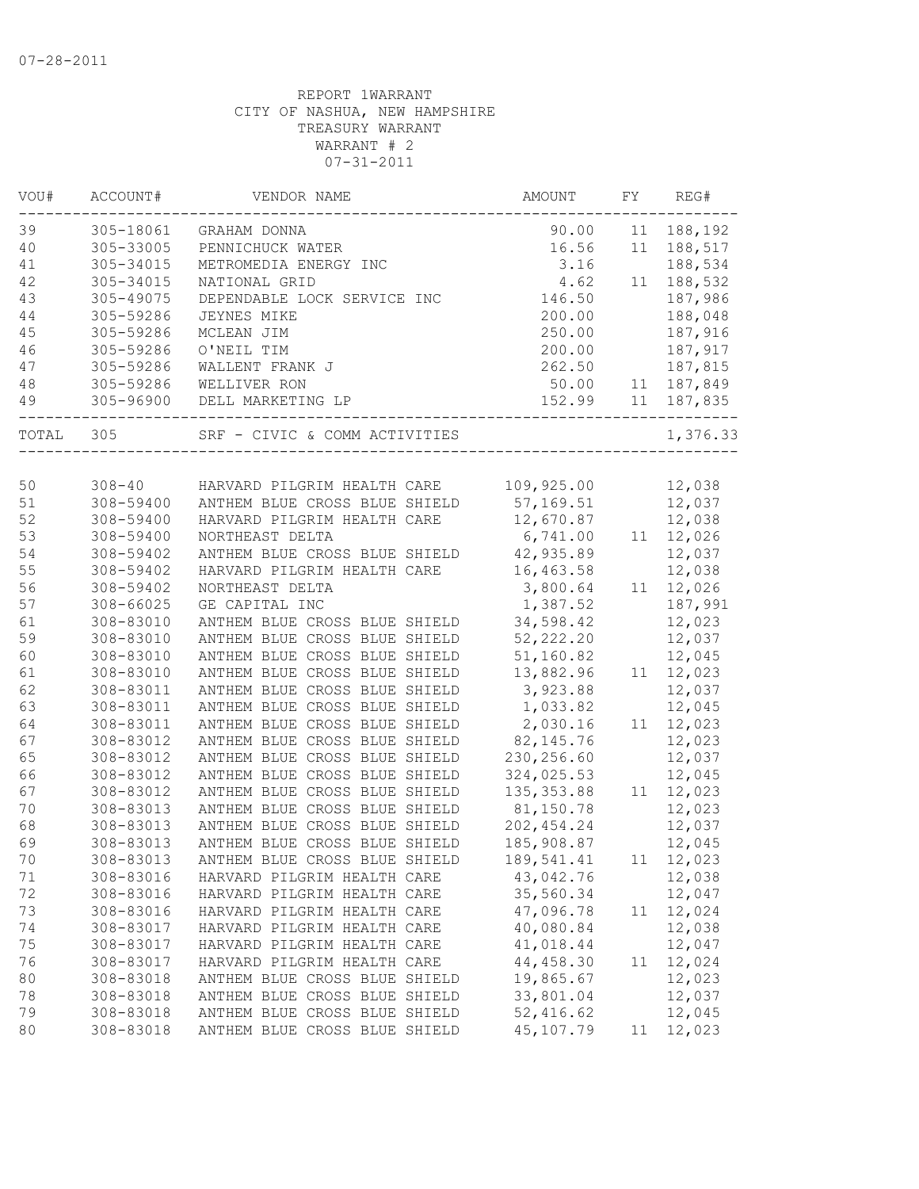07-28-2011

REPORT 1WARRANT
CITY OF NASHUA, NEW HAMPSHIRE
TREASURY WARRANT
WARRANT # 2
07-31-2011

| VOU# | ACCOUNT# | VENDOR NAME | AMOUNT | FY | REG# |
|---|---|---|---|---|---|
| 39 | 305-18061 | GRAHAM DONNA | 90.00 | 11 | 188,192 |
| 40 | 305-33005 | PENNICHUCK WATER | 16.56 | 11 | 188,517 |
| 41 | 305-34015 | METROMEDIA ENERGY INC | 3.16 | | 188,534 |
| 42 | 305-34015 | NATIONAL GRID | 4.62 | 11 | 188,532 |
| 43 | 305-49075 | DEPENDABLE LOCK SERVICE INC | 146.50 | | 187,986 |
| 44 | 305-59286 | JEYNES MIKE | 200.00 | | 188,048 |
| 45 | 305-59286 | MCLEAN JIM | 250.00 | | 187,916 |
| 46 | 305-59286 | O'NEIL TIM | 200.00 | | 187,917 |
| 47 | 305-59286 | WALLENT FRANK J | 262.50 | | 187,815 |
| 48 | 305-59286 | WELLIVER RON | 50.00 | 11 | 187,849 |
| 49 | 305-96900 | DELL MARKETING LP | 152.99 | 11 | 187,835 |
| TOTAL | 305 | SRF - CIVIC & COMM ACTIVITIES | | | 1,376.33 |

| VOU# | ACCOUNT# | VENDOR NAME | AMOUNT | FY | REG# |
|---|---|---|---|---|---|
| 50 | 308-40 | HARVARD PILGRIM HEALTH CARE | 109,925.00 | | 12,038 |
| 51 | 308-59400 | ANTHEM BLUE CROSS BLUE SHIELD | 57,169.51 | | 12,037 |
| 52 | 308-59400 | HARVARD PILGRIM HEALTH CARE | 12,670.87 | | 12,038 |
| 53 | 308-59400 | NORTHEAST DELTA | 6,741.00 | 11 | 12,026 |
| 54 | 308-59402 | ANTHEM BLUE CROSS BLUE SHIELD | 42,935.89 | | 12,037 |
| 55 | 308-59402 | HARVARD PILGRIM HEALTH CARE | 16,463.58 | | 12,038 |
| 56 | 308-59402 | NORTHEAST DELTA | 3,800.64 | 11 | 12,026 |
| 57 | 308-66025 | GE CAPITAL INC | 1,387.52 | | 187,991 |
| 61 | 308-83010 | ANTHEM BLUE CROSS BLUE SHIELD | 34,598.42 | | 12,023 |
| 59 | 308-83010 | ANTHEM BLUE CROSS BLUE SHIELD | 52,222.20 | | 12,037 |
| 60 | 308-83010 | ANTHEM BLUE CROSS BLUE SHIELD | 51,160.82 | | 12,045 |
| 61 | 308-83010 | ANTHEM BLUE CROSS BLUE SHIELD | 13,882.96 | 11 | 12,023 |
| 62 | 308-83011 | ANTHEM BLUE CROSS BLUE SHIELD | 3,923.88 | | 12,037 |
| 63 | 308-83011 | ANTHEM BLUE CROSS BLUE SHIELD | 1,033.82 | | 12,045 |
| 64 | 308-83011 | ANTHEM BLUE CROSS BLUE SHIELD | 2,030.16 | 11 | 12,023 |
| 67 | 308-83012 | ANTHEM BLUE CROSS BLUE SHIELD | 82,145.76 | | 12,023 |
| 65 | 308-83012 | ANTHEM BLUE CROSS BLUE SHIELD | 230,256.60 | | 12,037 |
| 66 | 308-83012 | ANTHEM BLUE CROSS BLUE SHIELD | 324,025.53 | | 12,045 |
| 67 | 308-83012 | ANTHEM BLUE CROSS BLUE SHIELD | 135,353.88 | 11 | 12,023 |
| 70 | 308-83013 | ANTHEM BLUE CROSS BLUE SHIELD | 81,150.78 | | 12,023 |
| 68 | 308-83013 | ANTHEM BLUE CROSS BLUE SHIELD | 202,454.24 | | 12,037 |
| 69 | 308-83013 | ANTHEM BLUE CROSS BLUE SHIELD | 185,908.87 | | 12,045 |
| 70 | 308-83013 | ANTHEM BLUE CROSS BLUE SHIELD | 189,541.41 | 11 | 12,023 |
| 71 | 308-83016 | HARVARD PILGRIM HEALTH CARE | 43,042.76 | | 12,038 |
| 72 | 308-83016 | HARVARD PILGRIM HEALTH CARE | 35,560.34 | | 12,047 |
| 73 | 308-83016 | HARVARD PILGRIM HEALTH CARE | 47,096.78 | 11 | 12,024 |
| 74 | 308-83017 | HARVARD PILGRIM HEALTH CARE | 40,080.84 | | 12,038 |
| 75 | 308-83017 | HARVARD PILGRIM HEALTH CARE | 41,018.44 | | 12,047 |
| 76 | 308-83017 | HARVARD PILGRIM HEALTH CARE | 44,458.30 | 11 | 12,024 |
| 80 | 308-83018 | ANTHEM BLUE CROSS BLUE SHIELD | 19,865.67 | | 12,023 |
| 78 | 308-83018 | ANTHEM BLUE CROSS BLUE SHIELD | 33,801.04 | | 12,037 |
| 79 | 308-83018 | ANTHEM BLUE CROSS BLUE SHIELD | 52,416.62 | | 12,045 |
| 80 | 308-83018 | ANTHEM BLUE CROSS BLUE SHIELD | 45,107.79 | 11 | 12,023 |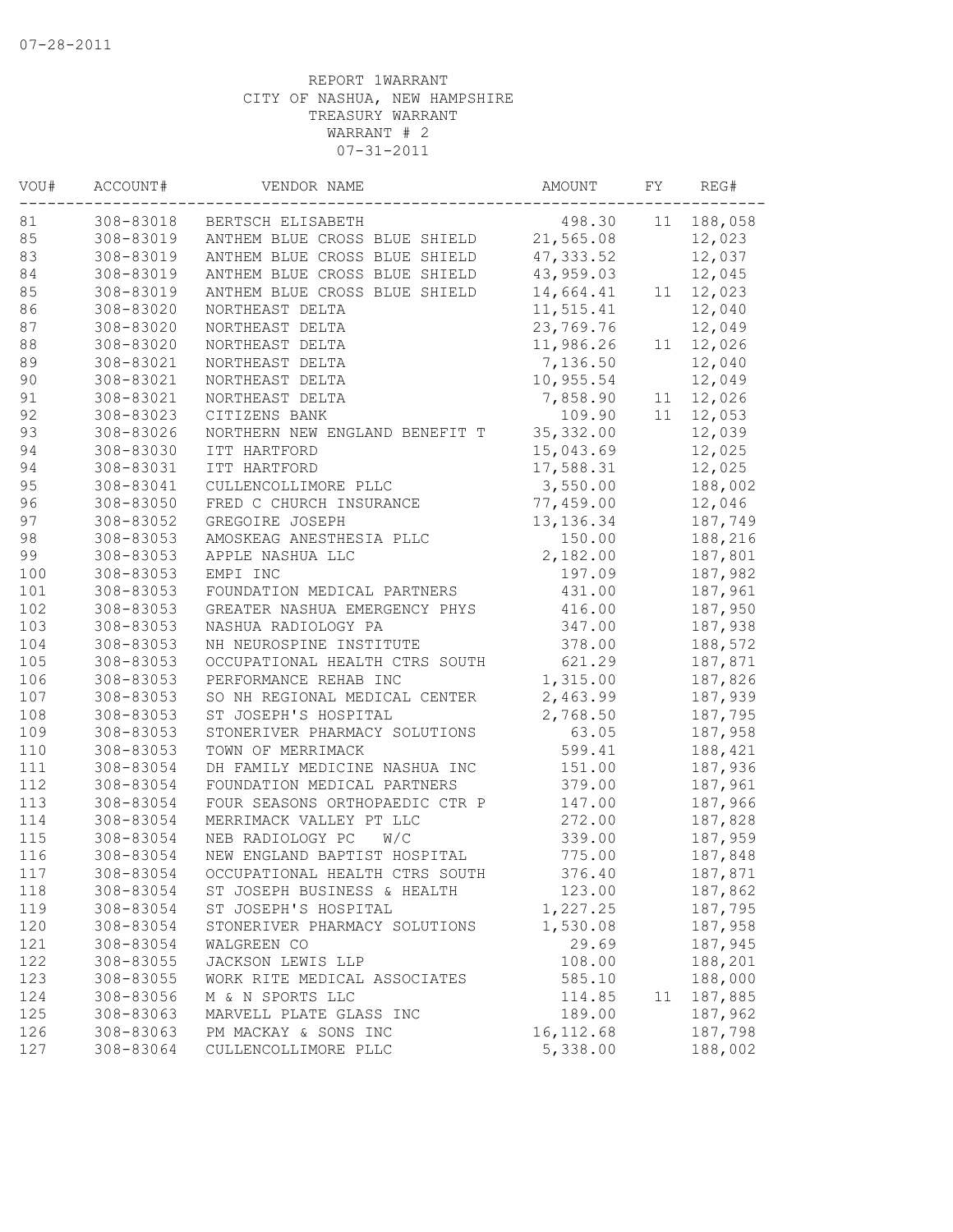07-28-2011

REPORT 1WARRANT
CITY OF NASHUA, NEW HAMPSHIRE
TREASURY WARRANT
WARRANT # 2
07-31-2011

| VOU# | ACCOUNT# | VENDOR NAME | AMOUNT | FY | REG# |
|---|---|---|---|---|---|
| 81 | 308-83018 | BERTSCH ELISABETH | 498.30 | 11 | 188,058 |
| 85 | 308-83019 | ANTHEM BLUE CROSS BLUE SHIELD | 21,565.08 | | 12,023 |
| 83 | 308-83019 | ANTHEM BLUE CROSS BLUE SHIELD | 47,333.52 | | 12,037 |
| 84 | 308-83019 | ANTHEM BLUE CROSS BLUE SHIELD | 43,959.03 | | 12,045 |
| 85 | 308-83019 | ANTHEM BLUE CROSS BLUE SHIELD | 14,664.41 | 11 | 12,023 |
| 86 | 308-83020 | NORTHEAST DELTA | 11,515.41 | | 12,040 |
| 87 | 308-83020 | NORTHEAST DELTA | 23,769.76 | | 12,049 |
| 88 | 308-83020 | NORTHEAST DELTA | 11,986.26 | 11 | 12,026 |
| 89 | 308-83021 | NORTHEAST DELTA | 7,136.50 | | 12,040 |
| 90 | 308-83021 | NORTHEAST DELTA | 10,955.54 | | 12,049 |
| 91 | 308-83021 | NORTHEAST DELTA | 7,858.90 | 11 | 12,026 |
| 92 | 308-83023 | CITIZENS BANK | 109.90 | 11 | 12,053 |
| 93 | 308-83026 | NORTHERN NEW ENGLAND BENEFIT T | 35,332.00 | | 12,039 |
| 94 | 308-83030 | ITT HARTFORD | 15,043.69 | | 12,025 |
| 94 | 308-83031 | ITT HARTFORD | 17,588.31 | | 12,025 |
| 95 | 308-83041 | CULLENCOLLIMORE PLLC | 3,550.00 | | 188,002 |
| 96 | 308-83050 | FRED C CHURCH INSURANCE | 77,459.00 | | 12,046 |
| 97 | 308-83052 | GREGOIRE JOSEPH | 13,136.34 | | 187,749 |
| 98 | 308-83053 | AMOSKEAG ANESTHESIA PLLC | 150.00 | | 188,216 |
| 99 | 308-83053 | APPLE NASHUA LLC | 2,182.00 | | 187,801 |
| 100 | 308-83053 | EMPI INC | 197.09 | | 187,982 |
| 101 | 308-83053 | FOUNDATION MEDICAL PARTNERS | 431.00 | | 187,961 |
| 102 | 308-83053 | GREATER NASHUA EMERGENCY PHYS | 416.00 | | 187,950 |
| 103 | 308-83053 | NASHUA RADIOLOGY PA | 347.00 | | 187,938 |
| 104 | 308-83053 | NH NEUROSPINE INSTITUTE | 378.00 | | 188,572 |
| 105 | 308-83053 | OCCUPATIONAL HEALTH CTRS SOUTH | 621.29 | | 187,871 |
| 106 | 308-83053 | PERFORMANCE REHAB INC | 1,315.00 | | 187,826 |
| 107 | 308-83053 | SO NH REGIONAL MEDICAL CENTER | 2,463.99 | | 187,939 |
| 108 | 308-83053 | ST JOSEPH'S HOSPITAL | 2,768.50 | | 187,795 |
| 109 | 308-83053 | STONERIVER PHARMACY SOLUTIONS | 63.05 | | 187,958 |
| 110 | 308-83053 | TOWN OF MERRIMACK | 599.41 | | 188,421 |
| 111 | 308-83054 | DH FAMILY MEDICINE NASHUA INC | 151.00 | | 187,936 |
| 112 | 308-83054 | FOUNDATION MEDICAL PARTNERS | 379.00 | | 187,961 |
| 113 | 308-83054 | FOUR SEASONS ORTHOPAEDIC CTR P | 147.00 | | 187,966 |
| 114 | 308-83054 | MERRIMACK VALLEY PT LLC | 272.00 | | 187,828 |
| 115 | 308-83054 | NEB RADIOLOGY PC W/C | 339.00 | | 187,959 |
| 116 | 308-83054 | NEW ENGLAND BAPTIST HOSPITAL | 775.00 | | 187,848 |
| 117 | 308-83054 | OCCUPATIONAL HEALTH CTRS SOUTH | 376.40 | | 187,871 |
| 118 | 308-83054 | ST JOSEPH BUSINESS & HEALTH | 123.00 | | 187,862 |
| 119 | 308-83054 | ST JOSEPH'S HOSPITAL | 1,227.25 | | 187,795 |
| 120 | 308-83054 | STONERIVER PHARMACY SOLUTIONS | 1,530.08 | | 187,958 |
| 121 | 308-83054 | WALGREEN CO | 29.69 | | 187,945 |
| 122 | 308-83055 | JACKSON LEWIS LLP | 108.00 | | 188,201 |
| 123 | 308-83055 | WORK RITE MEDICAL ASSOCIATES | 585.10 | | 188,000 |
| 124 | 308-83056 | M & N SPORTS LLC | 114.85 | 11 | 187,885 |
| 125 | 308-83063 | MARVELL PLATE GLASS INC | 189.00 | | 187,962 |
| 126 | 308-83063 | PM MACKAY & SONS INC | 16,112.68 | | 187,798 |
| 127 | 308-83064 | CULLENCOLLIMORE PLLC | 5,338.00 | | 188,002 |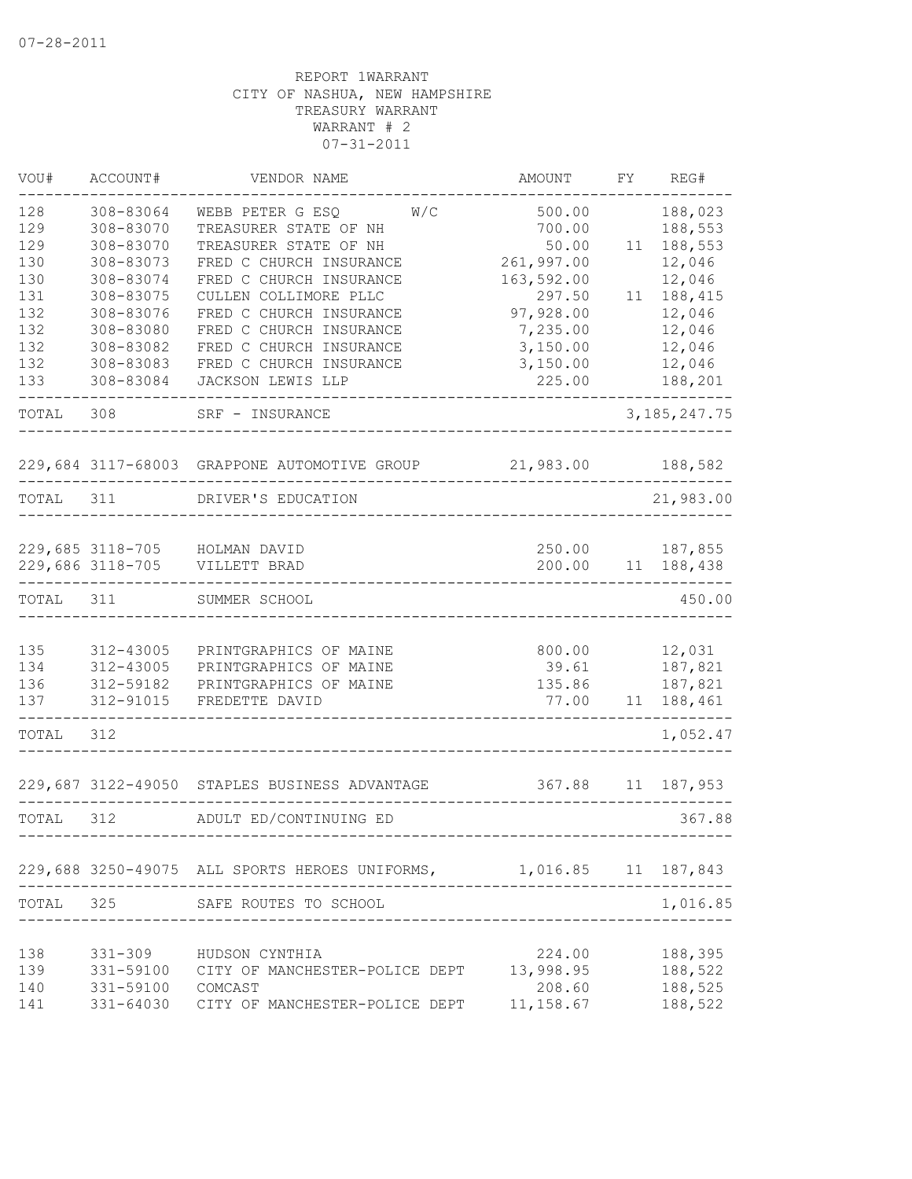07-28-2011

REPORT 1WARRANT
CITY OF NASHUA, NEW HAMPSHIRE
TREASURY WARRANT
WARRANT # 2
07-31-2011

| VOU# | ACCOUNT# | VENDOR NAME | AMOUNT | FY | REG# |
|---|---|---|---|---|---|
| 128 | 308-83064 | WEBB PETER G ESQ W/C | 500.00 | | 188,023 |
| 129 | 308-83070 | TREASURER STATE OF NH | 700.00 | | 188,553 |
| 129 | 308-83070 | TREASURER STATE OF NH | 50.00 | 11 | 188,553 |
| 130 | 308-83073 | FRED C CHURCH INSURANCE | 261,997.00 | | 12,046 |
| 130 | 308-83074 | FRED C CHURCH INSURANCE | 163,592.00 | | 12,046 |
| 131 | 308-83075 | CULLEN COLLIMORE PLLC | 297.50 | 11 | 188,415 |
| 132 | 308-83076 | FRED C CHURCH INSURANCE | 97,928.00 | | 12,046 |
| 132 | 308-83080 | FRED C CHURCH INSURANCE | 7,235.00 | | 12,046 |
| 132 | 308-83082 | FRED C CHURCH INSURANCE | 3,150.00 | | 12,046 |
| 132 | 308-83083 | FRED C CHURCH INSURANCE | 3,150.00 | | 12,046 |
| 133 | 308-83084 | JACKSON LEWIS LLP | 225.00 | | 188,201 |
| TOTAL | 308 | SRF - INSURANCE | | | 3,185,247.75 |
| 229,684 | 3117-68003 | GRAPPONE AUTOMOTIVE GROUP | 21,983.00 | | 188,582 |
| TOTAL | 311 | DRIVER'S EDUCATION | | | 21,983.00 |
| 229,685 | 3118-705 | HOLMAN DAVID | 250.00 | | 187,855 |
| 229,686 | 3118-705 | VILLETT BRAD | 200.00 | 11 | 188,438 |
| TOTAL | 311 | SUMMER SCHOOL | | | 450.00 |
| 135 | 312-43005 | PRINTGRAPHICS OF MAINE | 800.00 | | 12,031 |
| 134 | 312-43005 | PRINTGRAPHICS OF MAINE | 39.61 | | 187,821 |
| 136 | 312-59182 | PRINTGRAPHICS OF MAINE | 135.86 | | 187,821 |
| 137 | 312-91015 | FREDETTE DAVID | 77.00 | 11 | 188,461 |
| TOTAL | 312 | | | | 1,052.47 |
| 229,687 | 3122-49050 | STAPLES BUSINESS ADVANTAGE | 367.88 | 11 | 187,953 |
| TOTAL | 312 | ADULT ED/CONTINUING ED | | | 367.88 |
| 229,688 | 3250-49075 | ALL SPORTS HEROES UNIFORMS, | 1,016.85 | 11 | 187,843 |
| TOTAL | 325 | SAFE ROUTES TO SCHOOL | | | 1,016.85 |
| 138 | 331-309 | HUDSON CYNTHIA | 224.00 | | 188,395 |
| 139 | 331-59100 | CITY OF MANCHESTER-POLICE DEPT | 13,998.95 | | 188,522 |
| 140 | 331-59100 | COMCAST | 208.60 | | 188,525 |
| 141 | 331-64030 | CITY OF MANCHESTER-POLICE DEPT | 11,158.67 | | 188,522 |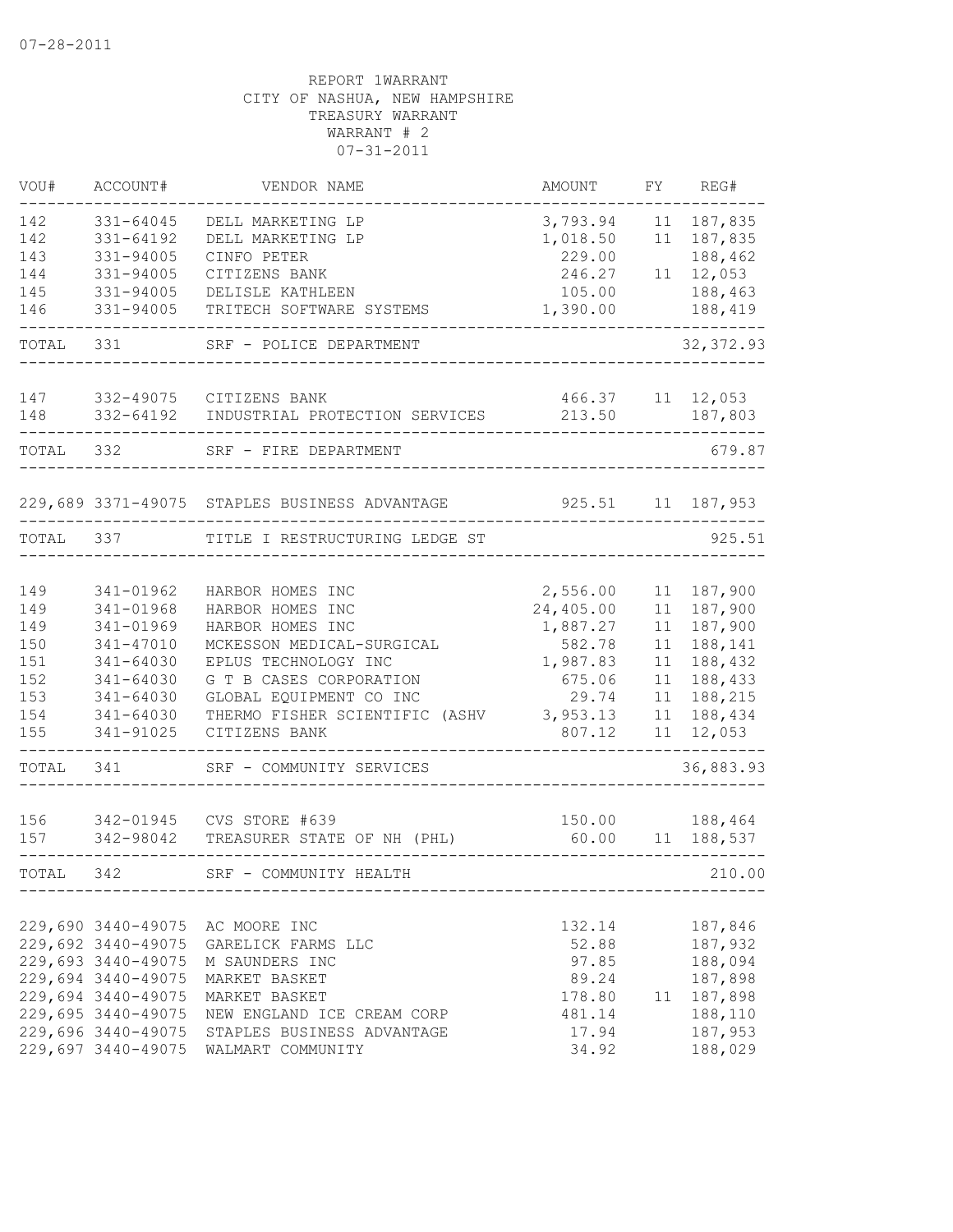07-28-2011

REPORT 1WARRANT
CITY OF NASHUA, NEW HAMPSHIRE
TREASURY WARRANT
WARRANT # 2
07-31-2011

| VOU# | ACCOUNT# | VENDOR NAME | AMOUNT | FY | REG# |
|---|---|---|---|---|---|
| 142 | 331-64045 | DELL MARKETING LP | 3,793.94 | 11 | 187,835 |
| 142 | 331-64192 | DELL MARKETING LP | 1,018.50 | 11 | 187,835 |
| 143 | 331-94005 | CINFO PETER | 229.00 | | 188,462 |
| 144 | 331-94005 | CITIZENS BANK | 246.27 | 11 | 12,053 |
| 145 | 331-94005 | DELISLE KATHLEEN | 105.00 | | 188,463 |
| 146 | 331-94005 | TRITECH SOFTWARE SYSTEMS | 1,390.00 | | 188,419 |
| TOTAL | 331 | SRF - POLICE DEPARTMENT | | | 32,372.93 |
| 147 | 332-49075 | CITIZENS BANK | 466.37 | 11 | 12,053 |
| 148 | 332-64192 | INDUSTRIAL PROTECTION SERVICES | 213.50 | | 187,803 |
| TOTAL | 332 | SRF - FIRE DEPARTMENT | | | 679.87 |
| 229,689 | 3371-49075 | STAPLES BUSINESS ADVANTAGE | 925.51 | 11 | 187,953 |
| TOTAL | 337 | TITLE I RESTRUCTURING LEDGE ST | | | 925.51 |
| 149 | 341-01962 | HARBOR HOMES INC | 2,556.00 | 11 | 187,900 |
| 149 | 341-01968 | HARBOR HOMES INC | 24,405.00 | 11 | 187,900 |
| 149 | 341-01969 | HARBOR HOMES INC | 1,887.27 | 11 | 187,900 |
| 150 | 341-47010 | MCKESSON MEDICAL-SURGICAL | 582.78 | 11 | 188,141 |
| 151 | 341-64030 | EPLUS TECHNOLOGY INC | 1,987.83 | 11 | 188,432 |
| 152 | 341-64030 | G T B CASES CORPORATION | 675.06 | 11 | 188,433 |
| 153 | 341-64030 | GLOBAL EQUIPMENT CO INC | 29.74 | 11 | 188,215 |
| 154 | 341-64030 | THERMO FISHER SCIENTIFIC (ASHV | 3,953.13 | 11 | 188,434 |
| 155 | 341-91025 | CITIZENS BANK | 807.12 | 11 | 12,053 |
| TOTAL | 341 | SRF - COMMUNITY SERVICES | | | 36,883.93 |
| 156 | 342-01945 | CVS STORE #639 | 150.00 | | 188,464 |
| 157 | 342-98042 | TREASURER STATE OF NH (PHL) | 60.00 | 11 | 188,537 |
| TOTAL | 342 | SRF - COMMUNITY HEALTH | | | 210.00 |
| 229,690 | 3440-49075 | AC MOORE INC | 132.14 | | 187,846 |
| 229,692 | 3440-49075 | GARELICK FARMS LLC | 52.88 | | 187,932 |
| 229,693 | 3440-49075 | M SAUNDERS INC | 97.85 | | 188,094 |
| 229,694 | 3440-49075 | MARKET BASKET | 89.24 | | 187,898 |
| 229,694 | 3440-49075 | MARKET BASKET | 178.80 | 11 | 187,898 |
| 229,695 | 3440-49075 | NEW ENGLAND ICE CREAM CORP | 481.14 | | 188,110 |
| 229,696 | 3440-49075 | STAPLES BUSINESS ADVANTAGE | 17.94 | | 187,953 |
| 229,697 | 3440-49075 | WALMART COMMUNITY | 34.92 | | 188,029 |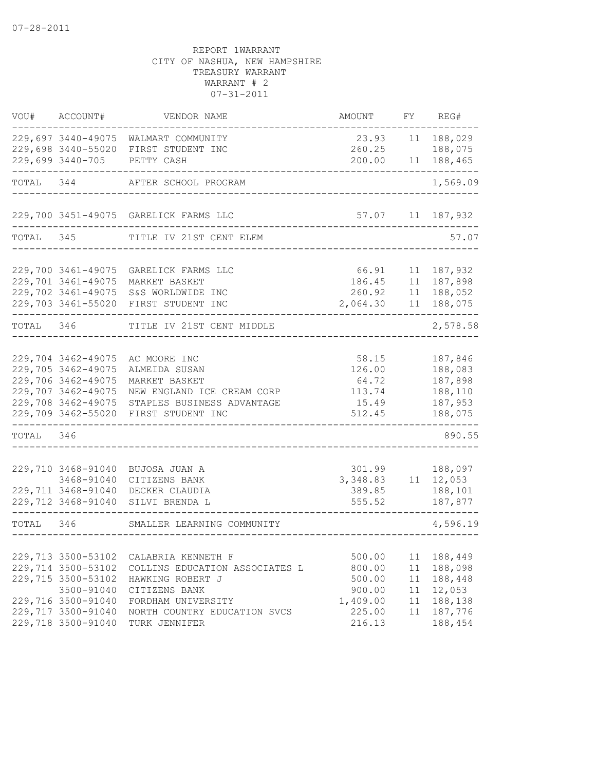07-28-2011

REPORT 1WARRANT
CITY OF NASHUA, NEW HAMPSHIRE
TREASURY WARRANT
WARRANT # 2
07-31-2011

| VOU# | ACCOUNT# | VENDOR NAME | AMOUNT | FY | REG# |
|---|---|---|---|---|---|
| 229,697 | 3440-49075 | WALMART COMMUNITY | 23.93 | 11 | 188,029 |
| 229,698 | 3440-55020 | FIRST STUDENT INC | 260.25 | | 188,075 |
| 229,699 | 3440-705 | PETTY CASH | 200.00 | 11 | 188,465 |
| TOTAL | 344 | AFTER SCHOOL PROGRAM | | | 1,569.09 |
| 229,700 | 3451-49075 | GARELICK FARMS LLC | 57.07 | 11 | 187,932 |
| TOTAL | 345 | TITLE IV 21ST CENT ELEM | | | 57.07 |
| 229,700 | 3461-49075 | GARELICK FARMS LLC | 66.91 | 11 | 187,932 |
| 229,701 | 3461-49075 | MARKET BASKET | 186.45 | 11 | 187,898 |
| 229,702 | 3461-49075 | S&S WORLDWIDE INC | 260.92 | 11 | 188,052 |
| 229,703 | 3461-55020 | FIRST STUDENT INC | 2,064.30 | 11 | 188,075 |
| TOTAL | 346 | TITLE IV 21ST CENT MIDDLE | | | 2,578.58 |
| 229,704 | 3462-49075 | AC MOORE INC | 58.15 | | 187,846 |
| 229,705 | 3462-49075 | ALMEIDA SUSAN | 126.00 | | 188,083 |
| 229,706 | 3462-49075 | MARKET BASKET | 64.72 | | 187,898 |
| 229,707 | 3462-49075 | NEW ENGLAND ICE CREAM CORP | 113.74 | | 188,110 |
| 229,708 | 3462-49075 | STAPLES BUSINESS ADVANTAGE | 15.49 | | 187,953 |
| 229,709 | 3462-55020 | FIRST STUDENT INC | 512.45 | | 188,075 |
| TOTAL | 346 | | | | 890.55 |
| 229,710 | 3468-91040 | BUJOSA JUAN A | 301.99 | | 188,097 |
| | 3468-91040 | CITIZENS BANK | 3,348.83 | 11 | 12,053 |
| 229,711 | 3468-91040 | DECKER CLAUDIA | 389.85 | | 188,101 |
| 229,712 | 3468-91040 | SILVI BRENDA L | 555.52 | | 187,877 |
| TOTAL | 346 | SMALLER LEARNING COMMUNITY | | | 4,596.19 |
| 229,713 | 3500-53102 | CALABRIA KENNETH F | 500.00 | 11 | 188,449 |
| 229,714 | 3500-53102 | COLLINS EDUCATION ASSOCIATES L | 800.00 | 11 | 188,098 |
| 229,715 | 3500-53102 | HAWKING ROBERT J | 500.00 | 11 | 188,448 |
| | 3500-91040 | CITIZENS BANK | 900.00 | 11 | 12,053 |
| 229,716 | 3500-91040 | FORDHAM UNIVERSITY | 1,409.00 | 11 | 188,138 |
| 229,717 | 3500-91040 | NORTH COUNTRY EDUCATION SVCS | 225.00 | 11 | 187,776 |
| 229,718 | 3500-91040 | TURK JENNIFER | 216.13 | | 188,454 |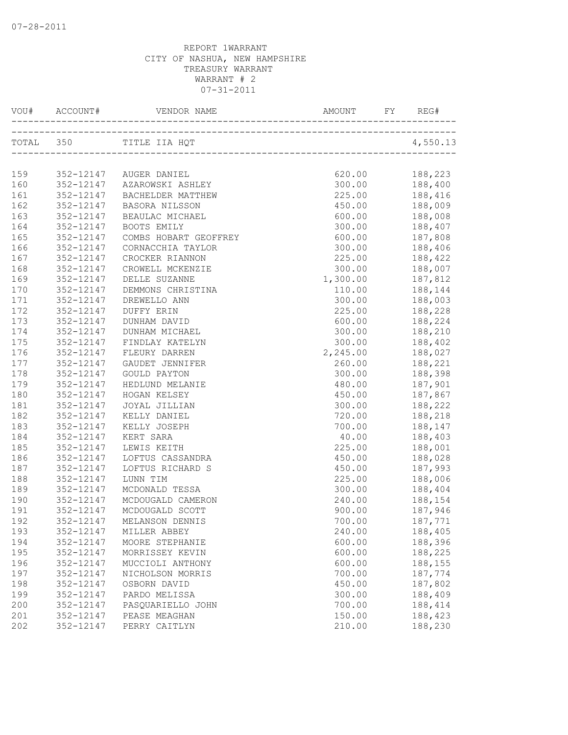07-28-2011

REPORT 1WARRANT
CITY OF NASHUA, NEW HAMPSHIRE
TREASURY WARRANT
WARRANT # 2
07-31-2011

| VOU# | ACCOUNT# | VENDOR NAME | AMOUNT | FY | REG# |
|---|---|---|---|---|---|
| TOTAL | 350 | TITLE IIA HQT | | | 4,550.13 |
| 159 | 352-12147 | AUGER DANIEL | 620.00 | | 188,223 |
| 160 | 352-12147 | AZAROWSKI ASHLEY | 300.00 | | 188,400 |
| 161 | 352-12147 | BACHELDER MATTHEW | 225.00 | | 188,416 |
| 162 | 352-12147 | BASORA NILSSON | 450.00 | | 188,009 |
| 163 | 352-12147 | BEAULAC MICHAEL | 600.00 | | 188,008 |
| 164 | 352-12147 | BOOTS EMILY | 300.00 | | 188,407 |
| 165 | 352-12147 | COMBS HOBART GEOFFREY | 600.00 | | 187,808 |
| 166 | 352-12147 | CORNACCHIA TAYLOR | 300.00 | | 188,406 |
| 167 | 352-12147 | CROCKER RIANNON | 225.00 | | 188,422 |
| 168 | 352-12147 | CROWELL MCKENZIE | 300.00 | | 188,007 |
| 169 | 352-12147 | DELLE SUZANNE | 1,300.00 | | 187,812 |
| 170 | 352-12147 | DEMMONS CHRISTINA | 110.00 | | 188,144 |
| 171 | 352-12147 | DREWELLO ANN | 300.00 | | 188,003 |
| 172 | 352-12147 | DUFFY ERIN | 225.00 | | 188,228 |
| 173 | 352-12147 | DUNHAM DAVID | 600.00 | | 188,224 |
| 174 | 352-12147 | DUNHAM MICHAEL | 300.00 | | 188,210 |
| 175 | 352-12147 | FINDLAY KATELYN | 300.00 | | 188,402 |
| 176 | 352-12147 | FLEURY DARREN | 2,245.00 | | 188,027 |
| 177 | 352-12147 | GAUDET JENNIFER | 260.00 | | 188,221 |
| 178 | 352-12147 | GOULD PAYTON | 300.00 | | 188,398 |
| 179 | 352-12147 | HEDLUND MELANIE | 480.00 | | 187,901 |
| 180 | 352-12147 | HOGAN KELSEY | 450.00 | | 187,867 |
| 181 | 352-12147 | JOYAL JILLIAN | 300.00 | | 188,222 |
| 182 | 352-12147 | KELLY DANIEL | 720.00 | | 188,218 |
| 183 | 352-12147 | KELLY JOSEPH | 700.00 | | 188,147 |
| 184 | 352-12147 | KERT SARA | 40.00 | | 188,403 |
| 185 | 352-12147 | LEWIS KEITH | 225.00 | | 188,001 |
| 186 | 352-12147 | LOFTUS CASSANDRA | 450.00 | | 188,028 |
| 187 | 352-12147 | LOFTUS RICHARD S | 450.00 | | 187,993 |
| 188 | 352-12147 | LUNN TIM | 225.00 | | 188,006 |
| 189 | 352-12147 | MCDONALD TESSA | 300.00 | | 188,404 |
| 190 | 352-12147 | MCDOUGALD CAMERON | 240.00 | | 188,154 |
| 191 | 352-12147 | MCDOUGALD SCOTT | 900.00 | | 187,946 |
| 192 | 352-12147 | MELANSON DENNIS | 700.00 | | 187,771 |
| 193 | 352-12147 | MILLER ABBEY | 240.00 | | 188,405 |
| 194 | 352-12147 | MOORE STEPHANIE | 600.00 | | 188,396 |
| 195 | 352-12147 | MORRISSEY KEVIN | 600.00 | | 188,225 |
| 196 | 352-12147 | MUCCIOLI ANTHONY | 600.00 | | 188,155 |
| 197 | 352-12147 | NICHOLSON MORRIS | 700.00 | | 187,774 |
| 198 | 352-12147 | OSBORN DAVID | 450.00 | | 187,802 |
| 199 | 352-12147 | PARDO MELISSA | 300.00 | | 188,409 |
| 200 | 352-12147 | PASQUARIELLO JOHN | 700.00 | | 188,414 |
| 201 | 352-12147 | PEASE MEAGHAN | 150.00 | | 188,423 |
| 202 | 352-12147 | PERRY CAITLYN | 210.00 | | 188,230 |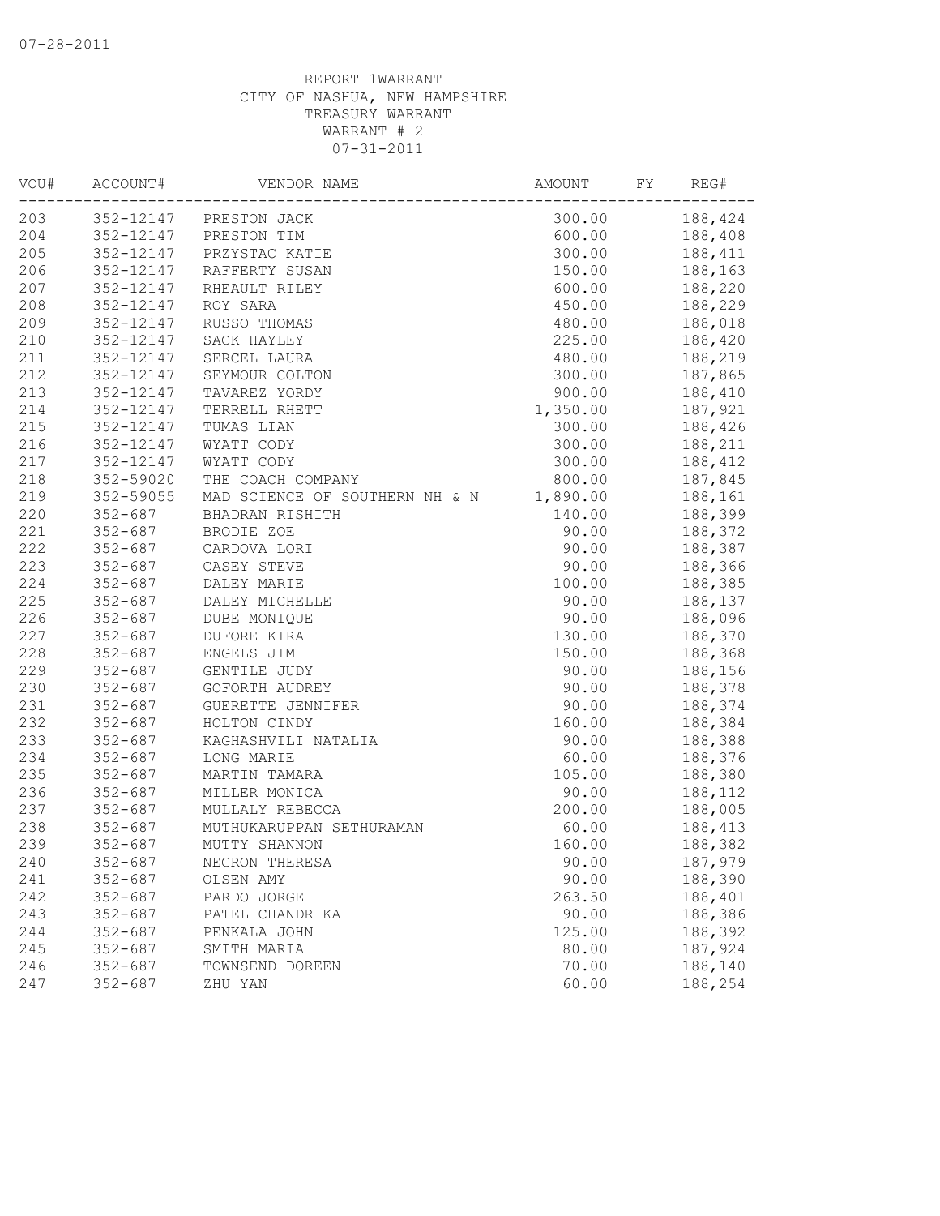07-28-2011

REPORT 1WARRANT
CITY OF NASHUA, NEW HAMPSHIRE
TREASURY WARRANT
WARRANT # 2
07-31-2011

| VOU# | ACCOUNT# | VENDOR NAME | AMOUNT | FY | REG# |
|---|---|---|---|---|---|
| 203 | 352-12147 | PRESTON JACK | 300.00 | | 188,424 |
| 204 | 352-12147 | PRESTON TIM | 600.00 | | 188,408 |
| 205 | 352-12147 | PRZYSTAC KATIE | 300.00 | | 188,411 |
| 206 | 352-12147 | RAFFERTY SUSAN | 150.00 | | 188,163 |
| 207 | 352-12147 | RHEAULT RILEY | 600.00 | | 188,220 |
| 208 | 352-12147 | ROY SARA | 450.00 | | 188,229 |
| 209 | 352-12147 | RUSSO THOMAS | 480.00 | | 188,018 |
| 210 | 352-12147 | SACK HAYLEY | 225.00 | | 188,420 |
| 211 | 352-12147 | SERCEL LAURA | 480.00 | | 188,219 |
| 212 | 352-12147 | SEYMOUR COLTON | 300.00 | | 187,865 |
| 213 | 352-12147 | TAVAREZ YORDY | 900.00 | | 188,410 |
| 214 | 352-12147 | TERRELL RHETT | 1,350.00 | | 187,921 |
| 215 | 352-12147 | TUMAS LIAN | 300.00 | | 188,426 |
| 216 | 352-12147 | WYATT CODY | 300.00 | | 188,211 |
| 217 | 352-12147 | WYATT CODY | 300.00 | | 188,412 |
| 218 | 352-59020 | THE COACH COMPANY | 800.00 | | 187,845 |
| 219 | 352-59055 | MAD SCIENCE OF SOUTHERN NH & N | 1,890.00 | | 188,161 |
| 220 | 352-687 | BHADRAN RISHITH | 140.00 | | 188,399 |
| 221 | 352-687 | BRODIE ZOE | 90.00 | | 188,372 |
| 222 | 352-687 | CARDOVA LORI | 90.00 | | 188,387 |
| 223 | 352-687 | CASEY STEVE | 90.00 | | 188,366 |
| 224 | 352-687 | DALEY MARIE | 100.00 | | 188,385 |
| 225 | 352-687 | DALEY MICHELLE | 90.00 | | 188,137 |
| 226 | 352-687 | DUBE MONIQUE | 90.00 | | 188,096 |
| 227 | 352-687 | DUFORE KIRA | 130.00 | | 188,370 |
| 228 | 352-687 | ENGELS JIM | 150.00 | | 188,368 |
| 229 | 352-687 | GENTILE JUDY | 90.00 | | 188,156 |
| 230 | 352-687 | GOFORTH AUDREY | 90.00 | | 188,378 |
| 231 | 352-687 | GUERETTE JENNIFER | 90.00 | | 188,374 |
| 232 | 352-687 | HOLTON CINDY | 160.00 | | 188,384 |
| 233 | 352-687 | KAGHASHVILI NATALIA | 90.00 | | 188,388 |
| 234 | 352-687 | LONG MARIE | 60.00 | | 188,376 |
| 235 | 352-687 | MARTIN TAMARA | 105.00 | | 188,380 |
| 236 | 352-687 | MILLER MONICA | 90.00 | | 188,112 |
| 237 | 352-687 | MULLALY REBECCA | 200.00 | | 188,005 |
| 238 | 352-687 | MUTHUKARUPPAN SETHURAMAN | 60.00 | | 188,413 |
| 239 | 352-687 | MUTTY SHANNON | 160.00 | | 188,382 |
| 240 | 352-687 | NEGRON THERESA | 90.00 | | 187,979 |
| 241 | 352-687 | OLSEN AMY | 90.00 | | 188,390 |
| 242 | 352-687 | PARDO JORGE | 263.50 | | 188,401 |
| 243 | 352-687 | PATEL CHANDRIKA | 90.00 | | 188,386 |
| 244 | 352-687 | PENKALA JOHN | 125.00 | | 188,392 |
| 245 | 352-687 | SMITH MARIA | 80.00 | | 187,924 |
| 246 | 352-687 | TOWNSEND DOREEN | 70.00 | | 188,140 |
| 247 | 352-687 | ZHU YAN | 60.00 | | 188,254 |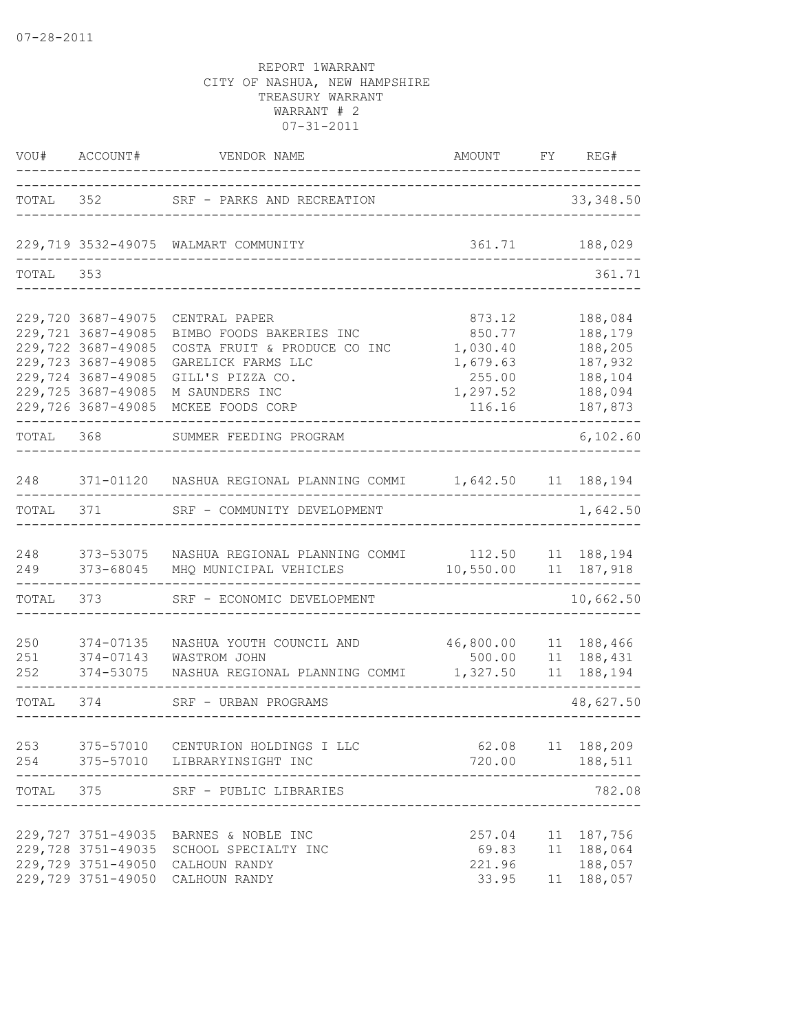07-28-2011

REPORT 1WARRANT
CITY OF NASHUA, NEW HAMPSHIRE
TREASURY WARRANT
WARRANT # 2
07-31-2011

| VOU# | ACCOUNT# | VENDOR NAME | AMOUNT | FY | REG# |
|---|---|---|---|---|---|
| TOTAL | 352 | SRF - PARKS AND RECREATION | | | 33,348.50 |
| 229,719 | 3532-49075 | WALMART COMMUNITY | 361.71 | | 188,029 |
| TOTAL | 353 | | | | 361.71 |
| 229,720 | 3687-49075 | CENTRAL PAPER | 873.12 | | 188,084 |
| 229,721 | 3687-49085 | BIMBO FOODS BAKERIES INC | 850.77 | | 188,179 |
| 229,722 | 3687-49085 | COSTA FRUIT & PRODUCE CO INC | 1,030.40 | | 188,205 |
| 229,723 | 3687-49085 | GARELICK FARMS LLC | 1,679.63 | | 187,932 |
| 229,724 | 3687-49085 | GILL'S PIZZA CO. | 255.00 | | 188,104 |
| 229,725 | 3687-49085 | M SAUNDERS INC | 1,297.52 | | 188,094 |
| 229,726 | 3687-49085 | MCKEE FOODS CORP | 116.16 | | 187,873 |
| TOTAL | 368 | SUMMER FEEDING PROGRAM | | | 6,102.60 |
| 248 | 371-01120 | NASHUA REGIONAL PLANNING COMMI | 1,642.50 | 11 | 188,194 |
| TOTAL | 371 | SRF - COMMUNITY DEVELOPMENT | | | 1,642.50 |
| 248 | 373-53075 | NASHUA REGIONAL PLANNING COMMI | 112.50 | 11 | 188,194 |
| 249 | 373-68045 | MHQ MUNICIPAL VEHICLES | 10,550.00 | 11 | 187,918 |
| TOTAL | 373 | SRF - ECONOMIC DEVELOPMENT | | | 10,662.50 |
| 250 | 374-07135 | NASHUA YOUTH COUNCIL AND | 46,800.00 | 11 | 188,466 |
| 251 | 374-07143 | WASTROM JOHN | 500.00 | 11 | 188,431 |
| 252 | 374-53075 | NASHUA REGIONAL PLANNING COMMI | 1,327.50 | 11 | 188,194 |
| TOTAL | 374 | SRF - URBAN PROGRAMS | | | 48,627.50 |
| 253 | 375-57010 | CENTURION HOLDINGS I LLC | 62.08 | 11 | 188,209 |
| 254 | 375-57010 | LIBRARYINSIGHT INC | 720.00 | | 188,511 |
| TOTAL | 375 | SRF - PUBLIC LIBRARIES | | | 782.08 |
| 229,727 | 3751-49035 | BARNES & NOBLE INC | 257.04 | 11 | 187,756 |
| 229,728 | 3751-49035 | SCHOOL SPECIALTY INC | 69.83 | 11 | 188,064 |
| 229,729 | 3751-49050 | CALHOUN RANDY | 221.96 | | 188,057 |
| 229,729 | 3751-49050 | CALHOUN RANDY | 33.95 | 11 | 188,057 |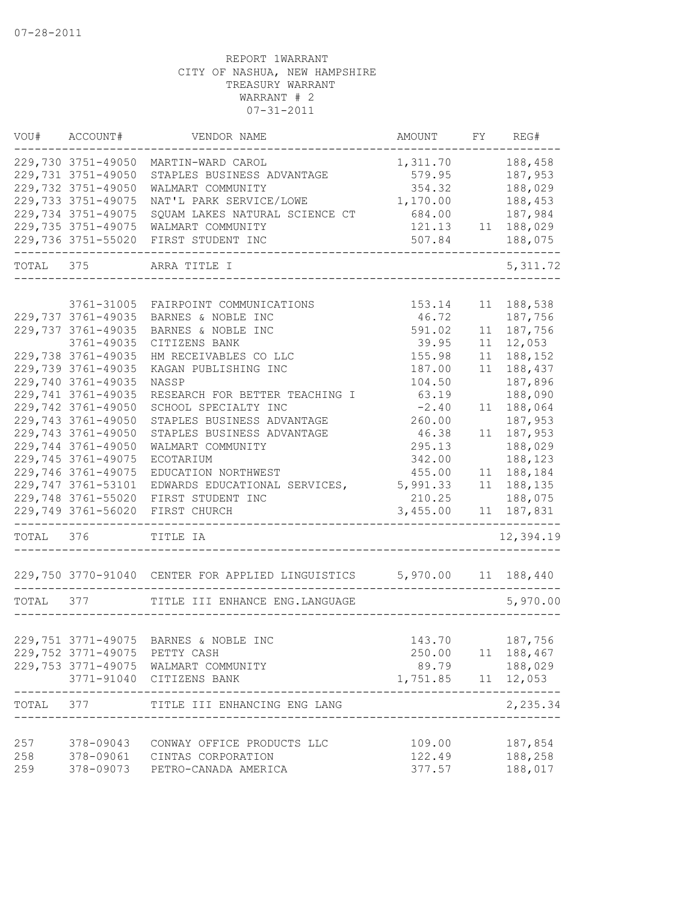07-28-2011

REPORT 1WARRANT
CITY OF NASHUA, NEW HAMPSHIRE
TREASURY WARRANT
WARRANT # 2
07-31-2011

| VOU# | ACCOUNT# | VENDOR NAME | AMOUNT | FY | REG# |
|---|---|---|---|---|---|
| 229,730 | 3751-49050 | MARTIN-WARD CAROL | 1,311.70 | | 188,458 |
| 229,731 | 3751-49050 | STAPLES BUSINESS ADVANTAGE | 579.95 | | 187,953 |
| 229,732 | 3751-49050 | WALMART COMMUNITY | 354.32 | | 188,029 |
| 229,733 | 3751-49075 | NAT'L PARK SERVICE/LOWE | 1,170.00 | | 188,453 |
| 229,734 | 3751-49075 | SQUAM LAKES NATURAL SCIENCE CT | 684.00 | | 187,984 |
| 229,735 | 3751-49075 | WALMART COMMUNITY | 121.13 | 11 | 188,029 |
| 229,736 | 3751-55020 | FIRST STUDENT INC | 507.84 | | 188,075 |
| TOTAL | 375 | ARRA TITLE I | | | 5,311.72 |
| | 3761-31005 | FAIRPOINT COMMUNICATIONS | 153.14 | 11 | 188,538 |
| 229,737 | 3761-49035 | BARNES & NOBLE INC | 46.72 | | 187,756 |
| 229,737 | 3761-49035 | BARNES & NOBLE INC | 591.02 | 11 | 187,756 |
| | 3761-49035 | CITIZENS BANK | 39.95 | 11 | 12,053 |
| 229,738 | 3761-49035 | HM RECEIVABLES CO LLC | 155.98 | 11 | 188,152 |
| 229,739 | 3761-49035 | KAGAN PUBLISHING INC | 187.00 | 11 | 188,437 |
| 229,740 | 3761-49035 | NASSP | 104.50 | | 187,896 |
| 229,741 | 3761-49035 | RESEARCH FOR BETTER TEACHING I | 63.19 | | 188,090 |
| 229,742 | 3761-49050 | SCHOOL SPECIALTY INC | -2.40 | 11 | 188,064 |
| 229,743 | 3761-49050 | STAPLES BUSINESS ADVANTAGE | 260.00 | | 187,953 |
| 229,743 | 3761-49050 | STAPLES BUSINESS ADVANTAGE | 46.38 | 11 | 187,953 |
| 229,744 | 3761-49050 | WALMART COMMUNITY | 295.13 | | 188,029 |
| 229,745 | 3761-49075 | ECOTARIUM | 342.00 | | 188,123 |
| 229,746 | 3761-49075 | EDUCATION NORTHWEST | 455.00 | 11 | 188,184 |
| 229,747 | 3761-53101 | EDWARDS EDUCATIONAL SERVICES, | 5,991.33 | 11 | 188,135 |
| 229,748 | 3761-55020 | FIRST STUDENT INC | 210.25 | | 188,075 |
| 229,749 | 3761-56020 | FIRST CHURCH | 3,455.00 | 11 | 187,831 |
| TOTAL | 376 | TITLE IA | | | 12,394.19 |
| 229,750 | 3770-91040 | CENTER FOR APPLIED LINGUISTICS | 5,970.00 | 11 | 188,440 |
| TOTAL | 377 | TITLE III ENHANCE ENG.LANGUAGE | | | 5,970.00 |
| 229,751 | 3771-49075 | BARNES & NOBLE INC | 143.70 | | 187,756 |
| 229,752 | 3771-49075 | PETTY CASH | 250.00 | 11 | 188,467 |
| 229,753 | 3771-49075 | WALMART COMMUNITY | 89.79 | | 188,029 |
| | 3771-91040 | CITIZENS BANK | 1,751.85 | 11 | 12,053 |
| TOTAL | 377 | TITLE III ENHANCING ENG LANG | | | 2,235.34 |
| 257 | 378-09043 | CONWAY OFFICE PRODUCTS LLC | 109.00 | | 187,854 |
| 258 | 378-09061 | CINTAS CORPORATION | 122.49 | | 188,258 |
| 259 | 378-09073 | PETRO-CANADA AMERICA | 377.57 | | 188,017 |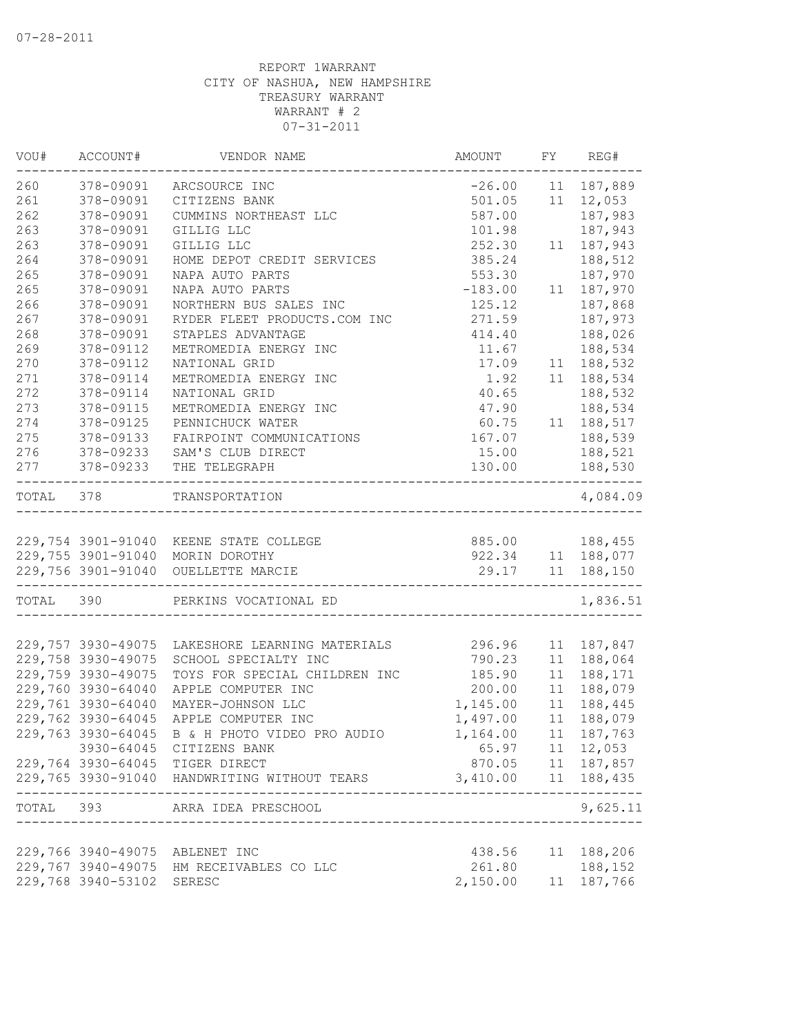07-28-2011

REPORT 1WARRANT
CITY OF NASHUA, NEW HAMPSHIRE
TREASURY WARRANT
WARRANT # 2
07-31-2011

| VOU# | ACCOUNT# | VENDOR NAME | AMOUNT | FY | REG# |
|---|---|---|---|---|---|
| 260 | 378-09091 | ARCSOURCE INC | -26.00 | 11 | 187,889 |
| 261 | 378-09091 | CITIZENS BANK | 501.05 | 11 | 12,053 |
| 262 | 378-09091 | CUMMINS NORTHEAST LLC | 587.00 | | 187,983 |
| 263 | 378-09091 | GILLIG LLC | 101.98 | | 187,943 |
| 263 | 378-09091 | GILLIG LLC | 252.30 | 11 | 187,943 |
| 264 | 378-09091 | HOME DEPOT CREDIT SERVICES | 385.24 | | 188,512 |
| 265 | 378-09091 | NAPA AUTO PARTS | 553.30 | | 187,970 |
| 265 | 378-09091 | NAPA AUTO PARTS | -183.00 | 11 | 187,970 |
| 266 | 378-09091 | NORTHERN BUS SALES INC | 125.12 | | 187,868 |
| 267 | 378-09091 | RYDER FLEET PRODUCTS.COM INC | 271.59 | | 187,973 |
| 268 | 378-09091 | STAPLES ADVANTAGE | 414.40 | | 188,026 |
| 269 | 378-09112 | METROMEDIA ENERGY INC | 11.67 | | 188,534 |
| 270 | 378-09112 | NATIONAL GRID | 17.09 | 11 | 188,532 |
| 271 | 378-09114 | METROMEDIA ENERGY INC | 1.92 | 11 | 188,534 |
| 272 | 378-09114 | NATIONAL GRID | 40.65 | | 188,532 |
| 273 | 378-09115 | METROMEDIA ENERGY INC | 47.90 | | 188,534 |
| 274 | 378-09125 | PENNICHUCK WATER | 60.75 | 11 | 188,517 |
| 275 | 378-09133 | FAIRPOINT COMMUNICATIONS | 167.07 | | 188,539 |
| 276 | 378-09233 | SAM'S CLUB DIRECT | 15.00 | | 188,521 |
| 277 | 378-09233 | THE TELEGRAPH | 130.00 | | 188,530 |
| TOTAL | 378 | TRANSPORTATION | | | 4,084.09 |
| 229,754 | 3901-91040 | KEENE STATE COLLEGE | 885.00 | | 188,455 |
| 229,755 | 3901-91040 | MORIN DOROTHY | 922.34 | 11 | 188,077 |
| 229,756 | 3901-91040 | OUELLETTE MARCIE | 29.17 | 11 | 188,150 |
| TOTAL | 390 | PERKINS VOCATIONAL ED | | | 1,836.51 |
| 229,757 | 3930-49075 | LAKESHORE LEARNING MATERIALS | 296.96 | 11 | 187,847 |
| 229,758 | 3930-49075 | SCHOOL SPECIALTY INC | 790.23 | 11 | 188,064 |
| 229,759 | 3930-49075 | TOYS FOR SPECIAL CHILDREN INC | 185.90 | 11 | 188,171 |
| 229,760 | 3930-64040 | APPLE COMPUTER INC | 200.00 | 11 | 188,079 |
| 229,761 | 3930-64040 | MAYER-JOHNSON LLC | 1,145.00 | 11 | 188,445 |
| 229,762 | 3930-64045 | APPLE COMPUTER INC | 1,497.00 | 11 | 188,079 |
| 229,763 | 3930-64045 | B & H PHOTO VIDEO PRO AUDIO | 1,164.00 | 11 | 187,763 |
| | 3930-64045 | CITIZENS BANK | 65.97 | 11 | 12,053 |
| 229,764 | 3930-64045 | TIGER DIRECT | 870.05 | 11 | 187,857 |
| 229,765 | 3930-91040 | HANDWRITING WITHOUT TEARS | 3,410.00 | 11 | 188,435 |
| TOTAL | 393 | ARRA IDEA PRESCHOOL | | | 9,625.11 |
| 229,766 | 3940-49075 | ABLENET INC | 438.56 | 11 | 188,206 |
| 229,767 | 3940-49075 | HM RECEIVABLES CO LLC | 261.80 | | 188,152 |
| 229,768 | 3940-53102 | SERESC | 2,150.00 | 11 | 187,766 |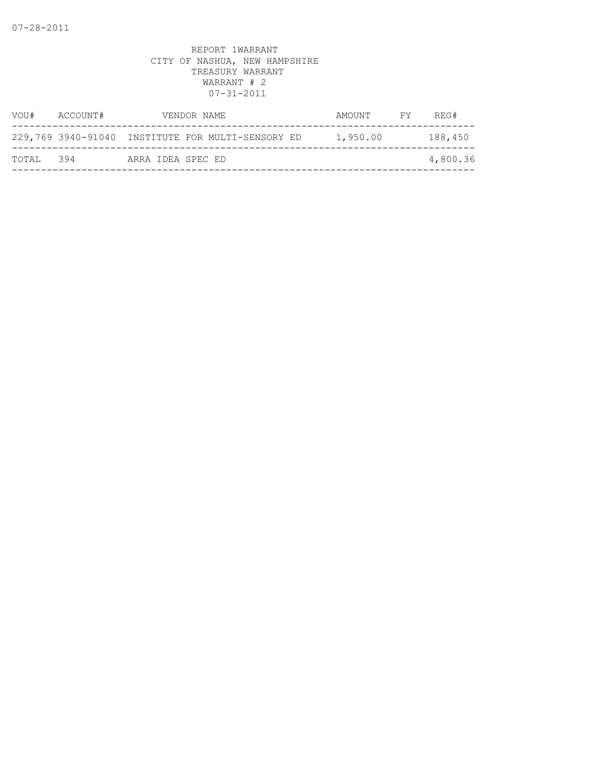REPORT 1WARRANT
CITY OF NASHUA, NEW HAMPSHIRE
TREASURY WARRANT
WARRANT # 2
07-31-2011

| VOU# | ACCOUNT# | VENDOR NAME | AMOUNT | FY | REG# |
|---|---|---|---|---|---|
| 229,769 | 3940-91040 | INSTITUTE FOR MULTI-SENSORY ED | 1,950.00 | | 188,450 |
| TOTAL | 394 | ARRA IDEA SPEC ED | | | 4,800.36 |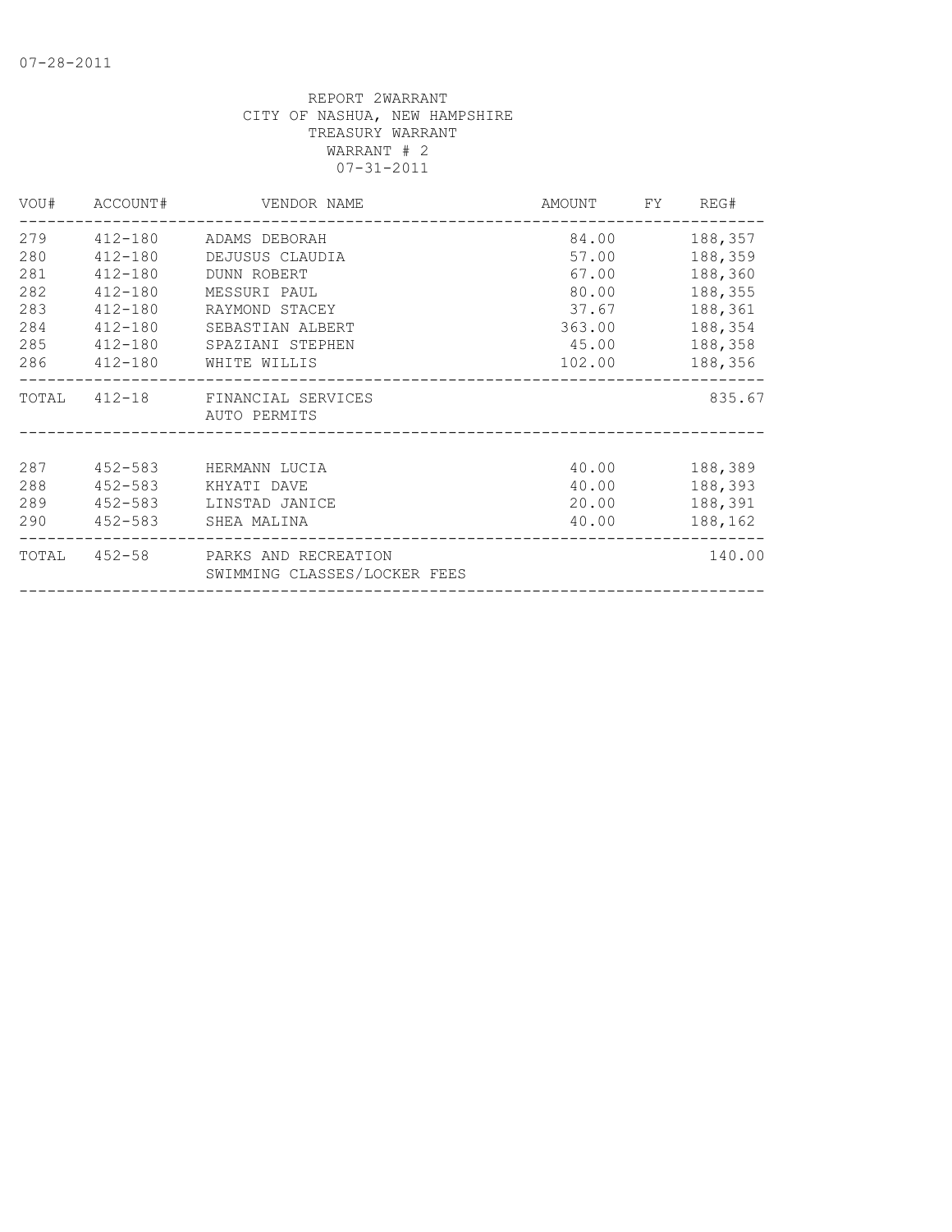07-28-2011

REPORT 2WARRANT
CITY OF NASHUA, NEW HAMPSHIRE
TREASURY WARRANT
WARRANT # 2
07-31-2011

| VOU# | ACCOUNT# | VENDOR NAME | AMOUNT | FY | REG# |
|---|---|---|---|---|---|
| 279 | 412-180 | ADAMS DEBORAH | 84.00 | | 188,357 |
| 280 | 412-180 | DEJUSUS CLAUDIA | 57.00 | | 188,359 |
| 281 | 412-180 | DUNN ROBERT | 67.00 | | 188,360 |
| 282 | 412-180 | MESSURI PAUL | 80.00 | | 188,355 |
| 283 | 412-180 | RAYMOND STACEY | 37.67 | | 188,361 |
| 284 | 412-180 | SEBASTIAN ALBERT | 363.00 | | 188,354 |
| 285 | 412-180 | SPAZIANI STEPHEN | 45.00 | | 188,358 |
| 286 | 412-180 | WHITE WILLIS | 102.00 | | 188,356 |
| TOTAL | 412-18 | FINANCIAL SERVICES AUTO PERMITS | | | 835.67 |
| 287 | 452-583 | HERMANN LUCIA | 40.00 | | 188,389 |
| 288 | 452-583 | KHYATI DAVE | 40.00 | | 188,393 |
| 289 | 452-583 | LINSTAD JANICE | 20.00 | | 188,391 |
| 290 | 452-583 | SHEA MALINA | 40.00 | | 188,162 |
| TOTAL | 452-58 | PARKS AND RECREATION SWIMMING CLASSES/LOCKER FEES | | | 140.00 |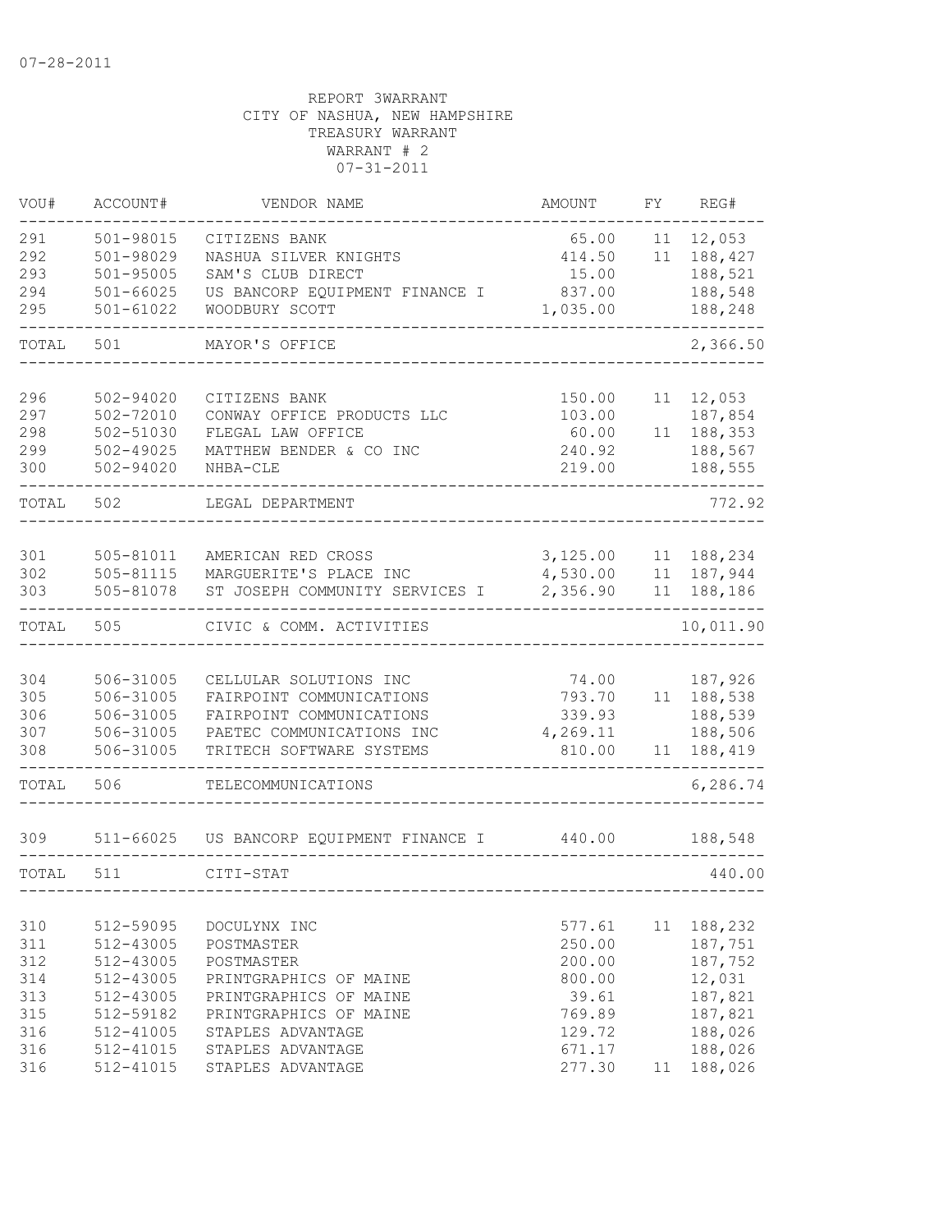07-28-2011

REPORT 3WARRANT
CITY OF NASHUA, NEW HAMPSHIRE
TREASURY WARRANT
WARRANT # 2
07-31-2011

| VOU# | ACCOUNT# | VENDOR NAME | AMOUNT | FY | REG# |
|---|---|---|---|---|---|
| 291 | 501-98015 | CITIZENS BANK | 65.00 | 11 | 12,053 |
| 292 | 501-98029 | NASHUA SILVER KNIGHTS | 414.50 | 11 | 188,427 |
| 293 | 501-95005 | SAM'S CLUB DIRECT | 15.00 | | 188,521 |
| 294 | 501-66025 | US BANCORP EQUIPMENT FINANCE I | 837.00 | | 188,548 |
| 295 | 501-61022 | WOODBURY SCOTT | 1,035.00 | | 188,248 |
| TOTAL | 501 | MAYOR'S OFFICE | | | 2,366.50 |
| 296 | 502-94020 | CITIZENS BANK | 150.00 | 11 | 12,053 |
| 297 | 502-72010 | CONWAY OFFICE PRODUCTS LLC | 103.00 | | 187,854 |
| 298 | 502-51030 | FLEGAL LAW OFFICE | 60.00 | 11 | 188,353 |
| 299 | 502-49025 | MATTHEW BENDER & CO INC | 240.92 | | 188,567 |
| 300 | 502-94020 | NHBA-CLE | 219.00 | | 188,555 |
| TOTAL | 502 | LEGAL DEPARTMENT | | | 772.92 |
| 301 | 505-81011 | AMERICAN RED CROSS | 3,125.00 | 11 | 188,234 |
| 302 | 505-81115 | MARGUERITE'S PLACE INC | 4,530.00 | 11 | 187,944 |
| 303 | 505-81078 | ST JOSEPH COMMUNITY SERVICES I | 2,356.90 | 11 | 188,186 |
| TOTAL | 505 | CIVIC & COMM. ACTIVITIES | | | 10,011.90 |
| 304 | 506-31005 | CELLULAR SOLUTIONS INC | 74.00 | | 187,926 |
| 305 | 506-31005 | FAIRPOINT COMMUNICATIONS | 793.70 | 11 | 188,538 |
| 306 | 506-31005 | FAIRPOINT COMMUNICATIONS | 339.93 | | 188,539 |
| 307 | 506-31005 | PAETEC COMMUNICATIONS INC | 4,269.11 | | 188,506 |
| 308 | 506-31005 | TRITECH SOFTWARE SYSTEMS | 810.00 | 11 | 188,419 |
| TOTAL | 506 | TELECOMMUNICATIONS | | | 6,286.74 |
| 309 | 511-66025 | US BANCORP EQUIPMENT FINANCE I | 440.00 | | 188,548 |
| TOTAL | 511 | CITI-STAT | | | 440.00 |
| 310 | 512-59095 | DOCULYNX INC | 577.61 | 11 | 188,232 |
| 311 | 512-43005 | POSTMASTER | 250.00 | | 187,751 |
| 312 | 512-43005 | POSTMASTER | 200.00 | | 187,752 |
| 314 | 512-43005 | PRINTGRAPHICS OF MAINE | 800.00 | | 12,031 |
| 313 | 512-43005 | PRINTGRAPHICS OF MAINE | 39.61 | | 187,821 |
| 315 | 512-59182 | PRINTGRAPHICS OF MAINE | 769.89 | | 187,821 |
| 316 | 512-41005 | STAPLES ADVANTAGE | 129.72 | | 188,026 |
| 316 | 512-41015 | STAPLES ADVANTAGE | 671.17 | | 188,026 |
| 316 | 512-41015 | STAPLES ADVANTAGE | 277.30 | 11 | 188,026 |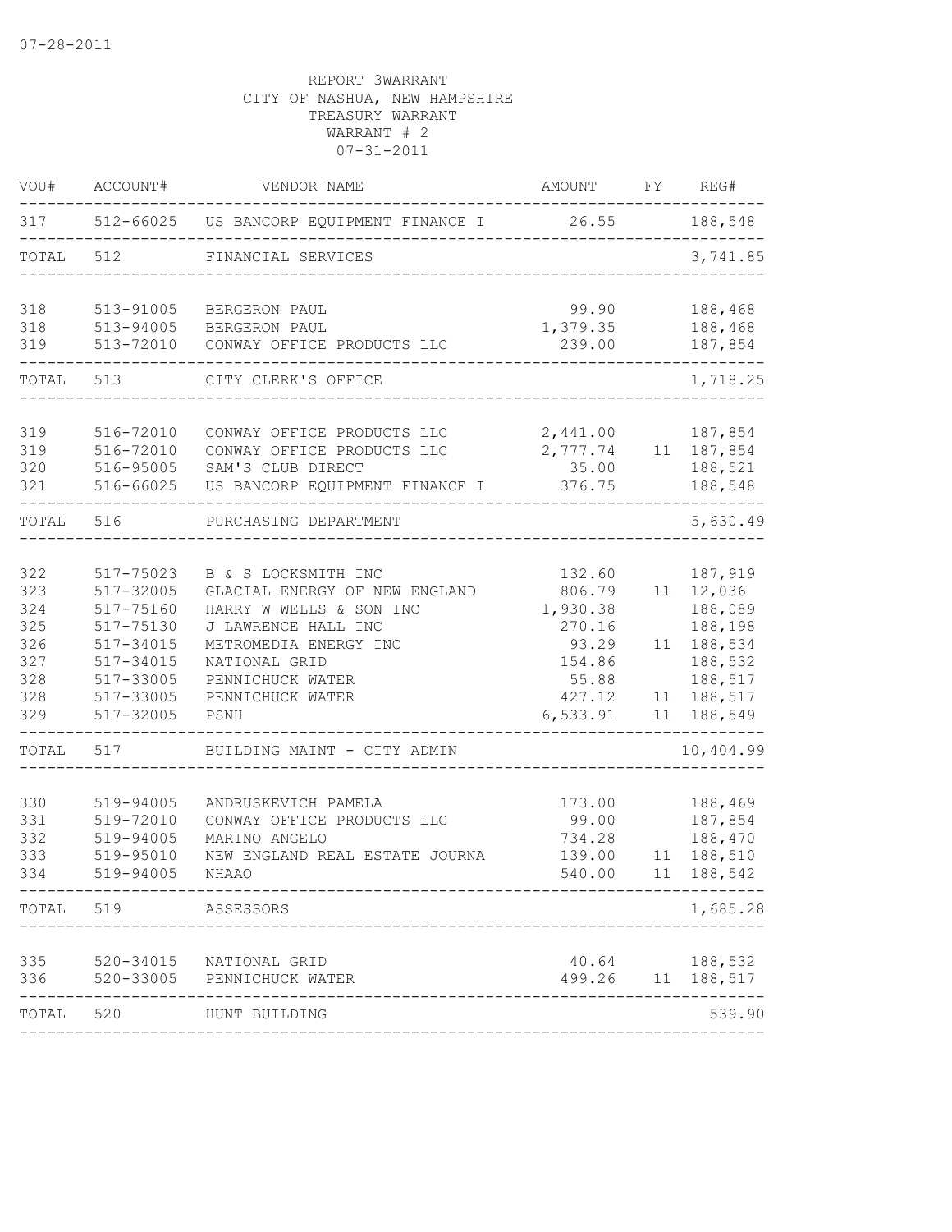07-28-2011

REPORT 3WARRANT
CITY OF NASHUA, NEW HAMPSHIRE
TREASURY WARRANT
WARRANT # 2
07-31-2011

| VOU# | ACCOUNT# | VENDOR NAME | AMOUNT | FY | REG# |
|---|---|---|---|---|---|
| 317 | 512-66025 | US BANCORP EQUIPMENT FINANCE I | 26.55 | | 188,548 |
| TOTAL | 512 | FINANCIAL SERVICES | | | 3,741.85 |
| 318 | 513-91005 | BERGERON PAUL | 99.90 | | 188,468 |
| 318 | 513-94005 | BERGERON PAUL | 1,379.35 | | 188,468 |
| 319 | 513-72010 | CONWAY OFFICE PRODUCTS LLC | 239.00 | | 187,854 |
| TOTAL | 513 | CITY CLERK'S OFFICE | | | 1,718.25 |
| 319 | 516-72010 | CONWAY OFFICE PRODUCTS LLC | 2,441.00 | | 187,854 |
| 319 | 516-72010 | CONWAY OFFICE PRODUCTS LLC | 2,777.74 | 11 | 187,854 |
| 320 | 516-95005 | SAM'S CLUB DIRECT | 35.00 | | 188,521 |
| 321 | 516-66025 | US BANCORP EQUIPMENT FINANCE I | 376.75 | | 188,548 |
| TOTAL | 516 | PURCHASING DEPARTMENT | | | 5,630.49 |
| 322 | 517-75023 | B & S LOCKSMITH INC | 132.60 | | 187,919 |
| 323 | 517-32005 | GLACIAL ENERGY OF NEW ENGLAND | 806.79 | 11 | 12,036 |
| 324 | 517-75160 | HARRY W WELLS & SON INC | 1,930.38 | | 188,089 |
| 325 | 517-75130 | J LAWRENCE HALL INC | 270.16 | | 188,198 |
| 326 | 517-34015 | METROMEDIA ENERGY INC | 93.29 | 11 | 188,534 |
| 327 | 517-34015 | NATIONAL GRID | 154.86 | | 188,532 |
| 328 | 517-33005 | PENNICHUCK WATER | 55.88 | | 188,517 |
| 328 | 517-33005 | PENNICHUCK WATER | 427.12 | 11 | 188,517 |
| 329 | 517-32005 | PSNH | 6,533.91 | 11 | 188,549 |
| TOTAL | 517 | BUILDING MAINT - CITY ADMIN | | | 10,404.99 |
| 330 | 519-94005 | ANDRUSKEVICH PAMELA | 173.00 | | 188,469 |
| 331 | 519-72010 | CONWAY OFFICE PRODUCTS LLC | 99.00 | | 187,854 |
| 332 | 519-94005 | MARINO ANGELO | 734.28 | | 188,470 |
| 333 | 519-95010 | NEW ENGLAND REAL ESTATE JOURNA | 139.00 | 11 | 188,510 |
| 334 | 519-94005 | NHAAO | 540.00 | 11 | 188,542 |
| TOTAL | 519 | ASSESSORS | | | 1,685.28 |
| 335 | 520-34015 | NATIONAL GRID | 40.64 | | 188,532 |
| 336 | 520-33005 | PENNICHUCK WATER | 499.26 | 11 | 188,517 |
| TOTAL | 520 | HUNT BUILDING | | | 539.90 |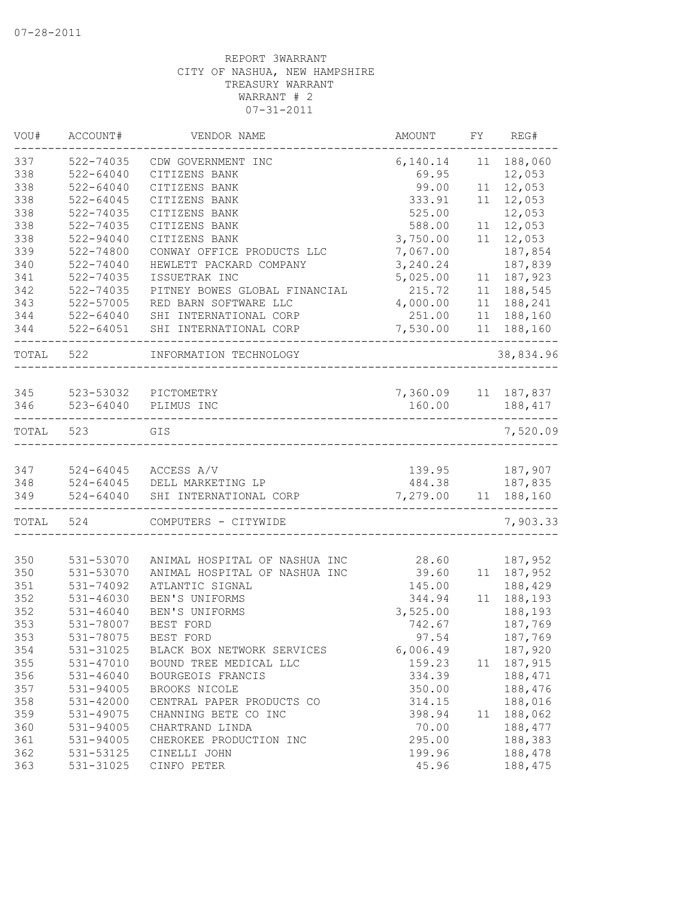07-28-2011

REPORT 3WARRANT
CITY OF NASHUA, NEW HAMPSHIRE
TREASURY WARRANT
WARRANT # 2
07-31-2011

| VOU# | ACCOUNT# | VENDOR NAME | AMOUNT | FY | REG# |
|---|---|---|---|---|---|
| 337 | 522-74035 | CDW GOVERNMENT INC | 6,140.14 | 11 | 188,060 |
| 338 | 522-64040 | CITIZENS BANK | 69.95 | | 12,053 |
| 338 | 522-64040 | CITIZENS BANK | 99.00 | 11 | 12,053 |
| 338 | 522-64045 | CITIZENS BANK | 333.91 | 11 | 12,053 |
| 338 | 522-74035 | CITIZENS BANK | 525.00 | | 12,053 |
| 338 | 522-74035 | CITIZENS BANK | 588.00 | 11 | 12,053 |
| 338 | 522-94040 | CITIZENS BANK | 3,750.00 | 11 | 12,053 |
| 339 | 522-74800 | CONWAY OFFICE PRODUCTS LLC | 7,067.00 | | 187,854 |
| 340 | 522-74040 | HEWLETT PACKARD COMPANY | 3,240.24 | | 187,839 |
| 341 | 522-74035 | ISSUETRAK INC | 5,025.00 | 11 | 187,923 |
| 342 | 522-74035 | PITNEY BOWES GLOBAL FINANCIAL | 215.72 | 11 | 188,545 |
| 343 | 522-57005 | RED BARN SOFTWARE LLC | 4,000.00 | 11 | 188,241 |
| 344 | 522-64040 | SHI INTERNATIONAL CORP | 251.00 | 11 | 188,160 |
| 344 | 522-64051 | SHI INTERNATIONAL CORP | 7,530.00 | 11 | 188,160 |
| TOTAL | 522 | INFORMATION TECHNOLOGY | | | 38,834.96 |
| 345 | 523-53032 | PICTOMETRY | 7,360.09 | 11 | 187,837 |
| 346 | 523-64040 | PLIMUS INC | 160.00 | | 188,417 |
| TOTAL | 523 | GIS | | | 7,520.09 |
| 347 | 524-64045 | ACCESS A/V | 139.95 | | 187,907 |
| 348 | 524-64045 | DELL MARKETING LP | 484.38 | | 187,835 |
| 349 | 524-64040 | SHI INTERNATIONAL CORP | 7,279.00 | 11 | 188,160 |
| TOTAL | 524 | COMPUTERS - CITYWIDE | | | 7,903.33 |
| 350 | 531-53070 | ANIMAL HOSPITAL OF NASHUA INC | 28.60 | | 187,952 |
| 350 | 531-53070 | ANIMAL HOSPITAL OF NASHUA INC | 39.60 | 11 | 187,952 |
| 351 | 531-74092 | ATLANTIC SIGNAL | 145.00 | | 188,429 |
| 352 | 531-46030 | BEN'S UNIFORMS | 344.94 | 11 | 188,193 |
| 352 | 531-46040 | BEN'S UNIFORMS | 3,525.00 | | 188,193 |
| 353 | 531-78007 | BEST FORD | 742.67 | | 187,769 |
| 353 | 531-78075 | BEST FORD | 97.54 | | 187,769 |
| 354 | 531-31025 | BLACK BOX NETWORK SERVICES | 6,006.49 | | 187,920 |
| 355 | 531-47010 | BOUND TREE MEDICAL LLC | 159.23 | 11 | 187,915 |
| 356 | 531-46040 | BOURGEOIS FRANCIS | 334.39 | | 188,471 |
| 357 | 531-94005 | BROOKS NICOLE | 350.00 | | 188,476 |
| 358 | 531-42000 | CENTRAL PAPER PRODUCTS CO | 314.15 | | 188,016 |
| 359 | 531-49075 | CHANNING BETE CO INC | 398.94 | 11 | 188,062 |
| 360 | 531-94005 | CHARTRAND LINDA | 70.00 | | 188,477 |
| 361 | 531-94005 | CHEROKEE PRODUCTION INC | 295.00 | | 188,383 |
| 362 | 531-53125 | CINELLI JOHN | 199.96 | | 188,478 |
| 363 | 531-31025 | CINFO PETER | 45.96 | | 188,475 |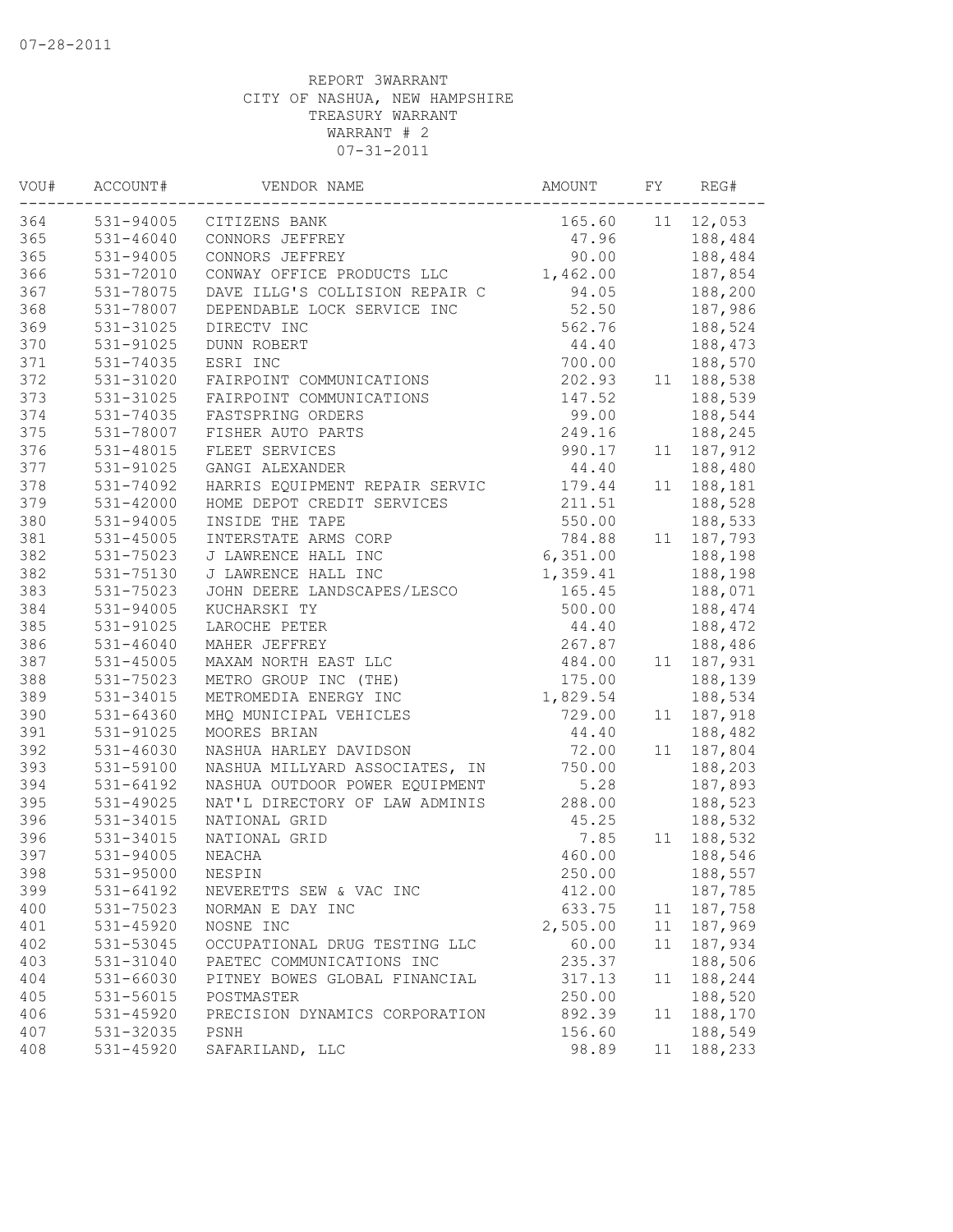07-28-2011

REPORT 3WARRANT
CITY OF NASHUA, NEW HAMPSHIRE
TREASURY WARRANT
WARRANT # 2
07-31-2011

| VOU# | ACCOUNT# | VENDOR NAME | AMOUNT | FY | REG# |
|---|---|---|---|---|---|
| 364 | 531-94005 | CITIZENS BANK | 165.60 | 11 | 12,053 |
| 365 | 531-46040 | CONNORS JEFFREY | 47.96 | | 188,484 |
| 365 | 531-94005 | CONNORS JEFFREY | 90.00 | | 188,484 |
| 366 | 531-72010 | CONWAY OFFICE PRODUCTS LLC | 1,462.00 | | 187,854 |
| 367 | 531-78075 | DAVE ILLG'S COLLISION REPAIR C | 94.05 | | 188,200 |
| 368 | 531-78007 | DEPENDABLE LOCK SERVICE INC | 52.50 | | 187,986 |
| 369 | 531-31025 | DIRECTV INC | 562.76 | | 188,524 |
| 370 | 531-91025 | DUNN ROBERT | 44.40 | | 188,473 |
| 371 | 531-74035 | ESRI INC | 700.00 | | 188,570 |
| 372 | 531-31020 | FAIRPOINT COMMUNICATIONS | 202.93 | 11 | 188,538 |
| 373 | 531-31025 | FAIRPOINT COMMUNICATIONS | 147.52 | | 188,539 |
| 374 | 531-74035 | FASTSPRING ORDERS | 99.00 | | 188,544 |
| 375 | 531-78007 | FISHER AUTO PARTS | 249.16 | | 188,245 |
| 376 | 531-48015 | FLEET SERVICES | 990.17 | 11 | 187,912 |
| 377 | 531-91025 | GANGI ALEXANDER | 44.40 | | 188,480 |
| 378 | 531-74092 | HARRIS EQUIPMENT REPAIR SERVIC | 179.44 | 11 | 188,181 |
| 379 | 531-42000 | HOME DEPOT CREDIT SERVICES | 211.51 | | 188,528 |
| 380 | 531-94005 | INSIDE THE TAPE | 550.00 | | 188,533 |
| 381 | 531-45005 | INTERSTATE ARMS CORP | 784.88 | 11 | 187,793 |
| 382 | 531-75023 | J LAWRENCE HALL INC | 6,351.00 | | 188,198 |
| 382 | 531-75130 | J LAWRENCE HALL INC | 1,359.41 | | 188,198 |
| 383 | 531-75023 | JOHN DEERE LANDSCAPES/LESCO | 165.45 | | 188,071 |
| 384 | 531-94005 | KUCHARSKI TY | 500.00 | | 188,474 |
| 385 | 531-91025 | LAROCHE PETER | 44.40 | | 188,472 |
| 386 | 531-46040 | MAHER JEFFREY | 267.87 | | 188,486 |
| 387 | 531-45005 | MAXAM NORTH EAST LLC | 484.00 | 11 | 187,931 |
| 388 | 531-75023 | METRO GROUP INC (THE) | 175.00 | | 188,139 |
| 389 | 531-34015 | METROMEDIA ENERGY INC | 1,829.54 | | 188,534 |
| 390 | 531-64360 | MHQ MUNICIPAL VEHICLES | 729.00 | 11 | 187,918 |
| 391 | 531-91025 | MOORES BRIAN | 44.40 | | 188,482 |
| 392 | 531-46030 | NASHUA HARLEY DAVIDSON | 72.00 | 11 | 187,804 |
| 393 | 531-59100 | NASHUA MILLYARD ASSOCIATES, IN | 750.00 | | 188,203 |
| 394 | 531-64192 | NASHUA OUTDOOR POWER EQUIPMENT | 5.28 | | 187,893 |
| 395 | 531-49025 | NAT'L DIRECTORY OF LAW ADMINIS | 288.00 | | 188,523 |
| 396 | 531-34015 | NATIONAL GRID | 45.25 | | 188,532 |
| 396 | 531-34015 | NATIONAL GRID | 7.85 | 11 | 188,532 |
| 397 | 531-94005 | NEACHA | 460.00 | | 188,546 |
| 398 | 531-95000 | NESPIN | 250.00 | | 188,557 |
| 399 | 531-64192 | NEVERETTS SEW & VAC INC | 412.00 | | 187,785 |
| 400 | 531-75023 | NORMAN E DAY INC | 633.75 | 11 | 187,758 |
| 401 | 531-45920 | NOSNE INC | 2,505.00 | 11 | 187,969 |
| 402 | 531-53045 | OCCUPATIONAL DRUG TESTING LLC | 60.00 | 11 | 187,934 |
| 403 | 531-31040 | PAETEC COMMUNICATIONS INC | 235.37 | | 188,506 |
| 404 | 531-66030 | PITNEY BOWES GLOBAL FINANCIAL | 317.13 | 11 | 188,244 |
| 405 | 531-56015 | POSTMASTER | 250.00 | | 188,520 |
| 406 | 531-45920 | PRECISION DYNAMICS CORPORATION | 892.39 | 11 | 188,170 |
| 407 | 531-32035 | PSNH | 156.60 | | 188,549 |
| 408 | 531-45920 | SAFARILAND, LLC | 98.89 | 11 | 188,233 |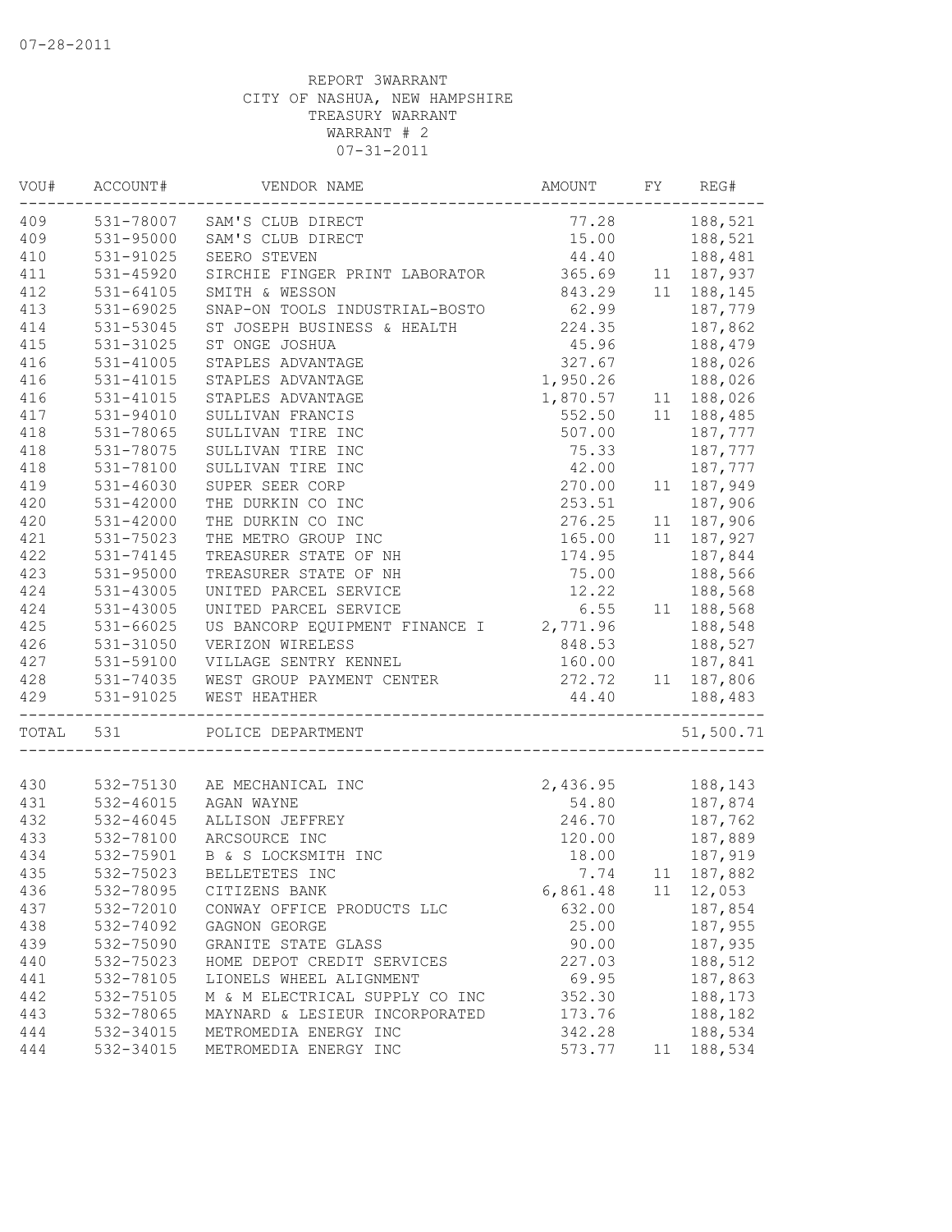07-28-2011

REPORT 3WARRANT
CITY OF NASHUA, NEW HAMPSHIRE
TREASURY WARRANT
WARRANT # 2
07-31-2011

| VOU# | ACCOUNT# | VENDOR NAME | AMOUNT | FY | REG# |
|---|---|---|---|---|---|
| 409 | 531-78007 | SAM'S CLUB DIRECT | 77.28 | | 188,521 |
| 409 | 531-95000 | SAM'S CLUB DIRECT | 15.00 | | 188,521 |
| 410 | 531-91025 | SEERO STEVEN | 44.40 | | 188,481 |
| 411 | 531-45920 | SIRCHIE FINGER PRINT LABORATOR | 365.69 | 11 | 187,937 |
| 412 | 531-64105 | SMITH & WESSON | 843.29 | 11 | 188,145 |
| 413 | 531-69025 | SNAP-ON TOOLS INDUSTRIAL-BOSTO | 62.99 | | 187,779 |
| 414 | 531-53045 | ST JOSEPH BUSINESS & HEALTH | 224.35 | | 187,862 |
| 415 | 531-31025 | ST ONGE JOSHUA | 45.96 | | 188,479 |
| 416 | 531-41005 | STAPLES ADVANTAGE | 327.67 | | 188,026 |
| 416 | 531-41015 | STAPLES ADVANTAGE | 1,950.26 | | 188,026 |
| 416 | 531-41015 | STAPLES ADVANTAGE | 1,870.57 | 11 | 188,026 |
| 417 | 531-94010 | SULLIVAN FRANCIS | 552.50 | 11 | 188,485 |
| 418 | 531-78065 | SULLIVAN TIRE INC | 507.00 | | 187,777 |
| 418 | 531-78075 | SULLIVAN TIRE INC | 75.33 | | 187,777 |
| 418 | 531-78100 | SULLIVAN TIRE INC | 42.00 | | 187,777 |
| 419 | 531-46030 | SUPER SEER CORP | 270.00 | 11 | 187,949 |
| 420 | 531-42000 | THE DURKIN CO INC | 253.51 | | 187,906 |
| 420 | 531-42000 | THE DURKIN CO INC | 276.25 | 11 | 187,906 |
| 421 | 531-75023 | THE METRO GROUP INC | 165.00 | 11 | 187,927 |
| 422 | 531-74145 | TREASURER STATE OF NH | 174.95 | | 187,844 |
| 423 | 531-95000 | TREASURER STATE OF NH | 75.00 | | 188,566 |
| 424 | 531-43005 | UNITED PARCEL SERVICE | 12.22 | | 188,568 |
| 424 | 531-43005 | UNITED PARCEL SERVICE | 6.55 | 11 | 188,568 |
| 425 | 531-66025 | US BANCORP EQUIPMENT FINANCE I | 2,771.96 | | 188,548 |
| 426 | 531-31050 | VERIZON WIRELESS | 848.53 | | 188,527 |
| 427 | 531-59100 | VILLAGE SENTRY KENNEL | 160.00 | | 187,841 |
| 428 | 531-74035 | WEST GROUP PAYMENT CENTER | 272.72 | 11 | 187,806 |
| 429 | 531-91025 | WEST HEATHER | 44.40 | | 188,483 |
| TOTAL | 531 | POLICE DEPARTMENT | | | 51,500.71 |
| 430 | 532-75130 | AE MECHANICAL INC | 2,436.95 | | 188,143 |
| 431 | 532-46015 | AGAN WAYNE | 54.80 | | 187,874 |
| 432 | 532-46045 | ALLISON JEFFREY | 246.70 | | 187,762 |
| 433 | 532-78100 | ARCSOURCE INC | 120.00 | | 187,889 |
| 434 | 532-75901 | B & S LOCKSMITH INC | 18.00 | | 187,919 |
| 435 | 532-75023 | BELLETETES INC | 7.74 | 11 | 187,882 |
| 436 | 532-78095 | CITIZENS BANK | 6,861.48 | 11 | 12,053 |
| 437 | 532-72010 | CONWAY OFFICE PRODUCTS LLC | 632.00 | | 187,854 |
| 438 | 532-74092 | GAGNON GEORGE | 25.00 | | 187,955 |
| 439 | 532-75090 | GRANITE STATE GLASS | 90.00 | | 187,935 |
| 440 | 532-75023 | HOME DEPOT CREDIT SERVICES | 227.03 | | 188,512 |
| 441 | 532-78105 | LIONELS WHEEL ALIGNMENT | 69.95 | | 187,863 |
| 442 | 532-75105 | M & M ELECTRICAL SUPPLY CO INC | 352.30 | | 188,173 |
| 443 | 532-78065 | MAYNARD & LESIEUR INCORPORATED | 173.76 | | 188,182 |
| 444 | 532-34015 | METROMEDIA ENERGY INC | 342.28 | | 188,534 |
| 444 | 532-34015 | METROMEDIA ENERGY INC | 573.77 | 11 | 188,534 |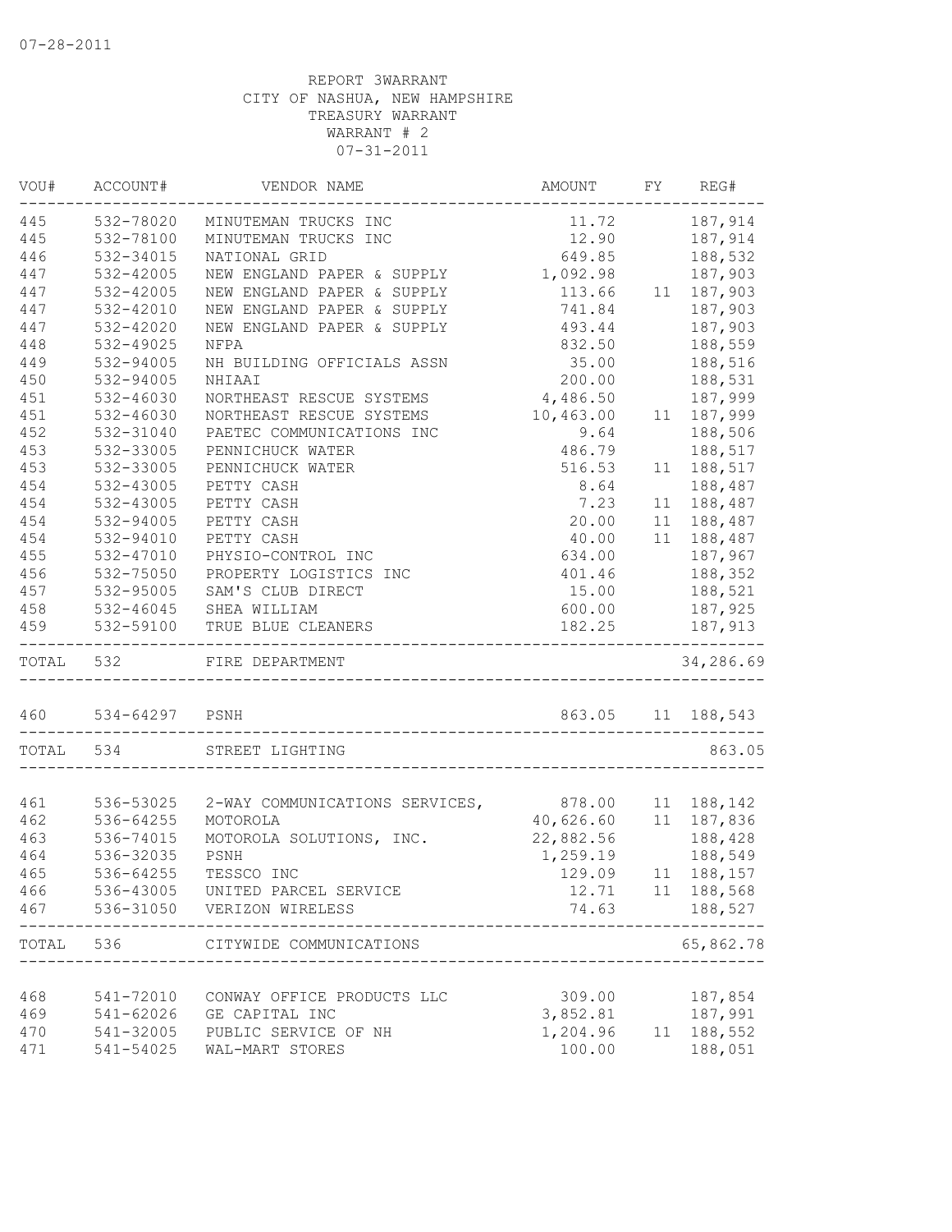07-28-2011

REPORT 3WARRANT
CITY OF NASHUA, NEW HAMPSHIRE
TREASURY WARRANT
WARRANT # 2
07-31-2011

| VOU# | ACCOUNT# | VENDOR NAME | AMOUNT | FY | REG# |
|---|---|---|---|---|---|
| 445 | 532-78020 | MINUTEMAN TRUCKS INC | 11.72 | | 187,914 |
| 445 | 532-78100 | MINUTEMAN TRUCKS INC | 12.90 | | 187,914 |
| 446 | 532-34015 | NATIONAL GRID | 649.85 | | 188,532 |
| 447 | 532-42005 | NEW ENGLAND PAPER & SUPPLY | 1,092.98 | | 187,903 |
| 447 | 532-42005 | NEW ENGLAND PAPER & SUPPLY | 113.66 | 11 | 187,903 |
| 447 | 532-42010 | NEW ENGLAND PAPER & SUPPLY | 741.84 | | 187,903 |
| 447 | 532-42020 | NEW ENGLAND PAPER & SUPPLY | 493.44 | | 187,903 |
| 448 | 532-49025 | NFPA | 832.50 | | 188,559 |
| 449 | 532-94005 | NH BUILDING OFFICIALS ASSN | 35.00 | | 188,516 |
| 450 | 532-94005 | NHIAAI | 200.00 | | 188,531 |
| 451 | 532-46030 | NORTHEAST RESCUE SYSTEMS | 4,486.50 | | 187,999 |
| 451 | 532-46030 | NORTHEAST RESCUE SYSTEMS | 10,463.00 | 11 | 187,999 |
| 452 | 532-31040 | PAETEC COMMUNICATIONS INC | 9.64 | | 188,506 |
| 453 | 532-33005 | PENNICHUCK WATER | 486.79 | | 188,517 |
| 453 | 532-33005 | PENNICHUCK WATER | 516.53 | 11 | 188,517 |
| 454 | 532-43005 | PETTY CASH | 8.64 | | 188,487 |
| 454 | 532-43005 | PETTY CASH | 7.23 | 11 | 188,487 |
| 454 | 532-94005 | PETTY CASH | 20.00 | 11 | 188,487 |
| 454 | 532-94010 | PETTY CASH | 40.00 | 11 | 188,487 |
| 455 | 532-47010 | PHYSIO-CONTROL INC | 634.00 | | 187,967 |
| 456 | 532-75050 | PROPERTY LOGISTICS INC | 401.46 | | 188,352 |
| 457 | 532-95005 | SAM'S CLUB DIRECT | 15.00 | | 188,521 |
| 458 | 532-46045 | SHEA WILLIAM | 600.00 | | 187,925 |
| 459 | 532-59100 | TRUE BLUE CLEANERS | 182.25 | | 187,913 |
| TOTAL | 532 | FIRE DEPARTMENT | | | 34,286.69 |
| 460 | 534-64297 | PSNH | 863.05 | 11 | 188,543 |
| TOTAL | 534 | STREET LIGHTING | | | 863.05 |
| 461 | 536-53025 | 2-WAY COMMUNICATIONS SERVICES, | 878.00 | 11 | 188,142 |
| 462 | 536-64255 | MOTOROLA | 40,626.60 | 11 | 187,836 |
| 463 | 536-74015 | MOTOROLA SOLUTIONS, INC. | 22,882.56 | | 188,428 |
| 464 | 536-32035 | PSNH | 1,259.19 | | 188,549 |
| 465 | 536-64255 | TESSCO INC | 129.09 | 11 | 188,157 |
| 466 | 536-43005 | UNITED PARCEL SERVICE | 12.71 | 11 | 188,568 |
| 467 | 536-31050 | VERIZON WIRELESS | 74.63 | | 188,527 |
| TOTAL | 536 | CITYWIDE COMMUNICATIONS | | | 65,862.78 |
| 468 | 541-72010 | CONWAY OFFICE PRODUCTS LLC | 309.00 | | 187,854 |
| 469 | 541-62026 | GE CAPITAL INC | 3,852.81 | | 187,991 |
| 470 | 541-32005 | PUBLIC SERVICE OF NH | 1,204.96 | 11 | 188,552 |
| 471 | 541-54025 | WAL-MART STORES | 100.00 | | 188,051 |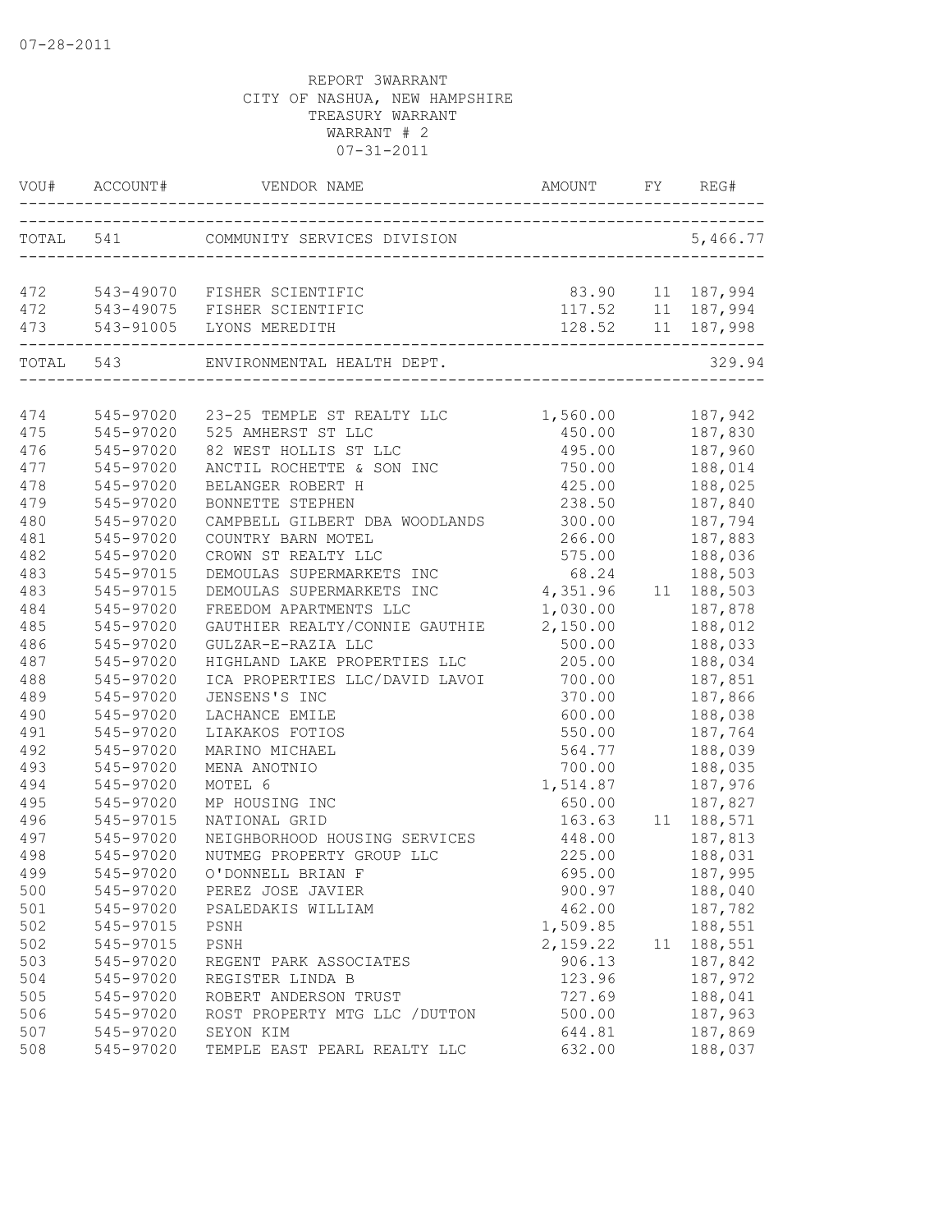07-28-2011

REPORT 3WARRANT
CITY OF NASHUA, NEW HAMPSHIRE
TREASURY WARRANT
WARRANT # 2
07-31-2011

| VOU# | ACCOUNT# | VENDOR NAME | AMOUNT | FY | REG# |
|---|---|---|---|---|---|
| TOTAL | 541 | COMMUNITY SERVICES DIVISION | | | 5,466.77 |
| 472 | 543-49070 | FISHER SCIENTIFIC | 83.90 | 11 | 187,994 |
| 472 | 543-49075 | FISHER SCIENTIFIC | 117.52 | 11 | 187,994 |
| 473 | 543-91005 | LYONS MEREDITH | 128.52 | 11 | 187,998 |
| TOTAL | 543 | ENVIRONMENTAL HEALTH DEPT. | | | 329.94 |
| 474 | 545-97020 | 23-25 TEMPLE ST REALTY LLC | 1,560.00 | | 187,942 |
| 475 | 545-97020 | 525 AMHERST ST LLC | 450.00 | | 187,830 |
| 476 | 545-97020 | 82 WEST HOLLIS ST LLC | 495.00 | | 187,960 |
| 477 | 545-97020 | ANCTIL ROCHETTE & SON INC | 750.00 | | 188,014 |
| 478 | 545-97020 | BELANGER ROBERT H | 425.00 | | 188,025 |
| 479 | 545-97020 | BONNETTE STEPHEN | 238.50 | | 187,840 |
| 480 | 545-97020 | CAMPBELL GILBERT DBA WOODLANDS | 300.00 | | 187,794 |
| 481 | 545-97020 | COUNTRY BARN MOTEL | 266.00 | | 187,883 |
| 482 | 545-97020 | CROWN ST REALTY LLC | 575.00 | | 188,036 |
| 483 | 545-97015 | DEMOULAS SUPERMARKETS INC | 68.24 | | 188,503 |
| 483 | 545-97015 | DEMOULAS SUPERMARKETS INC | 4,351.96 | 11 | 188,503 |
| 484 | 545-97020 | FREEDOM APARTMENTS LLC | 1,030.00 | | 187,878 |
| 485 | 545-97020 | GAUTHIER REALTY/CONNIE GAUTHIE | 2,150.00 | | 188,012 |
| 486 | 545-97020 | GULZAR-E-RAZIA LLC | 500.00 | | 188,033 |
| 487 | 545-97020 | HIGHLAND LAKE PROPERTIES LLC | 205.00 | | 188,034 |
| 488 | 545-97020 | ICA PROPERTIES LLC/DAVID LAVOI | 700.00 | | 187,851 |
| 489 | 545-97020 | JENSENS'S INC | 370.00 | | 187,866 |
| 490 | 545-97020 | LACHANCE EMILE | 600.00 | | 188,038 |
| 491 | 545-97020 | LIAKAKOS FOTIOS | 550.00 | | 187,764 |
| 492 | 545-97020 | MARINO MICHAEL | 564.77 | | 188,039 |
| 493 | 545-97020 | MENA ANOTNIO | 700.00 | | 188,035 |
| 494 | 545-97020 | MOTEL 6 | 1,514.87 | | 187,976 |
| 495 | 545-97020 | MP HOUSING INC | 650.00 | | 187,827 |
| 496 | 545-97015 | NATIONAL GRID | 163.63 | 11 | 188,571 |
| 497 | 545-97020 | NEIGHBORHOOD HOUSING SERVICES | 448.00 | | 187,813 |
| 498 | 545-97020 | NUTMEG PROPERTY GROUP LLC | 225.00 | | 188,031 |
| 499 | 545-97020 | O'DONNELL BRIAN F | 695.00 | | 187,995 |
| 500 | 545-97020 | PEREZ JOSE JAVIER | 900.97 | | 188,040 |
| 501 | 545-97020 | PSALEDAKIS WILLIAM | 462.00 | | 187,782 |
| 502 | 545-97015 | PSNH | 1,509.85 | | 188,551 |
| 502 | 545-97015 | PSNH | 2,159.22 | 11 | 188,551 |
| 503 | 545-97020 | REGENT PARK ASSOCIATES | 906.13 | | 187,842 |
| 504 | 545-97020 | REGISTER LINDA B | 123.96 | | 187,972 |
| 505 | 545-97020 | ROBERT ANDERSON TRUST | 727.69 | | 188,041 |
| 506 | 545-97020 | ROST PROPERTY MTG LLC /DUTTON | 500.00 | | 187,963 |
| 507 | 545-97020 | SEYON KIM | 644.81 | | 187,869 |
| 508 | 545-97020 | TEMPLE EAST PEARL REALTY LLC | 632.00 | | 188,037 |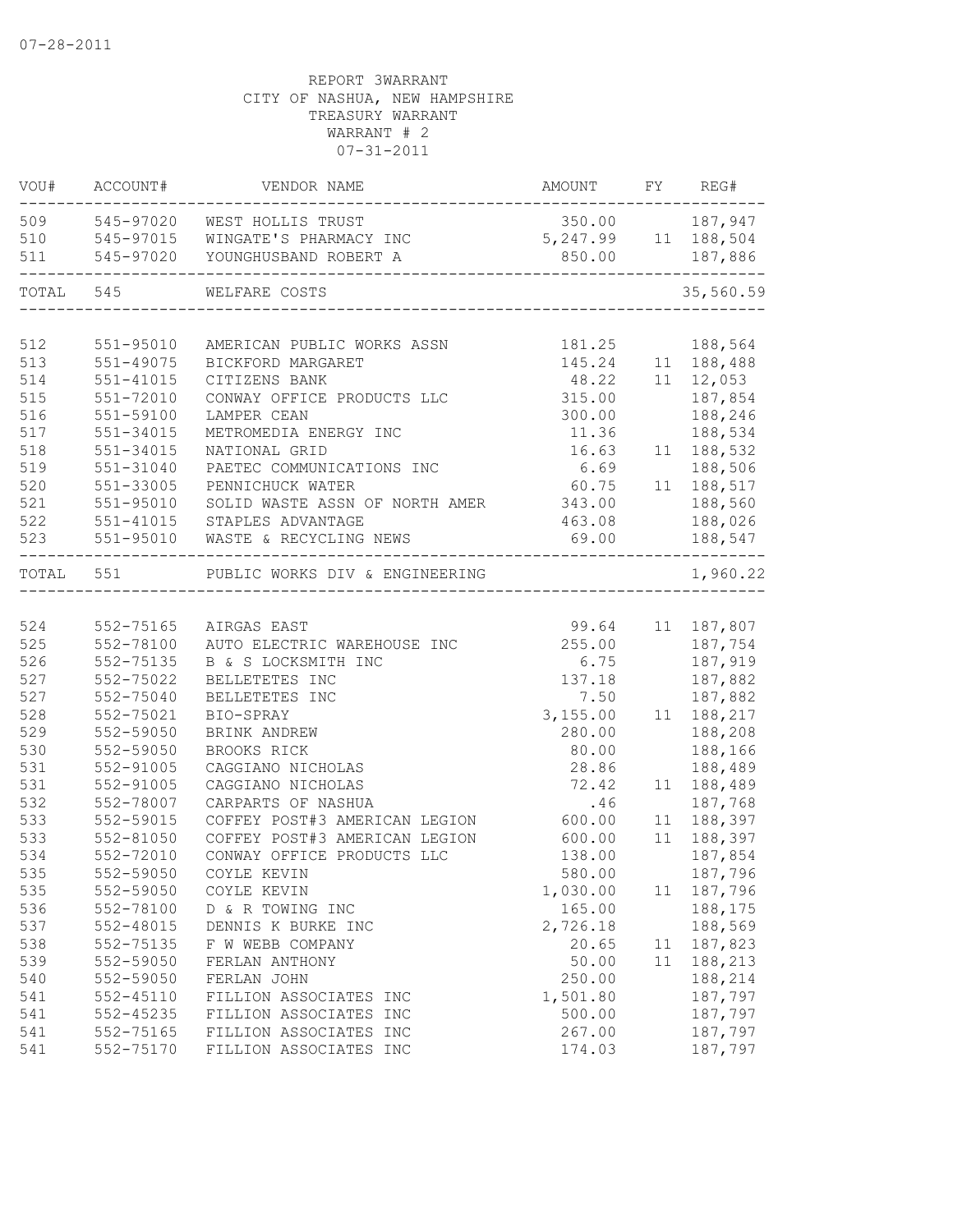07-28-2011

REPORT 3WARRANT
CITY OF NASHUA, NEW HAMPSHIRE
TREASURY WARRANT
WARRANT # 2
07-31-2011

| VOU# | ACCOUNT# | VENDOR NAME | AMOUNT | FY | REG# |
|---|---|---|---|---|---|
| 509 | 545-97020 | WEST HOLLIS TRUST | 350.00 | | 187,947 |
| 510 | 545-97015 | WINGATE'S PHARMACY INC | 5,247.99 | 11 | 188,504 |
| 511 | 545-97020 | YOUNGHUSBAND ROBERT A | 850.00 | | 187,886 |
| TOTAL | 545 | WELFARE COSTS | | | 35,560.59 |
| 512 | 551-95010 | AMERICAN PUBLIC WORKS ASSN | 181.25 | | 188,564 |
| 513 | 551-49075 | BICKFORD MARGARET | 145.24 | 11 | 188,488 |
| 514 | 551-41015 | CITIZENS BANK | 48.22 | 11 | 12,053 |
| 515 | 551-72010 | CONWAY OFFICE PRODUCTS LLC | 315.00 | | 187,854 |
| 516 | 551-59100 | LAMPER CEAN | 300.00 | | 188,246 |
| 517 | 551-34015 | METROMEDIA ENERGY INC | 11.36 | | 188,534 |
| 518 | 551-34015 | NATIONAL GRID | 16.63 | 11 | 188,532 |
| 519 | 551-31040 | PAETEC COMMUNICATIONS INC | 6.69 | | 188,506 |
| 520 | 551-33005 | PENNICHUCK WATER | 60.75 | 11 | 188,517 |
| 521 | 551-95010 | SOLID WASTE ASSN OF NORTH AMER | 343.00 | | 188,560 |
| 522 | 551-41015 | STAPLES ADVANTAGE | 463.08 | | 188,026 |
| 523 | 551-95010 | WASTE & RECYCLING NEWS | 69.00 | | 188,547 |
| TOTAL | 551 | PUBLIC WORKS DIV & ENGINEERING | | | 1,960.22 |
| 524 | 552-75165 | AIRGAS EAST | 99.64 | 11 | 187,807 |
| 525 | 552-78100 | AUTO ELECTRIC WAREHOUSE INC | 255.00 | | 187,754 |
| 526 | 552-75135 | B & S LOCKSMITH INC | 6.75 | | 187,919 |
| 527 | 552-75022 | BELLETETES INC | 137.18 | | 187,882 |
| 527 | 552-75040 | BELLETETES INC | 7.50 | | 187,882 |
| 528 | 552-75021 | BIO-SPRAY | 3,155.00 | 11 | 188,217 |
| 529 | 552-59050 | BRINK ANDREW | 280.00 | | 188,208 |
| 530 | 552-59050 | BROOKS RICK | 80.00 | | 188,166 |
| 531 | 552-91005 | CAGGIANO NICHOLAS | 28.86 | | 188,489 |
| 531 | 552-91005 | CAGGIANO NICHOLAS | 72.42 | 11 | 188,489 |
| 532 | 552-78007 | CARPARTS OF NASHUA | .46 | | 187,768 |
| 533 | 552-59015 | COFFEY POST#3 AMERICAN LEGION | 600.00 | 11 | 188,397 |
| 533 | 552-81050 | COFFEY POST#3 AMERICAN LEGION | 600.00 | 11 | 188,397 |
| 534 | 552-72010 | CONWAY OFFICE PRODUCTS LLC | 138.00 | | 187,854 |
| 535 | 552-59050 | COYLE KEVIN | 580.00 | | 187,796 |
| 535 | 552-59050 | COYLE KEVIN | 1,030.00 | 11 | 187,796 |
| 536 | 552-78100 | D & R TOWING INC | 165.00 | | 188,175 |
| 537 | 552-48015 | DENNIS K BURKE INC | 2,726.18 | | 188,569 |
| 538 | 552-75135 | F W WEBB COMPANY | 20.65 | 11 | 187,823 |
| 539 | 552-59050 | FERLAN ANTHONY | 50.00 | 11 | 188,213 |
| 540 | 552-59050 | FERLAN JOHN | 250.00 | | 188,214 |
| 541 | 552-45110 | FILLION ASSOCIATES INC | 1,501.80 | | 187,797 |
| 541 | 552-45235 | FILLION ASSOCIATES INC | 500.00 | | 187,797 |
| 541 | 552-75165 | FILLION ASSOCIATES INC | 267.00 | | 187,797 |
| 541 | 552-75170 | FILLION ASSOCIATES INC | 174.03 | | 187,797 |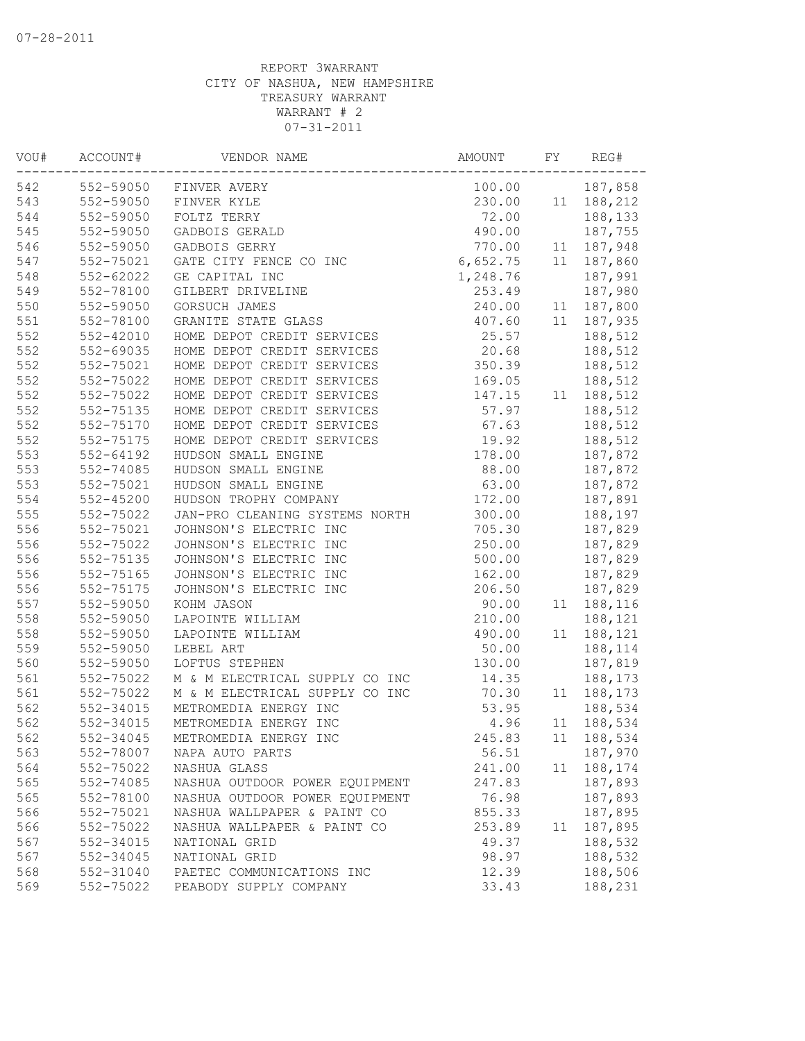07-28-2011

REPORT 3WARRANT
CITY OF NASHUA, NEW HAMPSHIRE
TREASURY WARRANT
WARRANT # 2
07-31-2011

| VOU# | ACCOUNT# | VENDOR NAME | AMOUNT | FY | REG# |
|---|---|---|---|---|---|
| 542 | 552-59050 | FINVER AVERY | 100.00 | | 187,858 |
| 543 | 552-59050 | FINVER KYLE | 230.00 | 11 | 188,212 |
| 544 | 552-59050 | FOLTZ TERRY | 72.00 | | 188,133 |
| 545 | 552-59050 | GADBOIS GERALD | 490.00 | | 187,755 |
| 546 | 552-59050 | GADBOIS GERRY | 770.00 | 11 | 187,948 |
| 547 | 552-75021 | GATE CITY FENCE CO INC | 6,652.75 | 11 | 187,860 |
| 548 | 552-62022 | GE CAPITAL INC | 1,248.76 | | 187,991 |
| 549 | 552-78100 | GILBERT DRIVELINE | 253.49 | | 187,980 |
| 550 | 552-59050 | GORSUCH JAMES | 240.00 | 11 | 187,800 |
| 551 | 552-78100 | GRANITE STATE GLASS | 407.60 | 11 | 187,935 |
| 552 | 552-42010 | HOME DEPOT CREDIT SERVICES | 25.57 | | 188,512 |
| 552 | 552-69035 | HOME DEPOT CREDIT SERVICES | 20.68 | | 188,512 |
| 552 | 552-75021 | HOME DEPOT CREDIT SERVICES | 350.39 | | 188,512 |
| 552 | 552-75022 | HOME DEPOT CREDIT SERVICES | 169.05 | | 188,512 |
| 552 | 552-75022 | HOME DEPOT CREDIT SERVICES | 147.15 | 11 | 188,512 |
| 552 | 552-75135 | HOME DEPOT CREDIT SERVICES | 57.97 | | 188,512 |
| 552 | 552-75170 | HOME DEPOT CREDIT SERVICES | 67.63 | | 188,512 |
| 552 | 552-75175 | HOME DEPOT CREDIT SERVICES | 19.92 | | 188,512 |
| 553 | 552-64192 | HUDSON SMALL ENGINE | 178.00 | | 187,872 |
| 553 | 552-74085 | HUDSON SMALL ENGINE | 88.00 | | 187,872 |
| 553 | 552-75021 | HUDSON SMALL ENGINE | 63.00 | | 187,872 |
| 554 | 552-45200 | HUDSON TROPHY COMPANY | 172.00 | | 187,891 |
| 555 | 552-75022 | JAN-PRO CLEANING SYSTEMS NORTH | 300.00 | | 188,197 |
| 556 | 552-75021 | JOHNSON'S ELECTRIC INC | 705.30 | | 187,829 |
| 556 | 552-75022 | JOHNSON'S ELECTRIC INC | 250.00 | | 187,829 |
| 556 | 552-75135 | JOHNSON'S ELECTRIC INC | 500.00 | | 187,829 |
| 556 | 552-75165 | JOHNSON'S ELECTRIC INC | 162.00 | | 187,829 |
| 556 | 552-75175 | JOHNSON'S ELECTRIC INC | 206.50 | | 187,829 |
| 557 | 552-59050 | KOHM JASON | 90.00 | 11 | 188,116 |
| 558 | 552-59050 | LAPOINTE WILLIAM | 210.00 | | 188,121 |
| 558 | 552-59050 | LAPOINTE WILLIAM | 490.00 | 11 | 188,121 |
| 559 | 552-59050 | LEBEL ART | 50.00 | | 188,114 |
| 560 | 552-59050 | LOFTUS STEPHEN | 130.00 | | 187,819 |
| 561 | 552-75022 | M & M ELECTRICAL SUPPLY CO INC | 14.35 | | 188,173 |
| 561 | 552-75022 | M & M ELECTRICAL SUPPLY CO INC | 70.30 | 11 | 188,173 |
| 562 | 552-34015 | METROMEDIA ENERGY INC | 53.95 | | 188,534 |
| 562 | 552-34015 | METROMEDIA ENERGY INC | 4.96 | 11 | 188,534 |
| 562 | 552-34045 | METROMEDIA ENERGY INC | 245.83 | 11 | 188,534 |
| 563 | 552-78007 | NAPA AUTO PARTS | 56.51 | | 187,970 |
| 564 | 552-75022 | NASHUA GLASS | 241.00 | 11 | 188,174 |
| 565 | 552-74085 | NASHUA OUTDOOR POWER EQUIPMENT | 247.83 | | 187,893 |
| 565 | 552-78100 | NASHUA OUTDOOR POWER EQUIPMENT | 76.98 | | 187,893 |
| 566 | 552-75021 | NASHUA WALLPAPER & PAINT CO | 855.33 | | 187,895 |
| 566 | 552-75022 | NASHUA WALLPAPER & PAINT CO | 253.89 | 11 | 187,895 |
| 567 | 552-34015 | NATIONAL GRID | 49.37 | | 188,532 |
| 567 | 552-34045 | NATIONAL GRID | 98.97 | | 188,532 |
| 568 | 552-31040 | PAETEC COMMUNICATIONS INC | 12.39 | | 188,506 |
| 569 | 552-75022 | PEABODY SUPPLY COMPANY | 33.43 | | 188,231 |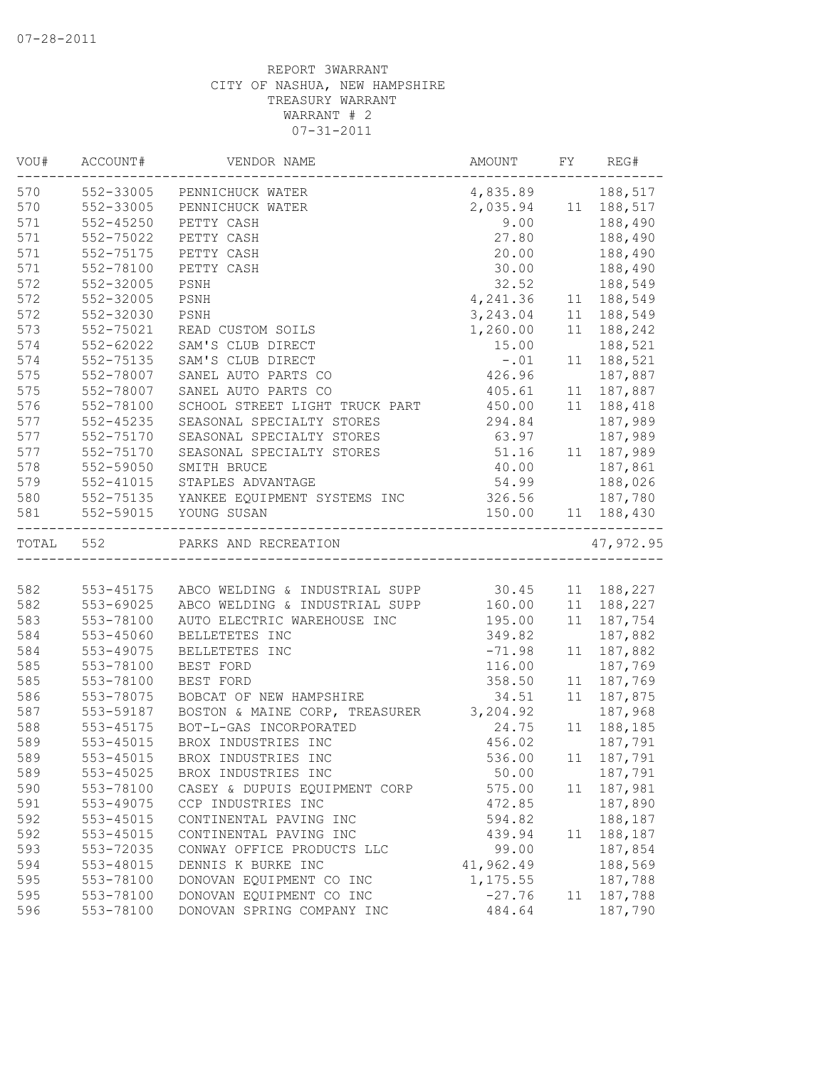07-28-2011

REPORT 3WARRANT
CITY OF NASHUA, NEW HAMPSHIRE
TREASURY WARRANT
WARRANT # 2
07-31-2011

| VOU# | ACCOUNT# | VENDOR NAME | AMOUNT | FY | REG# |
|---|---|---|---|---|---|
| 570 | 552-33005 | PENNICHUCK WATER | 4,835.89 | | 188,517 |
| 570 | 552-33005 | PENNICHUCK WATER | 2,035.94 | 11 | 188,517 |
| 571 | 552-45250 | PETTY CASH | 9.00 | | 188,490 |
| 571 | 552-75022 | PETTY CASH | 27.80 | | 188,490 |
| 571 | 552-75175 | PETTY CASH | 20.00 | | 188,490 |
| 571 | 552-78100 | PETTY CASH | 30.00 | | 188,490 |
| 572 | 552-32005 | PSNH | 32.52 | | 188,549 |
| 572 | 552-32005 | PSNH | 4,241.36 | 11 | 188,549 |
| 572 | 552-32030 | PSNH | 3,243.04 | 11 | 188,549 |
| 573 | 552-75021 | READ CUSTOM SOILS | 1,260.00 | 11 | 188,242 |
| 574 | 552-62022 | SAM'S CLUB DIRECT | 15.00 | | 188,521 |
| 574 | 552-75135 | SAM'S CLUB DIRECT | -.01 | 11 | 188,521 |
| 575 | 552-78007 | SANEL AUTO PARTS CO | 426.96 | | 187,887 |
| 575 | 552-78007 | SANEL AUTO PARTS CO | 405.61 | 11 | 187,887 |
| 576 | 552-78100 | SCHOOL STREET LIGHT TRUCK PART | 450.00 | 11 | 188,418 |
| 577 | 552-45235 | SEASONAL SPECIALTY STORES | 294.84 | | 187,989 |
| 577 | 552-75170 | SEASONAL SPECIALTY STORES | 63.97 | | 187,989 |
| 577 | 552-75170 | SEASONAL SPECIALTY STORES | 51.16 | 11 | 187,989 |
| 578 | 552-59050 | SMITH BRUCE | 40.00 | | 187,861 |
| 579 | 552-41015 | STAPLES ADVANTAGE | 54.99 | | 188,026 |
| 580 | 552-75135 | YANKEE EQUIPMENT SYSTEMS INC | 326.56 | | 187,780 |
| 581 | 552-59015 | YOUNG SUSAN | 150.00 | 11 | 188,430 |
| TOTAL | 552 | PARKS AND RECREATION | | | 47,972.95 |
| 582 | 553-45175 | ABCO WELDING & INDUSTRIAL SUPP | 30.45 | 11 | 188,227 |
| 582 | 553-69025 | ABCO WELDING & INDUSTRIAL SUPP | 160.00 | 11 | 188,227 |
| 583 | 553-78100 | AUTO ELECTRIC WAREHOUSE INC | 195.00 | 11 | 187,754 |
| 584 | 553-45060 | BELLETETES INC | 349.82 | | 187,882 |
| 584 | 553-49075 | BELLETETES INC | -71.98 | 11 | 187,882 |
| 585 | 553-78100 | BEST FORD | 116.00 | | 187,769 |
| 585 | 553-78100 | BEST FORD | 358.50 | 11 | 187,769 |
| 586 | 553-78075 | BOBCAT OF NEW HAMPSHIRE | 34.51 | 11 | 187,875 |
| 587 | 553-59187 | BOSTON & MAINE CORP, TREASURER | 3,204.92 | | 187,968 |
| 588 | 553-45175 | BOT-L-GAS INCORPORATED | 24.75 | 11 | 188,185 |
| 589 | 553-45015 | BROX INDUSTRIES INC | 456.02 | | 187,791 |
| 589 | 553-45015 | BROX INDUSTRIES INC | 536.00 | 11 | 187,791 |
| 589 | 553-45025 | BROX INDUSTRIES INC | 50.00 | | 187,791 |
| 590 | 553-78100 | CASEY & DUPUIS EQUIPMENT CORP | 575.00 | 11 | 187,981 |
| 591 | 553-49075 | CCP INDUSTRIES INC | 472.85 | | 187,890 |
| 592 | 553-45015 | CONTINENTAL PAVING INC | 594.82 | | 188,187 |
| 592 | 553-45015 | CONTINENTAL PAVING INC | 439.94 | 11 | 188,187 |
| 593 | 553-72035 | CONWAY OFFICE PRODUCTS LLC | 99.00 | | 187,854 |
| 594 | 553-48015 | DENNIS K BURKE INC | 41,962.49 | | 188,569 |
| 595 | 553-78100 | DONOVAN EQUIPMENT CO INC | 1,175.55 | | 187,788 |
| 595 | 553-78100 | DONOVAN EQUIPMENT CO INC | -27.76 | 11 | 187,788 |
| 596 | 553-78100 | DONOVAN SPRING COMPANY INC | 484.64 | | 187,790 |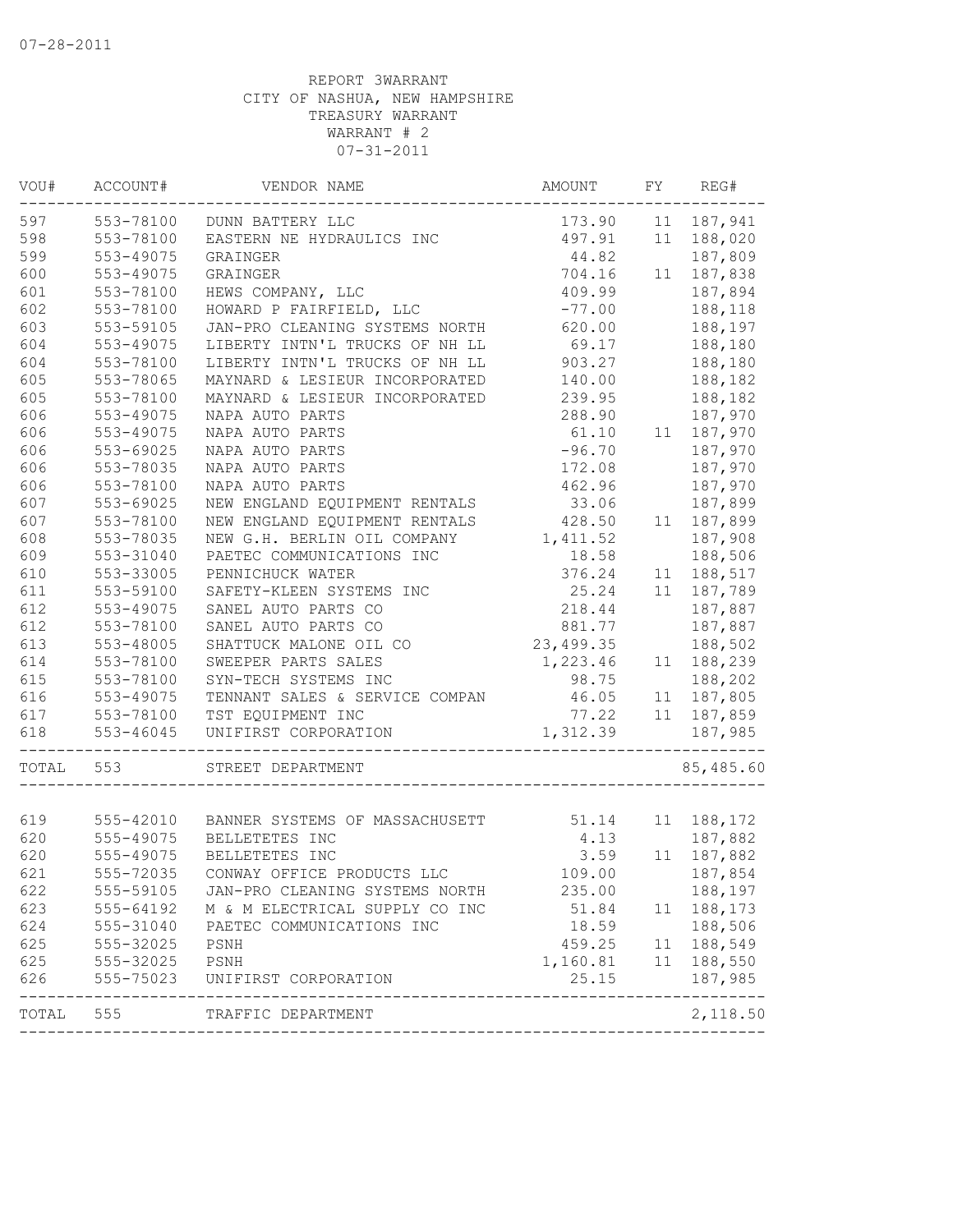07-28-2011

REPORT 3WARRANT
CITY OF NASHUA, NEW HAMPSHIRE
TREASURY WARRANT
WARRANT # 2
07-31-2011

| VOU# | ACCOUNT# | VENDOR NAME | AMOUNT | FY | REG# |
|---|---|---|---|---|---|
| 597 | 553-78100 | DUNN BATTERY LLC | 173.90 | 11 | 187,941 |
| 598 | 553-78100 | EASTERN NE HYDRAULICS INC | 497.91 | 11 | 188,020 |
| 599 | 553-49075 | GRAINGER | 44.82 | | 187,809 |
| 600 | 553-49075 | GRAINGER | 704.16 | 11 | 187,838 |
| 601 | 553-78100 | HEWS COMPANY, LLC | 409.99 | | 187,894 |
| 602 | 553-78100 | HOWARD P FAIRFIELD, LLC | -77.00 | | 188,118 |
| 603 | 553-59105 | JAN-PRO CLEANING SYSTEMS NORTH | 620.00 | | 188,197 |
| 604 | 553-49075 | LIBERTY INTN'L TRUCKS OF NH LL | 69.17 | | 188,180 |
| 604 | 553-78100 | LIBERTY INTN'L TRUCKS OF NH LL | 903.27 | | 188,180 |
| 605 | 553-78065 | MAYNARD & LESIEUR INCORPORATED | 140.00 | | 188,182 |
| 605 | 553-78100 | MAYNARD & LESIEUR INCORPORATED | 239.95 | | 188,182 |
| 606 | 553-49075 | NAPA AUTO PARTS | 288.90 | | 187,970 |
| 606 | 553-49075 | NAPA AUTO PARTS | 61.10 | 11 | 187,970 |
| 606 | 553-69025 | NAPA AUTO PARTS | -96.70 | | 187,970 |
| 606 | 553-78035 | NAPA AUTO PARTS | 172.08 | | 187,970 |
| 606 | 553-78100 | NAPA AUTO PARTS | 462.96 | | 187,970 |
| 607 | 553-69025 | NEW ENGLAND EQUIPMENT RENTALS | 33.06 | | 187,899 |
| 607 | 553-78100 | NEW ENGLAND EQUIPMENT RENTALS | 428.50 | 11 | 187,899 |
| 608 | 553-78035 | NEW G.H. BERLIN OIL COMPANY | 1,411.52 | | 187,908 |
| 609 | 553-31040 | PAETEC COMMUNICATIONS INC | 18.58 | | 188,506 |
| 610 | 553-33005 | PENNICHUCK WATER | 376.24 | 11 | 188,517 |
| 611 | 553-59100 | SAFETY-KLEEN SYSTEMS INC | 25.24 | 11 | 187,789 |
| 612 | 553-49075 | SANEL AUTO PARTS CO | 218.44 | | 187,887 |
| 612 | 553-78100 | SANEL AUTO PARTS CO | 881.77 | | 187,887 |
| 613 | 553-48005 | SHATTUCK MALONE OIL CO | 23,499.35 | | 188,502 |
| 614 | 553-78100 | SWEEPER PARTS SALES | 1,223.46 | 11 | 188,239 |
| 615 | 553-78100 | SYN-TECH SYSTEMS INC | 98.75 | | 188,202 |
| 616 | 553-49075 | TENNANT SALES & SERVICE COMPAN | 46.05 | 11 | 187,805 |
| 617 | 553-78100 | TST EQUIPMENT INC | 77.22 | 11 | 187,859 |
| 618 | 553-46045 | UNIFIRST CORPORATION | 1,312.39 | | 187,985 |
| TOTAL | 553 | STREET DEPARTMENT | | | 85,485.60 |
| 619 | 555-42010 | BANNER SYSTEMS OF MASSACHUSETT | 51.14 | 11 | 188,172 |
| 620 | 555-49075 | BELLETETES INC | 4.13 | | 187,882 |
| 620 | 555-49075 | BELLETETES INC | 3.59 | 11 | 187,882 |
| 621 | 555-72035 | CONWAY OFFICE PRODUCTS LLC | 109.00 | | 187,854 |
| 622 | 555-59105 | JAN-PRO CLEANING SYSTEMS NORTH | 235.00 | | 188,197 |
| 623 | 555-64192 | M & M ELECTRICAL SUPPLY CO INC | 51.84 | 11 | 188,173 |
| 624 | 555-31040 | PAETEC COMMUNICATIONS INC | 18.59 | | 188,506 |
| 625 | 555-32025 | PSNH | 459.25 | 11 | 188,549 |
| 625 | 555-32025 | PSNH | 1,160.81 | 11 | 188,550 |
| 626 | 555-75023 | UNIFIRST CORPORATION | 25.15 | | 187,985 |
| TOTAL | 555 | TRAFFIC DEPARTMENT | | | 2,118.50 |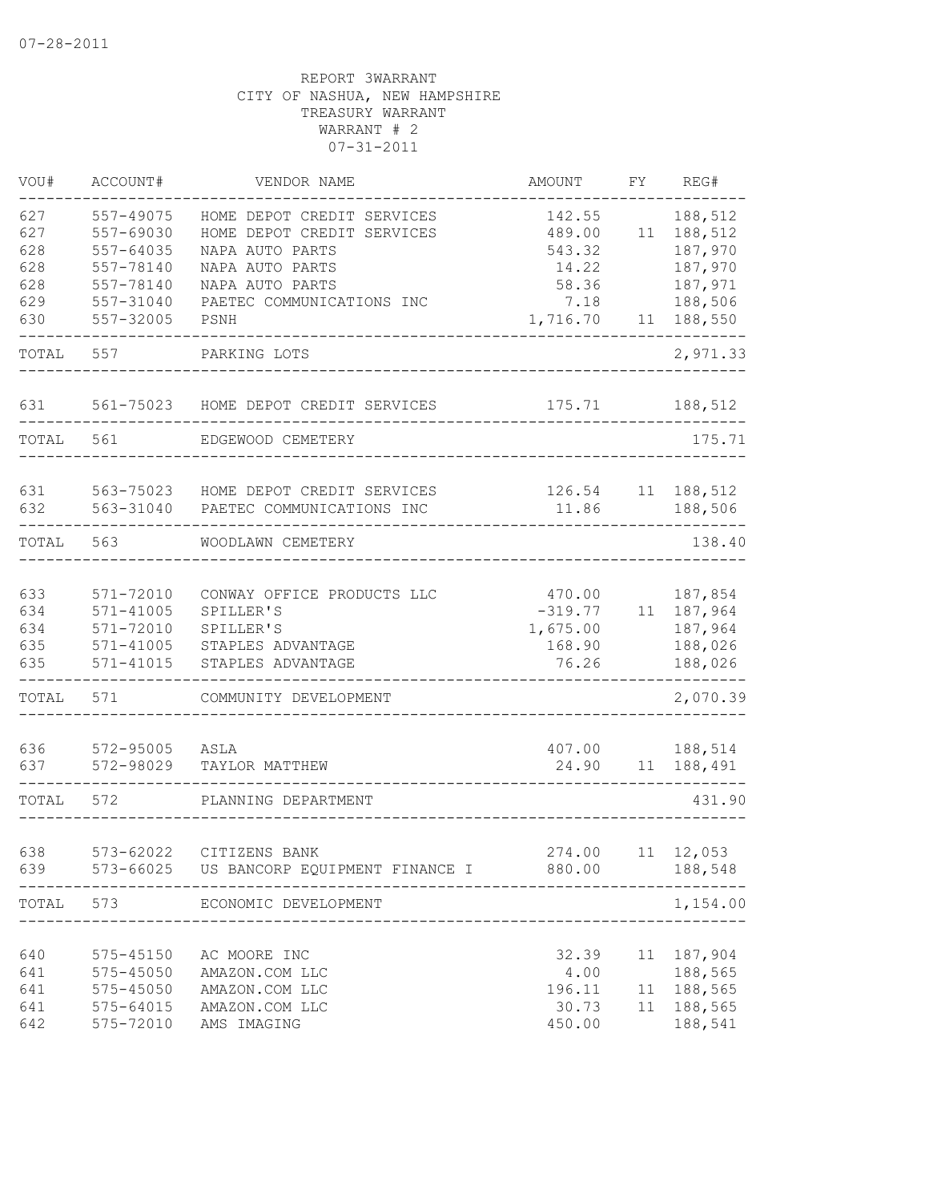07-28-2011

REPORT 3WARRANT
CITY OF NASHUA, NEW HAMPSHIRE
TREASURY WARRANT
WARRANT # 2
07-31-2011

| VOU# | ACCOUNT# | VENDOR NAME | AMOUNT | FY | REG# |
|---|---|---|---|---|---|
| 627 | 557-49075 | HOME DEPOT CREDIT SERVICES | 142.55 | | 188,512 |
| 627 | 557-69030 | HOME DEPOT CREDIT SERVICES | 489.00 | 11 | 188,512 |
| 628 | 557-64035 | NAPA AUTO PARTS | 543.32 | | 187,970 |
| 628 | 557-78140 | NAPA AUTO PARTS | 14.22 | | 187,970 |
| 628 | 557-78140 | NAPA AUTO PARTS | 58.36 | | 187,971 |
| 629 | 557-31040 | PAETEC COMMUNICATIONS INC | 7.18 | | 188,506 |
| 630 | 557-32005 | PSNH | 1,716.70 | 11 | 188,550 |
| TOTAL | 557 | PARKING LOTS | | | 2,971.33 |
| 631 | 561-75023 | HOME DEPOT CREDIT SERVICES | 175.71 | | 188,512 |
| TOTAL | 561 | EDGEWOOD CEMETERY | | | 175.71 |
| 631 | 563-75023 | HOME DEPOT CREDIT SERVICES | 126.54 | 11 | 188,512 |
| 632 | 563-31040 | PAETEC COMMUNICATIONS INC | 11.86 | | 188,506 |
| TOTAL | 563 | WOODLAWN CEMETERY | | | 138.40 |
| 633 | 571-72010 | CONWAY OFFICE PRODUCTS LLC | 470.00 | | 187,854 |
| 634 | 571-41005 | SPILLER'S | -319.77 | 11 | 187,964 |
| 634 | 571-72010 | SPILLER'S | 1,675.00 | | 187,964 |
| 635 | 571-41005 | STAPLES ADVANTAGE | 168.90 | | 188,026 |
| 635 | 571-41015 | STAPLES ADVANTAGE | 76.26 | | 188,026 |
| TOTAL | 571 | COMMUNITY DEVELOPMENT | | | 2,070.39 |
| 636 | 572-95005 | ASLA | 407.00 | | 188,514 |
| 637 | 572-98029 | TAYLOR MATTHEW | 24.90 | 11 | 188,491 |
| TOTAL | 572 | PLANNING DEPARTMENT | | | 431.90 |
| 638 | 573-62022 | CITIZENS BANK | 274.00 | 11 | 12,053 |
| 639 | 573-66025 | US BANCORP EQUIPMENT FINANCE I | 880.00 | | 188,548 |
| TOTAL | 573 | ECONOMIC DEVELOPMENT | | | 1,154.00 |
| 640 | 575-45150 | AC MOORE INC | 32.39 | 11 | 187,904 |
| 641 | 575-45050 | AMAZON.COM LLC | 4.00 | | 188,565 |
| 641 | 575-45050 | AMAZON.COM LLC | 196.11 | 11 | 188,565 |
| 641 | 575-64015 | AMAZON.COM LLC | 30.73 | 11 | 188,565 |
| 642 | 575-72010 | AMS IMAGING | 450.00 | | 188,541 |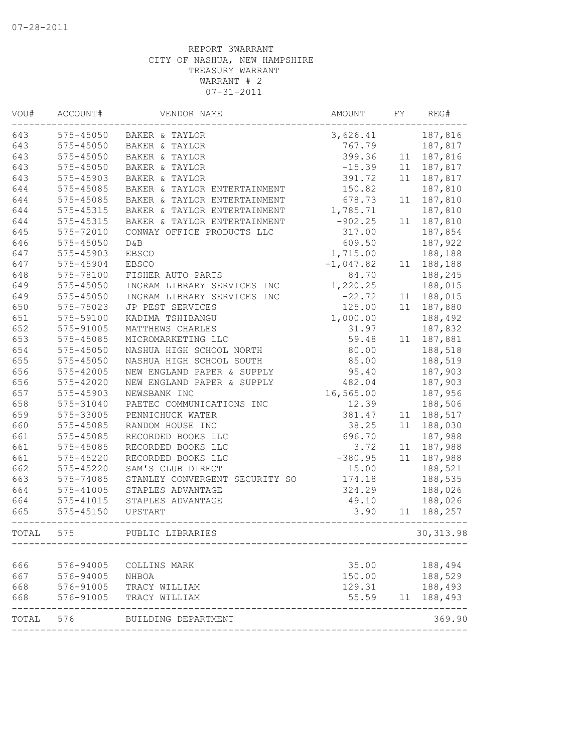REPORT 3WARRANT
CITY OF NASHUA, NEW HAMPSHIRE
TREASURY WARRANT
WARRANT # 2
07-31-2011

| VOU# | ACCOUNT# | VENDOR NAME | AMOUNT | FY | REG# |
|---|---|---|---|---|---|
| 643 | 575-45050 | BAKER & TAYLOR | 3,626.41 | | 187,816 |
| 643 | 575-45050 | BAKER & TAYLOR | 767.79 | | 187,817 |
| 643 | 575-45050 | BAKER & TAYLOR | 399.36 | 11 | 187,816 |
| 643 | 575-45050 | BAKER & TAYLOR | -15.39 | 11 | 187,817 |
| 643 | 575-45903 | BAKER & TAYLOR | 391.72 | 11 | 187,817 |
| 644 | 575-45085 | BAKER & TAYLOR ENTERTAINMENT | 150.82 | | 187,810 |
| 644 | 575-45085 | BAKER & TAYLOR ENTERTAINMENT | 678.73 | 11 | 187,810 |
| 644 | 575-45315 | BAKER & TAYLOR ENTERTAINMENT | 1,785.71 | | 187,810 |
| 644 | 575-45315 | BAKER & TAYLOR ENTERTAINMENT | -902.25 | 11 | 187,810 |
| 645 | 575-72010 | CONWAY OFFICE PRODUCTS LLC | 317.00 | | 187,854 |
| 646 | 575-45050 | D&B | 609.50 | | 187,922 |
| 647 | 575-45903 | EBSCO | 1,715.00 | | 188,188 |
| 647 | 575-45904 | EBSCO | -1,047.82 | 11 | 188,188 |
| 648 | 575-78100 | FISHER AUTO PARTS | 84.70 | | 188,245 |
| 649 | 575-45050 | INGRAM LIBRARY SERVICES INC | 1,220.25 | | 188,015 |
| 649 | 575-45050 | INGRAM LIBRARY SERVICES INC | -22.72 | 11 | 188,015 |
| 650 | 575-75023 | JP PEST SERVICES | 125.00 | 11 | 187,880 |
| 651 | 575-59100 | KADIMA TSHIBANGU | 1,000.00 | | 188,492 |
| 652 | 575-91005 | MATTHEWS CHARLES | 31.97 | | 187,832 |
| 653 | 575-45085 | MICROMARKETING LLC | 59.48 | 11 | 187,881 |
| 654 | 575-45050 | NASHUA HIGH SCHOOL NORTH | 80.00 | | 188,518 |
| 655 | 575-45050 | NASHUA HIGH SCHOOL SOUTH | 85.00 | | 188,519 |
| 656 | 575-42005 | NEW ENGLAND PAPER & SUPPLY | 95.40 | | 187,903 |
| 656 | 575-42020 | NEW ENGLAND PAPER & SUPPLY | 482.04 | | 187,903 |
| 657 | 575-45903 | NEWSBANK INC | 16,565.00 | | 187,956 |
| 658 | 575-31040 | PAETEC COMMUNICATIONS INC | 12.39 | | 188,506 |
| 659 | 575-33005 | PENNICHUCK WATER | 381.47 | 11 | 188,517 |
| 660 | 575-45085 | RANDOM HOUSE INC | 38.25 | 11 | 188,030 |
| 661 | 575-45085 | RECORDED BOOKS LLC | 696.70 | | 187,988 |
| 661 | 575-45085 | RECORDED BOOKS LLC | 3.72 | 11 | 187,988 |
| 661 | 575-45220 | RECORDED BOOKS LLC | -380.95 | 11 | 187,988 |
| 662 | 575-45220 | SAM'S CLUB DIRECT | 15.00 | | 188,521 |
| 663 | 575-74085 | STANLEY CONVERGENT SECURITY SO | 174.18 | | 188,535 |
| 664 | 575-41005 | STAPLES ADVANTAGE | 324.29 | | 188,026 |
| 664 | 575-41015 | STAPLES ADVANTAGE | 49.10 | | 188,026 |
| 665 | 575-45150 | UPSTART | 3.90 | 11 | 188,257 |
| TOTAL | 575 | PUBLIC LIBRARIES | | | 30,313.98 |
| 666 | 576-94005 | COLLINS MARK | 35.00 | | 188,494 |
| 667 | 576-94005 | NHBOA | 150.00 | | 188,529 |
| 668 | 576-91005 | TRACY WILLIAM | 129.31 | | 188,493 |
| 668 | 576-91005 | TRACY WILLIAM | 55.59 | 11 | 188,493 |
| TOTAL | 576 | BUILDING DEPARTMENT | | | 369.90 |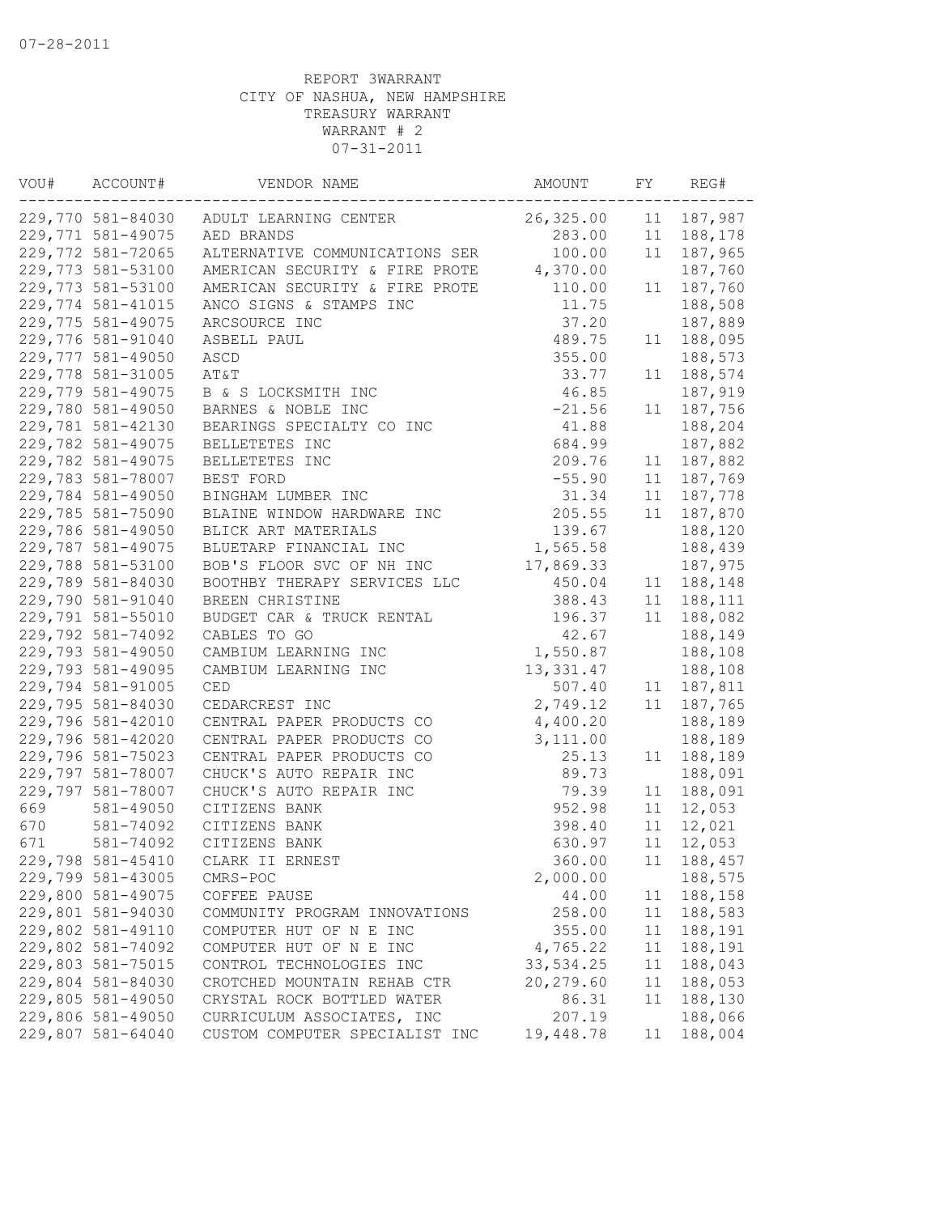07-28-2011

REPORT 3WARRANT
CITY OF NASHUA, NEW HAMPSHIRE
TREASURY WARRANT
WARRANT # 2
07-31-2011

| VOU# | ACCOUNT# | VENDOR NAME | AMOUNT | FY | REG# |
|---|---|---|---|---|---|
| 229,770 | 581-84030 | ADULT LEARNING CENTER | 26,325.00 | 11 | 187,987 |
| 229,771 | 581-49075 | AED BRANDS | 283.00 | 11 | 188,178 |
| 229,772 | 581-72065 | ALTERNATIVE COMMUNICATIONS SER | 100.00 | 11 | 187,965 |
| 229,773 | 581-53100 | AMERICAN SECURITY & FIRE PROTE | 4,370.00 | | 187,760 |
| 229,773 | 581-53100 | AMERICAN SECURITY & FIRE PROTE | 110.00 | 11 | 187,760 |
| 229,774 | 581-41015 | ANCO SIGNS & STAMPS INC | 11.75 | | 188,508 |
| 229,775 | 581-49075 | ARCSOURCE INC | 37.20 | | 187,889 |
| 229,776 | 581-91040 | ASBELL PAUL | 489.75 | 11 | 188,095 |
| 229,777 | 581-49050 | ASCD | 355.00 | | 188,573 |
| 229,778 | 581-31005 | AT&T | 33.77 | 11 | 188,574 |
| 229,779 | 581-49075 | B & S LOCKSMITH INC | 46.85 | | 187,919 |
| 229,780 | 581-49050 | BARNES & NOBLE INC | -21.56 | 11 | 187,756 |
| 229,781 | 581-42130 | BEARINGS SPECIALTY CO INC | 41.88 | | 188,204 |
| 229,782 | 581-49075 | BELLETETES INC | 684.99 | | 187,882 |
| 229,782 | 581-49075 | BELLETETES INC | 209.76 | 11 | 187,882 |
| 229,783 | 581-78007 | BEST FORD | -55.90 | 11 | 187,769 |
| 229,784 | 581-49050 | BINGHAM LUMBER INC | 31.34 | 11 | 187,778 |
| 229,785 | 581-75090 | BLAINE WINDOW HARDWARE INC | 205.55 | 11 | 187,870 |
| 229,786 | 581-49050 | BLICK ART MATERIALS | 139.67 | | 188,120 |
| 229,787 | 581-49075 | BLUETARP FINANCIAL INC | 1,565.58 | | 188,439 |
| 229,788 | 581-53100 | BOB'S FLOOR SVC OF NH INC | 17,869.33 | | 187,975 |
| 229,789 | 581-84030 | BOOTHBY THERAPY SERVICES LLC | 450.04 | 11 | 188,148 |
| 229,790 | 581-91040 | BREEN CHRISTINE | 388.43 | 11 | 188,111 |
| 229,791 | 581-55010 | BUDGET CAR & TRUCK RENTAL | 196.37 | 11 | 188,082 |
| 229,792 | 581-74092 | CABLES TO GO | 42.67 | | 188,149 |
| 229,793 | 581-49050 | CAMBIUM LEARNING INC | 1,550.87 | | 188,108 |
| 229,793 | 581-49095 | CAMBIUM LEARNING INC | 13,331.47 | | 188,108 |
| 229,794 | 581-91005 | CED | 507.40 | 11 | 187,811 |
| 229,795 | 581-84030 | CEDARCREST INC | 2,749.12 | 11 | 187,765 |
| 229,796 | 581-42010 | CENTRAL PAPER PRODUCTS CO | 4,400.20 | | 188,189 |
| 229,796 | 581-42020 | CENTRAL PAPER PRODUCTS CO | 3,111.00 | | 188,189 |
| 229,796 | 581-75023 | CENTRAL PAPER PRODUCTS CO | 25.13 | 11 | 188,189 |
| 229,797 | 581-78007 | CHUCK'S AUTO REPAIR INC | 89.73 | | 188,091 |
| 229,797 | 581-78007 | CHUCK'S AUTO REPAIR INC | 79.39 | 11 | 188,091 |
| 669 | 581-49050 | CITIZENS BANK | 952.98 | 11 | 12,053 |
| 670 | 581-74092 | CITIZENS BANK | 398.40 | 11 | 12,021 |
| 671 | 581-74092 | CITIZENS BANK | 630.97 | 11 | 12,053 |
| 229,798 | 581-45410 | CLARK II ERNEST | 360.00 | 11 | 188,457 |
| 229,799 | 581-43005 | CMRS-POC | 2,000.00 | | 188,575 |
| 229,800 | 581-49075 | COFFEE PAUSE | 44.00 | 11 | 188,158 |
| 229,801 | 581-94030 | COMMUNITY PROGRAM INNOVATIONS | 258.00 | 11 | 188,583 |
| 229,802 | 581-49110 | COMPUTER HUT OF N E INC | 355.00 | 11 | 188,191 |
| 229,802 | 581-74092 | COMPUTER HUT OF N E INC | 4,765.22 | 11 | 188,191 |
| 229,803 | 581-75015 | CONTROL TECHNOLOGIES INC | 33,534.25 | 11 | 188,043 |
| 229,804 | 581-84030 | CROTCHED MOUNTAIN REHAB CTR | 20,279.60 | 11 | 188,053 |
| 229,805 | 581-49050 | CRYSTAL ROCK BOTTLED WATER | 86.31 | 11 | 188,130 |
| 229,806 | 581-49050 | CURRICULUM ASSOCIATES, INC | 207.19 | | 188,066 |
| 229,807 | 581-64040 | CUSTOM COMPUTER SPECIALIST INC | 19,448.78 | 11 | 188,004 |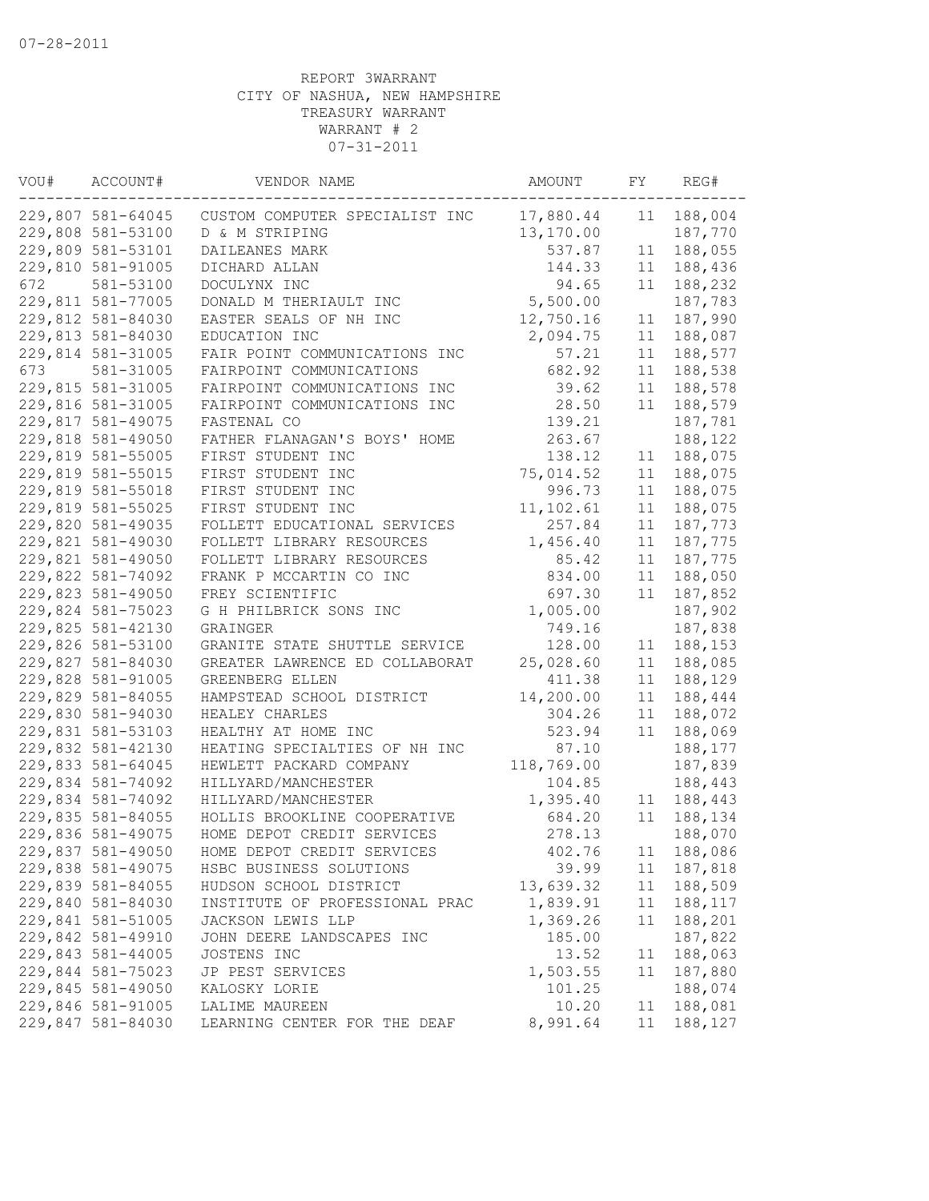07-28-2011

REPORT 3WARRANT
CITY OF NASHUA, NEW HAMPSHIRE
TREASURY WARRANT
WARRANT # 2
07-31-2011

| VOU# | ACCOUNT# | VENDOR NAME | AMOUNT | FY | REG# |
|---|---|---|---|---|---|
| 229,807 | 581-64045 | CUSTOM COMPUTER SPECIALIST INC | 17,880.44 | 11 | 188,004 |
| 229,808 | 581-53100 | D & M STRIPING | 13,170.00 | | 187,770 |
| 229,809 | 581-53101 | DAILEANES MARK | 537.87 | 11 | 188,055 |
| 229,810 | 581-91005 | DICHARD ALLAN | 144.33 | 11 | 188,436 |
| 672 | 581-53100 | DOCULYNX INC | 94.65 | 11 | 188,232 |
| 229,811 | 581-77005 | DONALD M THERIAULT INC | 5,500.00 | | 187,783 |
| 229,812 | 581-84030 | EASTER SEALS OF NH INC | 12,750.16 | 11 | 187,990 |
| 229,813 | 581-84030 | EDUCATION INC | 2,094.75 | 11 | 188,087 |
| 229,814 | 581-31005 | FAIR POINT COMMUNICATIONS INC | 57.21 | 11 | 188,577 |
| 673 | 581-31005 | FAIRPOINT COMMUNICATIONS | 682.92 | 11 | 188,538 |
| 229,815 | 581-31005 | FAIRPOINT COMMUNICATIONS INC | 39.62 | 11 | 188,578 |
| 229,816 | 581-31005 | FAIRPOINT COMMUNICATIONS INC | 28.50 | 11 | 188,579 |
| 229,817 | 581-49075 | FASTENAL CO | 139.21 | | 187,781 |
| 229,818 | 581-49050 | FATHER FLANAGAN'S BOYS' HOME | 263.67 | | 188,122 |
| 229,819 | 581-55005 | FIRST STUDENT INC | 138.12 | 11 | 188,075 |
| 229,819 | 581-55015 | FIRST STUDENT INC | 75,014.52 | 11 | 188,075 |
| 229,819 | 581-55018 | FIRST STUDENT INC | 996.73 | 11 | 188,075 |
| 229,819 | 581-55025 | FIRST STUDENT INC | 11,102.61 | 11 | 188,075 |
| 229,820 | 581-49035 | FOLLETT EDUCATIONAL SERVICES | 257.84 | 11 | 187,773 |
| 229,821 | 581-49030 | FOLLETT LIBRARY RESOURCES | 1,456.40 | 11 | 187,775 |
| 229,821 | 581-49050 | FOLLETT LIBRARY RESOURCES | 85.42 | 11 | 187,775 |
| 229,822 | 581-74092 | FRANK P MCCARTIN CO INC | 834.00 | 11 | 188,050 |
| 229,823 | 581-49050 | FREY SCIENTIFIC | 697.30 | 11 | 187,852 |
| 229,824 | 581-75023 | G H PHILBRICK SONS INC | 1,005.00 | | 187,902 |
| 229,825 | 581-42130 | GRAINGER | 749.16 | | 187,838 |
| 229,826 | 581-53100 | GRANITE STATE SHUTTLE SERVICE | 128.00 | 11 | 188,153 |
| 229,827 | 581-84030 | GREATER LAWRENCE ED COLLABORAT | 25,028.60 | 11 | 188,085 |
| 229,828 | 581-91005 | GREENBERG ELLEN | 411.38 | 11 | 188,129 |
| 229,829 | 581-84055 | HAMPSTEAD SCHOOL DISTRICT | 14,200.00 | 11 | 188,444 |
| 229,830 | 581-94030 | HEALEY CHARLES | 304.26 | 11 | 188,072 |
| 229,831 | 581-53103 | HEALTHY AT HOME INC | 523.94 | 11 | 188,069 |
| 229,832 | 581-42130 | HEATING SPECIALTIES OF NH INC | 87.10 | | 188,177 |
| 229,833 | 581-64045 | HEWLETT PACKARD COMPANY | 118,769.00 | | 187,839 |
| 229,834 | 581-74092 | HILLYARD/MANCHESTER | 104.85 | | 188,443 |
| 229,834 | 581-74092 | HILLYARD/MANCHESTER | 1,395.40 | 11 | 188,443 |
| 229,835 | 581-84055 | HOLLIS BROOKLINE COOPERATIVE | 684.20 | 11 | 188,134 |
| 229,836 | 581-49075 | HOME DEPOT CREDIT SERVICES | 278.13 | | 188,070 |
| 229,837 | 581-49050 | HOME DEPOT CREDIT SERVICES | 402.76 | 11 | 188,086 |
| 229,838 | 581-49075 | HSBC BUSINESS SOLUTIONS | 39.99 | 11 | 187,818 |
| 229,839 | 581-84055 | HUDSON SCHOOL DISTRICT | 13,639.32 | 11 | 188,509 |
| 229,840 | 581-84030 | INSTITUTE OF PROFESSIONAL PRAC | 1,839.91 | 11 | 188,117 |
| 229,841 | 581-51005 | JACKSON LEWIS LLP | 1,369.26 | 11 | 188,201 |
| 229,842 | 581-49910 | JOHN DEERE LANDSCAPES INC | 185.00 | | 187,822 |
| 229,843 | 581-44005 | JOSTENS INC | 13.52 | 11 | 188,063 |
| 229,844 | 581-75023 | JP PEST SERVICES | 1,503.55 | 11 | 187,880 |
| 229,845 | 581-49050 | KALOSKY LORIE | 101.25 | | 188,074 |
| 229,846 | 581-91005 | LALIME MAUREEN | 10.20 | 11 | 188,081 |
| 229,847 | 581-84030 | LEARNING CENTER FOR THE DEAF | 8,991.64 | 11 | 188,127 |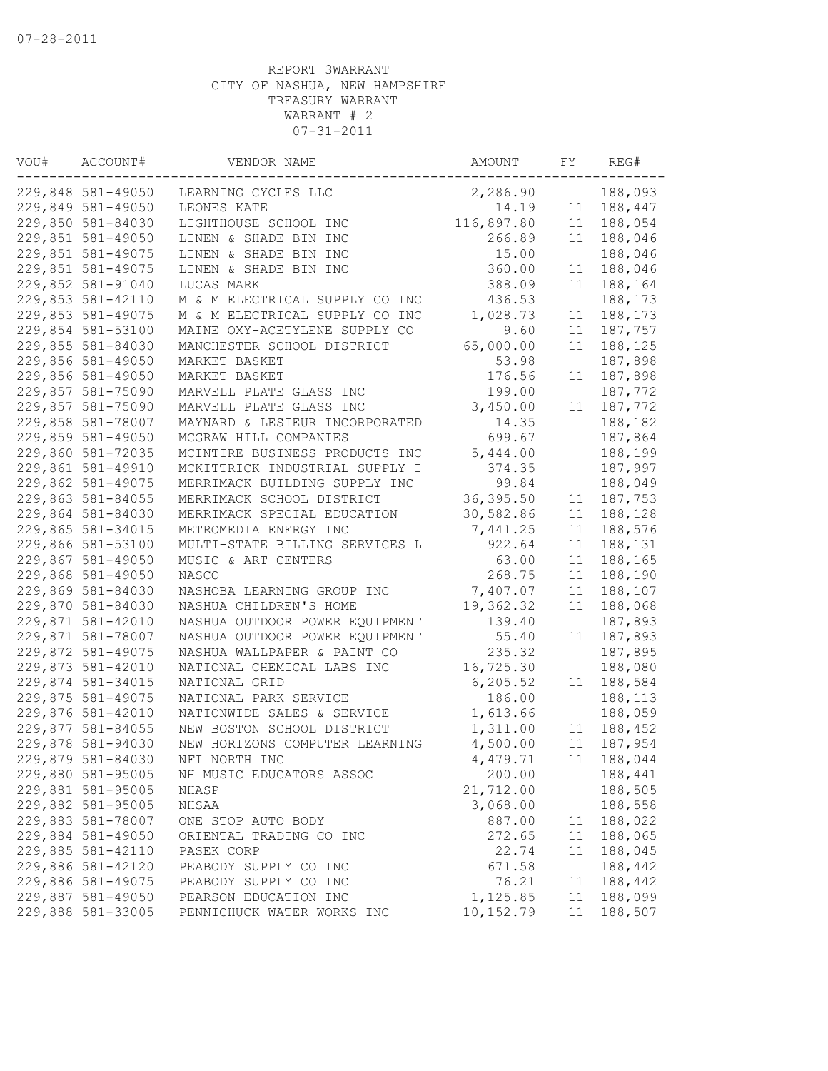07-28-2011

REPORT 3WARRANT
CITY OF NASHUA, NEW HAMPSHIRE
TREASURY WARRANT
WARRANT # 2
07-31-2011

| VOU# | ACCOUNT# | VENDOR NAME | AMOUNT | FY | REG# |
|---|---|---|---|---|---|
| 229,848 | 581-49050 | LEARNING CYCLES LLC | 2,286.90 | | 188,093 |
| 229,849 | 581-49050 | LEONES KATE | 14.19 | 11 | 188,447 |
| 229,850 | 581-84030 | LIGHTHOUSE SCHOOL INC | 116,897.80 | 11 | 188,054 |
| 229,851 | 581-49050 | LINEN & SHADE BIN INC | 266.89 | 11 | 188,046 |
| 229,851 | 581-49075 | LINEN & SHADE BIN INC | 15.00 | | 188,046 |
| 229,851 | 581-49075 | LINEN & SHADE BIN INC | 360.00 | 11 | 188,046 |
| 229,852 | 581-91040 | LUCAS MARK | 388.09 | 11 | 188,164 |
| 229,853 | 581-42110 | M & M ELECTRICAL SUPPLY CO INC | 436.53 | | 188,173 |
| 229,853 | 581-49075 | M & M ELECTRICAL SUPPLY CO INC | 1,028.73 | 11 | 188,173 |
| 229,854 | 581-53100 | MAINE OXY-ACETYLENE SUPPLY CO | 9.60 | 11 | 187,757 |
| 229,855 | 581-84030 | MANCHESTER SCHOOL DISTRICT | 65,000.00 | 11 | 188,125 |
| 229,856 | 581-49050 | MARKET BASKET | 53.98 | | 187,898 |
| 229,856 | 581-49050 | MARKET BASKET | 176.56 | 11 | 187,898 |
| 229,857 | 581-75090 | MARVELL PLATE GLASS INC | 199.00 | | 187,772 |
| 229,857 | 581-75090 | MARVELL PLATE GLASS INC | 3,450.00 | 11 | 187,772 |
| 229,858 | 581-78007 | MAYNARD & LESIEUR INCORPORATED | 14.35 | | 188,182 |
| 229,859 | 581-49050 | MCGRAW HILL COMPANIES | 699.67 | | 187,864 |
| 229,860 | 581-72035 | MCINTIRE BUSINESS PRODUCTS INC | 5,444.00 | | 188,199 |
| 229,861 | 581-49910 | MCKITTRICK INDUSTRIAL SUPPLY I | 374.35 | | 187,997 |
| 229,862 | 581-49075 | MERRIMACK BUILDING SUPPLY INC | 99.84 | | 188,049 |
| 229,863 | 581-84055 | MERRIMACK SCHOOL DISTRICT | 36,395.50 | 11 | 187,753 |
| 229,864 | 581-84030 | MERRIMACK SPECIAL EDUCATION | 30,582.86 | 11 | 188,128 |
| 229,865 | 581-34015 | METROMEDIA ENERGY INC | 7,441.25 | 11 | 188,576 |
| 229,866 | 581-53100 | MULTI-STATE BILLING SERVICES L | 922.64 | 11 | 188,131 |
| 229,867 | 581-49050 | MUSIC & ART CENTERS | 63.00 | 11 | 188,165 |
| 229,868 | 581-49050 | NASCO | 268.75 | 11 | 188,190 |
| 229,869 | 581-84030 | NASHOBA LEARNING GROUP INC | 7,407.07 | 11 | 188,107 |
| 229,870 | 581-84030 | NASHUA CHILDREN'S HOME | 19,362.32 | 11 | 188,068 |
| 229,871 | 581-42010 | NASHUA OUTDOOR POWER EQUIPMENT | 139.40 | | 187,893 |
| 229,871 | 581-78007 | NASHUA OUTDOOR POWER EQUIPMENT | 55.40 | 11 | 187,893 |
| 229,872 | 581-49075 | NASHUA WALLPAPER & PAINT CO | 235.32 | | 187,895 |
| 229,873 | 581-42010 | NATIONAL CHEMICAL LABS INC | 16,725.30 | | 188,080 |
| 229,874 | 581-34015 | NATIONAL GRID | 6,205.52 | 11 | 188,584 |
| 229,875 | 581-49075 | NATIONAL PARK SERVICE | 186.00 | | 188,113 |
| 229,876 | 581-42010 | NATIONWIDE SALES & SERVICE | 1,613.66 | | 188,059 |
| 229,877 | 581-84055 | NEW BOSTON SCHOOL DISTRICT | 1,311.00 | 11 | 188,452 |
| 229,878 | 581-94030 | NEW HORIZONS COMPUTER LEARNING | 4,500.00 | 11 | 187,954 |
| 229,879 | 581-84030 | NFI NORTH INC | 4,479.71 | 11 | 188,044 |
| 229,880 | 581-95005 | NH MUSIC EDUCATORS ASSOC | 200.00 | | 188,441 |
| 229,881 | 581-95005 | NHASP | 21,712.00 | | 188,505 |
| 229,882 | 581-95005 | NHSAA | 3,068.00 | | 188,558 |
| 229,883 | 581-78007 | ONE STOP AUTO BODY | 887.00 | 11 | 188,022 |
| 229,884 | 581-49050 | ORIENTAL TRADING CO INC | 272.65 | 11 | 188,065 |
| 229,885 | 581-42110 | PASEK CORP | 22.74 | 11 | 188,045 |
| 229,886 | 581-42120 | PEABODY SUPPLY CO INC | 671.58 | | 188,442 |
| 229,886 | 581-49075 | PEABODY SUPPLY CO INC | 76.21 | 11 | 188,442 |
| 229,887 | 581-49050 | PEARSON EDUCATION INC | 1,125.85 | 11 | 188,099 |
| 229,888 | 581-33005 | PENNICHUCK WATER WORKS INC | 10,152.79 | 11 | 188,507 |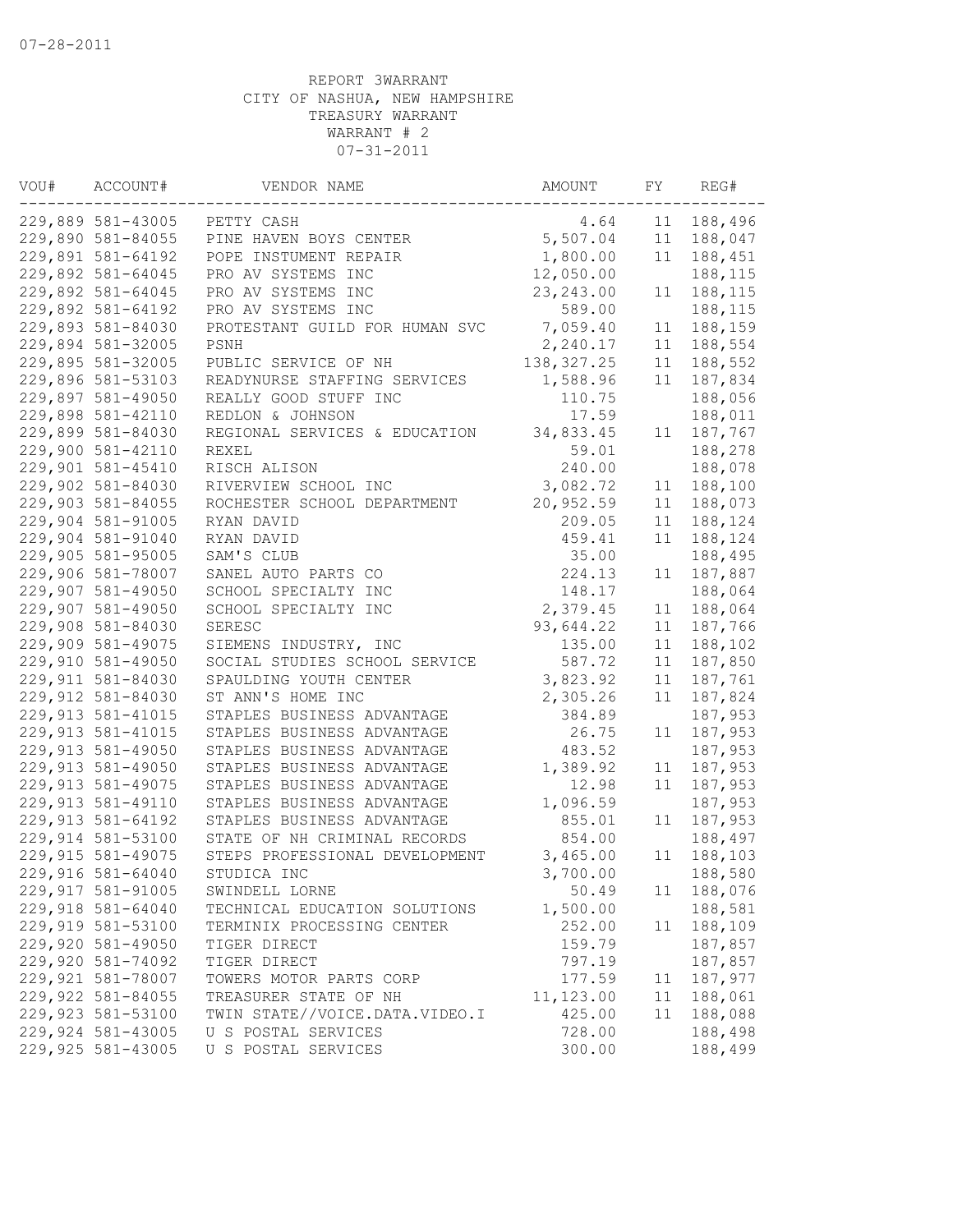07-28-2011

REPORT 3WARRANT
CITY OF NASHUA, NEW HAMPSHIRE
TREASURY WARRANT
WARRANT # 2
07-31-2011

| VOU# | ACCOUNT# | VENDOR NAME | AMOUNT | FY | REG# |
|---|---|---|---|---|---|
| 229,889 | 581-43005 | PETTY CASH | 4.64 | 11 | 188,496 |
| 229,890 | 581-84055 | PINE HAVEN BOYS CENTER | 5,507.04 | 11 | 188,047 |
| 229,891 | 581-64192 | POPE INSTUMENT REPAIR | 1,800.00 | 11 | 188,451 |
| 229,892 | 581-64045 | PRO AV SYSTEMS INC | 12,050.00 | | 188,115 |
| 229,892 | 581-64045 | PRO AV SYSTEMS INC | 23,243.00 | 11 | 188,115 |
| 229,892 | 581-64192 | PRO AV SYSTEMS INC | 589.00 | | 188,115 |
| 229,893 | 581-84030 | PROTESTANT GUILD FOR HUMAN SVC | 7,059.40 | 11 | 188,159 |
| 229,894 | 581-32005 | PSNH | 2,240.17 | 11 | 188,554 |
| 229,895 | 581-32005 | PUBLIC SERVICE OF NH | 138,327.25 | 11 | 188,552 |
| 229,896 | 581-53103 | READYNURSE STAFFING SERVICES | 1,588.96 | 11 | 187,834 |
| 229,897 | 581-49050 | REALLY GOOD STUFF INC | 110.75 | | 188,056 |
| 229,898 | 581-42110 | REDLON & JOHNSON | 17.59 | | 188,011 |
| 229,899 | 581-84030 | REGIONAL SERVICES & EDUCATION | 34,833.45 | 11 | 187,767 |
| 229,900 | 581-42110 | REXEL | 59.01 | | 188,278 |
| 229,901 | 581-45410 | RISCH ALISON | 240.00 | | 188,078 |
| 229,902 | 581-84030 | RIVERVIEW SCHOOL INC | 3,082.72 | 11 | 188,100 |
| 229,903 | 581-84055 | ROCHESTER SCHOOL DEPARTMENT | 20,952.59 | 11 | 188,073 |
| 229,904 | 581-91005 | RYAN DAVID | 209.05 | 11 | 188,124 |
| 229,904 | 581-91040 | RYAN DAVID | 459.41 | 11 | 188,124 |
| 229,905 | 581-95005 | SAM'S CLUB | 35.00 | | 188,495 |
| 229,906 | 581-78007 | SANEL AUTO PARTS CO | 224.13 | 11 | 187,887 |
| 229,907 | 581-49050 | SCHOOL SPECIALTY INC | 148.17 | | 188,064 |
| 229,907 | 581-49050 | SCHOOL SPECIALTY INC | 2,379.45 | 11 | 188,064 |
| 229,908 | 581-84030 | SERESC | 93,644.22 | 11 | 187,766 |
| 229,909 | 581-49075 | SIEMENS INDUSTRY, INC | 135.00 | 11 | 188,102 |
| 229,910 | 581-49050 | SOCIAL STUDIES SCHOOL SERVICE | 587.72 | 11 | 187,850 |
| 229,911 | 581-84030 | SPAULDING YOUTH CENTER | 3,823.92 | 11 | 187,761 |
| 229,912 | 581-84030 | ST ANN'S HOME INC | 2,305.26 | 11 | 187,824 |
| 229,913 | 581-41015 | STAPLES BUSINESS ADVANTAGE | 384.89 | | 187,953 |
| 229,913 | 581-41015 | STAPLES BUSINESS ADVANTAGE | 26.75 | 11 | 187,953 |
| 229,913 | 581-49050 | STAPLES BUSINESS ADVANTAGE | 483.52 | | 187,953 |
| 229,913 | 581-49050 | STAPLES BUSINESS ADVANTAGE | 1,389.92 | 11 | 187,953 |
| 229,913 | 581-49075 | STAPLES BUSINESS ADVANTAGE | 12.98 | 11 | 187,953 |
| 229,913 | 581-49110 | STAPLES BUSINESS ADVANTAGE | 1,096.59 | | 187,953 |
| 229,913 | 581-64192 | STAPLES BUSINESS ADVANTAGE | 855.01 | 11 | 187,953 |
| 229,914 | 581-53100 | STATE OF NH CRIMINAL RECORDS | 854.00 | | 188,497 |
| 229,915 | 581-49075 | STEPS PROFESSIONAL DEVELOPMENT | 3,465.00 | 11 | 188,103 |
| 229,916 | 581-64040 | STUDICA INC | 3,700.00 | | 188,580 |
| 229,917 | 581-91005 | SWINDELL LORNE | 50.49 | 11 | 188,076 |
| 229,918 | 581-64040 | TECHNICAL EDUCATION SOLUTIONS | 1,500.00 | | 188,581 |
| 229,919 | 581-53100 | TERMINIX PROCESSING CENTER | 252.00 | 11 | 188,109 |
| 229,920 | 581-49050 | TIGER DIRECT | 159.79 | | 187,857 |
| 229,920 | 581-74092 | TIGER DIRECT | 797.19 | | 187,857 |
| 229,921 | 581-78007 | TOWERS MOTOR PARTS CORP | 177.59 | 11 | 187,977 |
| 229,922 | 581-84055 | TREASURER STATE OF NH | 11,123.00 | 11 | 188,061 |
| 229,923 | 581-53100 | TWIN STATE//VOICE.DATA.VIDEO.I | 425.00 | 11 | 188,088 |
| 229,924 | 581-43005 | U S POSTAL SERVICES | 728.00 | | 188,498 |
| 229,925 | 581-43005 | U S POSTAL SERVICES | 300.00 | | 188,499 |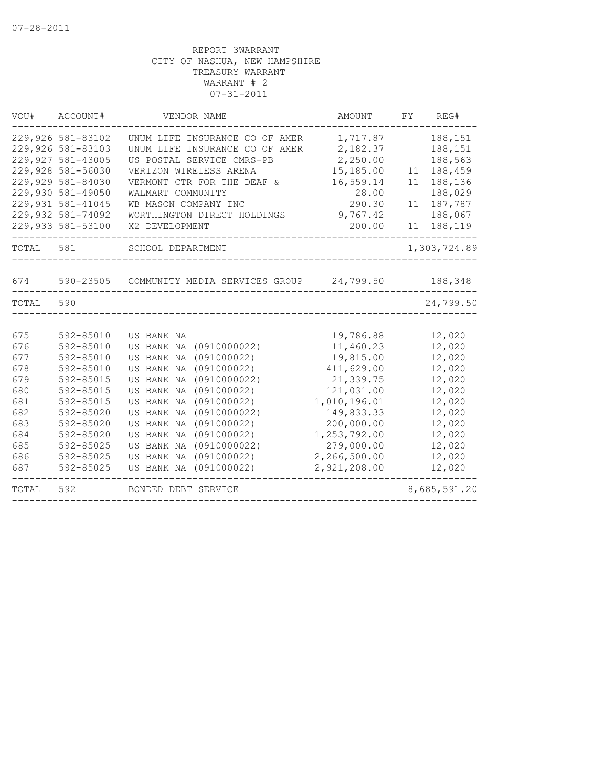07-28-2011

REPORT 3WARRANT
CITY OF NASHUA, NEW HAMPSHIRE
TREASURY WARRANT
WARRANT # 2
07-31-2011

| VOU# | ACCOUNT# | VENDOR NAME | AMOUNT | FY | REG# |
|---|---|---|---|---|---|
| 229,926 | 581-83102 | UNUM LIFE INSURANCE CO OF AMER | 1,717.87 | | 188,151 |
| 229,926 | 581-83103 | UNUM LIFE INSURANCE CO OF AMER | 2,182.37 | | 188,151 |
| 229,927 | 581-43005 | US POSTAL SERVICE CMRS-PB | 2,250.00 | | 188,563 |
| 229,928 | 581-56030 | VERIZON WIRELESS ARENA | 15,185.00 | 11 | 188,459 |
| 229,929 | 581-84030 | VERMONT CTR FOR THE DEAF & | 16,559.14 | 11 | 188,136 |
| 229,930 | 581-49050 | WALMART COMMUNITY | 28.00 | | 188,029 |
| 229,931 | 581-41045 | WB MASON COMPANY INC | 290.30 | 11 | 187,787 |
| 229,932 | 581-74092 | WORTHINGTON DIRECT HOLDINGS | 9,767.42 | | 188,067 |
| 229,933 | 581-53100 | X2 DEVELOPMENT | 200.00 | 11 | 188,119 |
| TOTAL | 581 | SCHOOL DEPARTMENT | | | 1,303,724.89 |
| 674 | 590-23505 | COMMUNITY MEDIA SERVICES GROUP | 24,799.50 | | 188,348 |
| TOTAL | 590 | | | | 24,799.50 |
| 675 | 592-85010 | US BANK NA | 19,786.88 | | 12,020 |
| 676 | 592-85010 | US BANK NA (0910000022) | 11,460.23 | | 12,020 |
| 677 | 592-85010 | US BANK NA (091000022) | 19,815.00 | | 12,020 |
| 678 | 592-85010 | US BANK NA (091000022) | 411,629.00 | | 12,020 |
| 679 | 592-85015 | US BANK NA (0910000022) | 21,339.75 | | 12,020 |
| 680 | 592-85015 | US BANK NA (091000022) | 121,031.00 | | 12,020 |
| 681 | 592-85015 | US BANK NA (091000022) | 1,010,196.01 | | 12,020 |
| 682 | 592-85020 | US BANK NA (0910000022) | 149,833.33 | | 12,020 |
| 683 | 592-85020 | US BANK NA (091000022) | 200,000.00 | | 12,020 |
| 684 | 592-85020 | US BANK NA (091000022) | 1,253,792.00 | | 12,020 |
| 685 | 592-85025 | US BANK NA (0910000022) | 279,000.00 | | 12,020 |
| 686 | 592-85025 | US BANK NA (091000022) | 2,266,500.00 | | 12,020 |
| 687 | 592-85025 | US BANK NA (091000022) | 2,921,208.00 | | 12,020 |
| TOTAL | 592 | BONDED DEBT SERVICE | | | 8,685,591.20 |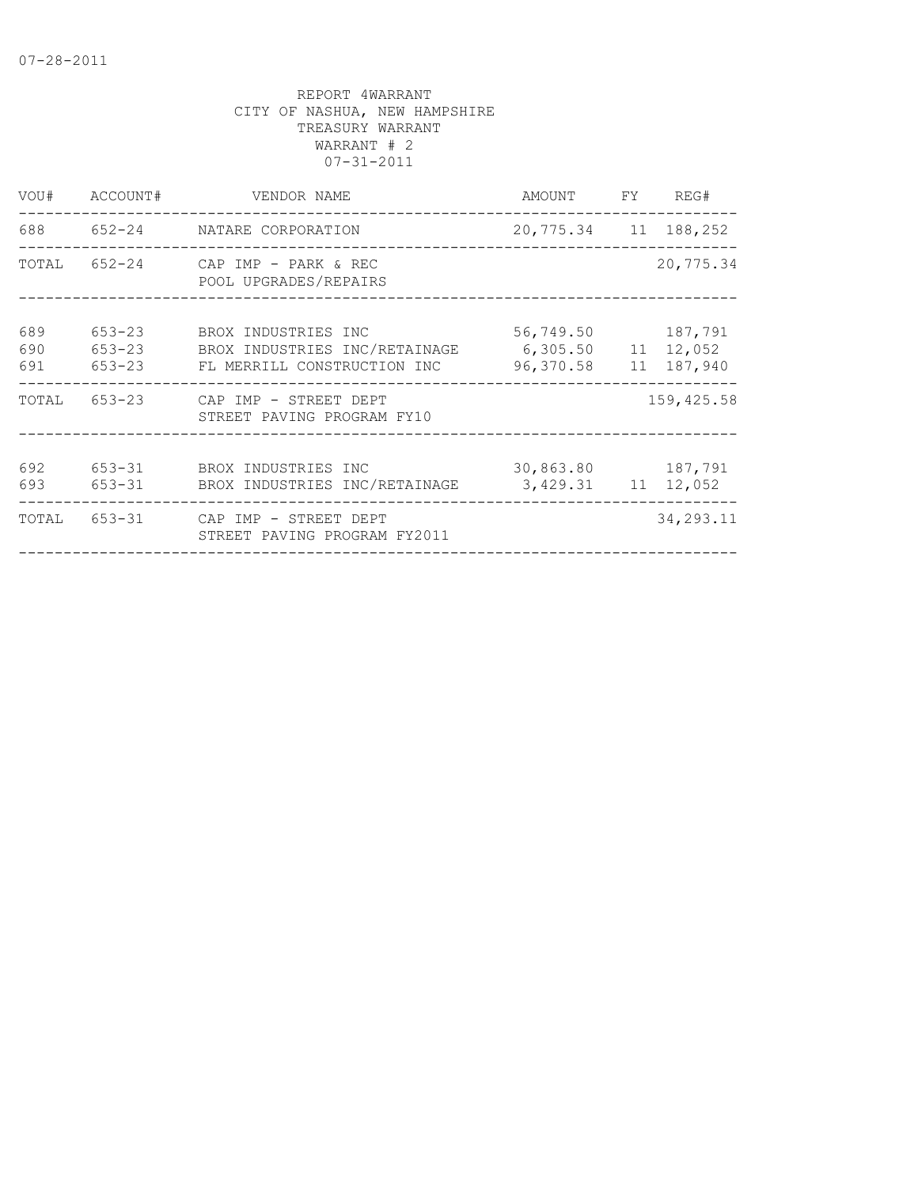07-28-2011

REPORT 4WARRANT
CITY OF NASHUA, NEW HAMPSHIRE
TREASURY WARRANT
WARRANT # 2
07-31-2011

| VOU# | ACCOUNT# | VENDOR NAME | AMOUNT | FY | REG# |
|---|---|---|---|---|---|
| 688 | 652-24 | NATARE CORPORATION | 20,775.34 | 11 | 188,252 |
| TOTAL | 652-24 | CAP IMP - PARK & REC<br>POOL UPGRADES/REPAIRS | | | 20,775.34 |
| 689 | 653-23 | BROX INDUSTRIES INC | 56,749.50 | | 187,791 |
| 690 | 653-23 | BROX INDUSTRIES INC/RETAINAGE | 6,305.50 | 11 | 12,052 |
| 691 | 653-23 | FL MERRILL CONSTRUCTION INC | 96,370.58 | 11 | 187,940 |
| TOTAL | 653-23 | CAP IMP - STREET DEPT<br>STREET PAVING PROGRAM FY10 | | | 159,425.58 |
| 692 | 653-31 | BROX INDUSTRIES INC | 30,863.80 | | 187,791 |
| 693 | 653-31 | BROX INDUSTRIES INC/RETAINAGE | 3,429.31 | 11 | 12,052 |
| TOTAL | 653-31 | CAP IMP - STREET DEPT<br>STREET PAVING PROGRAM FY2011 | | | 34,293.11 |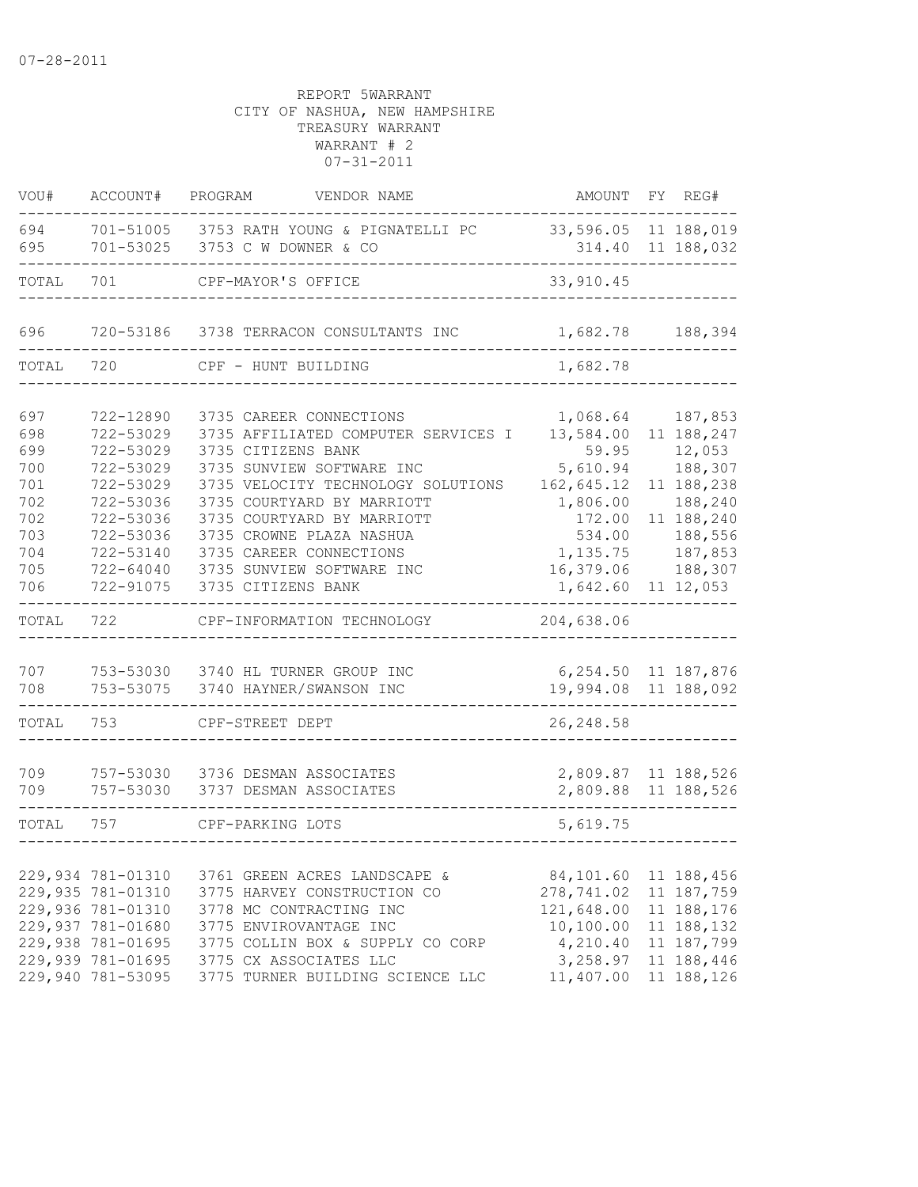07-28-2011

REPORT 5WARRANT
CITY OF NASHUA, NEW HAMPSHIRE
TREASURY WARRANT
WARRANT # 2
07-31-2011

| VOU# | ACCOUNT# | PROGRAM | VENDOR NAME | AMOUNT | FY | REG# |
|---|---|---|---|---|---|---|
| 694 | 701-51005 | 3753 | RATH YOUNG & PIGNATELLI PC | 33,596.05 | 11 | 188,019 |
| 695 | 701-53025 | 3753 | C W DOWNER & CO | 314.40 | 11 | 188,032 |
| TOTAL | 701 | | CPF-MAYOR'S OFFICE | 33,910.45 | | |
| 696 | 720-53186 | 3738 | TERRACON CONSULTANTS INC | 1,682.78 | | 188,394 |
| TOTAL | 720 | | CPF - HUNT BUILDING | 1,682.78 | | |
| 697 | 722-12890 | 3735 | CAREER CONNECTIONS | 1,068.64 | | 187,853 |
| 698 | 722-53029 | 3735 | AFFILIATED COMPUTER SERVICES I | 13,584.00 | 11 | 188,247 |
| 699 | 722-53029 | 3735 | CITIZENS BANK | 59.95 | | 12,053 |
| 700 | 722-53029 | 3735 | SUNVIEW SOFTWARE INC | 5,610.94 | | 188,307 |
| 701 | 722-53029 | 3735 | VELOCITY TECHNOLOGY SOLUTIONS | 162,645.12 | 11 | 188,238 |
| 702 | 722-53036 | 3735 | COURTYARD BY MARRIOTT | 1,806.00 | | 188,240 |
| 702 | 722-53036 | 3735 | COURTYARD BY MARRIOTT | 172.00 | 11 | 188,240 |
| 703 | 722-53036 | 3735 | CROWNE PLAZA NASHUA | 534.00 | | 188,556 |
| 704 | 722-53140 | 3735 | CAREER CONNECTIONS | 1,135.75 | | 187,853 |
| 705 | 722-64040 | 3735 | SUNVIEW SOFTWARE INC | 16,379.06 | | 188,307 |
| 706 | 722-91075 | 3735 | CITIZENS BANK | 1,642.60 | 11 | 12,053 |
| TOTAL | 722 | | CPF-INFORMATION TECHNOLOGY | 204,638.06 | | |
| 707 | 753-53030 | 3740 | HL TURNER GROUP INC | 6,254.50 | 11 | 187,876 |
| 708 | 753-53075 | 3740 | HAYNER/SWANSON INC | 19,994.08 | 11 | 188,092 |
| TOTAL | 753 | | CPF-STREET DEPT | 26,248.58 | | |
| 709 | 757-53030 | 3736 | DESMAN ASSOCIATES | 2,809.87 | 11 | 188,526 |
| 709 | 757-53030 | 3737 | DESMAN ASSOCIATES | 2,809.88 | 11 | 188,526 |
| TOTAL | 757 | | CPF-PARKING LOTS | 5,619.75 | | |
| 229,934 | 781-01310 | 3761 | GREEN ACRES LANDSCAPE & | 84,101.60 | 11 | 188,456 |
| 229,935 | 781-01310 | 3775 | HARVEY CONSTRUCTION CO | 278,741.02 | 11 | 187,759 |
| 229,936 | 781-01310 | 3778 | MC CONTRACTING INC | 121,648.00 | 11 | 188,176 |
| 229,937 | 781-01680 | 3775 | ENVIROVANTAGE INC | 10,100.00 | 11 | 188,132 |
| 229,938 | 781-01695 | 3775 | COLLIN BOX & SUPPLY CO CORP | 4,210.40 | 11 | 187,799 |
| 229,939 | 781-01695 | 3775 | CX ASSOCIATES LLC | 3,258.97 | 11 | 188,446 |
| 229,940 | 781-53095 | 3775 | TURNER BUILDING SCIENCE LLC | 11,407.00 | 11 | 188,126 |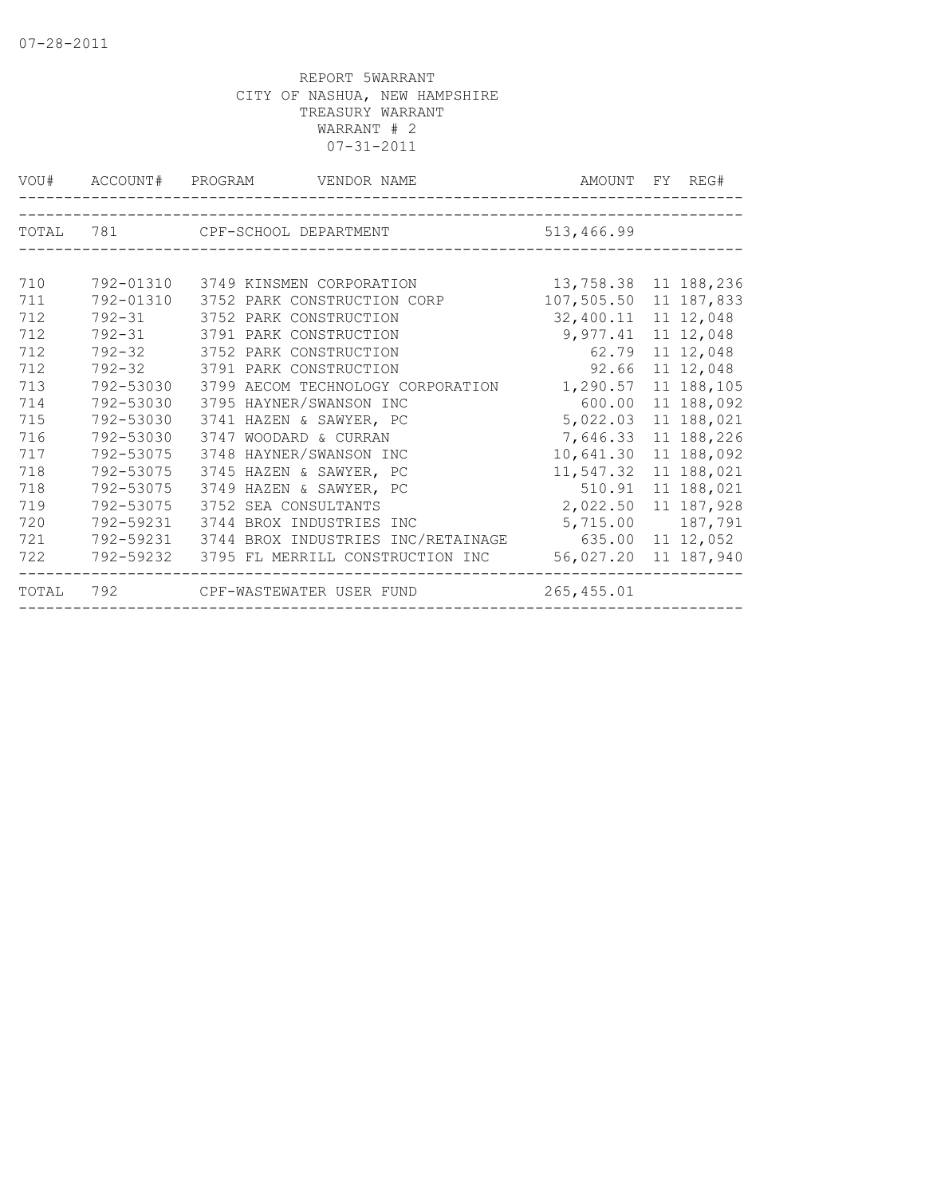07-28-2011

REPORT 5WARRANT
CITY OF NASHUA, NEW HAMPSHIRE
TREASURY WARRANT
WARRANT # 2
07-31-2011

| VOU# | ACCOUNT# | PROGRAM | VENDOR NAME | AMOUNT | FY | REG# |
|---|---|---|---|---|---|---|
| TOTAL | 781 | | CPF-SCHOOL DEPARTMENT | 513,466.99 | | |
| 710 | 792-01310 | 3749 | KINSMEN CORPORATION | 13,758.38 | 11 | 188,236 |
| 711 | 792-01310 | 3752 | PARK CONSTRUCTION CORP | 107,505.50 | 11 | 187,833 |
| 712 | 792-31 | 3752 | PARK CONSTRUCTION | 32,400.11 | 11 | 12,048 |
| 712 | 792-31 | 3791 | PARK CONSTRUCTION | 9,977.41 | 11 | 12,048 |
| 712 | 792-32 | 3752 | PARK CONSTRUCTION | 62.79 | 11 | 12,048 |
| 712 | 792-32 | 3791 | PARK CONSTRUCTION | 92.66 | 11 | 12,048 |
| 713 | 792-53030 | 3799 | AECOM TECHNOLOGY CORPORATION | 1,290.57 | 11 | 188,105 |
| 714 | 792-53030 | 3795 | HAYNER/SWANSON INC | 600.00 | 11 | 188,092 |
| 715 | 792-53030 | 3741 | HAZEN & SAWYER, PC | 5,022.03 | 11 | 188,021 |
| 716 | 792-53030 | 3747 | WOODARD & CURRAN | 7,646.33 | 11 | 188,226 |
| 717 | 792-53075 | 3748 | HAYNER/SWANSON INC | 10,641.30 | 11 | 188,092 |
| 718 | 792-53075 | 3745 | HAZEN & SAWYER, PC | 11,547.32 | 11 | 188,021 |
| 718 | 792-53075 | 3749 | HAZEN & SAWYER, PC | 510.91 | 11 | 188,021 |
| 719 | 792-53075 | 3752 | SEA CONSULTANTS | 2,022.50 | 11 | 187,928 |
| 720 | 792-59231 | 3744 | BROX INDUSTRIES INC | 5,715.00 | | 187,791 |
| 721 | 792-59231 | 3744 | BROX INDUSTRIES INC/RETAINAGE | 635.00 | 11 | 12,052 |
| 722 | 792-59232 | 3795 | FL MERRILL CONSTRUCTION INC | 56,027.20 | 11 | 187,940 |
| TOTAL | 792 | | CPF-WASTEWATER USER FUND | 265,455.01 | | |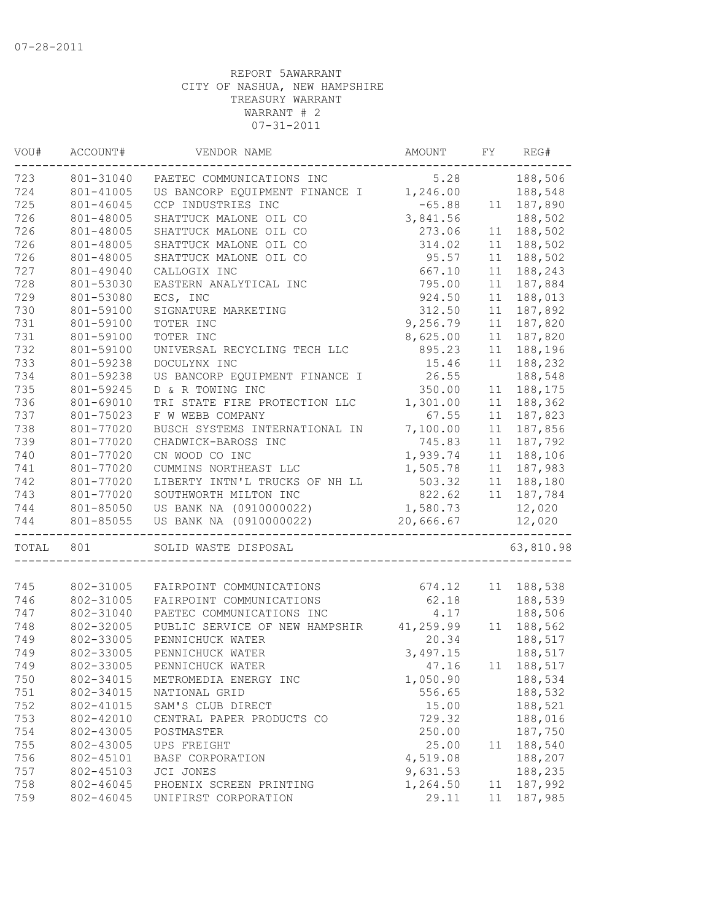07-28-2011

REPORT 5AWARRANT
CITY OF NASHUA, NEW HAMPSHIRE
TREASURY WARRANT
WARRANT # 2
07-31-2011

| VOU# | ACCOUNT# | VENDOR NAME | AMOUNT | FY | REG# |
|---|---|---|---|---|---|
| 723 | 801-31040 | PAETEC COMMUNICATIONS INC | 5.28 | | 188,506 |
| 724 | 801-41005 | US BANCORP EQUIPMENT FINANCE I | 1,246.00 | | 188,548 |
| 725 | 801-46045 | CCP INDUSTRIES INC | -65.88 | 11 | 187,890 |
| 726 | 801-48005 | SHATTUCK MALONE OIL CO | 3,841.56 | | 188,502 |
| 726 | 801-48005 | SHATTUCK MALONE OIL CO | 273.06 | 11 | 188,502 |
| 726 | 801-48005 | SHATTUCK MALONE OIL CO | 314.02 | 11 | 188,502 |
| 726 | 801-48005 | SHATTUCK MALONE OIL CO | 95.57 | 11 | 188,502 |
| 727 | 801-49040 | CALLOGIX INC | 667.10 | 11 | 188,243 |
| 728 | 801-53030 | EASTERN ANALYTICAL INC | 795.00 | 11 | 187,884 |
| 729 | 801-53080 | ECS, INC | 924.50 | 11 | 188,013 |
| 730 | 801-59100 | SIGNATURE MARKETING | 312.50 | 11 | 187,892 |
| 731 | 801-59100 | TOTER INC | 9,256.79 | 11 | 187,820 |
| 731 | 801-59100 | TOTER INC | 8,625.00 | 11 | 187,820 |
| 732 | 801-59100 | UNIVERSAL RECYCLING TECH LLC | 895.23 | 11 | 188,196 |
| 733 | 801-59238 | DOCULYNX INC | 15.46 | 11 | 188,232 |
| 734 | 801-59238 | US BANCORP EQUIPMENT FINANCE I | 26.55 | | 188,548 |
| 735 | 801-59245 | D & R TOWING INC | 350.00 | 11 | 188,175 |
| 736 | 801-69010 | TRI STATE FIRE PROTECTION LLC | 1,301.00 | 11 | 188,362 |
| 737 | 801-75023 | F W WEBB COMPANY | 67.55 | 11 | 187,823 |
| 738 | 801-77020 | BUSCH SYSTEMS INTERNATIONAL IN | 7,100.00 | 11 | 187,856 |
| 739 | 801-77020 | CHADWICK-BAROSS INC | 745.83 | 11 | 187,792 |
| 740 | 801-77020 | CN WOOD CO INC | 1,939.74 | 11 | 188,106 |
| 741 | 801-77020 | CUMMINS NORTHEAST LLC | 1,505.78 | 11 | 187,983 |
| 742 | 801-77020 | LIBERTY INTN'L TRUCKS OF NH LL | 503.32 | 11 | 188,180 |
| 743 | 801-77020 | SOUTHWORTH MILTON INC | 822.62 | 11 | 187,784 |
| 744 | 801-85050 | US BANK NA (0910000022) | 1,580.73 | | 12,020 |
| 744 | 801-85055 | US BANK NA (0910000022) | 20,666.67 | | 12,020 |
| TOTAL | 801 | SOLID WASTE DISPOSAL | | | 63,810.98 |
| 745 | 802-31005 | FAIRPOINT COMMUNICATIONS | 674.12 | 11 | 188,538 |
| 746 | 802-31005 | FAIRPOINT COMMUNICATIONS | 62.18 | | 188,539 |
| 747 | 802-31040 | PAETEC COMMUNICATIONS INC | 4.17 | | 188,506 |
| 748 | 802-32005 | PUBLIC SERVICE OF NEW HAMPSHIR | 41,259.99 | 11 | 188,562 |
| 749 | 802-33005 | PENNICHUCK WATER | 20.34 | | 188,517 |
| 749 | 802-33005 | PENNICHUCK WATER | 3,497.15 | | 188,517 |
| 749 | 802-33005 | PENNICHUCK WATER | 47.16 | 11 | 188,517 |
| 750 | 802-34015 | METROMEDIA ENERGY INC | 1,050.90 | | 188,534 |
| 751 | 802-34015 | NATIONAL GRID | 556.65 | | 188,532 |
| 752 | 802-41015 | SAM'S CLUB DIRECT | 15.00 | | 188,521 |
| 753 | 802-42010 | CENTRAL PAPER PRODUCTS CO | 729.32 | | 188,016 |
| 754 | 802-43005 | POSTMASTER | 250.00 | | 187,750 |
| 755 | 802-43005 | UPS FREIGHT | 25.00 | 11 | 188,540 |
| 756 | 802-45101 | BASF CORPORATION | 4,519.08 | | 188,207 |
| 757 | 802-45103 | JCI JONES | 9,631.53 | | 188,235 |
| 758 | 802-46045 | PHOENIX SCREEN PRINTING | 1,264.50 | 11 | 187,992 |
| 759 | 802-46045 | UNIFIRST CORPORATION | 29.11 | 11 | 187,985 |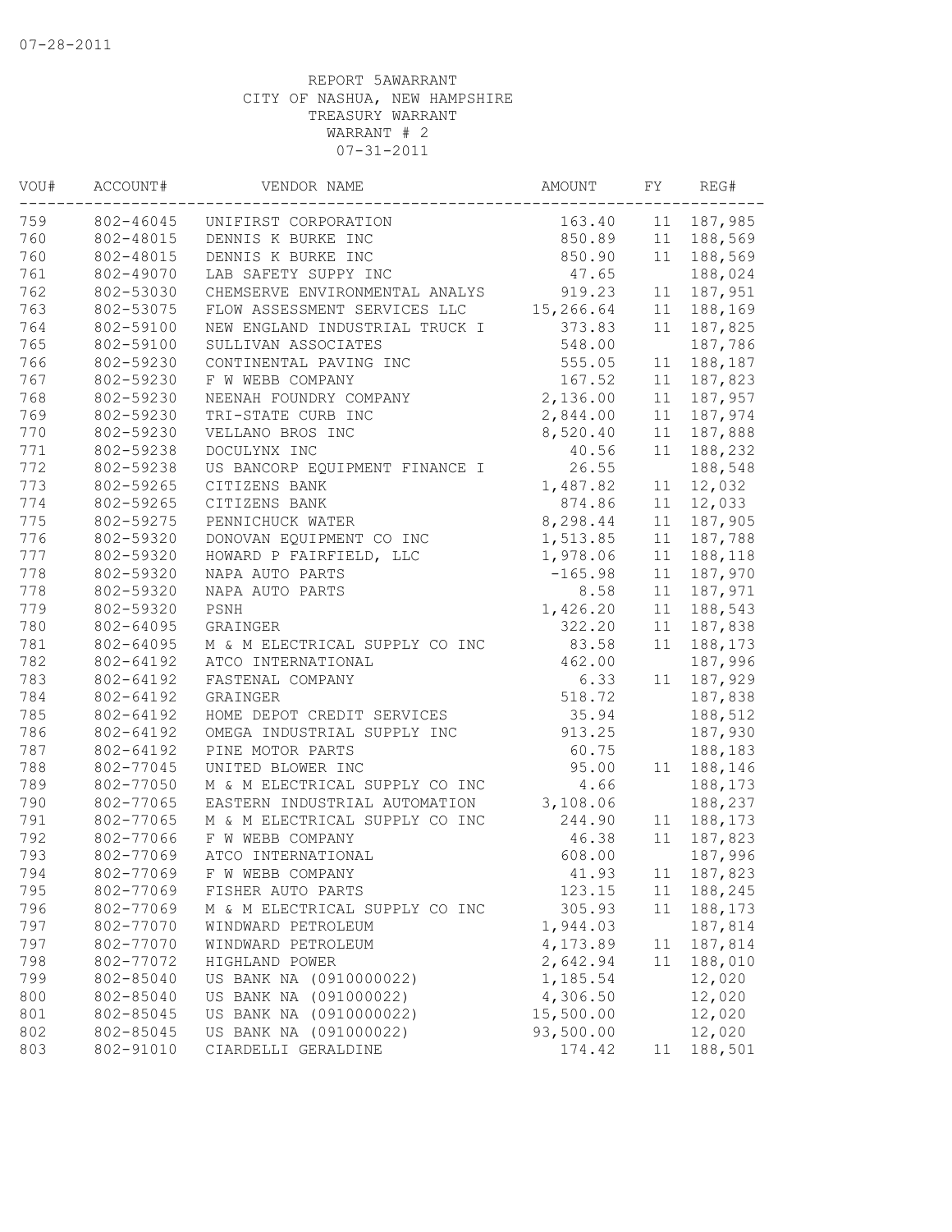07-28-2011

REPORT 5AWARRANT
CITY OF NASHUA, NEW HAMPSHIRE
TREASURY WARRANT
WARRANT # 2
07-31-2011

| VOU# | ACCOUNT# | VENDOR NAME | AMOUNT | FY | REG# |
|---|---|---|---|---|---|
| 759 | 802-46045 | UNIFIRST CORPORATION | 163.40 | 11 | 187,985 |
| 760 | 802-48015 | DENNIS K BURKE INC | 850.89 | 11 | 188,569 |
| 760 | 802-48015 | DENNIS K BURKE INC | 850.90 | 11 | 188,569 |
| 761 | 802-49070 | LAB SAFETY SUPPY INC | 47.65 | | 188,024 |
| 762 | 802-53030 | CHEMSERVE ENVIRONMENTAL ANALYS | 919.23 | 11 | 187,951 |
| 763 | 802-53075 | FLOW ASSESSMENT SERVICES LLC | 15,266.64 | 11 | 188,169 |
| 764 | 802-59100 | NEW ENGLAND INDUSTRIAL TRUCK I | 373.83 | 11 | 187,825 |
| 765 | 802-59100 | SULLIVAN ASSOCIATES | 548.00 | | 187,786 |
| 766 | 802-59230 | CONTINENTAL PAVING INC | 555.05 | 11 | 188,187 |
| 767 | 802-59230 | F W WEBB COMPANY | 167.52 | 11 | 187,823 |
| 768 | 802-59230 | NEENAH FOUNDRY COMPANY | 2,136.00 | 11 | 187,957 |
| 769 | 802-59230 | TRI-STATE CURB INC | 2,844.00 | 11 | 187,974 |
| 770 | 802-59230 | VELLANO BROS INC | 8,520.40 | 11 | 187,888 |
| 771 | 802-59238 | DOCULYNX INC | 40.56 | 11 | 188,232 |
| 772 | 802-59238 | US BANCORP EQUIPMENT FINANCE I | 26.55 | | 188,548 |
| 773 | 802-59265 | CITIZENS BANK | 1,487.82 | 11 | 12,032 |
| 774 | 802-59265 | CITIZENS BANK | 874.86 | 11 | 12,033 |
| 775 | 802-59275 | PENNICHUCK WATER | 8,298.44 | 11 | 187,905 |
| 776 | 802-59320 | DONOVAN EQUIPMENT CO INC | 1,513.85 | 11 | 187,788 |
| 777 | 802-59320 | HOWARD P FAIRFIELD, LLC | 1,978.06 | 11 | 188,118 |
| 778 | 802-59320 | NAPA AUTO PARTS | -165.98 | 11 | 187,970 |
| 778 | 802-59320 | NAPA AUTO PARTS | 8.58 | 11 | 187,971 |
| 779 | 802-59320 | PSNH | 1,426.20 | 11 | 188,543 |
| 780 | 802-64095 | GRAINGER | 322.20 | 11 | 187,838 |
| 781 | 802-64095 | M & M ELECTRICAL SUPPLY CO INC | 83.58 | 11 | 188,173 |
| 782 | 802-64192 | ATCO INTERNATIONAL | 462.00 | | 187,996 |
| 783 | 802-64192 | FASTENAL COMPANY | 6.33 | 11 | 187,929 |
| 784 | 802-64192 | GRAINGER | 518.72 | | 187,838 |
| 785 | 802-64192 | HOME DEPOT CREDIT SERVICES | 35.94 | | 188,512 |
| 786 | 802-64192 | OMEGA INDUSTRIAL SUPPLY INC | 913.25 | | 187,930 |
| 787 | 802-64192 | PINE MOTOR PARTS | 60.75 | | 188,183 |
| 788 | 802-77045 | UNITED BLOWER INC | 95.00 | 11 | 188,146 |
| 789 | 802-77050 | M & M ELECTRICAL SUPPLY CO INC | 4.66 | | 188,173 |
| 790 | 802-77065 | EASTERN INDUSTRIAL AUTOMATION | 3,108.06 | | 188,237 |
| 791 | 802-77065 | M & M ELECTRICAL SUPPLY CO INC | 244.90 | 11 | 188,173 |
| 792 | 802-77066 | F W WEBB COMPANY | 46.38 | 11 | 187,823 |
| 793 | 802-77069 | ATCO INTERNATIONAL | 608.00 | | 187,996 |
| 794 | 802-77069 | F W WEBB COMPANY | 41.93 | 11 | 187,823 |
| 795 | 802-77069 | FISHER AUTO PARTS | 123.15 | 11 | 188,245 |
| 796 | 802-77069 | M & M ELECTRICAL SUPPLY CO INC | 305.93 | 11 | 188,173 |
| 797 | 802-77070 | WINDWARD PETROLEUM | 1,944.03 | | 187,814 |
| 797 | 802-77070 | WINDWARD PETROLEUM | 4,173.89 | 11 | 187,814 |
| 798 | 802-77072 | HIGHLAND POWER | 2,642.94 | 11 | 188,010 |
| 799 | 802-85040 | US BANK NA (0910000022) | 1,185.54 | | 12,020 |
| 800 | 802-85040 | US BANK NA (091000022) | 4,306.50 | | 12,020 |
| 801 | 802-85045 | US BANK NA (0910000022) | 15,500.00 | | 12,020 |
| 802 | 802-85045 | US BANK NA (091000022) | 93,500.00 | | 12,020 |
| 803 | 802-91010 | CIARDELLI GERALDINE | 174.42 | 11 | 188,501 |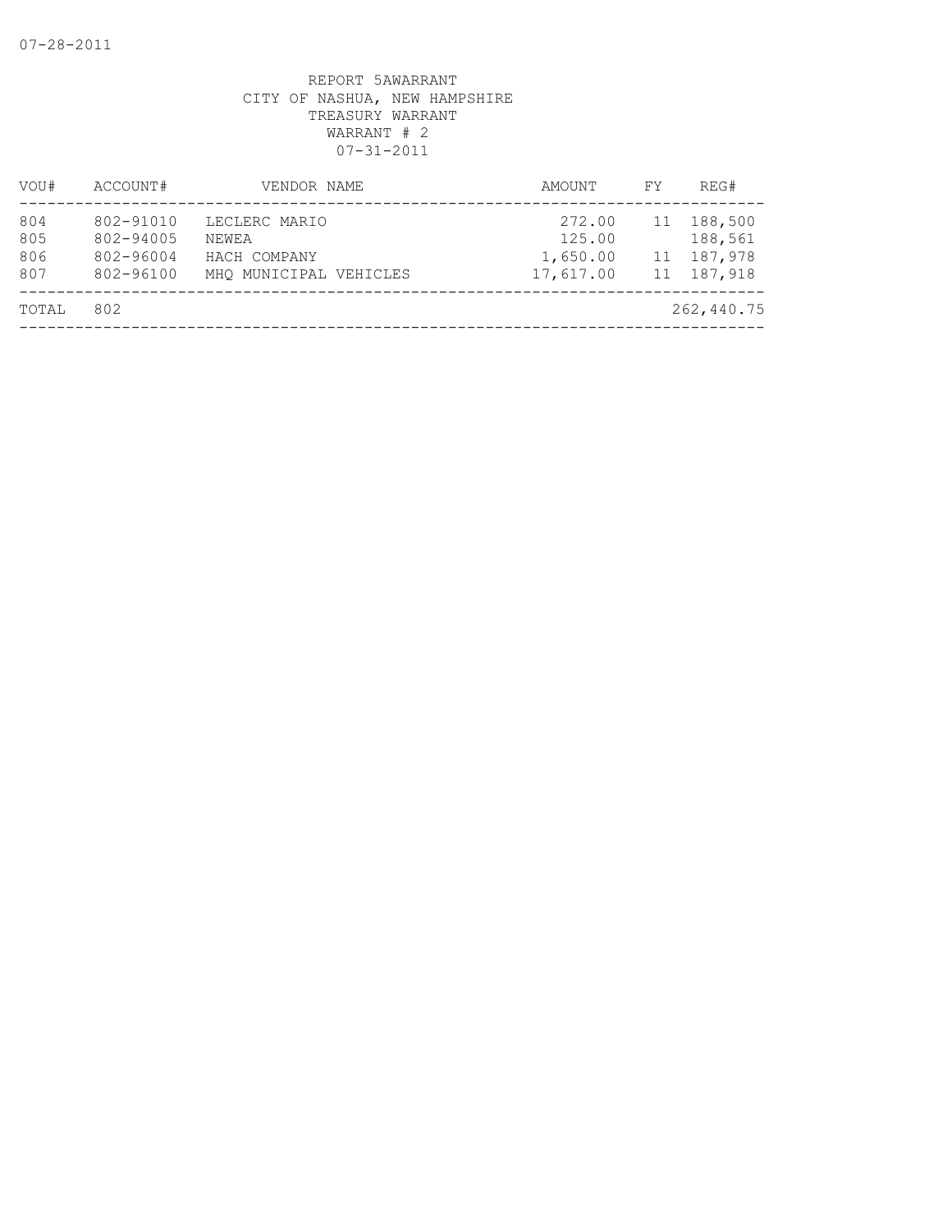07-28-2011

REPORT 5AWARRANT
CITY OF NASHUA, NEW HAMPSHIRE
TREASURY WARRANT
WARRANT # 2
07-31-2011

| VOU# | ACCOUNT# | VENDOR NAME | AMOUNT | FY | REG# |
|---|---|---|---|---|---|
| 804 | 802-91010 | LECLERC MARIO | 272.00 | 11 | 188,500 |
| 805 | 802-94005 | NEWEA | 125.00 | | 188,561 |
| 806 | 802-96004 | HACH COMPANY | 1,650.00 | 11 | 187,978 |
| 807 | 802-96100 | MHQ MUNICIPAL VEHICLES | 17,617.00 | 11 | 187,918 |
| TOTAL | 802 | | | | 262,440.75 |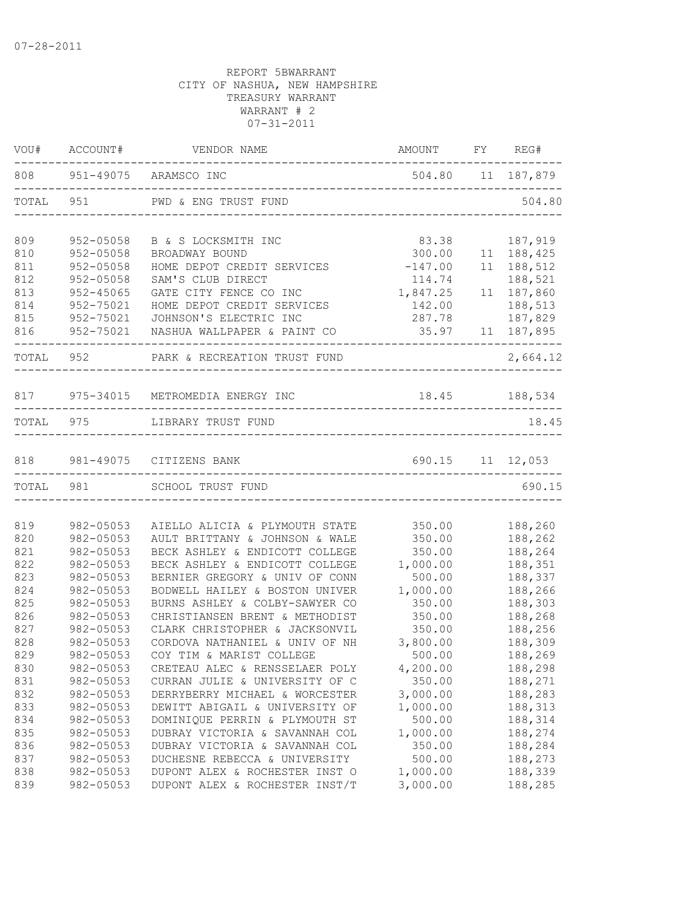07-28-2011

REPORT 5BWARRANT
CITY OF NASHUA, NEW HAMPSHIRE
TREASURY WARRANT
WARRANT # 2
07-31-2011

| VOU# | ACCOUNT# | VENDOR NAME | AMOUNT | FY | REG# |
|---|---|---|---|---|---|
| 808 | 951-49075 | ARAMSCO INC | 504.80 | 11 | 187,879 |
| TOTAL | 951 | PWD & ENG TRUST FUND | | | 504.80 |
| 809 | 952-05058 | B & S LOCKSMITH INC | 83.38 | | 187,919 |
| 810 | 952-05058 | BROADWAY BOUND | 300.00 | 11 | 188,425 |
| 811 | 952-05058 | HOME DEPOT CREDIT SERVICES | -147.00 | 11 | 188,512 |
| 812 | 952-05058 | SAM'S CLUB DIRECT | 114.74 | | 188,521 |
| 813 | 952-45065 | GATE CITY FENCE CO INC | 1,847.25 | 11 | 187,860 |
| 814 | 952-75021 | HOME DEPOT CREDIT SERVICES | 142.00 | | 188,513 |
| 815 | 952-75021 | JOHNSON'S ELECTRIC INC | 287.78 | | 187,829 |
| 816 | 952-75021 | NASHUA WALLPAPER & PAINT CO | 35.97 | 11 | 187,895 |
| TOTAL | 952 | PARK & RECREATION TRUST FUND | | | 2,664.12 |
| 817 | 975-34015 | METROMEDIA ENERGY INC | 18.45 | | 188,534 |
| TOTAL | 975 | LIBRARY TRUST FUND | | | 18.45 |
| 818 | 981-49075 | CITIZENS BANK | 690.15 | 11 | 12,053 |
| TOTAL | 981 | SCHOOL TRUST FUND | | | 690.15 |
| 819 | 982-05053 | AIELLO ALICIA & PLYMOUTH STATE | 350.00 | | 188,260 |
| 820 | 982-05053 | AULT BRITTANY & JOHNSON & WALE | 350.00 | | 188,262 |
| 821 | 982-05053 | BECK ASHLEY & ENDICOTT COLLEGE | 350.00 | | 188,264 |
| 822 | 982-05053 | BECK ASHLEY & ENDICOTT COLLEGE | 1,000.00 | | 188,351 |
| 823 | 982-05053 | BERNIER GREGORY & UNIV OF CONN | 500.00 | | 188,337 |
| 824 | 982-05053 | BODWELL HAILEY & BOSTON UNIVER | 1,000.00 | | 188,266 |
| 825 | 982-05053 | BURNS ASHLEY & COLBY-SAWYER CO | 350.00 | | 188,303 |
| 826 | 982-05053 | CHRISTIANSEN BRENT & METHODIST | 350.00 | | 188,268 |
| 827 | 982-05053 | CLARK CHRISTOPHER & JACKSONVIL | 350.00 | | 188,256 |
| 828 | 982-05053 | CORDOVA NATHANIEL & UNIV OF NH | 3,800.00 | | 188,309 |
| 829 | 982-05053 | COY TIM & MARIST COLLEGE | 500.00 | | 188,269 |
| 830 | 982-05053 | CRETEAU ALEC & RENSSELAER POLY | 4,200.00 | | 188,298 |
| 831 | 982-05053 | CURRAN JULIE & UNIVERSITY OF C | 350.00 | | 188,271 |
| 832 | 982-05053 | DERRYBERRY MICHAEL & WORCESTER | 3,000.00 | | 188,283 |
| 833 | 982-05053 | DEWITT ABIGAIL & UNIVERSITY OF | 1,000.00 | | 188,313 |
| 834 | 982-05053 | DOMINIQUE PERRIN & PLYMOUTH ST | 500.00 | | 188,314 |
| 835 | 982-05053 | DUBRAY VICTORIA & SAVANNAH COL | 1,000.00 | | 188,274 |
| 836 | 982-05053 | DUBRAY VICTORIA & SAVANNAH COL | 350.00 | | 188,284 |
| 837 | 982-05053 | DUCHESNE REBECCA & UNIVERSITY | 500.00 | | 188,273 |
| 838 | 982-05053 | DUPONT ALEX & ROCHESTER INST O | 1,000.00 | | 188,339 |
| 839 | 982-05053 | DUPONT ALEX & ROCHESTER INST/T | 3,000.00 | | 188,285 |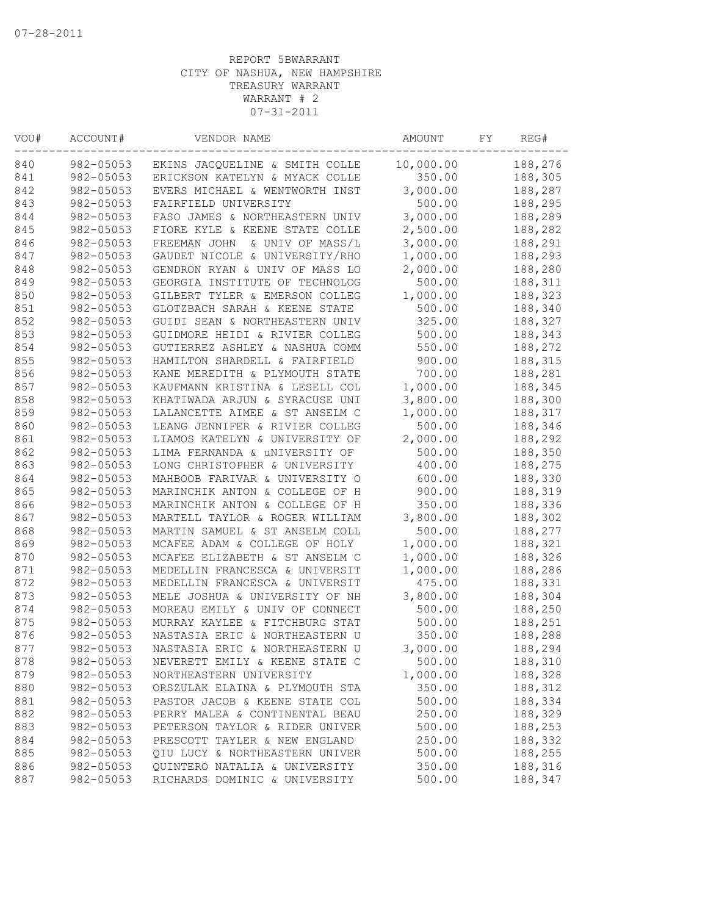07-28-2011

REPORT 5BWARRANT
CITY OF NASHUA, NEW HAMPSHIRE
TREASURY WARRANT
WARRANT # 2
07-31-2011

| VOU# | ACCOUNT# | VENDOR NAME | AMOUNT | FY | REG# |
|---|---|---|---|---|---|
| 840 | 982-05053 | EKINS JACQUELINE & SMITH COLLE | 10,000.00 | | 188,276 |
| 841 | 982-05053 | ERICKSON KATELYN & MYACK COLLE | 350.00 | | 188,305 |
| 842 | 982-05053 | EVERS MICHAEL & WENTWORTH INST | 3,000.00 | | 188,287 |
| 843 | 982-05053 | FAIRFIELD UNIVERSITY | 500.00 | | 188,295 |
| 844 | 982-05053 | FASO JAMES & NORTHEASTERN UNIV | 3,000.00 | | 188,289 |
| 845 | 982-05053 | FIORE KYLE & KEENE STATE COLLE | 2,500.00 | | 188,282 |
| 846 | 982-05053 | FREEMAN JOHN & UNIV OF MASS/L | 3,000.00 | | 188,291 |
| 847 | 982-05053 | GAUDET NICOLE & UNIVERSITY/RHO | 1,000.00 | | 188,293 |
| 848 | 982-05053 | GENDRON RYAN & UNIV OF MASS LO | 2,000.00 | | 188,280 |
| 849 | 982-05053 | GEORGIA INSTITUTE OF TECHNOLOG | 500.00 | | 188,311 |
| 850 | 982-05053 | GILBERT TYLER & EMERSON COLLEG | 1,000.00 | | 188,323 |
| 851 | 982-05053 | GLOTZBACH SARAH & KEENE STATE | 500.00 | | 188,340 |
| 852 | 982-05053 | GUIDI SEAN & NORTHEASTERN UNIV | 325.00 | | 188,327 |
| 853 | 982-05053 | GUIDMORE HEIDI & RIVIER COLLEG | 500.00 | | 188,343 |
| 854 | 982-05053 | GUTIERREZ ASHLEY & NASHUA COMM | 550.00 | | 188,272 |
| 855 | 982-05053 | HAMILTON SHARDELL & FAIRFIELD | 900.00 | | 188,315 |
| 856 | 982-05053 | KANE MEREDITH & PLYMOUTH STATE | 700.00 | | 188,281 |
| 857 | 982-05053 | KAUFMANN KRISTINA & LESELL COL | 1,000.00 | | 188,345 |
| 858 | 982-05053 | KHATIWADA ARJUN & SYRACUSE UNI | 3,800.00 | | 188,300 |
| 859 | 982-05053 | LALANCETTE AIMEE & ST ANSELM C | 1,000.00 | | 188,317 |
| 860 | 982-05053 | LEANG JENNIFER & RIVIER COLLEG | 500.00 | | 188,346 |
| 861 | 982-05053 | LIAMOS KATELYN & UNIVERSITY OF | 2,000.00 | | 188,292 |
| 862 | 982-05053 | LIMA FERNANDA & uNIVERSITY OF | 500.00 | | 188,350 |
| 863 | 982-05053 | LONG CHRISTOPHER & UNIVERSITY | 400.00 | | 188,275 |
| 864 | 982-05053 | MAHBOOB FARIVAR & UNIVERSITY O | 600.00 | | 188,330 |
| 865 | 982-05053 | MARINCHIK ANTON & COLLEGE OF H | 900.00 | | 188,319 |
| 866 | 982-05053 | MARINCHIK ANTON & COLLEGE OF H | 350.00 | | 188,336 |
| 867 | 982-05053 | MARTELL TAYLOR & ROGER WILLIAM | 3,800.00 | | 188,302 |
| 868 | 982-05053 | MARTIN SAMUEL & ST ANSELM COLL | 500.00 | | 188,277 |
| 869 | 982-05053 | MCAFEE ADAM & COLLEGE OF HOLY | 1,000.00 | | 188,321 |
| 870 | 982-05053 | MCAFEE ELIZABETH & ST ANSELM C | 1,000.00 | | 188,326 |
| 871 | 982-05053 | MEDELLIN FRANCESCA & UNIVERSIT | 1,000.00 | | 188,286 |
| 872 | 982-05053 | MEDELLIN FRANCESCA & UNIVERSIT | 475.00 | | 188,331 |
| 873 | 982-05053 | MELE JOSHUA & UNIVERSITY OF NH | 3,800.00 | | 188,304 |
| 874 | 982-05053 | MOREAU EMILY & UNIV OF CONNECT | 500.00 | | 188,250 |
| 875 | 982-05053 | MURRAY KAYLEE & FITCHBURG STAT | 500.00 | | 188,251 |
| 876 | 982-05053 | NASTASIA ERIC & NORTHEASTERN U | 350.00 | | 188,288 |
| 877 | 982-05053 | NASTASIA ERIC & NORTHEASTERN U | 3,000.00 | | 188,294 |
| 878 | 982-05053 | NEVERETT EMILY & KEENE STATE C | 500.00 | | 188,310 |
| 879 | 982-05053 | NORTHEASTERN UNIVERSITY | 1,000.00 | | 188,328 |
| 880 | 982-05053 | ORSZULAK ELAINA & PLYMOUTH STA | 350.00 | | 188,312 |
| 881 | 982-05053 | PASTOR JACOB & KEENE STATE COL | 500.00 | | 188,334 |
| 882 | 982-05053 | PERRY MALEA & CONTINENTAL BEAU | 250.00 | | 188,329 |
| 883 | 982-05053 | PETERSON TAYLOR & RIDER UNIVER | 500.00 | | 188,253 |
| 884 | 982-05053 | PRESCOTT TAYLER & NEW ENGLAND | 250.00 | | 188,332 |
| 885 | 982-05053 | QIU LUCY & NORTHEASTERN UNIVER | 500.00 | | 188,255 |
| 886 | 982-05053 | QUINTERO NATALIA & UNIVERSITY | 350.00 | | 188,316 |
| 887 | 982-05053 | RICHARDS DOMINIC & UNIVERSITY | 500.00 | | 188,347 |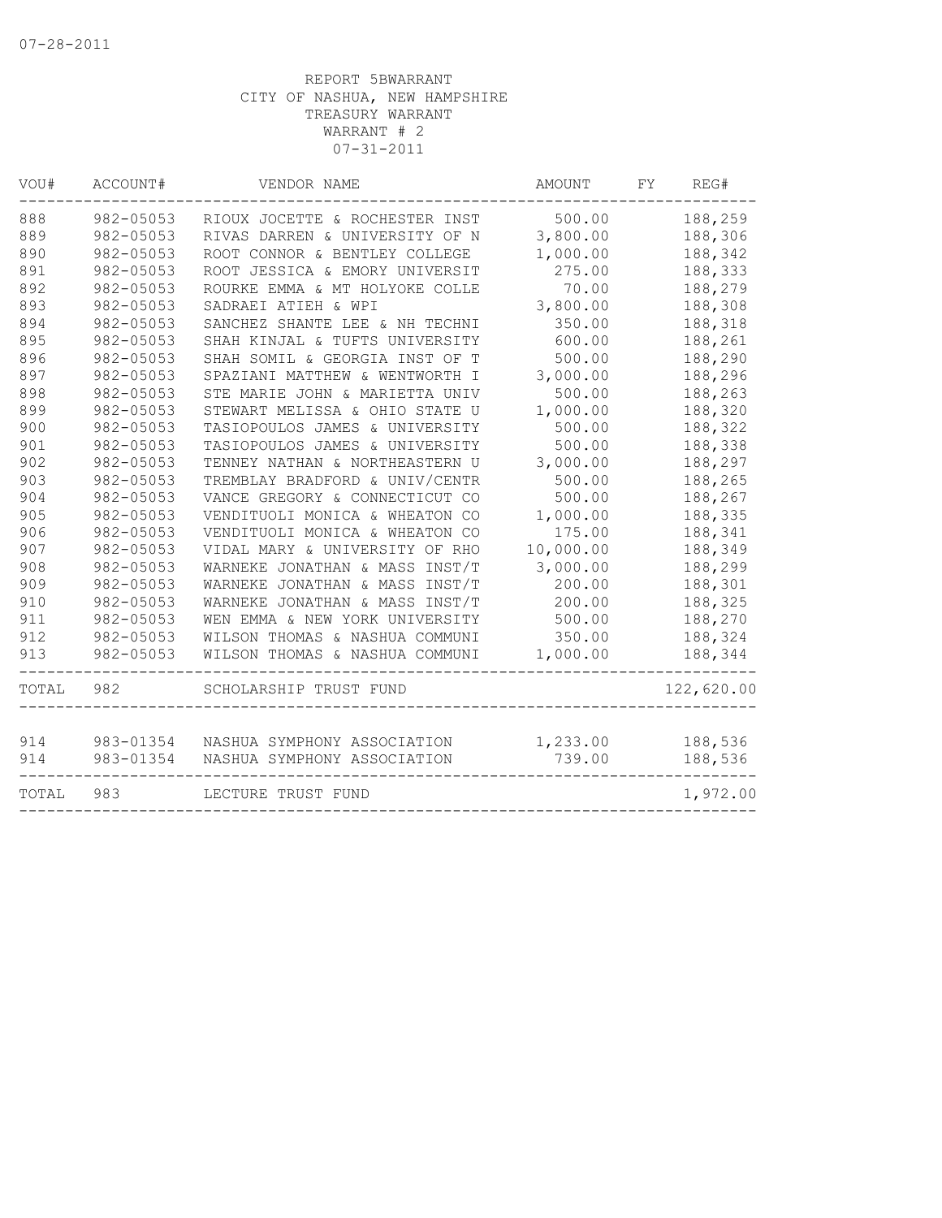07-28-2011

REPORT 5BWARRANT
CITY OF NASHUA, NEW HAMPSHIRE
TREASURY WARRANT
WARRANT # 2
07-31-2011

| VOU# | ACCOUNT# | VENDOR NAME | AMOUNT | FY | REG# |
|---|---|---|---|---|---|
| 888 | 982-05053 | RIOUX JOCETTE & ROCHESTER INST | 500.00 | | 188,259 |
| 889 | 982-05053 | RIVAS DARREN & UNIVERSITY OF N | 3,800.00 | | 188,306 |
| 890 | 982-05053 | ROOT CONNOR & BENTLEY COLLEGE | 1,000.00 | | 188,342 |
| 891 | 982-05053 | ROOT JESSICA & EMORY UNIVERSIT | 275.00 | | 188,333 |
| 892 | 982-05053 | ROURKE EMMA & MT HOLYOKE COLLE | 70.00 | | 188,279 |
| 893 | 982-05053 | SADRAEI ATIEH & WPI | 3,800.00 | | 188,308 |
| 894 | 982-05053 | SANCHEZ SHANTE LEE & NH TECHNI | 350.00 | | 188,318 |
| 895 | 982-05053 | SHAH KINJAL & TUFTS UNIVERSITY | 600.00 | | 188,261 |
| 896 | 982-05053 | SHAH SOMIL & GEORGIA INST OF T | 500.00 | | 188,290 |
| 897 | 982-05053 | SPAZIANI MATTHEW & WENTWORTH I | 3,000.00 | | 188,296 |
| 898 | 982-05053 | STE MARIE JOHN & MARIETTA UNIV | 500.00 | | 188,263 |
| 899 | 982-05053 | STEWART MELISSA & OHIO STATE U | 1,000.00 | | 188,320 |
| 900 | 982-05053 | TASIOPOULOS JAMES & UNIVERSITY | 500.00 | | 188,322 |
| 901 | 982-05053 | TASIOPOULOS JAMES & UNIVERSITY | 500.00 | | 188,338 |
| 902 | 982-05053 | TENNEY NATHAN & NORTHEASTERN U | 3,000.00 | | 188,297 |
| 903 | 982-05053 | TREMBLAY BRADFORD & UNIV/CENTR | 500.00 | | 188,265 |
| 904 | 982-05053 | VANCE GREGORY & CONNECTICUT CO | 500.00 | | 188,267 |
| 905 | 982-05053 | VENDITUOLI MONICA & WHEATON CO | 1,000.00 | | 188,335 |
| 906 | 982-05053 | VENDITUOLI MONICA & WHEATON CO | 175.00 | | 188,341 |
| 907 | 982-05053 | VIDAL MARY & UNIVERSITY OF RHO | 10,000.00 | | 188,349 |
| 908 | 982-05053 | WARNEKE JONATHAN & MASS INST/T | 3,000.00 | | 188,299 |
| 909 | 982-05053 | WARNEKE JONATHAN & MASS INST/T | 200.00 | | 188,301 |
| 910 | 982-05053 | WARNEKE JONATHAN & MASS INST/T | 200.00 | | 188,325 |
| 911 | 982-05053 | WEN EMMA & NEW YORK UNIVERSITY | 500.00 | | 188,270 |
| 912 | 982-05053 | WILSON THOMAS & NASHUA COMMUNI | 350.00 | | 188,324 |
| 913 | 982-05053 | WILSON THOMAS & NASHUA COMMUNI | 1,000.00 | | 188,344 |
| TOTAL | 982 | SCHOLARSHIP TRUST FUND | | | 122,620.00 |
| 914 | 983-01354 | NASHUA SYMPHONY ASSOCIATION | 1,233.00 | | 188,536 |
| 914 | 983-01354 | NASHUA SYMPHONY ASSOCIATION | 739.00 | | 188,536 |
| TOTAL | 983 | LECTURE TRUST FUND | | | 1,972.00 |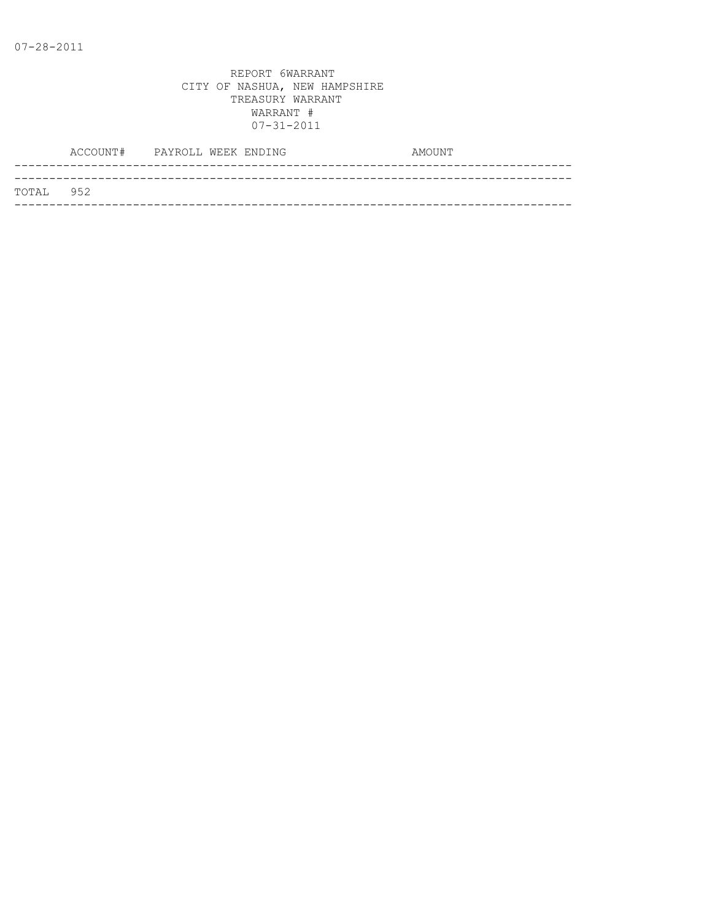07-28-2011

REPORT 6WARRANT
CITY OF NASHUA, NEW HAMPSHIRE
TREASURY WARRANT
WARRANT #
07-31-2011

| ACCOUNT# | PAYROLL WEEK ENDING | AMOUNT |
|---|---|---|
| TOTAL 952 | | |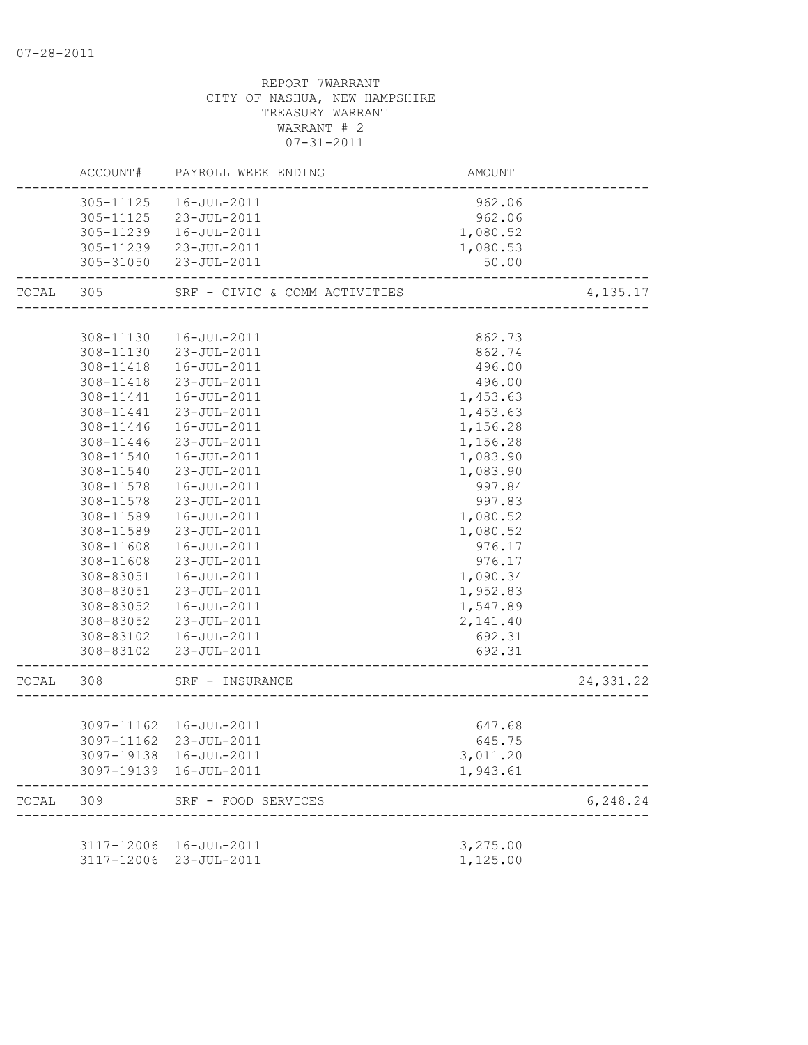07-28-2011

REPORT 7WARRANT
CITY OF NASHUA, NEW HAMPSHIRE
TREASURY WARRANT
WARRANT # 2
07-31-2011

| | ACCOUNT# | PAYROLL WEEK ENDING | AMOUNT | |
|---|---|---|---|---|
| | 305-11125 | 16-JUL-2011 | 962.06 | |
| | 305-11125 | 23-JUL-2011 | 962.06 | |
| | 305-11239 | 16-JUL-2011 | 1,080.52 | |
| | 305-11239 | 23-JUL-2011 | 1,080.53 | |
| | 305-31050 | 23-JUL-2011 | 50.00 | |
| TOTAL | 305 | SRF - CIVIC & COMM ACTIVITIES | | 4,135.17 |
| | 308-11130 | 16-JUL-2011 | 862.73 | |
| | 308-11130 | 23-JUL-2011 | 862.74 | |
| | 308-11418 | 16-JUL-2011 | 496.00 | |
| | 308-11418 | 23-JUL-2011 | 496.00 | |
| | 308-11441 | 16-JUL-2011 | 1,453.63 | |
| | 308-11441 | 23-JUL-2011 | 1,453.63 | |
| | 308-11446 | 16-JUL-2011 | 1,156.28 | |
| | 308-11446 | 23-JUL-2011 | 1,156.28 | |
| | 308-11540 | 16-JUL-2011 | 1,083.90 | |
| | 308-11540 | 23-JUL-2011 | 1,083.90 | |
| | 308-11578 | 16-JUL-2011 | 997.84 | |
| | 308-11578 | 23-JUL-2011 | 997.83 | |
| | 308-11589 | 16-JUL-2011 | 1,080.52 | |
| | 308-11589 | 23-JUL-2011 | 1,080.52 | |
| | 308-11608 | 16-JUL-2011 | 976.17 | |
| | 308-11608 | 23-JUL-2011 | 976.17 | |
| | 308-83051 | 16-JUL-2011 | 1,090.34 | |
| | 308-83051 | 23-JUL-2011 | 1,952.83 | |
| | 308-83052 | 16-JUL-2011 | 1,547.89 | |
| | 308-83052 | 23-JUL-2011 | 2,141.40 | |
| | 308-83102 | 16-JUL-2011 | 692.31 | |
| | 308-83102 | 23-JUL-2011 | 692.31 | |
| TOTAL | 308 | SRF - INSURANCE | | 24,331.22 |
| | 3097-11162 | 16-JUL-2011 | 647.68 | |
| | 3097-11162 | 23-JUL-2011 | 645.75 | |
| | 3097-19138 | 16-JUL-2011 | 3,011.20 | |
| | 3097-19139 | 16-JUL-2011 | 1,943.61 | |
| TOTAL | 309 | SRF - FOOD SERVICES | | 6,248.24 |
| | 3117-12006 | 16-JUL-2011 | 3,275.00 | |
| | 3117-12006 | 23-JUL-2011 | 1,125.00 | |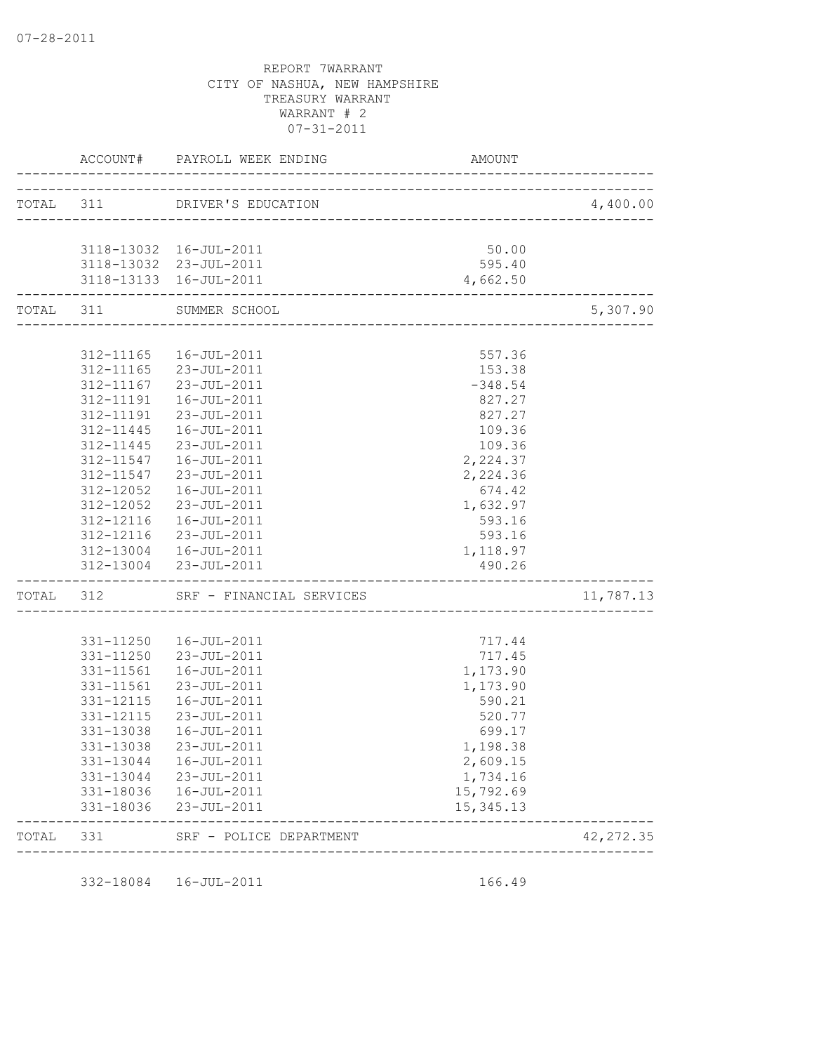07-28-2011

REPORT 7WARRANT
CITY OF NASHUA, NEW HAMPSHIRE
TREASURY WARRANT
WARRANT # 2
07-31-2011

| | ACCOUNT# | PAYROLL WEEK ENDING | AMOUNT | |
|---|---|---|---|---|
| TOTAL | 311 | DRIVER'S EDUCATION | | 4,400.00 |
| | 3118-13032 | 16-JUL-2011 | 50.00 | |
| | 3118-13032 | 23-JUL-2011 | 595.40 | |
| | 3118-13133 | 16-JUL-2011 | 4,662.50 | |
| TOTAL | 311 | SUMMER SCHOOL | | 5,307.90 |
| | 312-11165 | 16-JUL-2011 | 557.36 | |
| | 312-11165 | 23-JUL-2011 | 153.38 | |
| | 312-11167 | 23-JUL-2011 | -348.54 | |
| | 312-11191 | 16-JUL-2011 | 827.27 | |
| | 312-11191 | 23-JUL-2011 | 827.27 | |
| | 312-11445 | 16-JUL-2011 | 109.36 | |
| | 312-11445 | 23-JUL-2011 | 109.36 | |
| | 312-11547 | 16-JUL-2011 | 2,224.37 | |
| | 312-11547 | 23-JUL-2011 | 2,224.36 | |
| | 312-12052 | 16-JUL-2011 | 674.42 | |
| | 312-12052 | 23-JUL-2011 | 1,632.97 | |
| | 312-12116 | 16-JUL-2011 | 593.16 | |
| | 312-12116 | 23-JUL-2011 | 593.16 | |
| | 312-13004 | 16-JUL-2011 | 1,118.97 | |
| | 312-13004 | 23-JUL-2011 | 490.26 | |
| TOTAL | 312 | SRF - FINANCIAL SERVICES | | 11,787.13 |
| | 331-11250 | 16-JUL-2011 | 717.44 | |
| | 331-11250 | 23-JUL-2011 | 717.45 | |
| | 331-11561 | 16-JUL-2011 | 1,173.90 | |
| | 331-11561 | 23-JUL-2011 | 1,173.90 | |
| | 331-12115 | 16-JUL-2011 | 590.21 | |
| | 331-12115 | 23-JUL-2011 | 520.77 | |
| | 331-13038 | 16-JUL-2011 | 699.17 | |
| | 331-13038 | 23-JUL-2011 | 1,198.38 | |
| | 331-13044 | 16-JUL-2011 | 2,609.15 | |
| | 331-13044 | 23-JUL-2011 | 1,734.16 | |
| | 331-18036 | 16-JUL-2011 | 15,792.69 | |
| | 331-18036 | 23-JUL-2011 | 15,345.13 | |
| TOTAL | 331 | SRF - POLICE DEPARTMENT | | 42,272.35 |
| | 332-18084 | 16-JUL-2011 | 166.49 | |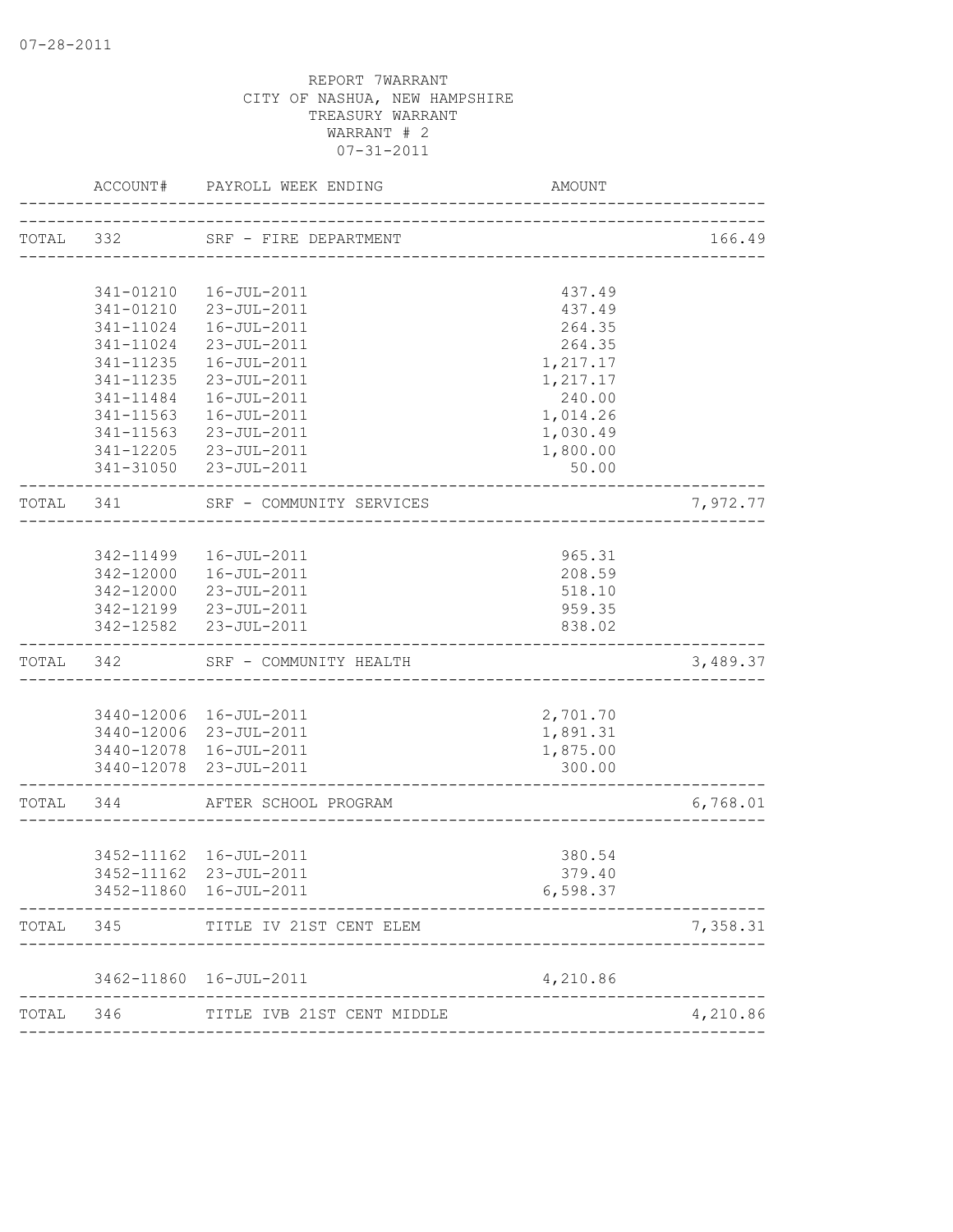07-28-2011

REPORT 7WARRANT
CITY OF NASHUA, NEW HAMPSHIRE
TREASURY WARRANT
WARRANT # 2
07-31-2011

| | ACCOUNT# | PAYROLL WEEK ENDING | AMOUNT | |
|---|---|---|---|---|
| TOTAL | 332 | SRF - FIRE DEPARTMENT | | 166.49 |
| | 341-01210 | 16-JUL-2011 | 437.49 | |
| | 341-01210 | 23-JUL-2011 | 437.49 | |
| | 341-11024 | 16-JUL-2011 | 264.35 | |
| | 341-11024 | 23-JUL-2011 | 264.35 | |
| | 341-11235 | 16-JUL-2011 | 1,217.17 | |
| | 341-11235 | 23-JUL-2011 | 1,217.17 | |
| | 341-11484 | 16-JUL-2011 | 240.00 | |
| | 341-11563 | 16-JUL-2011 | 1,014.26 | |
| | 341-11563 | 23-JUL-2011 | 1,030.49 | |
| | 341-12205 | 23-JUL-2011 | 1,800.00 | |
| | 341-31050 | 23-JUL-2011 | 50.00 | |
| TOTAL | 341 | SRF - COMMUNITY SERVICES | | 7,972.77 |
| | 342-11499 | 16-JUL-2011 | 965.31 | |
| | 342-12000 | 16-JUL-2011 | 208.59 | |
| | 342-12000 | 23-JUL-2011 | 518.10 | |
| | 342-12199 | 23-JUL-2011 | 959.35 | |
| | 342-12582 | 23-JUL-2011 | 838.02 | |
| TOTAL | 342 | SRF - COMMUNITY HEALTH | | 3,489.37 |
| | 3440-12006 | 16-JUL-2011 | 2,701.70 | |
| | 3440-12006 | 23-JUL-2011 | 1,891.31 | |
| | 3440-12078 | 16-JUL-2011 | 1,875.00 | |
| | 3440-12078 | 23-JUL-2011 | 300.00 | |
| TOTAL | 344 | AFTER SCHOOL PROGRAM | | 6,768.01 |
| | 3452-11162 | 16-JUL-2011 | 380.54 | |
| | 3452-11162 | 23-JUL-2011 | 379.40 | |
| | 3452-11860 | 16-JUL-2011 | 6,598.37 | |
| TOTAL | 345 | TITLE IV 21ST CENT ELEM | | 7,358.31 |
| | 3462-11860 | 16-JUL-2011 | 4,210.86 | |
| TOTAL | 346 | TITLE IVB 21ST CENT MIDDLE | | 4,210.86 |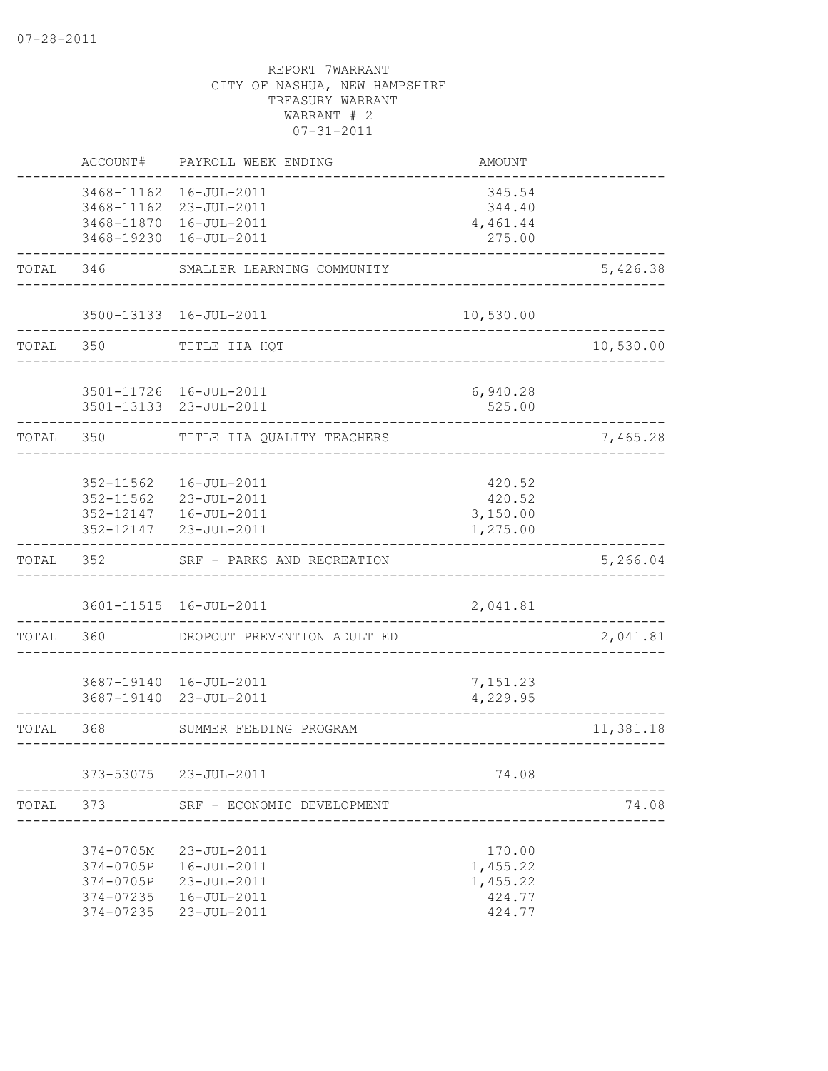07-28-2011

REPORT 7WARRANT
CITY OF NASHUA, NEW HAMPSHIRE
TREASURY WARRANT
WARRANT # 2
07-31-2011

| | ACCOUNT# | PAYROLL WEEK ENDING | AMOUNT | |
|---|---|---|---|---|
| | 3468-11162 | 16-JUL-2011 | 345.54 | |
| | 3468-11162 | 23-JUL-2011 | 344.40 | |
| | 3468-11870 | 16-JUL-2011 | 4,461.44 | |
| | 3468-19230 | 16-JUL-2011 | 275.00 | |
| TOTAL | 346 | SMALLER LEARNING COMMUNITY | | 5,426.38 |
| | 3500-13133 | 16-JUL-2011 | 10,530.00 | |
| TOTAL | 350 | TITLE IIA HQT | | 10,530.00 |
| | 3501-11726 | 16-JUL-2011 | 6,940.28 | |
| | 3501-13133 | 23-JUL-2011 | 525.00 | |
| TOTAL | 350 | TITLE IIA QUALITY TEACHERS | | 7,465.28 |
| | 352-11562 | 16-JUL-2011 | 420.52 | |
| | 352-11562 | 23-JUL-2011 | 420.52 | |
| | 352-12147 | 16-JUL-2011 | 3,150.00 | |
| | 352-12147 | 23-JUL-2011 | 1,275.00 | |
| TOTAL | 352 | SRF - PARKS AND RECREATION | | 5,266.04 |
| | 3601-11515 | 16-JUL-2011 | 2,041.81 | |
| TOTAL | 360 | DROPOUT PREVENTION ADULT ED | | 2,041.81 |
| | 3687-19140 | 16-JUL-2011 | 7,151.23 | |
| | 3687-19140 | 23-JUL-2011 | 4,229.95 | |
| TOTAL | 368 | SUMMER FEEDING PROGRAM | | 11,381.18 |
| | 373-53075 | 23-JUL-2011 | 74.08 | |
| TOTAL | 373 | SRF - ECONOMIC DEVELOPMENT | | 74.08 |
| | 374-0705M | 23-JUL-2011 | 170.00 | |
| | 374-0705P | 16-JUL-2011 | 1,455.22 | |
| | 374-0705P | 23-JUL-2011 | 1,455.22 | |
| | 374-07235 | 16-JUL-2011 | 424.77 | |
| | 374-07235 | 23-JUL-2011 | 424.77 | |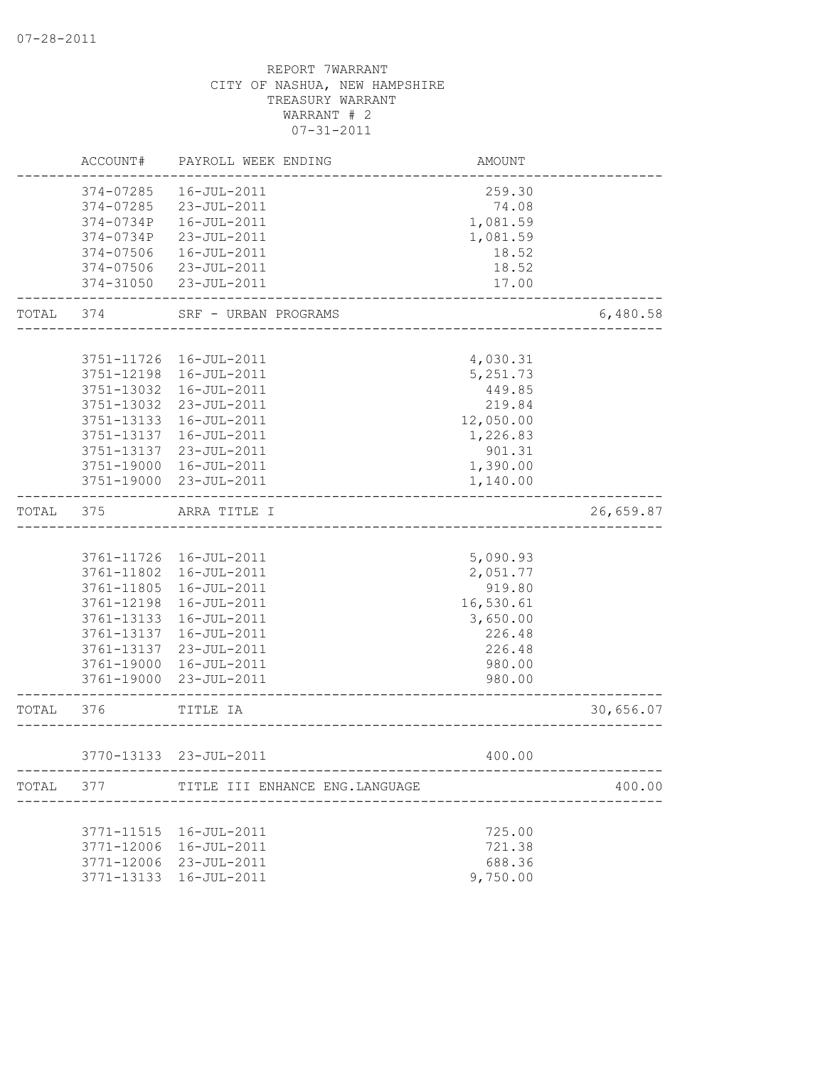07-28-2011

REPORT 7WARRANT
CITY OF NASHUA, NEW HAMPSHIRE
TREASURY WARRANT
WARRANT # 2
07-31-2011

| | ACCOUNT# | PAYROLL WEEK ENDING | AMOUNT | |
|---|---|---|---|---|
| | 374-07285 | 16-JUL-2011 | 259.30 | |
| | 374-07285 | 23-JUL-2011 | 74.08 | |
| | 374-0734P | 16-JUL-2011 | 1,081.59 | |
| | 374-0734P | 23-JUL-2011 | 1,081.59 | |
| | 374-07506 | 16-JUL-2011 | 18.52 | |
| | 374-07506 | 23-JUL-2011 | 18.52 | |
| | 374-31050 | 23-JUL-2011 | 17.00 | |
| TOTAL | 374 | SRF - URBAN PROGRAMS | | 6,480.58 |
| | 3751-11726 | 16-JUL-2011 | 4,030.31 | |
| | 3751-12198 | 16-JUL-2011 | 5,251.73 | |
| | 3751-13032 | 16-JUL-2011 | 449.85 | |
| | 3751-13032 | 23-JUL-2011 | 219.84 | |
| | 3751-13133 | 16-JUL-2011 | 12,050.00 | |
| | 3751-13137 | 16-JUL-2011 | 1,226.83 | |
| | 3751-13137 | 23-JUL-2011 | 901.31 | |
| | 3751-19000 | 16-JUL-2011 | 1,390.00 | |
| | 3751-19000 | 23-JUL-2011 | 1,140.00 | |
| TOTAL | 375 | ARRA TITLE I | | 26,659.87 |
| | 3761-11726 | 16-JUL-2011 | 5,090.93 | |
| | 3761-11802 | 16-JUL-2011 | 2,051.77 | |
| | 3761-11805 | 16-JUL-2011 | 919.80 | |
| | 3761-12198 | 16-JUL-2011 | 16,530.61 | |
| | 3761-13133 | 16-JUL-2011 | 3,650.00 | |
| | 3761-13137 | 16-JUL-2011 | 226.48 | |
| | 3761-13137 | 23-JUL-2011 | 226.48 | |
| | 3761-19000 | 16-JUL-2011 | 980.00 | |
| | 3761-19000 | 23-JUL-2011 | 980.00 | |
| TOTAL | 376 | TITLE IA | | 30,656.07 |
| | 3770-13133 | 23-JUL-2011 | 400.00 | |
| TOTAL | 377 | TITLE III ENHANCE ENG.LANGUAGE | | 400.00 |
| | 3771-11515 | 16-JUL-2011 | 725.00 | |
| | 3771-12006 | 16-JUL-2011 | 721.38 | |
| | 3771-12006 | 23-JUL-2011 | 688.36 | |
| | 3771-13133 | 16-JUL-2011 | 9,750.00 | |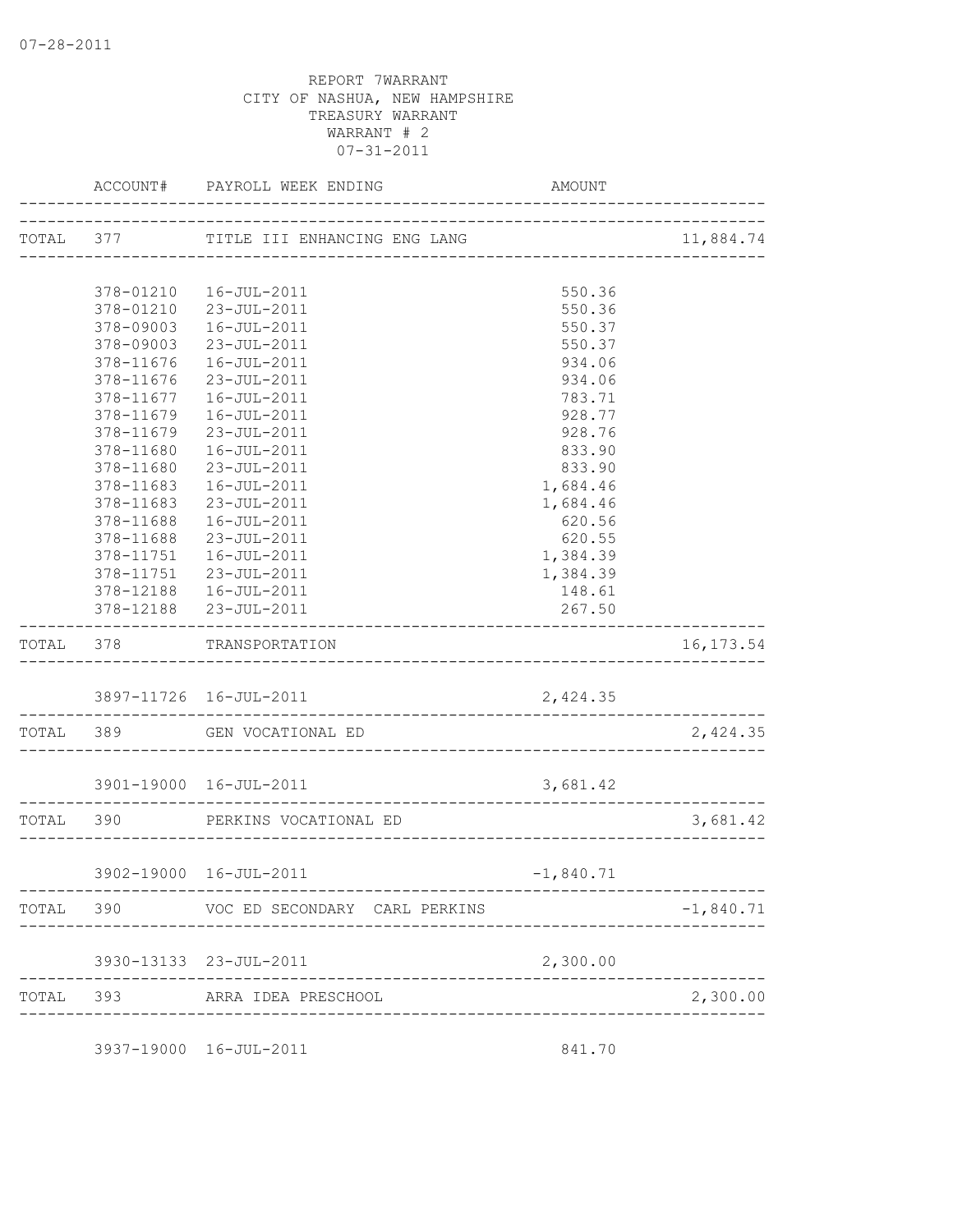07-28-2011

REPORT 7WARRANT
CITY OF NASHUA, NEW HAMPSHIRE
TREASURY WARRANT
WARRANT # 2
07-31-2011

| | ACCOUNT# | PAYROLL WEEK ENDING | AMOUNT | |
|---|---|---|---|---|
| TOTAL | 377 | TITLE III ENHANCING ENG LANG | | 11,884.74 |
| | 378-01210 | 16-JUL-2011 | 550.36 | |
| | 378-01210 | 23-JUL-2011 | 550.36 | |
| | 378-09003 | 16-JUL-2011 | 550.37 | |
| | 378-09003 | 23-JUL-2011 | 550.37 | |
| | 378-11676 | 16-JUL-2011 | 934.06 | |
| | 378-11676 | 23-JUL-2011 | 934.06 | |
| | 378-11677 | 16-JUL-2011 | 783.71 | |
| | 378-11679 | 16-JUL-2011 | 928.77 | |
| | 378-11679 | 23-JUL-2011 | 928.76 | |
| | 378-11680 | 16-JUL-2011 | 833.90 | |
| | 378-11680 | 23-JUL-2011 | 833.90 | |
| | 378-11683 | 16-JUL-2011 | 1,684.46 | |
| | 378-11683 | 23-JUL-2011 | 1,684.46 | |
| | 378-11688 | 16-JUL-2011 | 620.56 | |
| | 378-11688 | 23-JUL-2011 | 620.55 | |
| | 378-11751 | 16-JUL-2011 | 1,384.39 | |
| | 378-11751 | 23-JUL-2011 | 1,384.39 | |
| | 378-12188 | 16-JUL-2011 | 148.61 | |
| | 378-12188 | 23-JUL-2011 | 267.50 | |
| TOTAL | 378 | TRANSPORTATION | | 16,173.54 |
| | 3897-11726 | 16-JUL-2011 | 2,424.35 | |
| TOTAL | 389 | GEN VOCATIONAL ED | | 2,424.35 |
| | 3901-19000 | 16-JUL-2011 | 3,681.42 | |
| TOTAL | 390 | PERKINS VOCATIONAL ED | | 3,681.42 |
| | 3902-19000 | 16-JUL-2011 | -1,840.71 | |
| TOTAL | 390 | VOC ED SECONDARY CARL PERKINS | | -1,840.71 |
| | 3930-13133 | 23-JUL-2011 | 2,300.00 | |
| TOTAL | 393 | ARRA IDEA PRESCHOOL | | 2,300.00 |
| | 3937-19000 | 16-JUL-2011 | 841.70 | |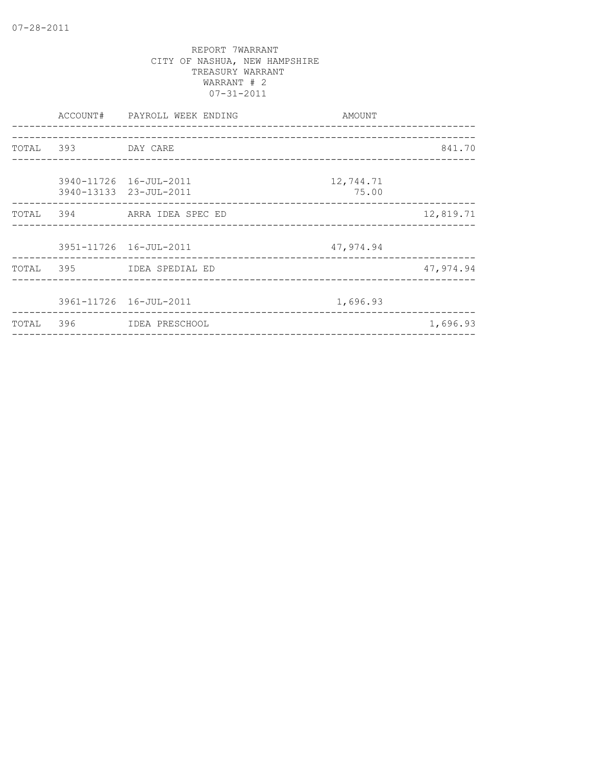REPORT 7WARRANT
CITY OF NASHUA, NEW HAMPSHIRE
TREASURY WARRANT
WARRANT # 2
07-31-2011

| | ACCOUNT# | PAYROLL WEEK ENDING | AMOUNT | |
|---|---|---|---|---|
| TOTAL | 393 | DAY CARE | | 841.70 |
| | 3940-11726 | 16-JUL-2011 | 12,744.71 | |
| | 3940-13133 | 23-JUL-2011 | 75.00 | |
| TOTAL | 394 | ARRA IDEA SPEC ED | | 12,819.71 |
| | 3951-11726 | 16-JUL-2011 | 47,974.94 | |
| TOTAL | 395 | IDEA SPEDIAL ED | | 47,974.94 |
| | 3961-11726 | 16-JUL-2011 | 1,696.93 | |
| TOTAL | 396 | IDEA PRESCHOOL | | 1,696.93 |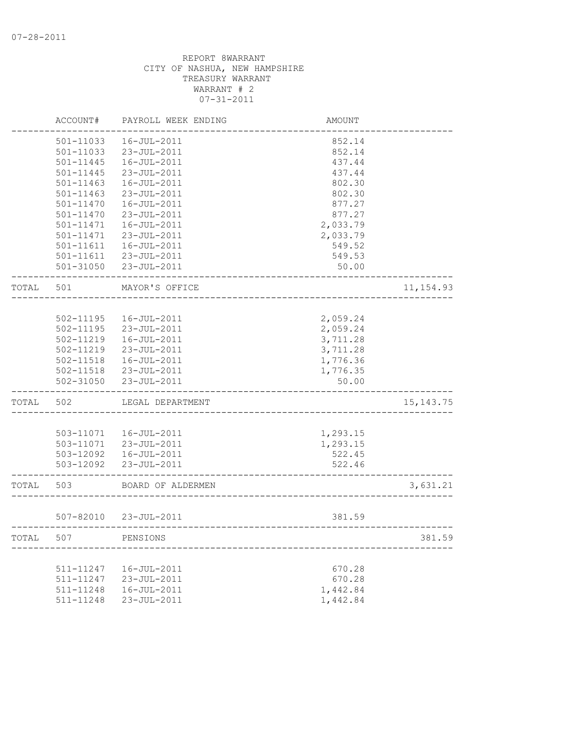07-28-2011

REPORT 8WARRANT
CITY OF NASHUA, NEW HAMPSHIRE
TREASURY WARRANT
WARRANT # 2
07-31-2011

| | ACCOUNT# | PAYROLL WEEK ENDING | AMOUNT | |
|---|---|---|---|---|
| | 501-11033 | 16-JUL-2011 | 852.14 | |
| | 501-11033 | 23-JUL-2011 | 852.14 | |
| | 501-11445 | 16-JUL-2011 | 437.44 | |
| | 501-11445 | 23-JUL-2011 | 437.44 | |
| | 501-11463 | 16-JUL-2011 | 802.30 | |
| | 501-11463 | 23-JUL-2011 | 802.30 | |
| | 501-11470 | 16-JUL-2011 | 877.27 | |
| | 501-11470 | 23-JUL-2011 | 877.27 | |
| | 501-11471 | 16-JUL-2011 | 2,033.79 | |
| | 501-11471 | 23-JUL-2011 | 2,033.79 | |
| | 501-11611 | 16-JUL-2011 | 549.52 | |
| | 501-11611 | 23-JUL-2011 | 549.53 | |
| | 501-31050 | 23-JUL-2011 | 50.00 | |
| TOTAL | 501 | MAYOR'S OFFICE | | 11,154.93 |
| | 502-11195 | 16-JUL-2011 | 2,059.24 | |
| | 502-11195 | 23-JUL-2011 | 2,059.24 | |
| | 502-11219 | 16-JUL-2011 | 3,711.28 | |
| | 502-11219 | 23-JUL-2011 | 3,711.28 | |
| | 502-11518 | 16-JUL-2011 | 1,776.36 | |
| | 502-11518 | 23-JUL-2011 | 1,776.35 | |
| | 502-31050 | 23-JUL-2011 | 50.00 | |
| TOTAL | 502 | LEGAL DEPARTMENT | | 15,143.75 |
| | 503-11071 | 16-JUL-2011 | 1,293.15 | |
| | 503-11071 | 23-JUL-2011 | 1,293.15 | |
| | 503-12092 | 16-JUL-2011 | 522.45 | |
| | 503-12092 | 23-JUL-2011 | 522.46 | |
| TOTAL | 503 | BOARD OF ALDERMEN | | 3,631.21 |
| | 507-82010 | 23-JUL-2011 | 381.59 | |
| TOTAL | 507 | PENSIONS | | 381.59 |
| | 511-11247 | 16-JUL-2011 | 670.28 | |
| | 511-11247 | 23-JUL-2011 | 670.28 | |
| | 511-11248 | 16-JUL-2011 | 1,442.84 | |
| | 511-11248 | 23-JUL-2011 | 1,442.84 | |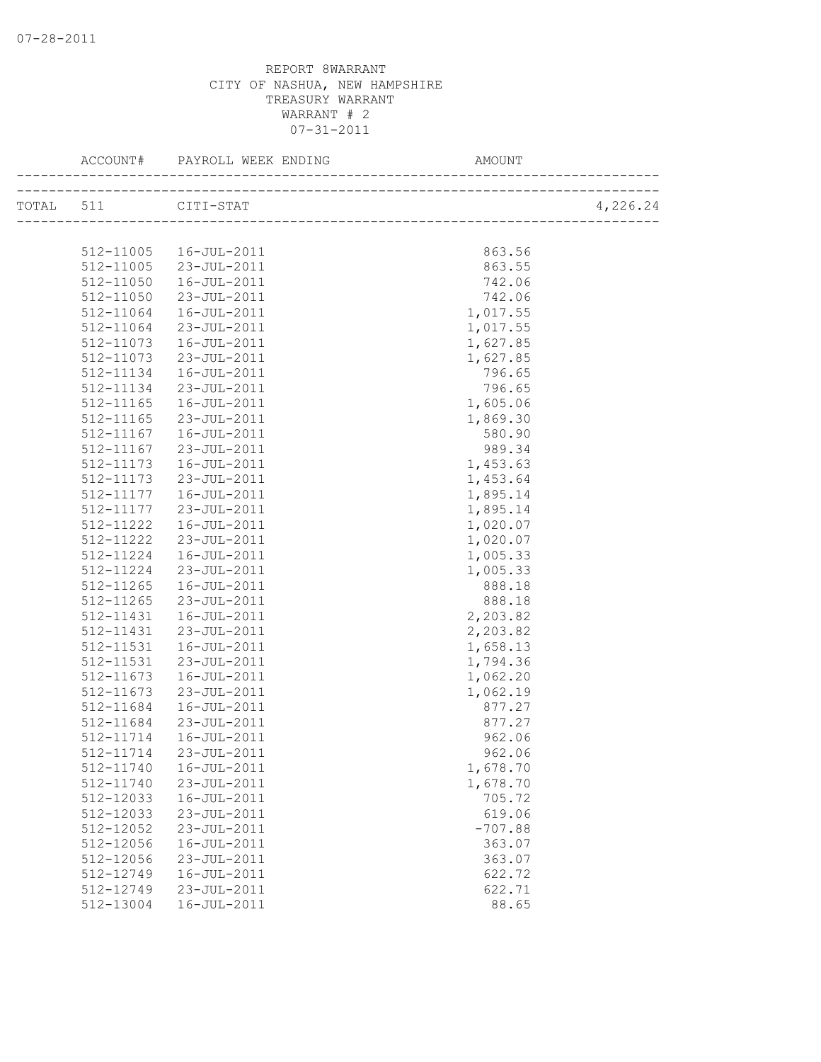REPORT 8WARRANT
CITY OF NASHUA, NEW HAMPSHIRE
TREASURY WARRANT
WARRANT # 2
07-31-2011

| ACCOUNT# | PAYROLL WEEK ENDING | AMOUNT | |
|---|---|---|---|
| TOTAL 511 | CITI-STAT | | 4,226.24 |
| 512-11005 | 16-JUL-2011 | 863.56 | |
| 512-11005 | 23-JUL-2011 | 863.55 | |
| 512-11050 | 16-JUL-2011 | 742.06 | |
| 512-11050 | 23-JUL-2011 | 742.06 | |
| 512-11064 | 16-JUL-2011 | 1,017.55 | |
| 512-11064 | 23-JUL-2011 | 1,017.55 | |
| 512-11073 | 16-JUL-2011 | 1,627.85 | |
| 512-11073 | 23-JUL-2011 | 1,627.85 | |
| 512-11134 | 16-JUL-2011 | 796.65 | |
| 512-11134 | 23-JUL-2011 | 796.65 | |
| 512-11165 | 16-JUL-2011 | 1,605.06 | |
| 512-11165 | 23-JUL-2011 | 1,869.30 | |
| 512-11167 | 16-JUL-2011 | 580.90 | |
| 512-11167 | 23-JUL-2011 | 989.34 | |
| 512-11173 | 16-JUL-2011 | 1,453.63 | |
| 512-11173 | 23-JUL-2011 | 1,453.64 | |
| 512-11177 | 16-JUL-2011 | 1,895.14 | |
| 512-11177 | 23-JUL-2011 | 1,895.14 | |
| 512-11222 | 16-JUL-2011 | 1,020.07 | |
| 512-11222 | 23-JUL-2011 | 1,020.07 | |
| 512-11224 | 16-JUL-2011 | 1,005.33 | |
| 512-11224 | 23-JUL-2011 | 1,005.33 | |
| 512-11265 | 16-JUL-2011 | 888.18 | |
| 512-11265 | 23-JUL-2011 | 888.18 | |
| 512-11431 | 16-JUL-2011 | 2,203.82 | |
| 512-11431 | 23-JUL-2011 | 2,203.82 | |
| 512-11531 | 16-JUL-2011 | 1,658.13 | |
| 512-11531 | 23-JUL-2011 | 1,794.36 | |
| 512-11673 | 16-JUL-2011 | 1,062.20 | |
| 512-11673 | 23-JUL-2011 | 1,062.19 | |
| 512-11684 | 16-JUL-2011 | 877.27 | |
| 512-11684 | 23-JUL-2011 | 877.27 | |
| 512-11714 | 16-JUL-2011 | 962.06 | |
| 512-11714 | 23-JUL-2011 | 962.06 | |
| 512-11740 | 16-JUL-2011 | 1,678.70 | |
| 512-11740 | 23-JUL-2011 | 1,678.70 | |
| 512-12033 | 16-JUL-2011 | 705.72 | |
| 512-12033 | 23-JUL-2011 | 619.06 | |
| 512-12052 | 23-JUL-2011 | -707.88 | |
| 512-12056 | 16-JUL-2011 | 363.07 | |
| 512-12056 | 23-JUL-2011 | 363.07 | |
| 512-12749 | 16-JUL-2011 | 622.72 | |
| 512-12749 | 23-JUL-2011 | 622.71 | |
| 512-13004 | 16-JUL-2011 | 88.65 | |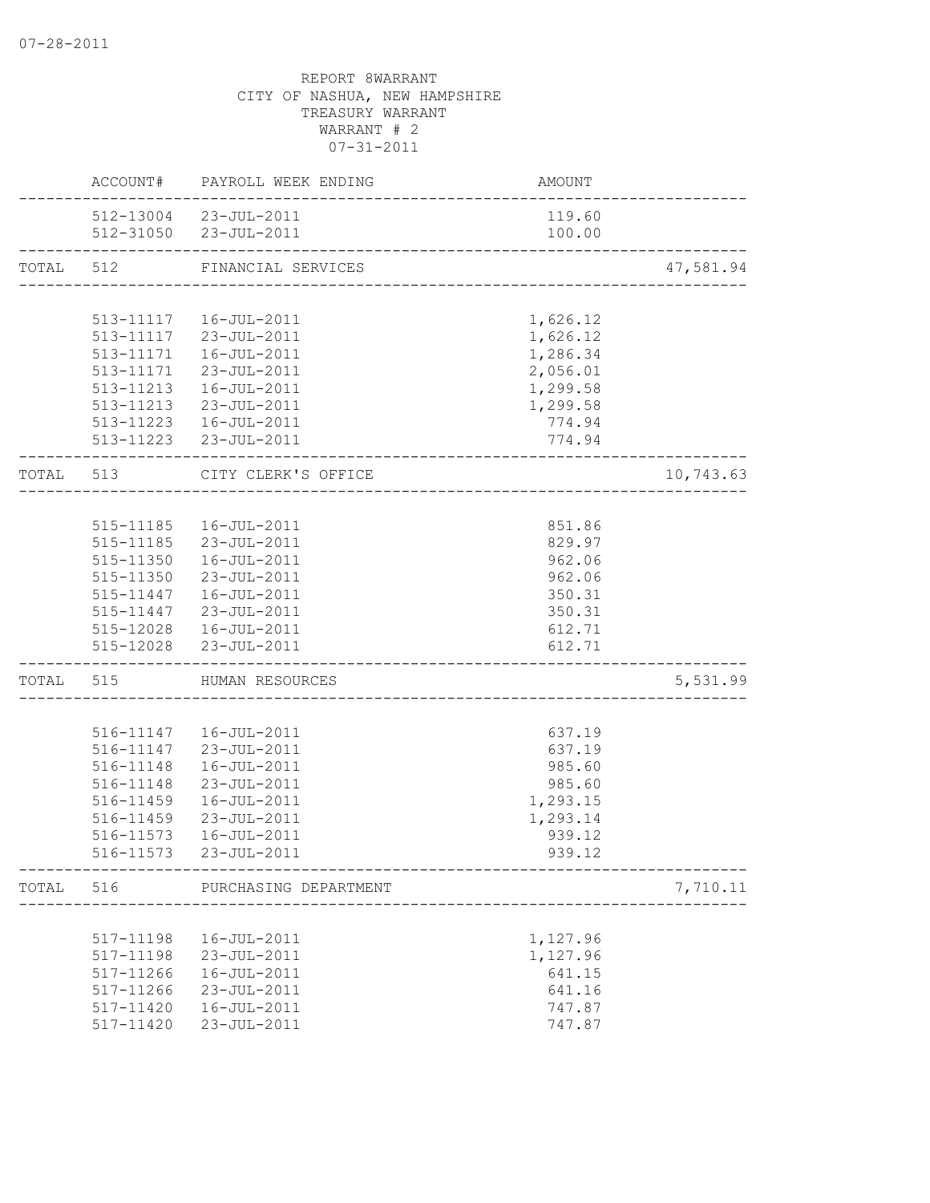07-28-2011

REPORT 8WARRANT
CITY OF NASHUA, NEW HAMPSHIRE
TREASURY WARRANT
WARRANT # 2
07-31-2011

| | ACCOUNT# | PAYROLL WEEK ENDING | AMOUNT | |
|---|---|---|---|---|
| | 512-13004 | 23-JUL-2011 | 119.60 | |
| | 512-31050 | 23-JUL-2011 | 100.00 | |
| TOTAL | 512 | FINANCIAL SERVICES | | 47,581.94 |
| | 513-11117 | 16-JUL-2011 | 1,626.12 | |
| | 513-11117 | 23-JUL-2011 | 1,626.12 | |
| | 513-11171 | 16-JUL-2011 | 1,286.34 | |
| | 513-11171 | 23-JUL-2011 | 2,056.01 | |
| | 513-11213 | 16-JUL-2011 | 1,299.58 | |
| | 513-11213 | 23-JUL-2011 | 1,299.58 | |
| | 513-11223 | 16-JUL-2011 | 774.94 | |
| | 513-11223 | 23-JUL-2011 | 774.94 | |
| TOTAL | 513 | CITY CLERK'S OFFICE | | 10,743.63 |
| | 515-11185 | 16-JUL-2011 | 851.86 | |
| | 515-11185 | 23-JUL-2011 | 829.97 | |
| | 515-11350 | 16-JUL-2011 | 962.06 | |
| | 515-11350 | 23-JUL-2011 | 962.06 | |
| | 515-11447 | 16-JUL-2011 | 350.31 | |
| | 515-11447 | 23-JUL-2011 | 350.31 | |
| | 515-12028 | 16-JUL-2011 | 612.71 | |
| | 515-12028 | 23-JUL-2011 | 612.71 | |
| TOTAL | 515 | HUMAN RESOURCES | | 5,531.99 |
| | 516-11147 | 16-JUL-2011 | 637.19 | |
| | 516-11147 | 23-JUL-2011 | 637.19 | |
| | 516-11148 | 16-JUL-2011 | 985.60 | |
| | 516-11148 | 23-JUL-2011 | 985.60 | |
| | 516-11459 | 16-JUL-2011 | 1,293.15 | |
| | 516-11459 | 23-JUL-2011 | 1,293.14 | |
| | 516-11573 | 16-JUL-2011 | 939.12 | |
| | 516-11573 | 23-JUL-2011 | 939.12 | |
| TOTAL | 516 | PURCHASING DEPARTMENT | | 7,710.11 |
| | 517-11198 | 16-JUL-2011 | 1,127.96 | |
| | 517-11198 | 23-JUL-2011 | 1,127.96 | |
| | 517-11266 | 16-JUL-2011 | 641.15 | |
| | 517-11266 | 23-JUL-2011 | 641.16 | |
| | 517-11420 | 16-JUL-2011 | 747.87 | |
| | 517-11420 | 23-JUL-2011 | 747.87 | |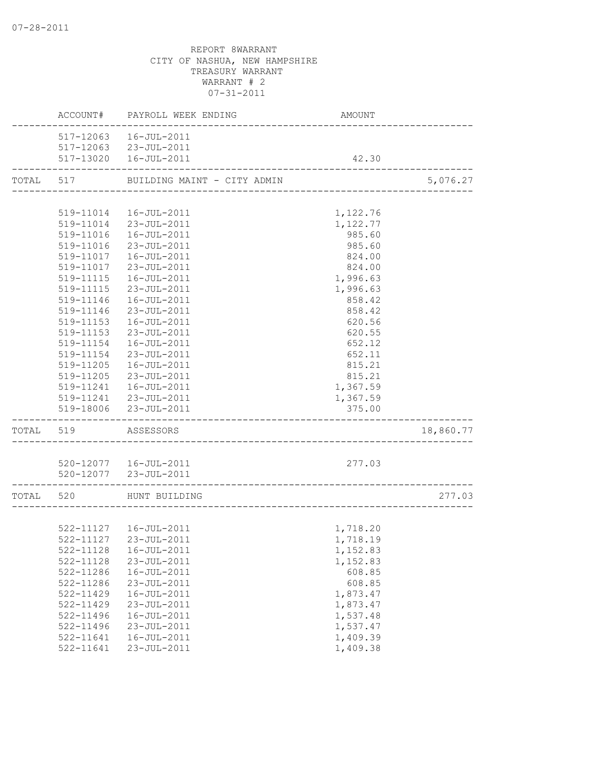07-28-2011

REPORT 8WARRANT
CITY OF NASHUA, NEW HAMPSHIRE
TREASURY WARRANT
WARRANT # 2
07-31-2011

| | ACCOUNT# | PAYROLL WEEK ENDING | AMOUNT | |
|---|---|---|---|---|
| | 517-12063 | 16-JUL-2011 | | |
| | 517-12063 | 23-JUL-2011 | | |
| | 517-13020 | 16-JUL-2011 | 42.30 | |
| TOTAL | 517 | BUILDING MAINT - CITY ADMIN | | 5,076.27 |
| | 519-11014 | 16-JUL-2011 | 1,122.76 | |
| | 519-11014 | 23-JUL-2011 | 1,122.77 | |
| | 519-11016 | 16-JUL-2011 | 985.60 | |
| | 519-11016 | 23-JUL-2011 | 985.60 | |
| | 519-11017 | 16-JUL-2011 | 824.00 | |
| | 519-11017 | 23-JUL-2011 | 824.00 | |
| | 519-11115 | 16-JUL-2011 | 1,996.63 | |
| | 519-11115 | 23-JUL-2011 | 1,996.63 | |
| | 519-11146 | 16-JUL-2011 | 858.42 | |
| | 519-11146 | 23-JUL-2011 | 858.42 | |
| | 519-11153 | 16-JUL-2011 | 620.56 | |
| | 519-11153 | 23-JUL-2011 | 620.55 | |
| | 519-11154 | 16-JUL-2011 | 652.12 | |
| | 519-11154 | 23-JUL-2011 | 652.11 | |
| | 519-11205 | 16-JUL-2011 | 815.21 | |
| | 519-11205 | 23-JUL-2011 | 815.21 | |
| | 519-11241 | 16-JUL-2011 | 1,367.59 | |
| | 519-11241 | 23-JUL-2011 | 1,367.59 | |
| | 519-18006 | 23-JUL-2011 | 375.00 | |
| TOTAL | 519 | ASSESSORS | | 18,860.77 |
| | 520-12077 | 16-JUL-2011 | 277.03 | |
| | 520-12077 | 23-JUL-2011 | | |
| TOTAL | 520 | HUNT BUILDING | | 277.03 |
| | 522-11127 | 16-JUL-2011 | 1,718.20 | |
| | 522-11127 | 23-JUL-2011 | 1,718.19 | |
| | 522-11128 | 16-JUL-2011 | 1,152.83 | |
| | 522-11128 | 23-JUL-2011 | 1,152.83 | |
| | 522-11286 | 16-JUL-2011 | 608.85 | |
| | 522-11286 | 23-JUL-2011 | 608.85 | |
| | 522-11429 | 16-JUL-2011 | 1,873.47 | |
| | 522-11429 | 23-JUL-2011 | 1,873.47 | |
| | 522-11496 | 16-JUL-2011 | 1,537.48 | |
| | 522-11496 | 23-JUL-2011 | 1,537.47 | |
| | 522-11641 | 16-JUL-2011 | 1,409.39 | |
| | 522-11641 | 23-JUL-2011 | 1,409.38 | |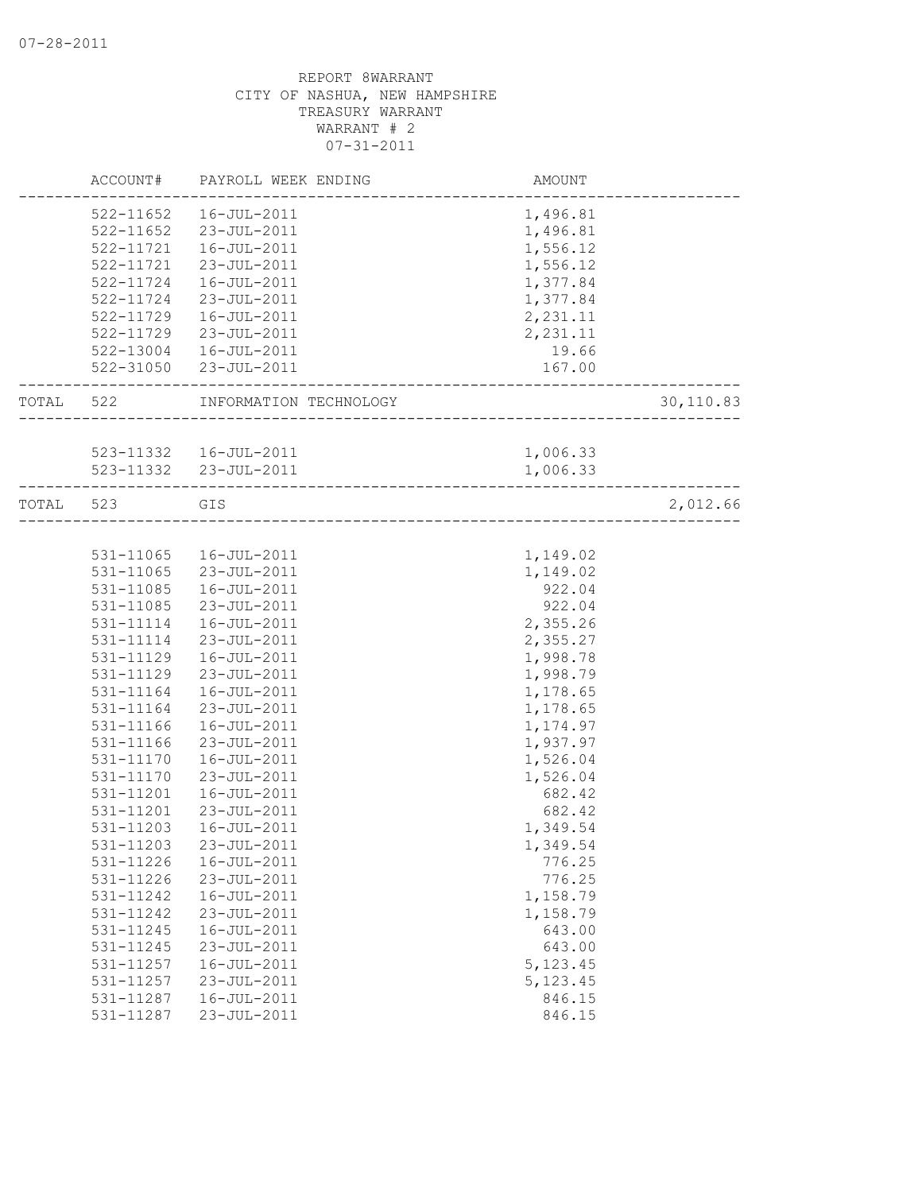REPORT 8WARRANT
CITY OF NASHUA, NEW HAMPSHIRE
TREASURY WARRANT
WARRANT # 2
07-31-2011

| | ACCOUNT# | PAYROLL WEEK ENDING | AMOUNT | |
|---|---|---|---|---|
| | 522-11652 | 16-JUL-2011 | 1,496.81 | |
| | 522-11652 | 23-JUL-2011 | 1,496.81 | |
| | 522-11721 | 16-JUL-2011 | 1,556.12 | |
| | 522-11721 | 23-JUL-2011 | 1,556.12 | |
| | 522-11724 | 16-JUL-2011 | 1,377.84 | |
| | 522-11724 | 23-JUL-2011 | 1,377.84 | |
| | 522-11729 | 16-JUL-2011 | 2,231.11 | |
| | 522-11729 | 23-JUL-2011 | 2,231.11 | |
| | 522-13004 | 16-JUL-2011 | 19.66 | |
| | 522-31050 | 23-JUL-2011 | 167.00 | |
| TOTAL | 522 | INFORMATION TECHNOLOGY | | 30,110.83 |
| | 523-11332 | 16-JUL-2011 | 1,006.33 | |
| | 523-11332 | 23-JUL-2011 | 1,006.33 | |
| TOTAL | 523 | GIS | | 2,012.66 |
| | 531-11065 | 16-JUL-2011 | 1,149.02 | |
| | 531-11065 | 23-JUL-2011 | 1,149.02 | |
| | 531-11085 | 16-JUL-2011 | 922.04 | |
| | 531-11085 | 23-JUL-2011 | 922.04 | |
| | 531-11114 | 16-JUL-2011 | 2,355.26 | |
| | 531-11114 | 23-JUL-2011 | 2,355.27 | |
| | 531-11129 | 16-JUL-2011 | 1,998.78 | |
| | 531-11129 | 23-JUL-2011 | 1,998.79 | |
| | 531-11164 | 16-JUL-2011 | 1,178.65 | |
| | 531-11164 | 23-JUL-2011 | 1,178.65 | |
| | 531-11166 | 16-JUL-2011 | 1,174.97 | |
| | 531-11166 | 23-JUL-2011 | 1,937.97 | |
| | 531-11170 | 16-JUL-2011 | 1,526.04 | |
| | 531-11170 | 23-JUL-2011 | 1,526.04 | |
| | 531-11201 | 16-JUL-2011 | 682.42 | |
| | 531-11201 | 23-JUL-2011 | 682.42 | |
| | 531-11203 | 16-JUL-2011 | 1,349.54 | |
| | 531-11203 | 23-JUL-2011 | 1,349.54 | |
| | 531-11226 | 16-JUL-2011 | 776.25 | |
| | 531-11226 | 23-JUL-2011 | 776.25 | |
| | 531-11242 | 16-JUL-2011 | 1,158.79 | |
| | 531-11242 | 23-JUL-2011 | 1,158.79 | |
| | 531-11245 | 16-JUL-2011 | 643.00 | |
| | 531-11245 | 23-JUL-2011 | 643.00 | |
| | 531-11257 | 16-JUL-2011 | 5,123.45 | |
| | 531-11257 | 23-JUL-2011 | 5,123.45 | |
| | 531-11287 | 16-JUL-2011 | 846.15 | |
| | 531-11287 | 23-JUL-2011 | 846.15 | |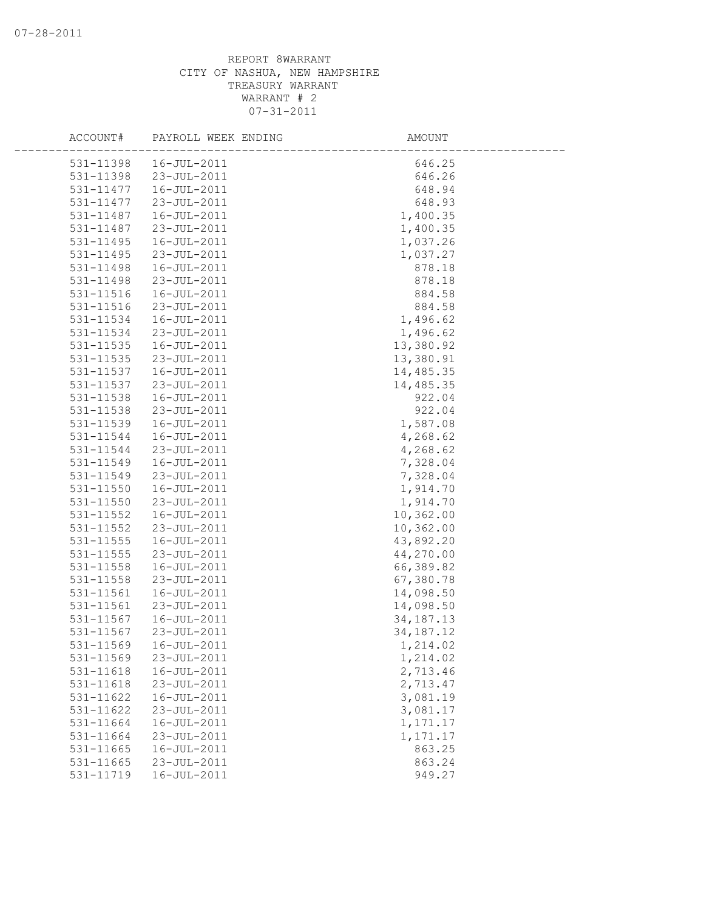REPORT 8WARRANT
CITY OF NASHUA, NEW HAMPSHIRE
TREASURY WARRANT
WARRANT # 2
07-31-2011

| ACCOUNT# | PAYROLL WEEK ENDING | AMOUNT |
|---|---|---|
| 531-11398 | 16-JUL-2011 | 646.25 |
| 531-11398 | 23-JUL-2011 | 646.26 |
| 531-11477 | 16-JUL-2011 | 648.94 |
| 531-11477 | 23-JUL-2011 | 648.93 |
| 531-11487 | 16-JUL-2011 | 1,400.35 |
| 531-11487 | 23-JUL-2011 | 1,400.35 |
| 531-11495 | 16-JUL-2011 | 1,037.26 |
| 531-11495 | 23-JUL-2011 | 1,037.27 |
| 531-11498 | 16-JUL-2011 | 878.18 |
| 531-11498 | 23-JUL-2011 | 878.18 |
| 531-11516 | 16-JUL-2011 | 884.58 |
| 531-11516 | 23-JUL-2011 | 884.58 |
| 531-11534 | 16-JUL-2011 | 1,496.62 |
| 531-11534 | 23-JUL-2011 | 1,496.62 |
| 531-11535 | 16-JUL-2011 | 13,380.92 |
| 531-11535 | 23-JUL-2011 | 13,380.91 |
| 531-11537 | 16-JUL-2011 | 14,485.35 |
| 531-11537 | 23-JUL-2011 | 14,485.35 |
| 531-11538 | 16-JUL-2011 | 922.04 |
| 531-11538 | 23-JUL-2011 | 922.04 |
| 531-11539 | 16-JUL-2011 | 1,587.08 |
| 531-11544 | 16-JUL-2011 | 4,268.62 |
| 531-11544 | 23-JUL-2011 | 4,268.62 |
| 531-11549 | 16-JUL-2011 | 7,328.04 |
| 531-11549 | 23-JUL-2011 | 7,328.04 |
| 531-11550 | 16-JUL-2011 | 1,914.70 |
| 531-11550 | 23-JUL-2011 | 1,914.70 |
| 531-11552 | 16-JUL-2011 | 10,362.00 |
| 531-11552 | 23-JUL-2011 | 10,362.00 |
| 531-11555 | 16-JUL-2011 | 43,892.20 |
| 531-11555 | 23-JUL-2011 | 44,270.00 |
| 531-11558 | 16-JUL-2011 | 66,389.82 |
| 531-11558 | 23-JUL-2011 | 67,380.78 |
| 531-11561 | 16-JUL-2011 | 14,098.50 |
| 531-11561 | 23-JUL-2011 | 14,098.50 |
| 531-11567 | 16-JUL-2011 | 34,187.13 |
| 531-11567 | 23-JUL-2011 | 34,187.12 |
| 531-11569 | 16-JUL-2011 | 1,214.02 |
| 531-11569 | 23-JUL-2011 | 1,214.02 |
| 531-11618 | 16-JUL-2011 | 2,713.46 |
| 531-11618 | 23-JUL-2011 | 2,713.47 |
| 531-11622 | 16-JUL-2011 | 3,081.19 |
| 531-11622 | 23-JUL-2011 | 3,081.17 |
| 531-11664 | 16-JUL-2011 | 1,171.17 |
| 531-11664 | 23-JUL-2011 | 1,171.17 |
| 531-11665 | 16-JUL-2011 | 863.25 |
| 531-11665 | 23-JUL-2011 | 863.24 |
| 531-11719 | 16-JUL-2011 | 949.27 |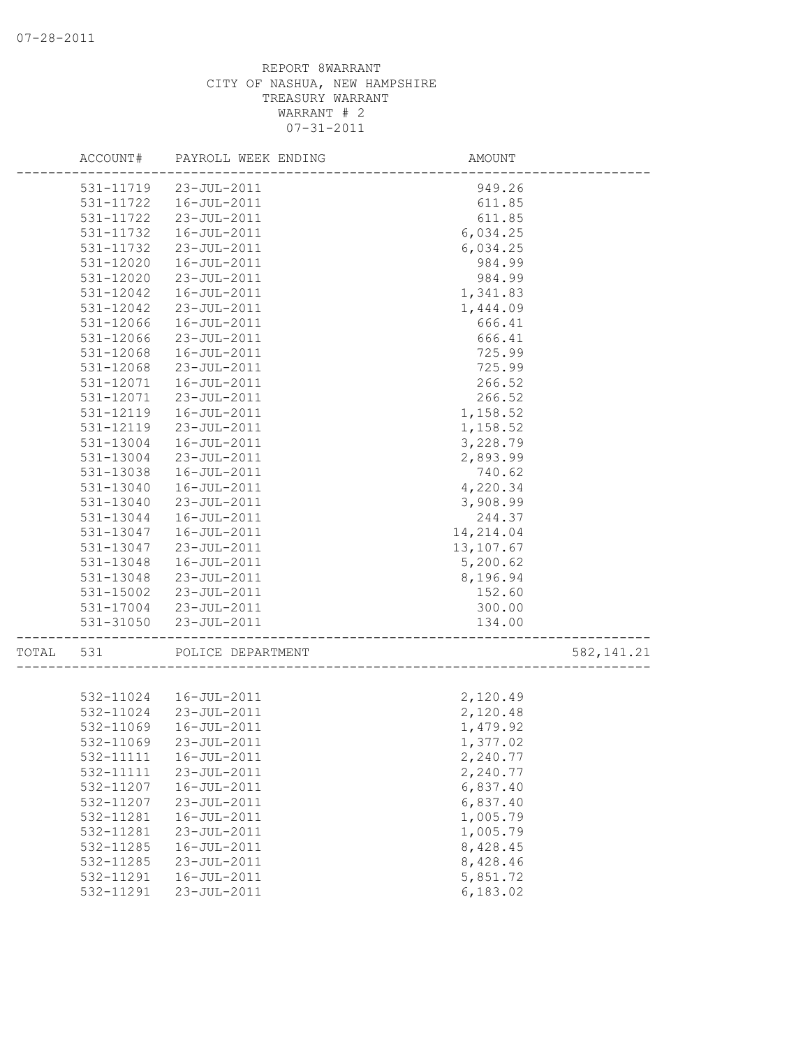REPORT 8WARRANT
CITY OF NASHUA, NEW HAMPSHIRE
TREASURY WARRANT
WARRANT # 2
07-31-2011

| ACCOUNT# | PAYROLL WEEK ENDING | AMOUNT | |
|---|---|---|---|
| 531-11719 | 23-JUL-2011 | 949.26 | |
| 531-11722 | 16-JUL-2011 | 611.85 | |
| 531-11722 | 23-JUL-2011 | 611.85 | |
| 531-11732 | 16-JUL-2011 | 6,034.25 | |
| 531-11732 | 23-JUL-2011 | 6,034.25 | |
| 531-12020 | 16-JUL-2011 | 984.99 | |
| 531-12020 | 23-JUL-2011 | 984.99 | |
| 531-12042 | 16-JUL-2011 | 1,341.83 | |
| 531-12042 | 23-JUL-2011 | 1,444.09 | |
| 531-12066 | 16-JUL-2011 | 666.41 | |
| 531-12066 | 23-JUL-2011 | 666.41 | |
| 531-12068 | 16-JUL-2011 | 725.99 | |
| 531-12068 | 23-JUL-2011 | 725.99 | |
| 531-12071 | 16-JUL-2011 | 266.52 | |
| 531-12071 | 23-JUL-2011 | 266.52 | |
| 531-12119 | 16-JUL-2011 | 1,158.52 | |
| 531-12119 | 23-JUL-2011 | 1,158.52 | |
| 531-13004 | 16-JUL-2011 | 3,228.79 | |
| 531-13004 | 23-JUL-2011 | 2,893.99 | |
| 531-13038 | 16-JUL-2011 | 740.62 | |
| 531-13040 | 16-JUL-2011 | 4,220.34 | |
| 531-13040 | 23-JUL-2011 | 3,908.99 | |
| 531-13044 | 16-JUL-2011 | 244.37 | |
| 531-13047 | 16-JUL-2011 | 14,214.04 | |
| 531-13047 | 23-JUL-2011 | 13,107.67 | |
| 531-13048 | 16-JUL-2011 | 5,200.62 | |
| 531-13048 | 23-JUL-2011 | 8,196.94 | |
| 531-15002 | 23-JUL-2011 | 152.60 | |
| 531-17004 | 23-JUL-2011 | 300.00 | |
| 531-31050 | 23-JUL-2011 | 134.00 | |
| TOTAL 531 | POLICE DEPARTMENT | | 582,141.21 |
| 532-11024 | 16-JUL-2011 | 2,120.49 | |
| 532-11024 | 23-JUL-2011 | 2,120.48 | |
| 532-11069 | 16-JUL-2011 | 1,479.92 | |
| 532-11069 | 23-JUL-2011 | 1,377.02 | |
| 532-11111 | 16-JUL-2011 | 2,240.77 | |
| 532-11111 | 23-JUL-2011 | 2,240.77 | |
| 532-11207 | 16-JUL-2011 | 6,837.40 | |
| 532-11207 | 23-JUL-2011 | 6,837.40 | |
| 532-11281 | 16-JUL-2011 | 1,005.79 | |
| 532-11281 | 23-JUL-2011 | 1,005.79 | |
| 532-11285 | 16-JUL-2011 | 8,428.45 | |
| 532-11285 | 23-JUL-2011 | 8,428.46 | |
| 532-11291 | 16-JUL-2011 | 5,851.72 | |
| 532-11291 | 23-JUL-2011 | 6,183.02 | |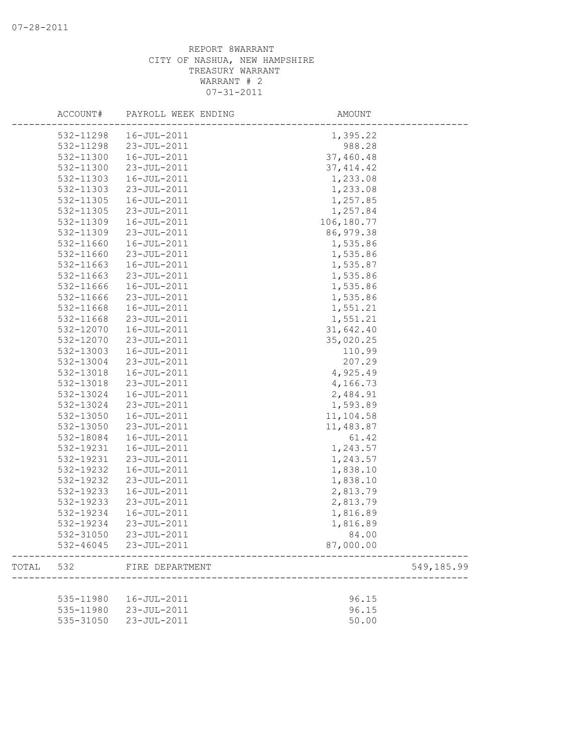07-28-2011

REPORT 8WARRANT
CITY OF NASHUA, NEW HAMPSHIRE
TREASURY WARRANT
WARRANT # 2
07-31-2011

| | ACCOUNT# | PAYROLL WEEK ENDING | AMOUNT | |
|---|---|---|---|---|
| | 532-11298 | 16-JUL-2011 | 1,395.22 | |
| | 532-11298 | 23-JUL-2011 | 988.28 | |
| | 532-11300 | 16-JUL-2011 | 37,460.48 | |
| | 532-11300 | 23-JUL-2011 | 37,414.42 | |
| | 532-11303 | 16-JUL-2011 | 1,233.08 | |
| | 532-11303 | 23-JUL-2011 | 1,233.08 | |
| | 532-11305 | 16-JUL-2011 | 1,257.85 | |
| | 532-11305 | 23-JUL-2011 | 1,257.84 | |
| | 532-11309 | 16-JUL-2011 | 106,180.77 | |
| | 532-11309 | 23-JUL-2011 | 86,979.38 | |
| | 532-11660 | 16-JUL-2011 | 1,535.86 | |
| | 532-11660 | 23-JUL-2011 | 1,535.86 | |
| | 532-11663 | 16-JUL-2011 | 1,535.87 | |
| | 532-11663 | 23-JUL-2011 | 1,535.86 | |
| | 532-11666 | 16-JUL-2011 | 1,535.86 | |
| | 532-11666 | 23-JUL-2011 | 1,535.86 | |
| | 532-11668 | 16-JUL-2011 | 1,551.21 | |
| | 532-11668 | 23-JUL-2011 | 1,551.21 | |
| | 532-12070 | 16-JUL-2011 | 31,642.40 | |
| | 532-12070 | 23-JUL-2011 | 35,020.25 | |
| | 532-13003 | 16-JUL-2011 | 110.99 | |
| | 532-13004 | 23-JUL-2011 | 207.29 | |
| | 532-13018 | 16-JUL-2011 | 4,925.49 | |
| | 532-13018 | 23-JUL-2011 | 4,166.73 | |
| | 532-13024 | 16-JUL-2011 | 2,484.91 | |
| | 532-13024 | 23-JUL-2011 | 1,593.89 | |
| | 532-13050 | 16-JUL-2011 | 11,104.58 | |
| | 532-13050 | 23-JUL-2011 | 11,483.87 | |
| | 532-18084 | 16-JUL-2011 | 61.42 | |
| | 532-19231 | 16-JUL-2011 | 1,243.57 | |
| | 532-19231 | 23-JUL-2011 | 1,243.57 | |
| | 532-19232 | 16-JUL-2011 | 1,838.10 | |
| | 532-19232 | 23-JUL-2011 | 1,838.10 | |
| | 532-19233 | 16-JUL-2011 | 2,813.79 | |
| | 532-19233 | 23-JUL-2011 | 2,813.79 | |
| | 532-19234 | 16-JUL-2011 | 1,816.89 | |
| | 532-19234 | 23-JUL-2011 | 1,816.89 | |
| | 532-31050 | 23-JUL-2011 | 84.00 | |
| | 532-46045 | 23-JUL-2011 | 87,000.00 | |
| TOTAL | 532 | FIRE DEPARTMENT | | 549,185.99 |
| | 535-11980 | 16-JUL-2011 | 96.15 | |
| | 535-11980 | 23-JUL-2011 | 96.15 | |
| | 535-31050 | 23-JUL-2011 | 50.00 | |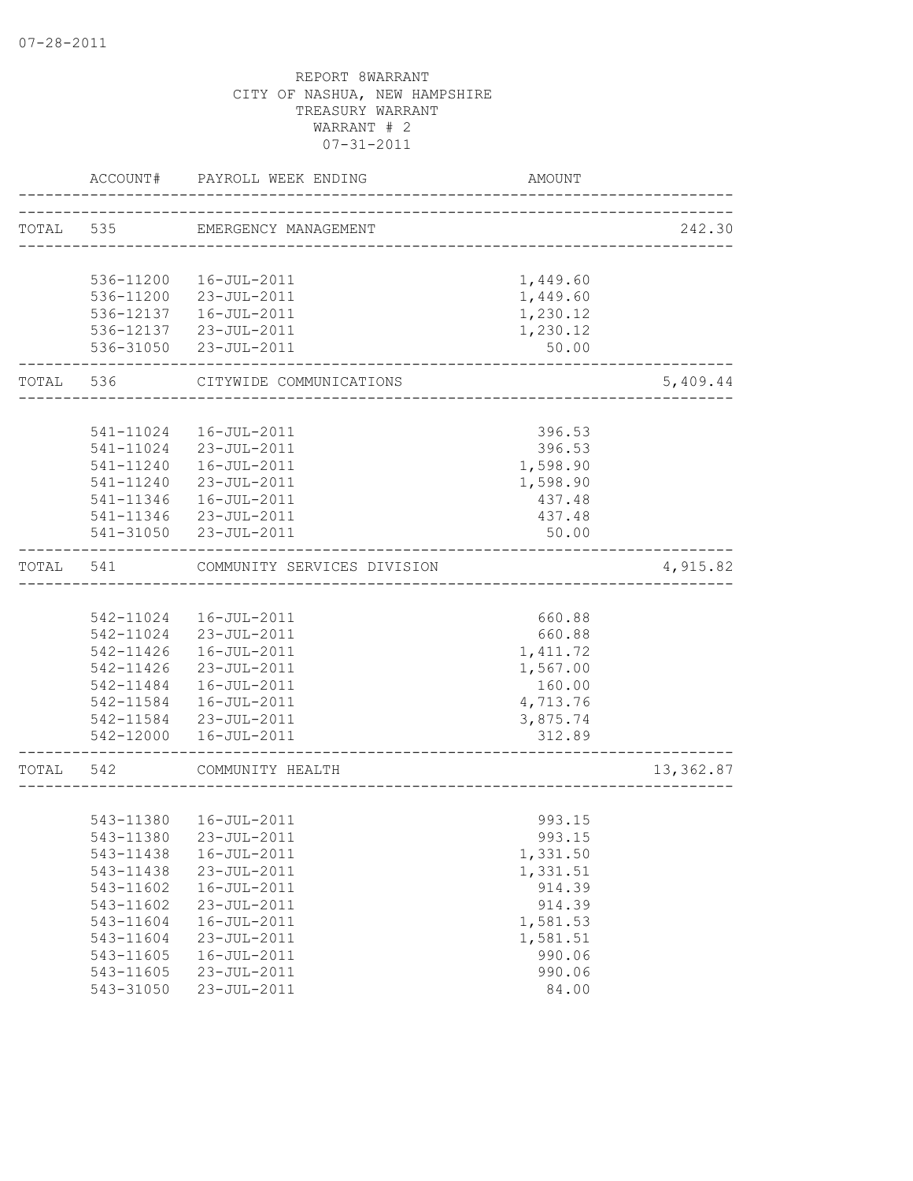07-28-2011

REPORT 8WARRANT
CITY OF NASHUA, NEW HAMPSHIRE
TREASURY WARRANT
WARRANT # 2
07-31-2011

| | ACCOUNT# | PAYROLL WEEK ENDING | AMOUNT | |
|---|---|---|---|---|
| TOTAL | 535 | EMERGENCY MANAGEMENT | | 242.30 |
| | 536-11200 | 16-JUL-2011 | 1,449.60 | |
| | 536-11200 | 23-JUL-2011 | 1,449.60 | |
| | 536-12137 | 16-JUL-2011 | 1,230.12 | |
| | 536-12137 | 23-JUL-2011 | 1,230.12 | |
| | 536-31050 | 23-JUL-2011 | 50.00 | |
| TOTAL | 536 | CITYWIDE COMMUNICATIONS | | 5,409.44 |
| | 541-11024 | 16-JUL-2011 | 396.53 | |
| | 541-11024 | 23-JUL-2011 | 396.53 | |
| | 541-11240 | 16-JUL-2011 | 1,598.90 | |
| | 541-11240 | 23-JUL-2011 | 1,598.90 | |
| | 541-11346 | 16-JUL-2011 | 437.48 | |
| | 541-11346 | 23-JUL-2011 | 437.48 | |
| | 541-31050 | 23-JUL-2011 | 50.00 | |
| TOTAL | 541 | COMMUNITY SERVICES DIVISION | | 4,915.82 |
| | 542-11024 | 16-JUL-2011 | 660.88 | |
| | 542-11024 | 23-JUL-2011 | 660.88 | |
| | 542-11426 | 16-JUL-2011 | 1,411.72 | |
| | 542-11426 | 23-JUL-2011 | 1,567.00 | |
| | 542-11484 | 16-JUL-2011 | 160.00 | |
| | 542-11584 | 16-JUL-2011 | 4,713.76 | |
| | 542-11584 | 23-JUL-2011 | 3,875.74 | |
| | 542-12000 | 16-JUL-2011 | 312.89 | |
| TOTAL | 542 | COMMUNITY HEALTH | | 13,362.87 |
| | 543-11380 | 16-JUL-2011 | 993.15 | |
| | 543-11380 | 23-JUL-2011 | 993.15 | |
| | 543-11438 | 16-JUL-2011 | 1,331.50 | |
| | 543-11438 | 23-JUL-2011 | 1,331.51 | |
| | 543-11602 | 16-JUL-2011 | 914.39 | |
| | 543-11602 | 23-JUL-2011 | 914.39 | |
| | 543-11604 | 16-JUL-2011 | 1,581.53 | |
| | 543-11604 | 23-JUL-2011 | 1,581.51 | |
| | 543-11605 | 16-JUL-2011 | 990.06 | |
| | 543-11605 | 23-JUL-2011 | 990.06 | |
| | 543-31050 | 23-JUL-2011 | 84.00 | |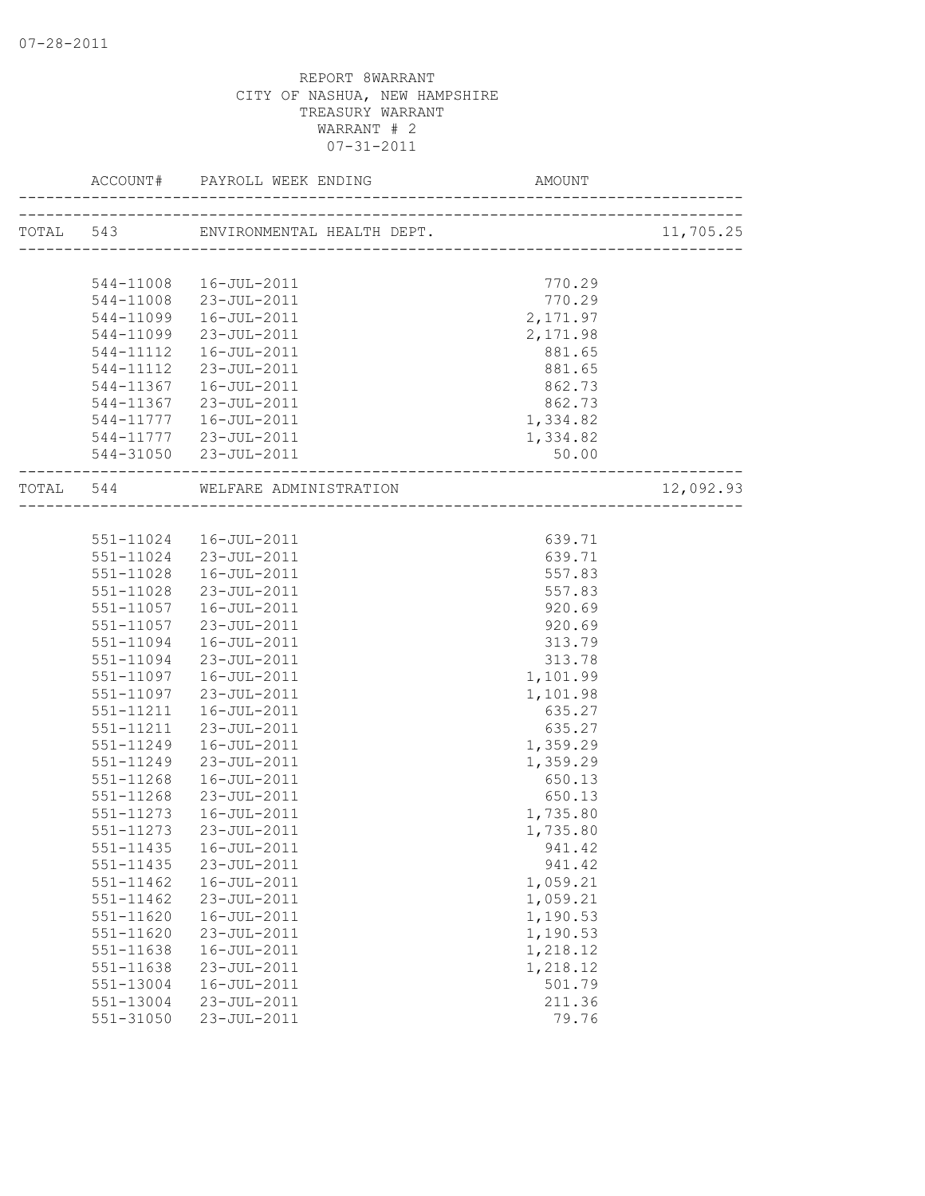07-28-2011

REPORT 8WARRANT
CITY OF NASHUA, NEW HAMPSHIRE
TREASURY WARRANT
WARRANT # 2
07-31-2011

| | ACCOUNT# | PAYROLL WEEK ENDING | AMOUNT | |
|---|---|---|---|---|
| TOTAL | 543 | ENVIRONMENTAL HEALTH DEPT. | | 11,705.25 |
| | 544-11008 | 16-JUL-2011 | 770.29 | |
| | 544-11008 | 23-JUL-2011 | 770.29 | |
| | 544-11099 | 16-JUL-2011 | 2,171.97 | |
| | 544-11099 | 23-JUL-2011 | 2,171.98 | |
| | 544-11112 | 16-JUL-2011 | 881.65 | |
| | 544-11112 | 23-JUL-2011 | 881.65 | |
| | 544-11367 | 16-JUL-2011 | 862.73 | |
| | 544-11367 | 23-JUL-2011 | 862.73 | |
| | 544-11777 | 16-JUL-2011 | 1,334.82 | |
| | 544-11777 | 23-JUL-2011 | 1,334.82 | |
| | 544-31050 | 23-JUL-2011 | 50.00 | |
| TOTAL | 544 | WELFARE ADMINISTRATION | | 12,092.93 |
| | 551-11024 | 16-JUL-2011 | 639.71 | |
| | 551-11024 | 23-JUL-2011 | 639.71 | |
| | 551-11028 | 16-JUL-2011 | 557.83 | |
| | 551-11028 | 23-JUL-2011 | 557.83 | |
| | 551-11057 | 16-JUL-2011 | 920.69 | |
| | 551-11057 | 23-JUL-2011 | 920.69 | |
| | 551-11094 | 16-JUL-2011 | 313.79 | |
| | 551-11094 | 23-JUL-2011 | 313.78 | |
| | 551-11097 | 16-JUL-2011 | 1,101.99 | |
| | 551-11097 | 23-JUL-2011 | 1,101.98 | |
| | 551-11211 | 16-JUL-2011 | 635.27 | |
| | 551-11211 | 23-JUL-2011 | 635.27 | |
| | 551-11249 | 16-JUL-2011 | 1,359.29 | |
| | 551-11249 | 23-JUL-2011 | 1,359.29 | |
| | 551-11268 | 16-JUL-2011 | 650.13 | |
| | 551-11268 | 23-JUL-2011 | 650.13 | |
| | 551-11273 | 16-JUL-2011 | 1,735.80 | |
| | 551-11273 | 23-JUL-2011 | 1,735.80 | |
| | 551-11435 | 16-JUL-2011 | 941.42 | |
| | 551-11435 | 23-JUL-2011 | 941.42 | |
| | 551-11462 | 16-JUL-2011 | 1,059.21 | |
| | 551-11462 | 23-JUL-2011 | 1,059.21 | |
| | 551-11620 | 16-JUL-2011 | 1,190.53 | |
| | 551-11620 | 23-JUL-2011 | 1,190.53 | |
| | 551-11638 | 16-JUL-2011 | 1,218.12 | |
| | 551-11638 | 23-JUL-2011 | 1,218.12 | |
| | 551-13004 | 16-JUL-2011 | 501.79 | |
| | 551-13004 | 23-JUL-2011 | 211.36 | |
| | 551-31050 | 23-JUL-2011 | 79.76 | |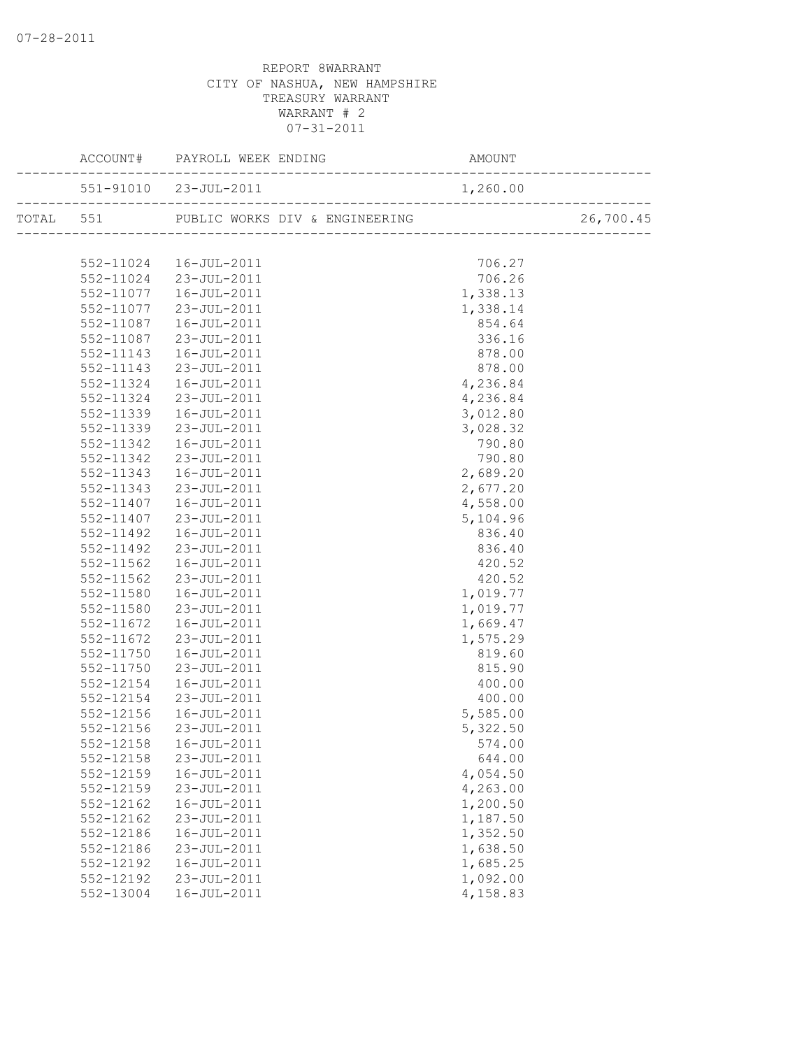07-28-2011

REPORT 8WARRANT
CITY OF NASHUA, NEW HAMPSHIRE
TREASURY WARRANT
WARRANT # 2
07-31-2011

| | ACCOUNT# | PAYROLL WEEK ENDING | AMOUNT | |
|---|---|---|---|---|
| | 551-91010 | 23-JUL-2011 | 1,260.00 | |
| TOTAL | 551 | PUBLIC WORKS DIV & ENGINEERING | | 26,700.45 |
| | 552-11024 | 16-JUL-2011 | 706.27 | |
| | 552-11024 | 23-JUL-2011 | 706.26 | |
| | 552-11077 | 16-JUL-2011 | 1,338.13 | |
| | 552-11077 | 23-JUL-2011 | 1,338.14 | |
| | 552-11087 | 16-JUL-2011 | 854.64 | |
| | 552-11087 | 23-JUL-2011 | 336.16 | |
| | 552-11143 | 16-JUL-2011 | 878.00 | |
| | 552-11143 | 23-JUL-2011 | 878.00 | |
| | 552-11324 | 16-JUL-2011 | 4,236.84 | |
| | 552-11324 | 23-JUL-2011 | 4,236.84 | |
| | 552-11339 | 16-JUL-2011 | 3,012.80 | |
| | 552-11339 | 23-JUL-2011 | 3,028.32 | |
| | 552-11342 | 16-JUL-2011 | 790.80 | |
| | 552-11342 | 23-JUL-2011 | 790.80 | |
| | 552-11343 | 16-JUL-2011 | 2,689.20 | |
| | 552-11343 | 23-JUL-2011 | 2,677.20 | |
| | 552-11407 | 16-JUL-2011 | 4,558.00 | |
| | 552-11407 | 23-JUL-2011 | 5,104.96 | |
| | 552-11492 | 16-JUL-2011 | 836.40 | |
| | 552-11492 | 23-JUL-2011 | 836.40 | |
| | 552-11562 | 16-JUL-2011 | 420.52 | |
| | 552-11562 | 23-JUL-2011 | 420.52 | |
| | 552-11580 | 16-JUL-2011 | 1,019.77 | |
| | 552-11580 | 23-JUL-2011 | 1,019.77 | |
| | 552-11672 | 16-JUL-2011 | 1,669.47 | |
| | 552-11672 | 23-JUL-2011 | 1,575.29 | |
| | 552-11750 | 16-JUL-2011 | 819.60 | |
| | 552-11750 | 23-JUL-2011 | 815.90 | |
| | 552-12154 | 16-JUL-2011 | 400.00 | |
| | 552-12154 | 23-JUL-2011 | 400.00 | |
| | 552-12156 | 16-JUL-2011 | 5,585.00 | |
| | 552-12156 | 23-JUL-2011 | 5,322.50 | |
| | 552-12158 | 16-JUL-2011 | 574.00 | |
| | 552-12158 | 23-JUL-2011 | 644.00 | |
| | 552-12159 | 16-JUL-2011 | 4,054.50 | |
| | 552-12159 | 23-JUL-2011 | 4,263.00 | |
| | 552-12162 | 16-JUL-2011 | 1,200.50 | |
| | 552-12162 | 23-JUL-2011 | 1,187.50 | |
| | 552-12186 | 16-JUL-2011 | 1,352.50 | |
| | 552-12186 | 23-JUL-2011 | 1,638.50 | |
| | 552-12192 | 16-JUL-2011 | 1,685.25 | |
| | 552-12192 | 23-JUL-2011 | 1,092.00 | |
| | 552-13004 | 16-JUL-2011 | 4,158.83 | |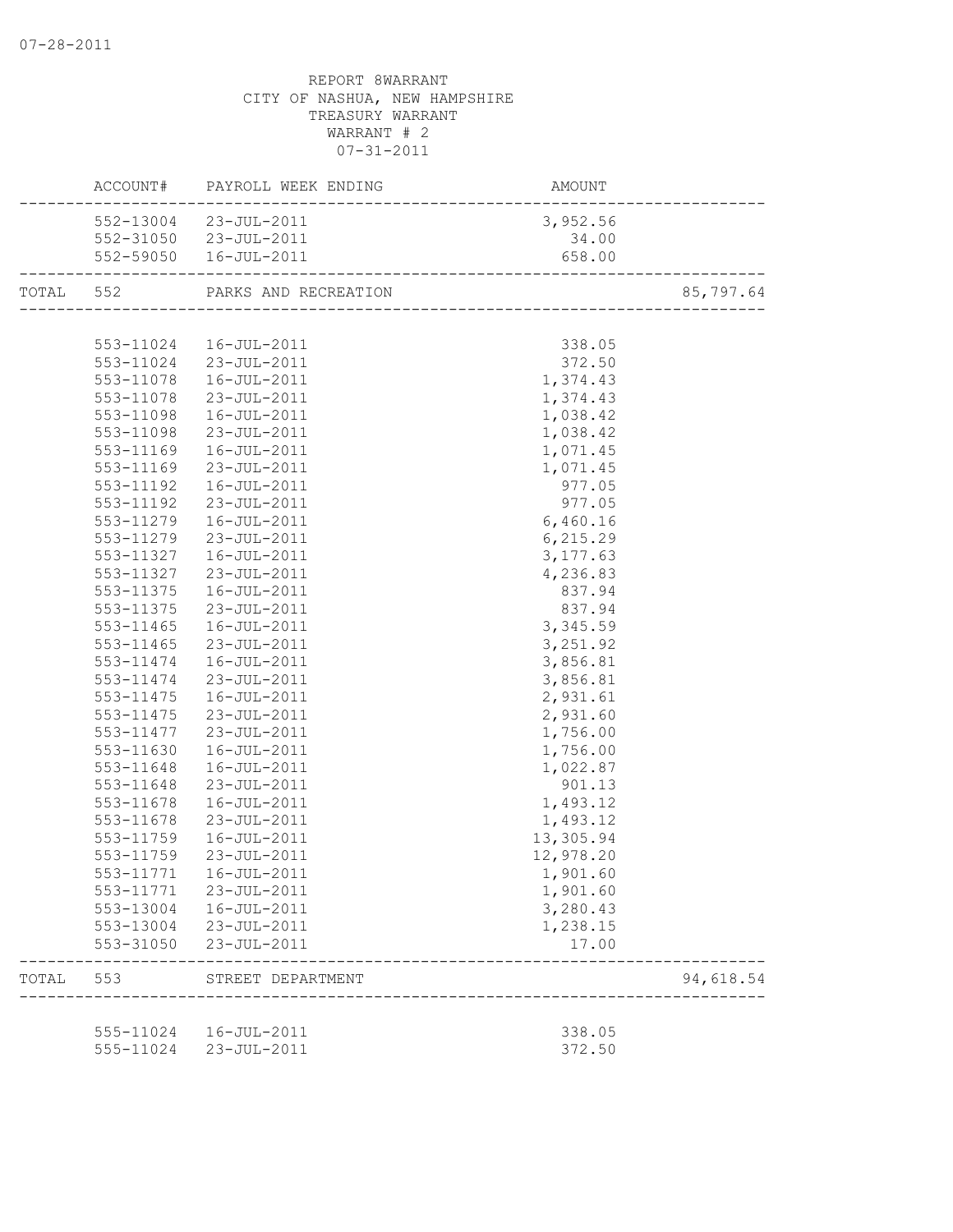07-28-2011

REPORT 8WARRANT
CITY OF NASHUA, NEW HAMPSHIRE
TREASURY WARRANT
WARRANT # 2
07-31-2011

| | ACCOUNT# | PAYROLL WEEK ENDING | AMOUNT | |
|---|---|---|---|---|
| | 552-13004 | 23-JUL-2011 | 3,952.56 | |
| | 552-31050 | 23-JUL-2011 | 34.00 | |
| | 552-59050 | 16-JUL-2011 | 658.00 | |
| TOTAL | 552 | PARKS AND RECREATION | | 85,797.64 |
| | 553-11024 | 16-JUL-2011 | 338.05 | |
| | 553-11024 | 23-JUL-2011 | 372.50 | |
| | 553-11078 | 16-JUL-2011 | 1,374.43 | |
| | 553-11078 | 23-JUL-2011 | 1,374.43 | |
| | 553-11098 | 16-JUL-2011 | 1,038.42 | |
| | 553-11098 | 23-JUL-2011 | 1,038.42 | |
| | 553-11169 | 16-JUL-2011 | 1,071.45 | |
| | 553-11169 | 23-JUL-2011 | 1,071.45 | |
| | 553-11192 | 16-JUL-2011 | 977.05 | |
| | 553-11192 | 23-JUL-2011 | 977.05 | |
| | 553-11279 | 16-JUL-2011 | 6,460.16 | |
| | 553-11279 | 23-JUL-2011 | 6,215.29 | |
| | 553-11327 | 16-JUL-2011 | 3,177.63 | |
| | 553-11327 | 23-JUL-2011 | 4,236.83 | |
| | 553-11375 | 16-JUL-2011 | 837.94 | |
| | 553-11375 | 23-JUL-2011 | 837.94 | |
| | 553-11465 | 16-JUL-2011 | 3,345.59 | |
| | 553-11465 | 23-JUL-2011 | 3,251.92 | |
| | 553-11474 | 16-JUL-2011 | 3,856.81 | |
| | 553-11474 | 23-JUL-2011 | 3,856.81 | |
| | 553-11475 | 16-JUL-2011 | 2,931.61 | |
| | 553-11475 | 23-JUL-2011 | 2,931.60 | |
| | 553-11477 | 23-JUL-2011 | 1,756.00 | |
| | 553-11630 | 16-JUL-2011 | 1,756.00 | |
| | 553-11648 | 16-JUL-2011 | 1,022.87 | |
| | 553-11648 | 23-JUL-2011 | 901.13 | |
| | 553-11678 | 16-JUL-2011 | 1,493.12 | |
| | 553-11678 | 23-JUL-2011 | 1,493.12 | |
| | 553-11759 | 16-JUL-2011 | 13,305.94 | |
| | 553-11759 | 23-JUL-2011 | 12,978.20 | |
| | 553-11771 | 16-JUL-2011 | 1,901.60 | |
| | 553-11771 | 23-JUL-2011 | 1,901.60 | |
| | 553-13004 | 16-JUL-2011 | 3,280.43 | |
| | 553-13004 | 23-JUL-2011 | 1,238.15 | |
| | 553-31050 | 23-JUL-2011 | 17.00 | |
| TOTAL | 553 | STREET DEPARTMENT | | 94,618.54 |
| | 555-11024 | 16-JUL-2011 | 338.05 | |
| | 555-11024 | 23-JUL-2011 | 372.50 | |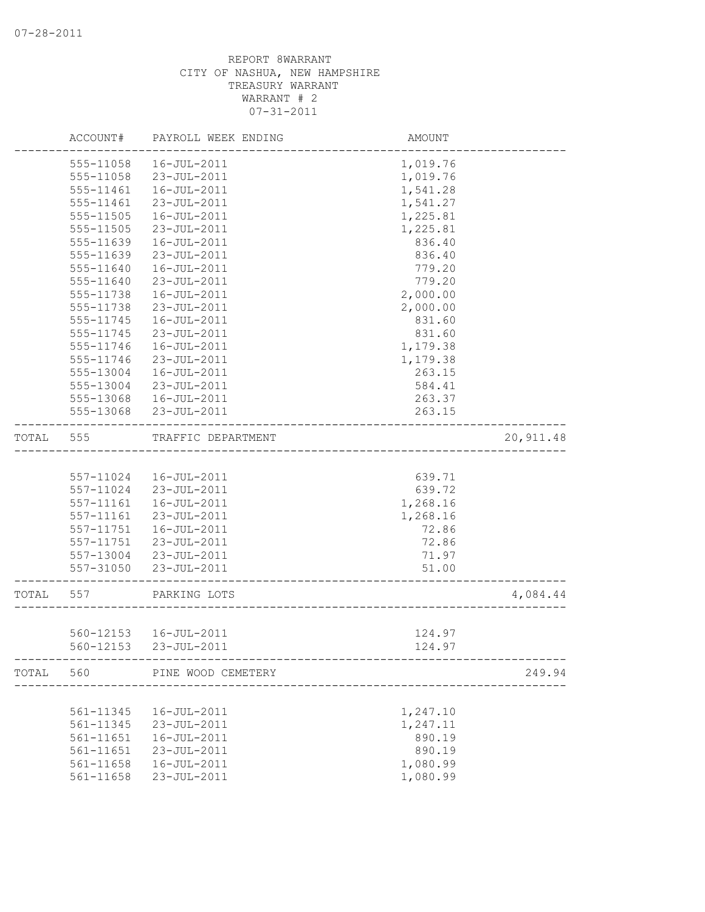REPORT 8WARRANT
CITY OF NASHUA, NEW HAMPSHIRE
TREASURY WARRANT
WARRANT # 2
07-31-2011

| | ACCOUNT# | PAYROLL WEEK ENDING | AMOUNT | |
|---|---|---|---|---|
| | 555-11058 | 16-JUL-2011 | 1,019.76 | |
| | 555-11058 | 23-JUL-2011 | 1,019.76 | |
| | 555-11461 | 16-JUL-2011 | 1,541.28 | |
| | 555-11461 | 23-JUL-2011 | 1,541.27 | |
| | 555-11505 | 16-JUL-2011 | 1,225.81 | |
| | 555-11505 | 23-JUL-2011 | 1,225.81 | |
| | 555-11639 | 16-JUL-2011 | 836.40 | |
| | 555-11639 | 23-JUL-2011 | 836.40 | |
| | 555-11640 | 16-JUL-2011 | 779.20 | |
| | 555-11640 | 23-JUL-2011 | 779.20 | |
| | 555-11738 | 16-JUL-2011 | 2,000.00 | |
| | 555-11738 | 23-JUL-2011 | 2,000.00 | |
| | 555-11745 | 16-JUL-2011 | 831.60 | |
| | 555-11745 | 23-JUL-2011 | 831.60 | |
| | 555-11746 | 16-JUL-2011 | 1,179.38 | |
| | 555-11746 | 23-JUL-2011 | 1,179.38 | |
| | 555-13004 | 16-JUL-2011 | 263.15 | |
| | 555-13004 | 23-JUL-2011 | 584.41 | |
| | 555-13068 | 16-JUL-2011 | 263.37 | |
| | 555-13068 | 23-JUL-2011 | 263.15 | |
| TOTAL | 555 | TRAFFIC DEPARTMENT | | 20,911.48 |
| | 557-11024 | 16-JUL-2011 | 639.71 | |
| | 557-11024 | 23-JUL-2011 | 639.72 | |
| | 557-11161 | 16-JUL-2011 | 1,268.16 | |
| | 557-11161 | 23-JUL-2011 | 1,268.16 | |
| | 557-11751 | 16-JUL-2011 | 72.86 | |
| | 557-11751 | 23-JUL-2011 | 72.86 | |
| | 557-13004 | 23-JUL-2011 | 71.97 | |
| | 557-31050 | 23-JUL-2011 | 51.00 | |
| TOTAL | 557 | PARKING LOTS | | 4,084.44 |
| | 560-12153 | 16-JUL-2011 | 124.97 | |
| | 560-12153 | 23-JUL-2011 | 124.97 | |
| TOTAL | 560 | PINE WOOD CEMETERY | | 249.94 |
| | 561-11345 | 16-JUL-2011 | 1,247.10 | |
| | 561-11345 | 23-JUL-2011 | 1,247.11 | |
| | 561-11651 | 16-JUL-2011 | 890.19 | |
| | 561-11651 | 23-JUL-2011 | 890.19 | |
| | 561-11658 | 16-JUL-2011 | 1,080.99 | |
| | 561-11658 | 23-JUL-2011 | 1,080.99 | |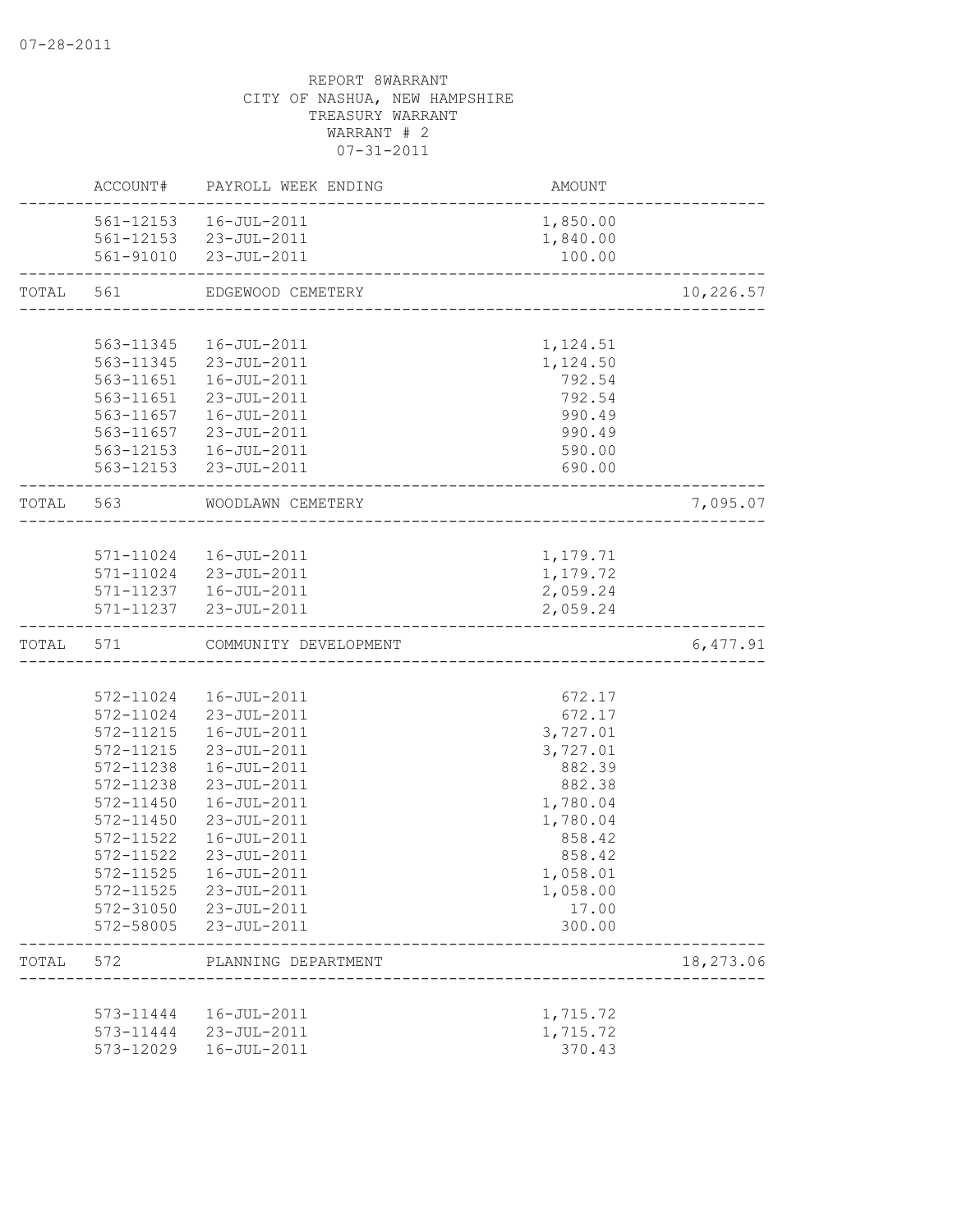07-28-2011

REPORT 8WARRANT
CITY OF NASHUA, NEW HAMPSHIRE
TREASURY WARRANT
WARRANT # 2
07-31-2011

| | ACCOUNT# | PAYROLL WEEK ENDING | AMOUNT | |
|---|---|---|---|---|
| | 561-12153 | 16-JUL-2011 | 1,850.00 | |
| | 561-12153 | 23-JUL-2011 | 1,840.00 | |
| | 561-91010 | 23-JUL-2011 | 100.00 | |
| TOTAL | 561 | EDGEWOOD CEMETERY | | 10,226.57 |
| | 563-11345 | 16-JUL-2011 | 1,124.51 | |
| | 563-11345 | 23-JUL-2011 | 1,124.50 | |
| | 563-11651 | 16-JUL-2011 | 792.54 | |
| | 563-11651 | 23-JUL-2011 | 792.54 | |
| | 563-11657 | 16-JUL-2011 | 990.49 | |
| | 563-11657 | 23-JUL-2011 | 990.49 | |
| | 563-12153 | 16-JUL-2011 | 590.00 | |
| | 563-12153 | 23-JUL-2011 | 690.00 | |
| TOTAL | 563 | WOODLAWN CEMETERY | | 7,095.07 |
| | 571-11024 | 16-JUL-2011 | 1,179.71 | |
| | 571-11024 | 23-JUL-2011 | 1,179.72 | |
| | 571-11237 | 16-JUL-2011 | 2,059.24 | |
| | 571-11237 | 23-JUL-2011 | 2,059.24 | |
| TOTAL | 571 | COMMUNITY DEVELOPMENT | | 6,477.91 |
| | 572-11024 | 16-JUL-2011 | 672.17 | |
| | 572-11024 | 23-JUL-2011 | 672.17 | |
| | 572-11215 | 16-JUL-2011 | 3,727.01 | |
| | 572-11215 | 23-JUL-2011 | 3,727.01 | |
| | 572-11238 | 16-JUL-2011 | 882.39 | |
| | 572-11238 | 23-JUL-2011 | 882.38 | |
| | 572-11450 | 16-JUL-2011 | 1,780.04 | |
| | 572-11450 | 23-JUL-2011 | 1,780.04 | |
| | 572-11522 | 16-JUL-2011 | 858.42 | |
| | 572-11522 | 23-JUL-2011 | 858.42 | |
| | 572-11525 | 16-JUL-2011 | 1,058.01 | |
| | 572-11525 | 23-JUL-2011 | 1,058.00 | |
| | 572-31050 | 23-JUL-2011 | 17.00 | |
| | 572-58005 | 23-JUL-2011 | 300.00 | |
| TOTAL | 572 | PLANNING DEPARTMENT | | 18,273.06 |
| | 573-11444 | 16-JUL-2011 | 1,715.72 | |
| | 573-11444 | 23-JUL-2011 | 1,715.72 | |
| | 573-12029 | 16-JUL-2011 | 370.43 | |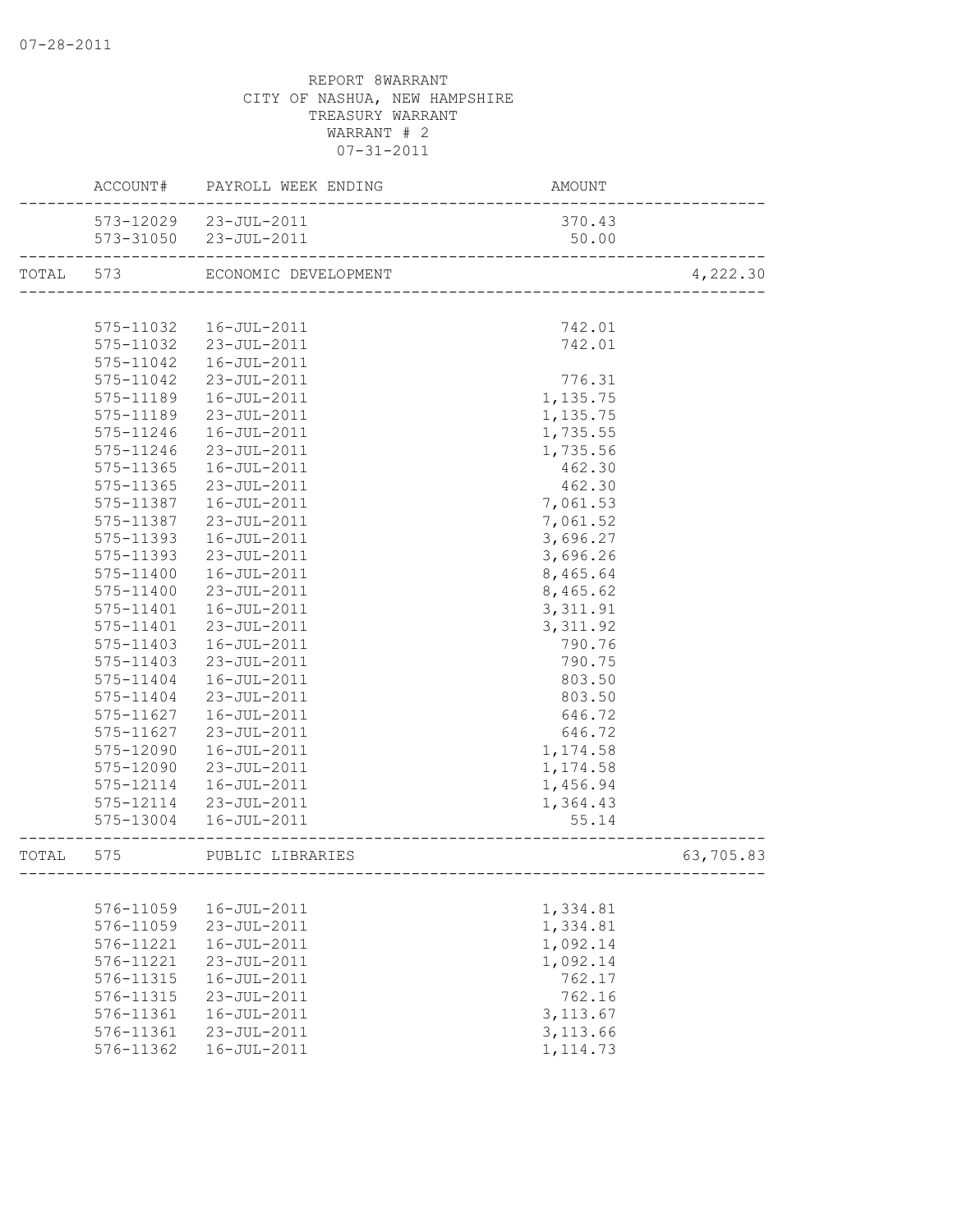REPORT 8WARRANT
CITY OF NASHUA, NEW HAMPSHIRE
TREASURY WARRANT
WARRANT # 2
07-31-2011

| | ACCOUNT# | PAYROLL WEEK ENDING | AMOUNT | |
|---|---|---|---|---|
| | 573-12029 | 23-JUL-2011 | 370.43 | |
| | 573-31050 | 23-JUL-2011 | 50.00 | |
| TOTAL | 573 | ECONOMIC DEVELOPMENT | | 4,222.30 |
| | 575-11032 | 16-JUL-2011 | 742.01 | |
| | 575-11032 | 23-JUL-2011 | 742.01 | |
| | 575-11042 | 16-JUL-2011 | | |
| | 575-11042 | 23-JUL-2011 | 776.31 | |
| | 575-11189 | 16-JUL-2011 | 1,135.75 | |
| | 575-11189 | 23-JUL-2011 | 1,135.75 | |
| | 575-11246 | 16-JUL-2011 | 1,735.55 | |
| | 575-11246 | 23-JUL-2011 | 1,735.56 | |
| | 575-11365 | 16-JUL-2011 | 462.30 | |
| | 575-11365 | 23-JUL-2011 | 462.30 | |
| | 575-11387 | 16-JUL-2011 | 7,061.53 | |
| | 575-11387 | 23-JUL-2011 | 7,061.52 | |
| | 575-11393 | 16-JUL-2011 | 3,696.27 | |
| | 575-11393 | 23-JUL-2011 | 3,696.26 | |
| | 575-11400 | 16-JUL-2011 | 8,465.64 | |
| | 575-11400 | 23-JUL-2011 | 8,465.62 | |
| | 575-11401 | 16-JUL-2011 | 3,311.91 | |
| | 575-11401 | 23-JUL-2011 | 3,311.92 | |
| | 575-11403 | 16-JUL-2011 | 790.76 | |
| | 575-11403 | 23-JUL-2011 | 790.75 | |
| | 575-11404 | 16-JUL-2011 | 803.50 | |
| | 575-11404 | 23-JUL-2011 | 803.50 | |
| | 575-11627 | 16-JUL-2011 | 646.72 | |
| | 575-11627 | 23-JUL-2011 | 646.72 | |
| | 575-12090 | 16-JUL-2011 | 1,174.58 | |
| | 575-12090 | 23-JUL-2011 | 1,174.58 | |
| | 575-12114 | 16-JUL-2011 | 1,456.94 | |
| | 575-12114 | 23-JUL-2011 | 1,364.43 | |
| | 575-13004 | 16-JUL-2011 | 55.14 | |
| TOTAL | 575 | PUBLIC LIBRARIES | | 63,705.83 |
| | 576-11059 | 16-JUL-2011 | 1,334.81 | |
| | 576-11059 | 23-JUL-2011 | 1,334.81 | |
| | 576-11221 | 16-JUL-2011 | 1,092.14 | |
| | 576-11221 | 23-JUL-2011 | 1,092.14 | |
| | 576-11315 | 16-JUL-2011 | 762.17 | |
| | 576-11315 | 23-JUL-2011 | 762.16 | |
| | 576-11361 | 16-JUL-2011 | 3,113.67 | |
| | 576-11361 | 23-JUL-2011 | 3,113.66 | |
| | 576-11362 | 16-JUL-2011 | 1,114.73 | |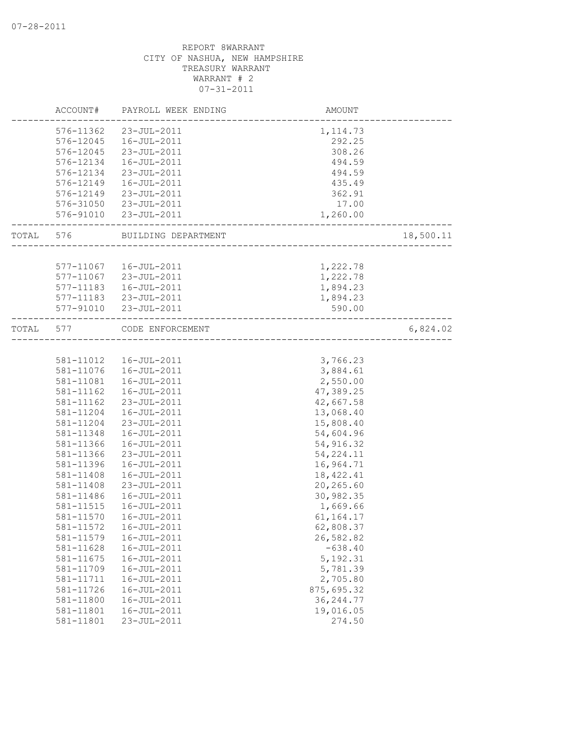REPORT 8WARRANT
CITY OF NASHUA, NEW HAMPSHIRE
TREASURY WARRANT
WARRANT # 2
07-31-2011

| ACCOUNT# | PAYROLL WEEK ENDING | AMOUNT | |
|---|---|---|---|
| 576-11362 | 23-JUL-2011 | 1,114.73 | |
| 576-12045 | 16-JUL-2011 | 292.25 | |
| 576-12045 | 23-JUL-2011 | 308.26 | |
| 576-12134 | 16-JUL-2011 | 494.59 | |
| 576-12134 | 23-JUL-2011 | 494.59 | |
| 576-12149 | 16-JUL-2011 | 435.49 | |
| 576-12149 | 23-JUL-2011 | 362.91 | |
| 576-31050 | 23-JUL-2011 | 17.00 | |
| 576-91010 | 23-JUL-2011 | 1,260.00 | |
| TOTAL 576 | BUILDING DEPARTMENT | | 18,500.11 |
| 577-11067 | 16-JUL-2011 | 1,222.78 | |
| 577-11067 | 23-JUL-2011 | 1,222.78 | |
| 577-11183 | 16-JUL-2011 | 1,894.23 | |
| 577-11183 | 23-JUL-2011 | 1,894.23 | |
| 577-91010 | 23-JUL-2011 | 590.00 | |
| TOTAL 577 | CODE ENFORCEMENT | | 6,824.02 |
| 581-11012 | 16-JUL-2011 | 3,766.23 | |
| 581-11076 | 16-JUL-2011 | 3,884.61 | |
| 581-11081 | 16-JUL-2011 | 2,550.00 | |
| 581-11162 | 16-JUL-2011 | 47,389.25 | |
| 581-11162 | 23-JUL-2011 | 42,667.58 | |
| 581-11204 | 16-JUL-2011 | 13,068.40 | |
| 581-11204 | 23-JUL-2011 | 15,808.40 | |
| 581-11348 | 16-JUL-2011 | 54,604.96 | |
| 581-11366 | 16-JUL-2011 | 54,916.32 | |
| 581-11366 | 23-JUL-2011 | 54,224.11 | |
| 581-11396 | 16-JUL-2011 | 16,964.71 | |
| 581-11408 | 16-JUL-2011 | 18,422.41 | |
| 581-11408 | 23-JUL-2011 | 20,265.60 | |
| 581-11486 | 16-JUL-2011 | 30,982.35 | |
| 581-11515 | 16-JUL-2011 | 1,669.66 | |
| 581-11570 | 16-JUL-2011 | 61,164.17 | |
| 581-11572 | 16-JUL-2011 | 62,808.37 | |
| 581-11579 | 16-JUL-2011 | 26,582.82 | |
| 581-11628 | 16-JUL-2011 | -638.40 | |
| 581-11675 | 16-JUL-2011 | 5,192.31 | |
| 581-11709 | 16-JUL-2011 | 5,781.39 | |
| 581-11711 | 16-JUL-2011 | 2,705.80 | |
| 581-11726 | 16-JUL-2011 | 875,695.32 | |
| 581-11800 | 16-JUL-2011 | 36,244.77 | |
| 581-11801 | 16-JUL-2011 | 19,016.05 | |
| 581-11801 | 23-JUL-2011 | 274.50 | |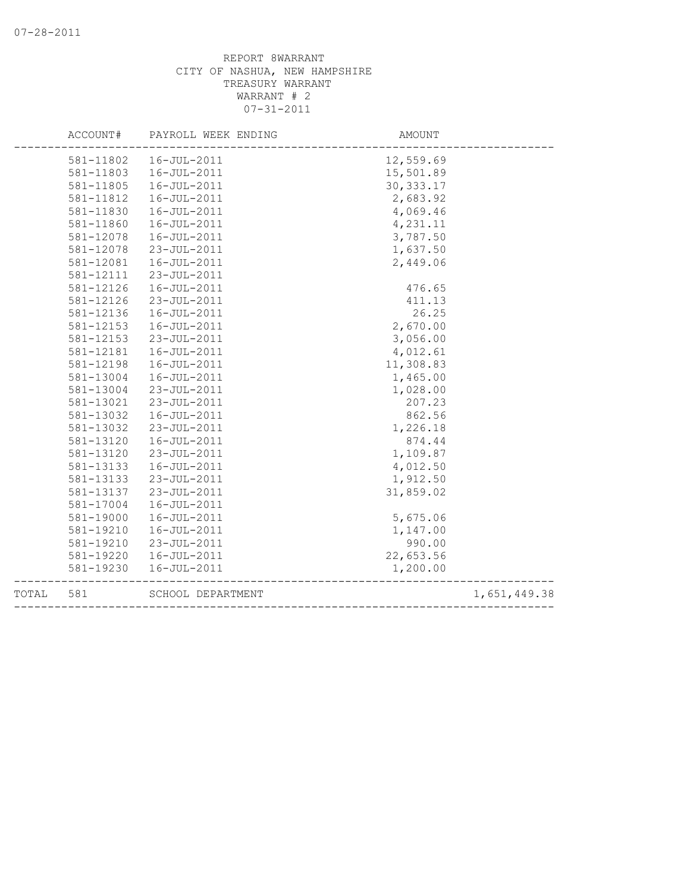07-28-2011

REPORT 8WARRANT
CITY OF NASHUA, NEW HAMPSHIRE
TREASURY WARRANT
WARRANT # 2
07-31-2011

| ACCOUNT# | PAYROLL WEEK ENDING | AMOUNT | |
|---|---|---|---|
| 581-11802 | 16-JUL-2011 | 12,559.69 | |
| 581-11803 | 16-JUL-2011 | 15,501.89 | |
| 581-11805 | 16-JUL-2011 | 30,333.17 | |
| 581-11812 | 16-JUL-2011 | 2,683.92 | |
| 581-11830 | 16-JUL-2011 | 4,069.46 | |
| 581-11860 | 16-JUL-2011 | 4,231.11 | |
| 581-12078 | 16-JUL-2011 | 3,787.50 | |
| 581-12078 | 23-JUL-2011 | 1,637.50 | |
| 581-12081 | 16-JUL-2011 | 2,449.06 | |
| 581-12111 | 23-JUL-2011 | | |
| 581-12126 | 16-JUL-2011 | 476.65 | |
| 581-12126 | 23-JUL-2011 | 411.13 | |
| 581-12136 | 16-JUL-2011 | 26.25 | |
| 581-12153 | 16-JUL-2011 | 2,670.00 | |
| 581-12153 | 23-JUL-2011 | 3,056.00 | |
| 581-12181 | 16-JUL-2011 | 4,012.61 | |
| 581-12198 | 16-JUL-2011 | 11,308.83 | |
| 581-13004 | 16-JUL-2011 | 1,465.00 | |
| 581-13004 | 23-JUL-2011 | 1,028.00 | |
| 581-13021 | 23-JUL-2011 | 207.23 | |
| 581-13032 | 16-JUL-2011 | 862.56 | |
| 581-13032 | 23-JUL-2011 | 1,226.18 | |
| 581-13120 | 16-JUL-2011 | 874.44 | |
| 581-13120 | 23-JUL-2011 | 1,109.87 | |
| 581-13133 | 16-JUL-2011 | 4,012.50 | |
| 581-13133 | 23-JUL-2011 | 1,912.50 | |
| 581-13137 | 23-JUL-2011 | 31,859.02 | |
| 581-17004 | 16-JUL-2011 | | |
| 581-19000 | 16-JUL-2011 | 5,675.06 | |
| 581-19210 | 16-JUL-2011 | 1,147.00 | |
| 581-19210 | 23-JUL-2011 | 990.00 | |
| 581-19220 | 16-JUL-2011 | 22,653.56 | |
| 581-19230 | 16-JUL-2011 | 1,200.00 | |
| TOTAL 581 | SCHOOL DEPARTMENT | | 1,651,449.38 |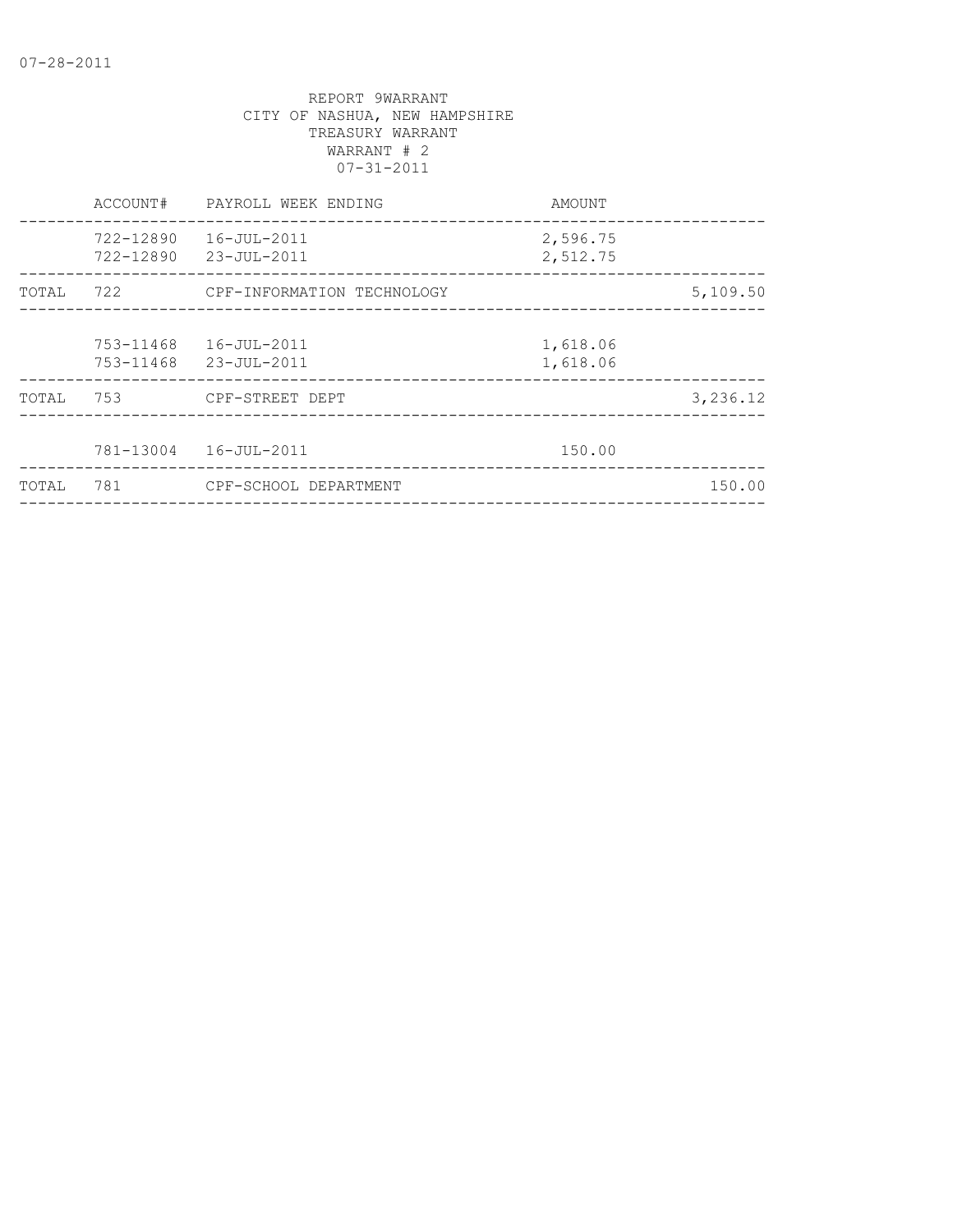REPORT 9WARRANT
CITY OF NASHUA, NEW HAMPSHIRE
TREASURY WARRANT
WARRANT # 2
07-31-2011

| | ACCOUNT# | PAYROLL WEEK ENDING | AMOUNT | |
|---|---|---|---|---|
| | 722-12890 | 16-JUL-2011 | 2,596.75 | |
| | 722-12890 | 23-JUL-2011 | 2,512.75 | |
| TOTAL | 722 | CPF-INFORMATION TECHNOLOGY | | 5,109.50 |
| | 753-11468 | 16-JUL-2011 | 1,618.06 | |
| | 753-11468 | 23-JUL-2011 | 1,618.06 | |
| TOTAL | 753 | CPF-STREET DEPT | | 3,236.12 |
| | 781-13004 | 16-JUL-2011 | 150.00 | |
| TOTAL | 781 | CPF-SCHOOL DEPARTMENT | | 150.00 |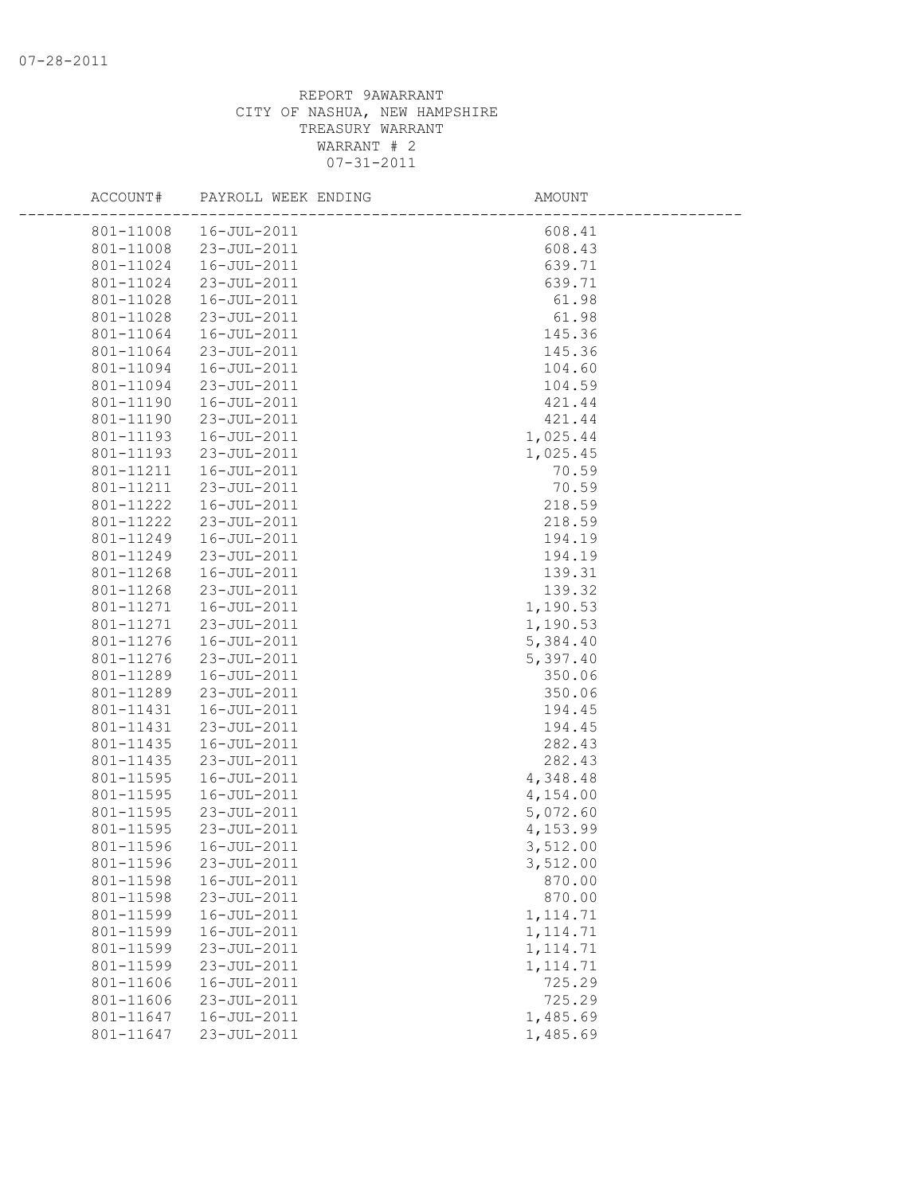REPORT 9AWARRANT
CITY OF NASHUA, NEW HAMPSHIRE
TREASURY WARRANT
WARRANT # 2
07-31-2011

| ACCOUNT# | PAYROLL WEEK ENDING | AMOUNT |
|---|---|---|
| 801-11008 | 16-JUL-2011 | 608.41 |
| 801-11008 | 23-JUL-2011 | 608.43 |
| 801-11024 | 16-JUL-2011 | 639.71 |
| 801-11024 | 23-JUL-2011 | 639.71 |
| 801-11028 | 16-JUL-2011 | 61.98 |
| 801-11028 | 23-JUL-2011 | 61.98 |
| 801-11064 | 16-JUL-2011 | 145.36 |
| 801-11064 | 23-JUL-2011 | 145.36 |
| 801-11094 | 16-JUL-2011 | 104.60 |
| 801-11094 | 23-JUL-2011 | 104.59 |
| 801-11190 | 16-JUL-2011 | 421.44 |
| 801-11190 | 23-JUL-2011 | 421.44 |
| 801-11193 | 16-JUL-2011 | 1,025.44 |
| 801-11193 | 23-JUL-2011 | 1,025.45 |
| 801-11211 | 16-JUL-2011 | 70.59 |
| 801-11211 | 23-JUL-2011 | 70.59 |
| 801-11222 | 16-JUL-2011 | 218.59 |
| 801-11222 | 23-JUL-2011 | 218.59 |
| 801-11249 | 16-JUL-2011 | 194.19 |
| 801-11249 | 23-JUL-2011 | 194.19 |
| 801-11268 | 16-JUL-2011 | 139.31 |
| 801-11268 | 23-JUL-2011 | 139.32 |
| 801-11271 | 16-JUL-2011 | 1,190.53 |
| 801-11271 | 23-JUL-2011 | 1,190.53 |
| 801-11276 | 16-JUL-2011 | 5,384.40 |
| 801-11276 | 23-JUL-2011 | 5,397.40 |
| 801-11289 | 16-JUL-2011 | 350.06 |
| 801-11289 | 23-JUL-2011 | 350.06 |
| 801-11431 | 16-JUL-2011 | 194.45 |
| 801-11431 | 23-JUL-2011 | 194.45 |
| 801-11435 | 16-JUL-2011 | 282.43 |
| 801-11435 | 23-JUL-2011 | 282.43 |
| 801-11595 | 16-JUL-2011 | 4,348.48 |
| 801-11595 | 16-JUL-2011 | 4,154.00 |
| 801-11595 | 23-JUL-2011 | 5,072.60 |
| 801-11595 | 23-JUL-2011 | 4,153.99 |
| 801-11596 | 16-JUL-2011 | 3,512.00 |
| 801-11596 | 23-JUL-2011 | 3,512.00 |
| 801-11598 | 16-JUL-2011 | 870.00 |
| 801-11598 | 23-JUL-2011 | 870.00 |
| 801-11599 | 16-JUL-2011 | 1,114.71 |
| 801-11599 | 16-JUL-2011 | 1,114.71 |
| 801-11599 | 23-JUL-2011 | 1,114.71 |
| 801-11599 | 23-JUL-2011 | 1,114.71 |
| 801-11606 | 16-JUL-2011 | 725.29 |
| 801-11606 | 23-JUL-2011 | 725.29 |
| 801-11647 | 16-JUL-2011 | 1,485.69 |
| 801-11647 | 23-JUL-2011 | 1,485.69 |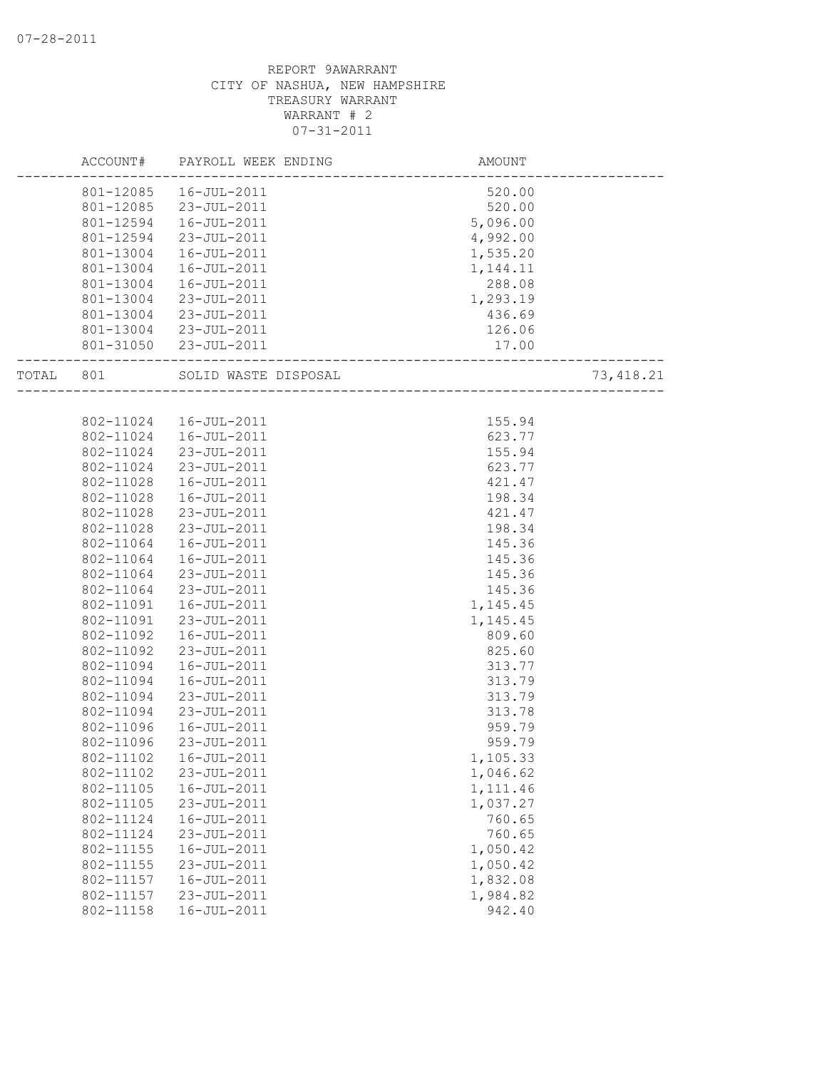REPORT 9AWARRANT
CITY OF NASHUA, NEW HAMPSHIRE
TREASURY WARRANT
WARRANT # 2
07-31-2011

| | ACCOUNT# | PAYROLL WEEK ENDING | AMOUNT | |
|---|---|---|---|---|
| | 801-12085 | 16-JUL-2011 | 520.00 | |
| | 801-12085 | 23-JUL-2011 | 520.00 | |
| | 801-12594 | 16-JUL-2011 | 5,096.00 | |
| | 801-12594 | 23-JUL-2011 | 4,992.00 | |
| | 801-13004 | 16-JUL-2011 | 1,535.20 | |
| | 801-13004 | 16-JUL-2011 | 1,144.11 | |
| | 801-13004 | 16-JUL-2011 | 288.08 | |
| | 801-13004 | 23-JUL-2011 | 1,293.19 | |
| | 801-13004 | 23-JUL-2011 | 436.69 | |
| | 801-13004 | 23-JUL-2011 | 126.06 | |
| | 801-31050 | 23-JUL-2011 | 17.00 | |
| TOTAL | 801 | SOLID WASTE DISPOSAL | | 73,418.21 |
| | 802-11024 | 16-JUL-2011 | 155.94 | |
| | 802-11024 | 16-JUL-2011 | 623.77 | |
| | 802-11024 | 23-JUL-2011 | 155.94 | |
| | 802-11024 | 23-JUL-2011 | 623.77 | |
| | 802-11028 | 16-JUL-2011 | 421.47 | |
| | 802-11028 | 16-JUL-2011 | 198.34 | |
| | 802-11028 | 23-JUL-2011 | 421.47 | |
| | 802-11028 | 23-JUL-2011 | 198.34 | |
| | 802-11064 | 16-JUL-2011 | 145.36 | |
| | 802-11064 | 16-JUL-2011 | 145.36 | |
| | 802-11064 | 23-JUL-2011 | 145.36 | |
| | 802-11064 | 23-JUL-2011 | 145.36 | |
| | 802-11091 | 16-JUL-2011 | 1,145.45 | |
| | 802-11091 | 23-JUL-2011 | 1,145.45 | |
| | 802-11092 | 16-JUL-2011 | 809.60 | |
| | 802-11092 | 23-JUL-2011 | 825.60 | |
| | 802-11094 | 16-JUL-2011 | 313.77 | |
| | 802-11094 | 16-JUL-2011 | 313.79 | |
| | 802-11094 | 23-JUL-2011 | 313.79 | |
| | 802-11094 | 23-JUL-2011 | 313.78 | |
| | 802-11096 | 16-JUL-2011 | 959.79 | |
| | 802-11096 | 23-JUL-2011 | 959.79 | |
| | 802-11102 | 16-JUL-2011 | 1,105.33 | |
| | 802-11102 | 23-JUL-2011 | 1,046.62 | |
| | 802-11105 | 16-JUL-2011 | 1,111.46 | |
| | 802-11105 | 23-JUL-2011 | 1,037.27 | |
| | 802-11124 | 16-JUL-2011 | 760.65 | |
| | 802-11124 | 23-JUL-2011 | 760.65 | |
| | 802-11155 | 16-JUL-2011 | 1,050.42 | |
| | 802-11155 | 23-JUL-2011 | 1,050.42 | |
| | 802-11157 | 16-JUL-2011 | 1,832.08 | |
| | 802-11157 | 23-JUL-2011 | 1,984.82 | |
| | 802-11158 | 16-JUL-2011 | 942.40 | |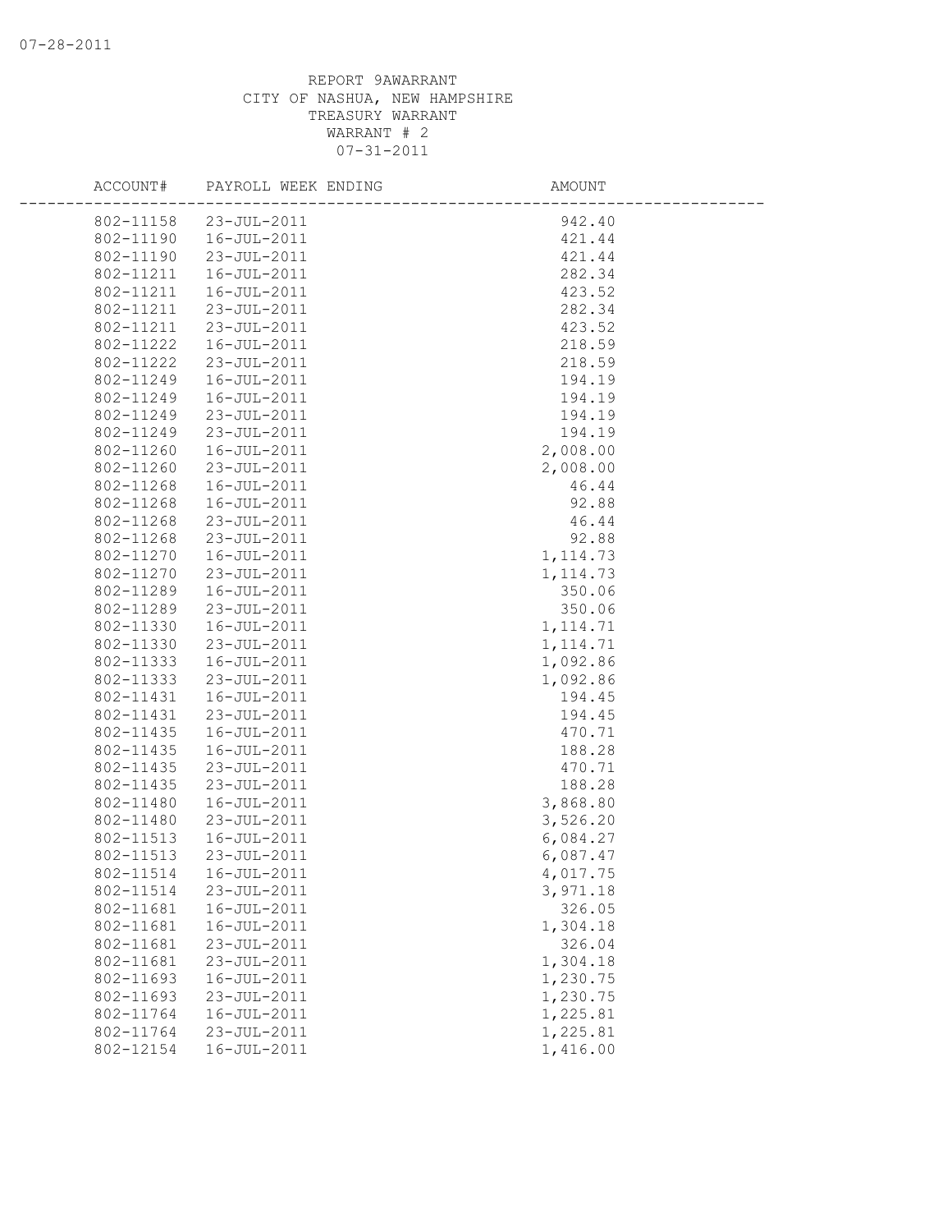REPORT 9AWARRANT
CITY OF NASHUA, NEW HAMPSHIRE
TREASURY WARRANT
WARRANT # 2
07-31-2011

| ACCOUNT# | PAYROLL WEEK ENDING | AMOUNT |
|---|---|---|
| 802-11158 | 23-JUL-2011 | 942.40 |
| 802-11190 | 16-JUL-2011 | 421.44 |
| 802-11190 | 23-JUL-2011 | 421.44 |
| 802-11211 | 16-JUL-2011 | 282.34 |
| 802-11211 | 16-JUL-2011 | 423.52 |
| 802-11211 | 23-JUL-2011 | 282.34 |
| 802-11211 | 23-JUL-2011 | 423.52 |
| 802-11222 | 16-JUL-2011 | 218.59 |
| 802-11222 | 23-JUL-2011 | 218.59 |
| 802-11249 | 16-JUL-2011 | 194.19 |
| 802-11249 | 16-JUL-2011 | 194.19 |
| 802-11249 | 23-JUL-2011 | 194.19 |
| 802-11249 | 23-JUL-2011 | 194.19 |
| 802-11260 | 16-JUL-2011 | 2,008.00 |
| 802-11260 | 23-JUL-2011 | 2,008.00 |
| 802-11268 | 16-JUL-2011 | 46.44 |
| 802-11268 | 16-JUL-2011 | 92.88 |
| 802-11268 | 23-JUL-2011 | 46.44 |
| 802-11268 | 23-JUL-2011 | 92.88 |
| 802-11270 | 16-JUL-2011 | 1,114.73 |
| 802-11270 | 23-JUL-2011 | 1,114.73 |
| 802-11289 | 16-JUL-2011 | 350.06 |
| 802-11289 | 23-JUL-2011 | 350.06 |
| 802-11330 | 16-JUL-2011 | 1,114.71 |
| 802-11330 | 23-JUL-2011 | 1,114.71 |
| 802-11333 | 16-JUL-2011 | 1,092.86 |
| 802-11333 | 23-JUL-2011 | 1,092.86 |
| 802-11431 | 16-JUL-2011 | 194.45 |
| 802-11431 | 23-JUL-2011 | 194.45 |
| 802-11435 | 16-JUL-2011 | 470.71 |
| 802-11435 | 16-JUL-2011 | 188.28 |
| 802-11435 | 23-JUL-2011 | 470.71 |
| 802-11435 | 23-JUL-2011 | 188.28 |
| 802-11480 | 16-JUL-2011 | 3,868.80 |
| 802-11480 | 23-JUL-2011 | 3,526.20 |
| 802-11513 | 16-JUL-2011 | 6,084.27 |
| 802-11513 | 23-JUL-2011 | 6,087.47 |
| 802-11514 | 16-JUL-2011 | 4,017.75 |
| 802-11514 | 23-JUL-2011 | 3,971.18 |
| 802-11681 | 16-JUL-2011 | 326.05 |
| 802-11681 | 16-JUL-2011 | 1,304.18 |
| 802-11681 | 23-JUL-2011 | 326.04 |
| 802-11681 | 23-JUL-2011 | 1,304.18 |
| 802-11693 | 16-JUL-2011 | 1,230.75 |
| 802-11693 | 23-JUL-2011 | 1,230.75 |
| 802-11764 | 16-JUL-2011 | 1,225.81 |
| 802-11764 | 23-JUL-2011 | 1,225.81 |
| 802-12154 | 16-JUL-2011 | 1,416.00 |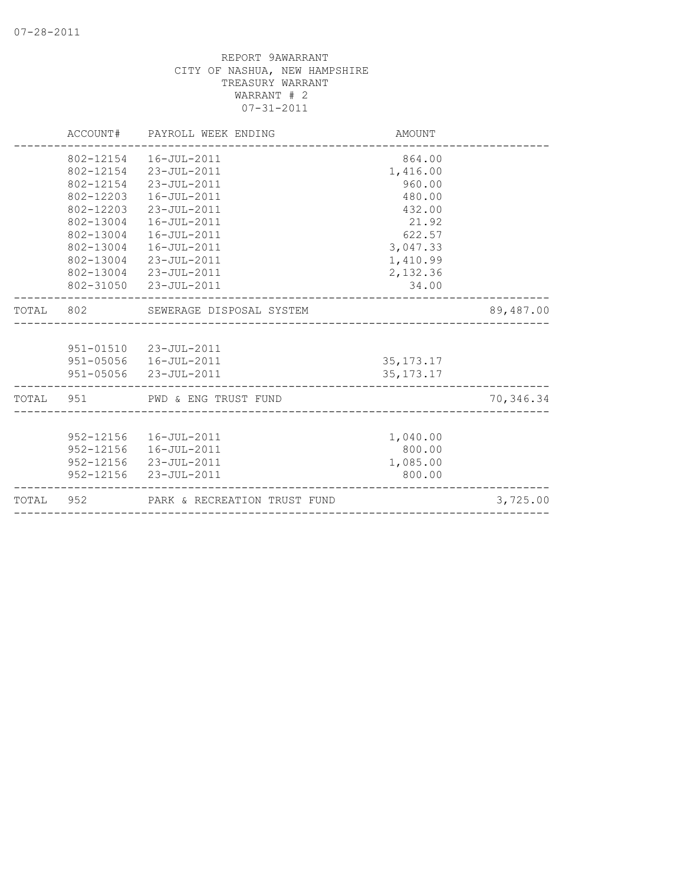07-28-2011

REPORT 9AWARRANT
CITY OF NASHUA, NEW HAMPSHIRE
TREASURY WARRANT
WARRANT # 2
07-31-2011

| | ACCOUNT# | PAYROLL WEEK ENDING | AMOUNT | |
|---|---|---|---|---|
| | 802-12154 | 16-JUL-2011 | 864.00 | |
| | 802-12154 | 23-JUL-2011 | 1,416.00 | |
| | 802-12154 | 23-JUL-2011 | 960.00 | |
| | 802-12203 | 16-JUL-2011 | 480.00 | |
| | 802-12203 | 23-JUL-2011 | 432.00 | |
| | 802-13004 | 16-JUL-2011 | 21.92 | |
| | 802-13004 | 16-JUL-2011 | 622.57 | |
| | 802-13004 | 16-JUL-2011 | 3,047.33 | |
| | 802-13004 | 23-JUL-2011 | 1,410.99 | |
| | 802-13004 | 23-JUL-2011 | 2,132.36 | |
| | 802-31050 | 23-JUL-2011 | 34.00 | |
| TOTAL | 802 | SEWERAGE DISPOSAL SYSTEM | | 89,487.00 |
| | 951-01510 | 23-JUL-2011 | | |
| | 951-05056 | 16-JUL-2011 | 35,173.17 | |
| | 951-05056 | 23-JUL-2011 | 35,173.17 | |
| TOTAL | 951 | PWD & ENG TRUST FUND | | 70,346.34 |
| | 952-12156 | 16-JUL-2011 | 1,040.00 | |
| | 952-12156 | 16-JUL-2011 | 800.00 | |
| | 952-12156 | 23-JUL-2011 | 1,085.00 | |
| | 952-12156 | 23-JUL-2011 | 800.00 | |
| TOTAL | 952 | PARK & RECREATION TRUST FUND | | 3,725.00 |